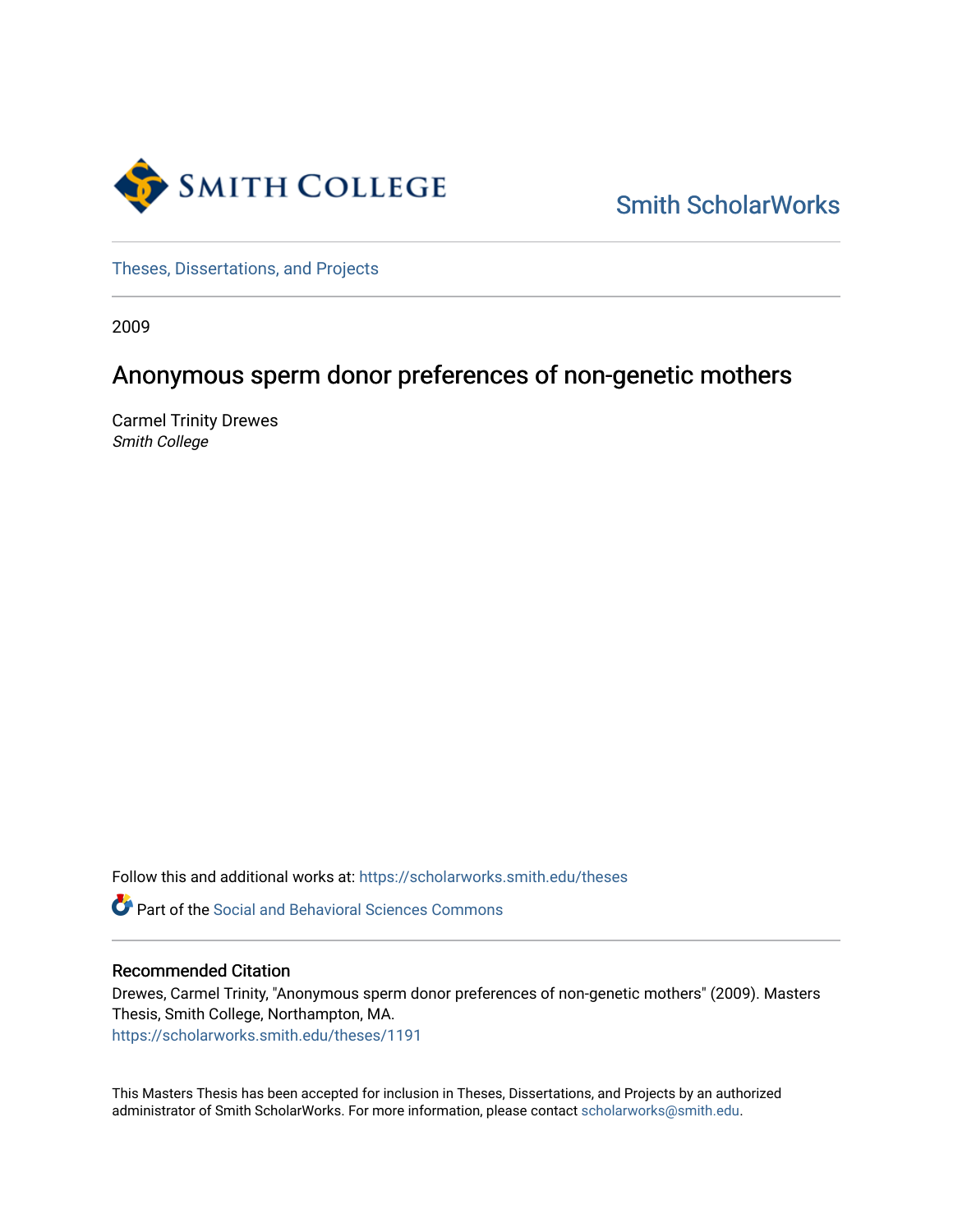Smith ScholarWorks

Theses, Dissertations, and Projects

2009

# Anonymous sperm donor preferences of non-genetic mothers

Carmel Trinity Drewes
*Smith College*

Follow this and additional works at: https://scholarworks.smith.edu/theses

Part of the Social and Behavioral Sciences Commons

## Recommended Citation

Drewes, Carmel Trinity, "Anonymous sperm donor preferences of non-genetic mothers" (2009). Masters Thesis, Smith College, Northampton, MA.
https://scholarworks.smith.edu/theses/1191

This Masters Thesis has been accepted for inclusion in Theses, Dissertations, and Projects by an authorized administrator of Smith ScholarWorks. For more information, please contact scholarworks@smith.edu.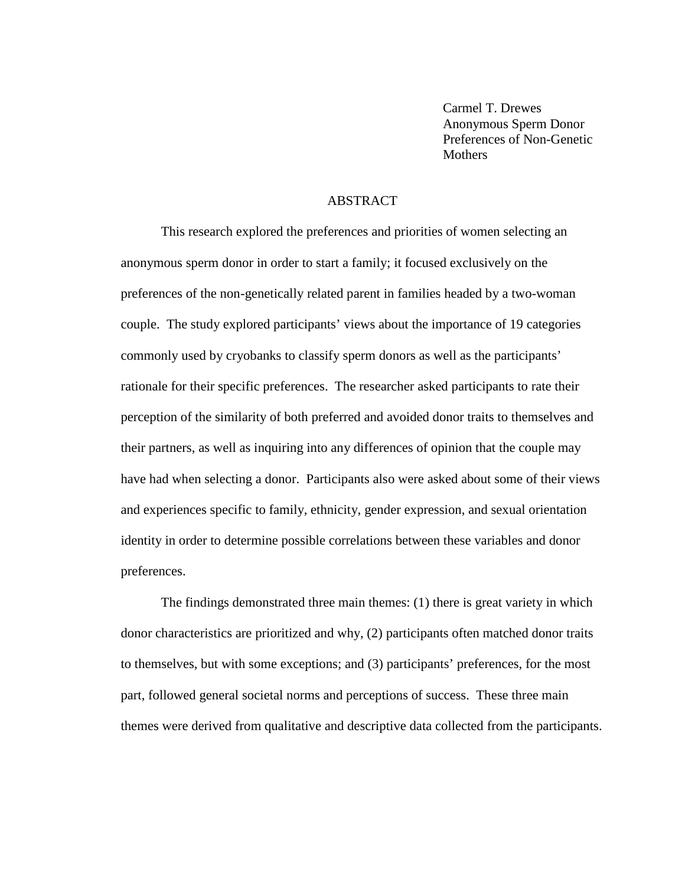Carmel T. Drewes
Anonymous Sperm Donor
Preferences of Non-Genetic
Mothers

## ABSTRACT

This research explored the preferences and priorities of women selecting an anonymous sperm donor in order to start a family; it focused exclusively on the preferences of the non-genetically related parent in families headed by a two-woman couple. The study explored participants' views about the importance of 19 categories commonly used by cryobanks to classify sperm donors as well as the participants' rationale for their specific preferences. The researcher asked participants to rate their perception of the similarity of both preferred and avoided donor traits to themselves and their partners, as well as inquiring into any differences of opinion that the couple may have had when selecting a donor. Participants also were asked about some of their views and experiences specific to family, ethnicity, gender expression, and sexual orientation identity in order to determine possible correlations between these variables and donor preferences.

The findings demonstrated three main themes: (1) there is great variety in which donor characteristics are prioritized and why, (2) participants often matched donor traits to themselves, but with some exceptions; and (3) participants' preferences, for the most part, followed general societal norms and perceptions of success. These three main themes were derived from qualitative and descriptive data collected from the participants.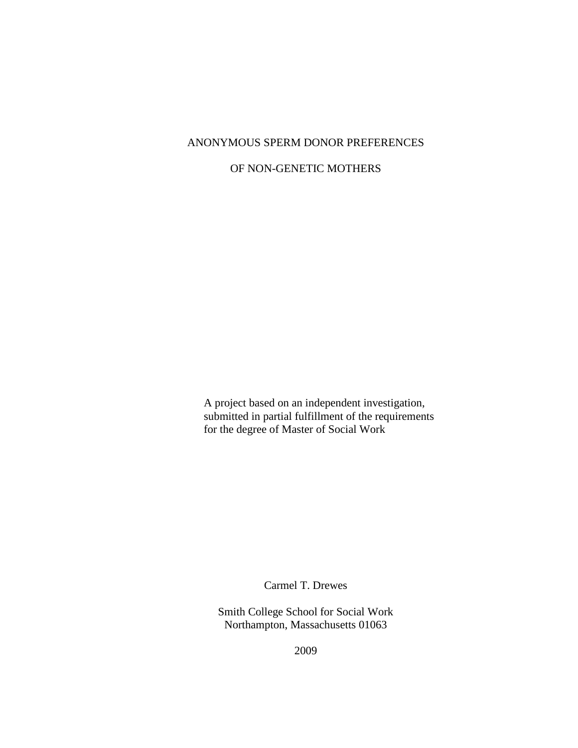# ANONYMOUS SPERM DONOR PREFERENCES

# OF NON-GENETIC MOTHERS

A project based on an independent investigation, submitted in partial fulfillment of the requirements for the degree of Master of Social Work

Carmel T. Drewes

Smith College School for Social Work
Northampton, Massachusetts 01063

2009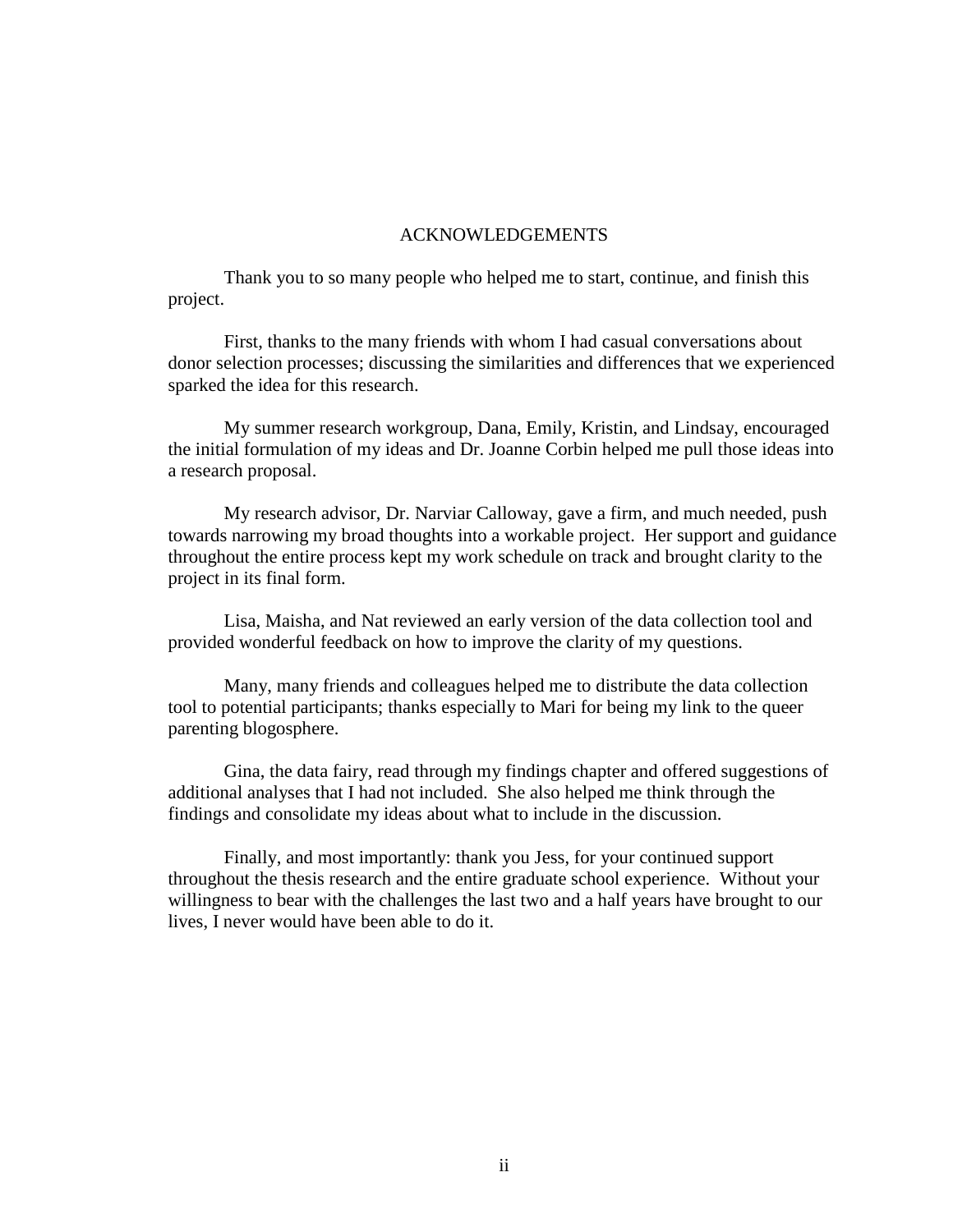# ACKNOWLEDGEMENTS

Thank you to so many people who helped me to start, continue, and finish this project.

First, thanks to the many friends with whom I had casual conversations about donor selection processes; discussing the similarities and differences that we experienced sparked the idea for this research.

My summer research workgroup, Dana, Emily, Kristin, and Lindsay, encouraged the initial formulation of my ideas and Dr. Joanne Corbin helped me pull those ideas into a research proposal.

My research advisor, Dr. Narviar Calloway, gave a firm, and much needed, push towards narrowing my broad thoughts into a workable project. Her support and guidance throughout the entire process kept my work schedule on track and brought clarity to the project in its final form.

Lisa, Maisha, and Nat reviewed an early version of the data collection tool and provided wonderful feedback on how to improve the clarity of my questions.

Many, many friends and colleagues helped me to distribute the data collection tool to potential participants; thanks especially to Mari for being my link to the queer parenting blogosphere.

Gina, the data fairy, read through my findings chapter and offered suggestions of additional analyses that I had not included. She also helped me think through the findings and consolidate my ideas about what to include in the discussion.

Finally, and most importantly: thank you Jess, for your continued support throughout the thesis research and the entire graduate school experience. Without your willingness to bear with the challenges the last two and a half years have brought to our lives, I never would have been able to do it.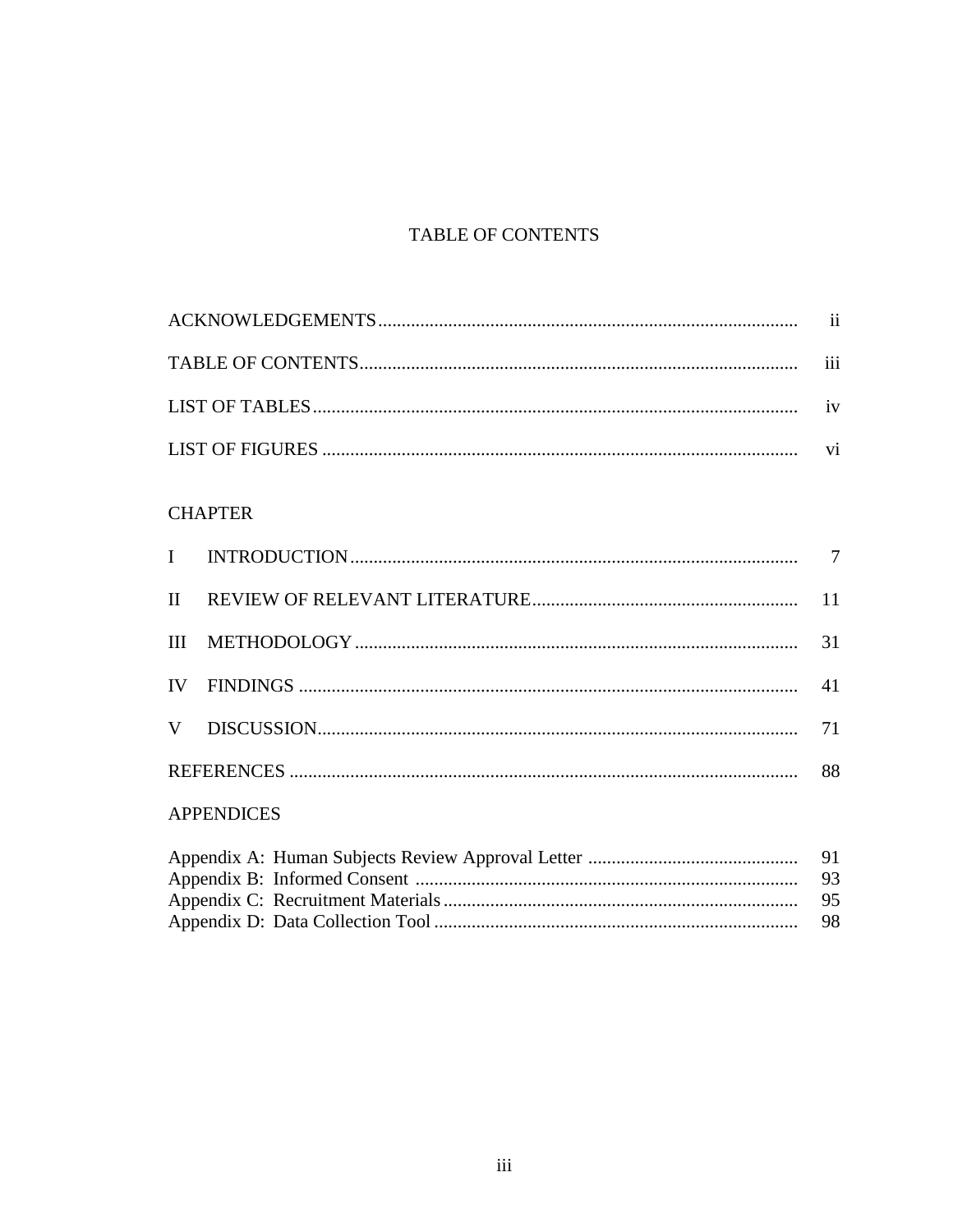# TABLE OF CONTENTS

| | |
|---|---|
| ACKNOWLEDGEMENTS | ii |
| TABLE OF CONTENTS | iii |
| LIST OF TABLES | iv |
| LIST OF FIGURES | vi |

CHAPTER

| | | |
|---|---|---|
| I | INTRODUCTION | 7 |
| II | REVIEW OF RELEVANT LITERATURE | 11 |
| III | METHODOLOGY | 31 |
| IV | FINDINGS | 41 |
| V | DISCUSSION | 71 |

| | |
|---|---|
| REFERENCES | 88 |

APPENDICES

| | |
|---|---|
| Appendix A: Human Subjects Review Approval Letter | 91 |
| Appendix B: Informed Consent | 93 |
| Appendix C: Recruitment Materials | 95 |
| Appendix D: Data Collection Tool | 98 |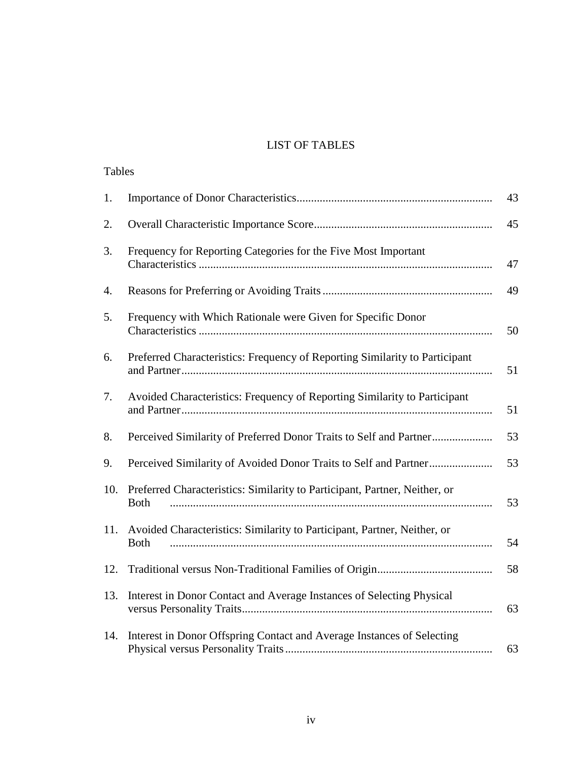# LIST OF TABLES

Tables

| | | |
|---|---|---|
| 1. | Importance of Donor Characteristics | 43 |
| 2. | Overall Characteristic Importance Score | 45 |
| 3. | Frequency for Reporting Categories for the Five Most Important Characteristics | 47 |
| 4. | Reasons for Preferring or Avoiding Traits | 49 |
| 5. | Frequency with Which Rationale were Given for Specific Donor Characteristics | 50 |
| 6. | Preferred Characteristics: Frequency of Reporting Similarity to Participant and Partner | 51 |
| 7. | Avoided Characteristics: Frequency of Reporting Similarity to Participant and Partner | 51 |
| 8. | Perceived Similarity of Preferred Donor Traits to Self and Partner | 53 |
| 9. | Perceived Similarity of Avoided Donor Traits to Self and Partner | 53 |
| 10. | Preferred Characteristics: Similarity to Participant, Partner, Neither, or Both | 53 |
| 11. | Avoided Characteristics: Similarity to Participant, Partner, Neither, or Both | 54 |
| 12. | Traditional versus Non-Traditional Families of Origin | 58 |
| 13. | Interest in Donor Contact and Average Instances of Selecting Physical versus Personality Traits | 63 |
| 14. | Interest in Donor Offspring Contact and Average Instances of Selecting Physical versus Personality Traits | 63 |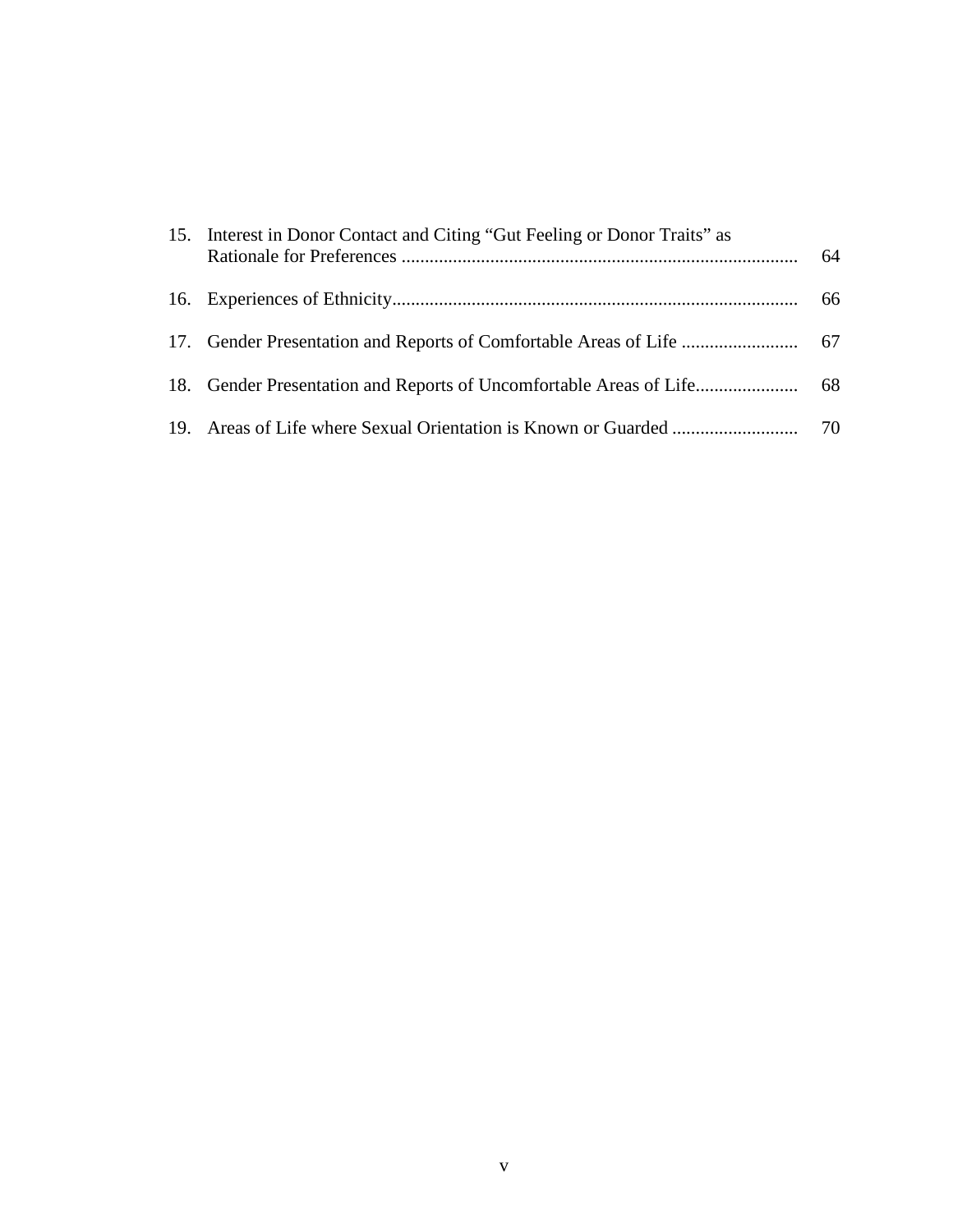| | | |
|---|---|---|
| 15. | Interest in Donor Contact and Citing "Gut Feeling or Donor Traits" as Rationale for Preferences | 64 |
| 16. | Experiences of Ethnicity | 66 |
| 17. | Gender Presentation and Reports of Comfortable Areas of Life | 67 |
| 18. | Gender Presentation and Reports of Uncomfortable Areas of Life | 68 |
| 19. | Areas of Life where Sexual Orientation is Known or Guarded | 70 |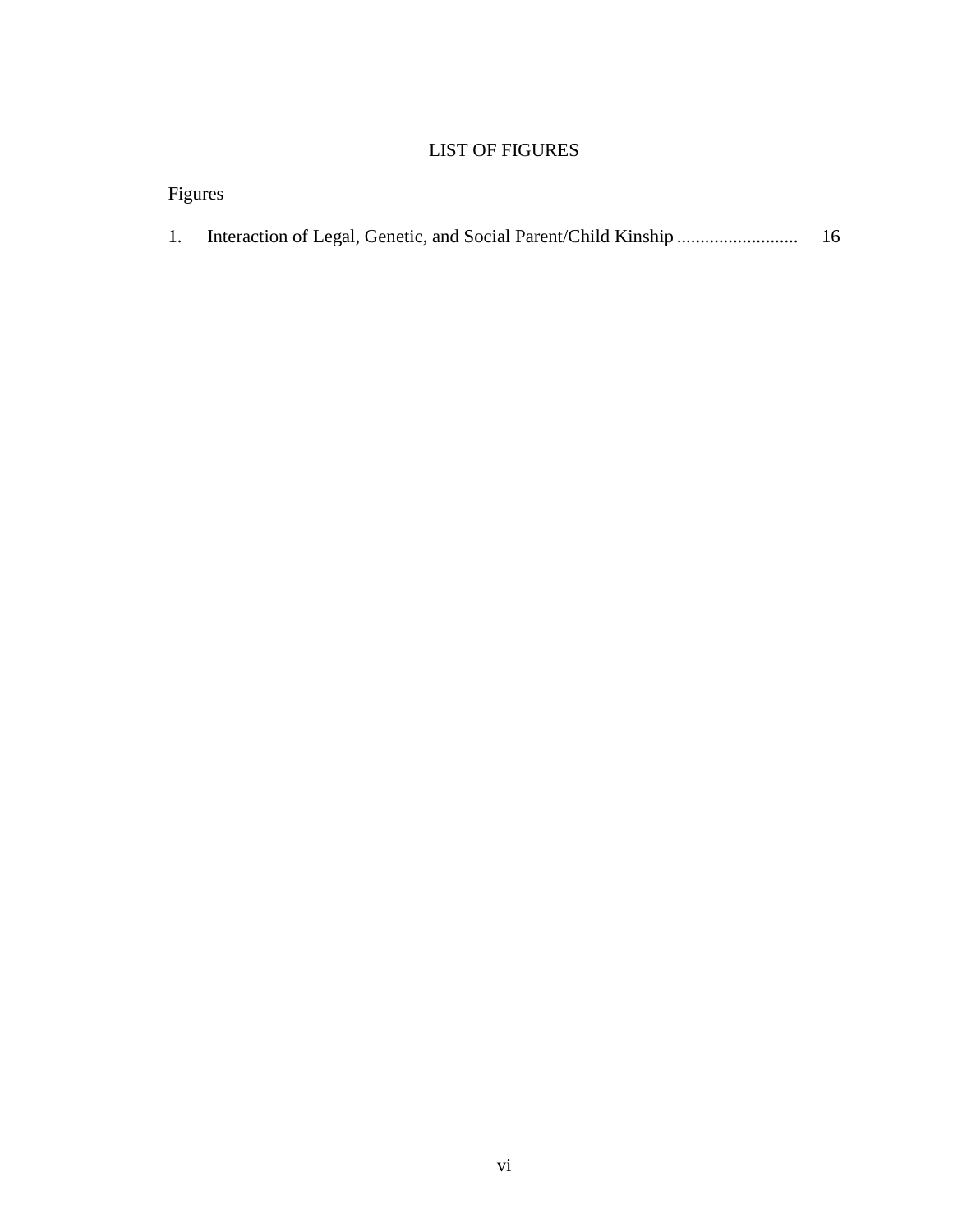# LIST OF FIGURES

Figures

1. Interaction of Legal, Genetic, and Social Parent/Child Kinship .......................... 16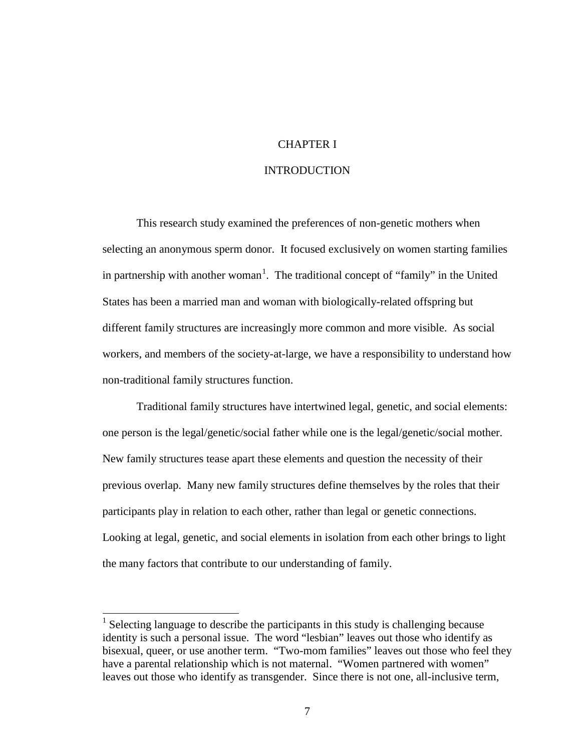# CHAPTER I

## INTRODUCTION

This research study examined the preferences of non-genetic mothers when selecting an anonymous sperm donor. It focused exclusively on women starting families in partnership with another woman[1]. The traditional concept of "family" in the United States has been a married man and woman with biologically-related offspring but different family structures are increasingly more common and more visible. As social workers, and members of the society-at-large, we have a responsibility to understand how non-traditional family structures function.

Traditional family structures have intertwined legal, genetic, and social elements: one person is the legal/genetic/social father while one is the legal/genetic/social mother. New family structures tease apart these elements and question the necessity of their previous overlap. Many new family structures define themselves by the roles that their participants play in relation to each other, rather than legal or genetic connections. Looking at legal, genetic, and social elements in isolation from each other brings to light the many factors that contribute to our understanding of family.

---

[1] Selecting language to describe the participants in this study is challenging because identity is such a personal issue. The word "lesbian" leaves out those who identify as bisexual, queer, or use another term. "Two-mom families" leaves out those who feel they have a parental relationship which is not maternal. "Women partnered with women" leaves out those who identify as transgender. Since there is not one, all-inclusive term,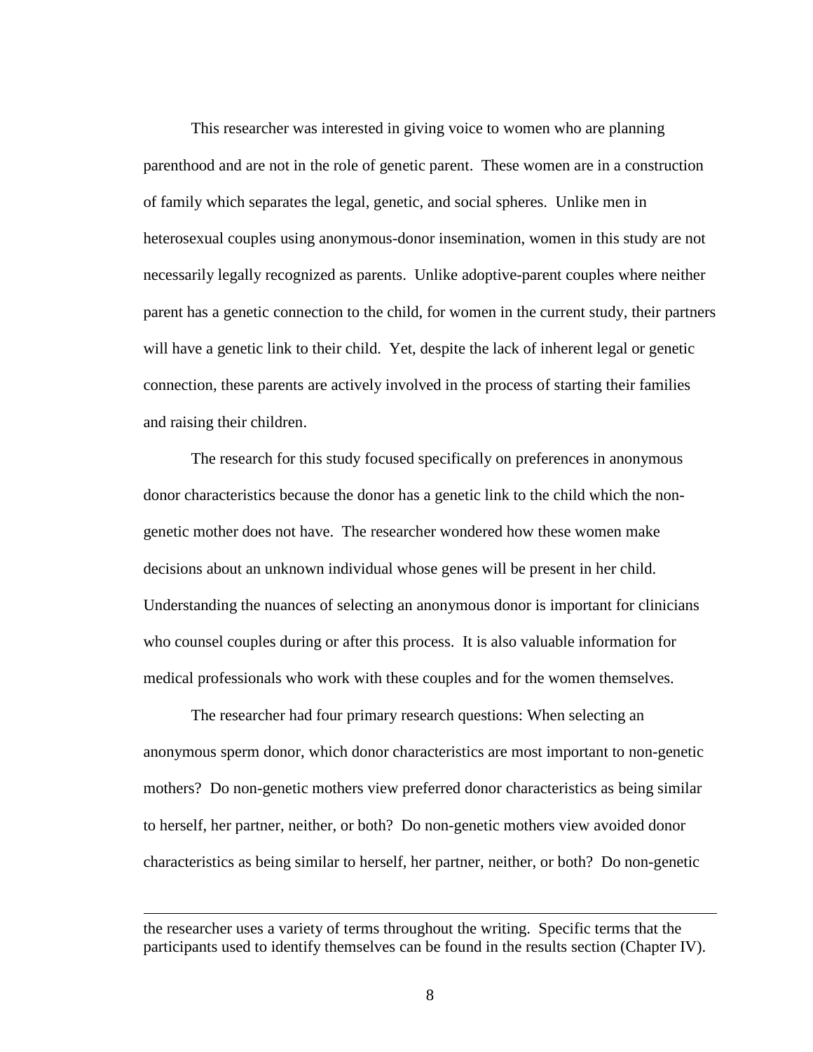This researcher was interested in giving voice to women who are planning parenthood and are not in the role of genetic parent. These women are in a construction of family which separates the legal, genetic, and social spheres. Unlike men in heterosexual couples using anonymous-donor insemination, women in this study are not necessarily legally recognized as parents. Unlike adoptive-parent couples where neither parent has a genetic connection to the child, for women in the current study, their partners will have a genetic link to their child. Yet, despite the lack of inherent legal or genetic connection, these parents are actively involved in the process of starting their families and raising their children.

The research for this study focused specifically on preferences in anonymous donor characteristics because the donor has a genetic link to the child which the non-genetic mother does not have. The researcher wondered how these women make decisions about an unknown individual whose genes will be present in her child. Understanding the nuances of selecting an anonymous donor is important for clinicians who counsel couples during or after this process. It is also valuable information for medical professionals who work with these couples and for the women themselves.

The researcher had four primary research questions: When selecting an anonymous sperm donor, which donor characteristics are most important to non-genetic mothers? Do non-genetic mothers view preferred donor characteristics as being similar to herself, her partner, neither, or both? Do non-genetic mothers view avoided donor characteristics as being similar to herself, her partner, neither, or both? Do non-genetic

---

the researcher uses a variety of terms throughout the writing. Specific terms that the participants used to identify themselves can be found in the results section (Chapter IV).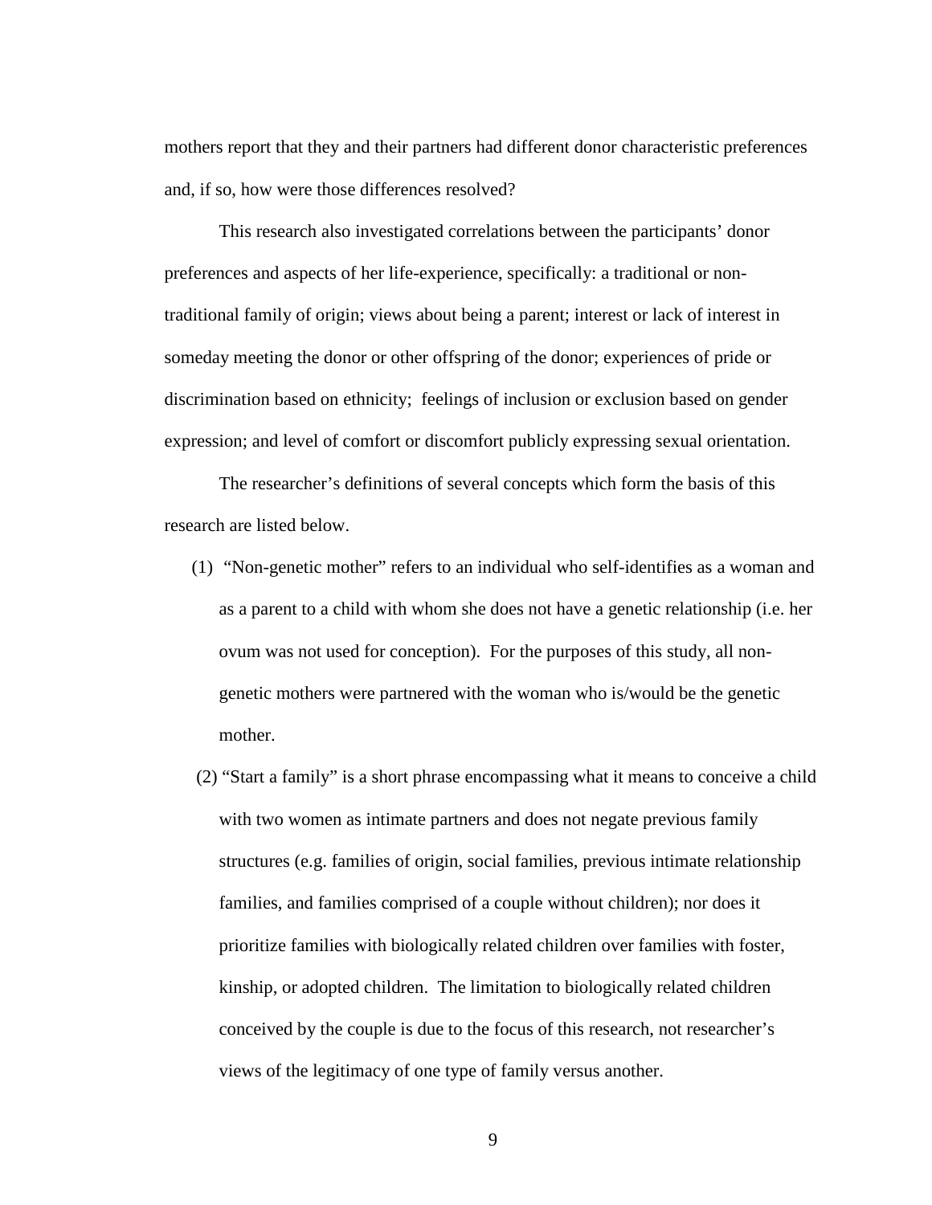mothers report that they and their partners had different donor characteristic preferences and, if so, how were those differences resolved?

This research also investigated correlations between the participants' donor preferences and aspects of her life-experience, specifically: a traditional or non-traditional family of origin; views about being a parent; interest or lack of interest in someday meeting the donor or other offspring of the donor; experiences of pride or discrimination based on ethnicity; feelings of inclusion or exclusion based on gender expression; and level of comfort or discomfort publicly expressing sexual orientation.

The researcher's definitions of several concepts which form the basis of this research are listed below.

(1) "Non-genetic mother" refers to an individual who self-identifies as a woman and as a parent to a child with whom she does not have a genetic relationship (i.e. her ovum was not used for conception). For the purposes of this study, all non-genetic mothers were partnered with the woman who is/would be the genetic mother.

(2) "Start a family" is a short phrase encompassing what it means to conceive a child with two women as intimate partners and does not negate previous family structures (e.g. families of origin, social families, previous intimate relationship families, and families comprised of a couple without children); nor does it prioritize families with biologically related children over families with foster, kinship, or adopted children. The limitation to biologically related children conceived by the couple is due to the focus of this research, not researcher's views of the legitimacy of one type of family versus another.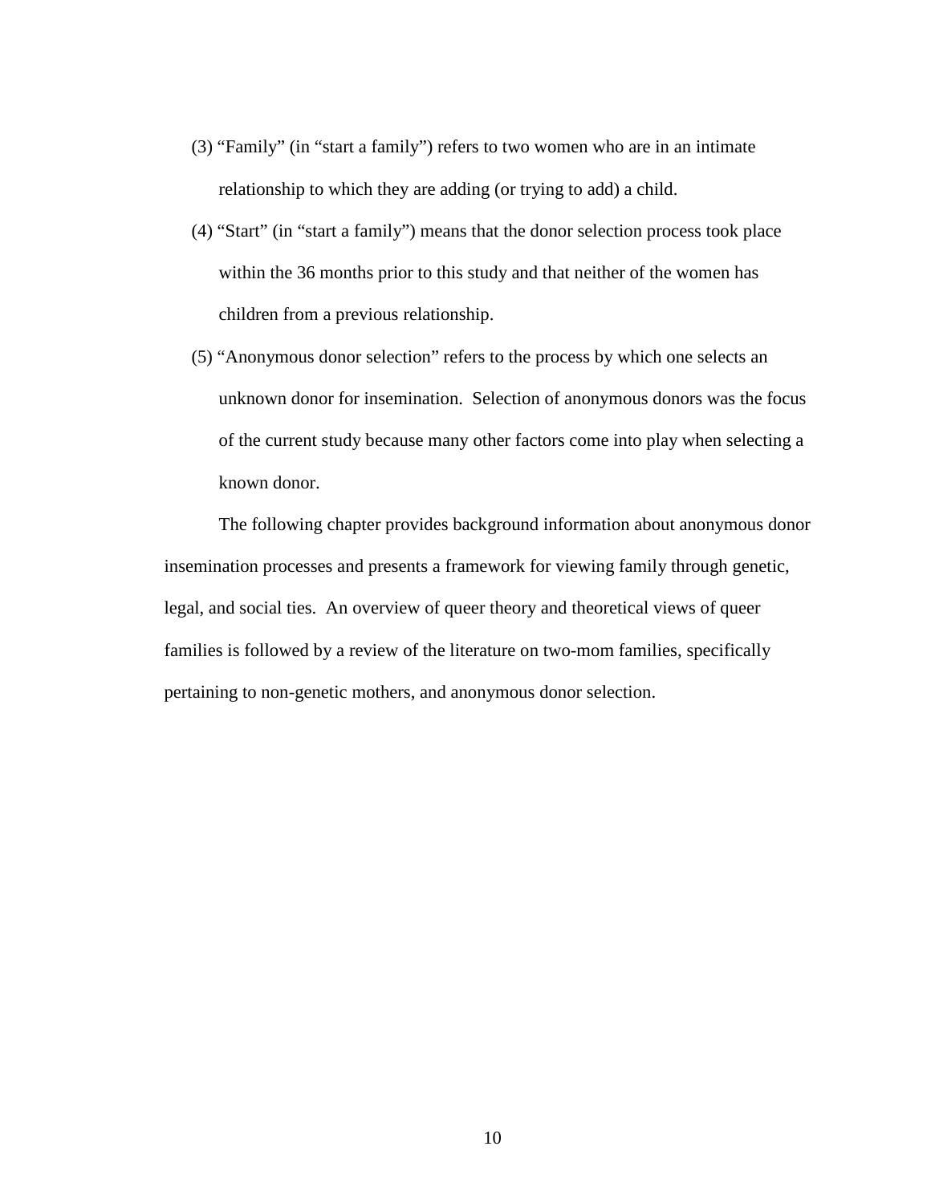(3) "Family" (in "start a family") refers to two women who are in an intimate relationship to which they are adding (or trying to add) a child.

(4) "Start" (in "start a family") means that the donor selection process took place within the 36 months prior to this study and that neither of the women has children from a previous relationship.

(5) "Anonymous donor selection" refers to the process by which one selects an unknown donor for insemination. Selection of anonymous donors was the focus of the current study because many other factors come into play when selecting a known donor.

The following chapter provides background information about anonymous donor insemination processes and presents a framework for viewing family through genetic, legal, and social ties. An overview of queer theory and theoretical views of queer families is followed by a review of the literature on two-mom families, specifically pertaining to non-genetic mothers, and anonymous donor selection.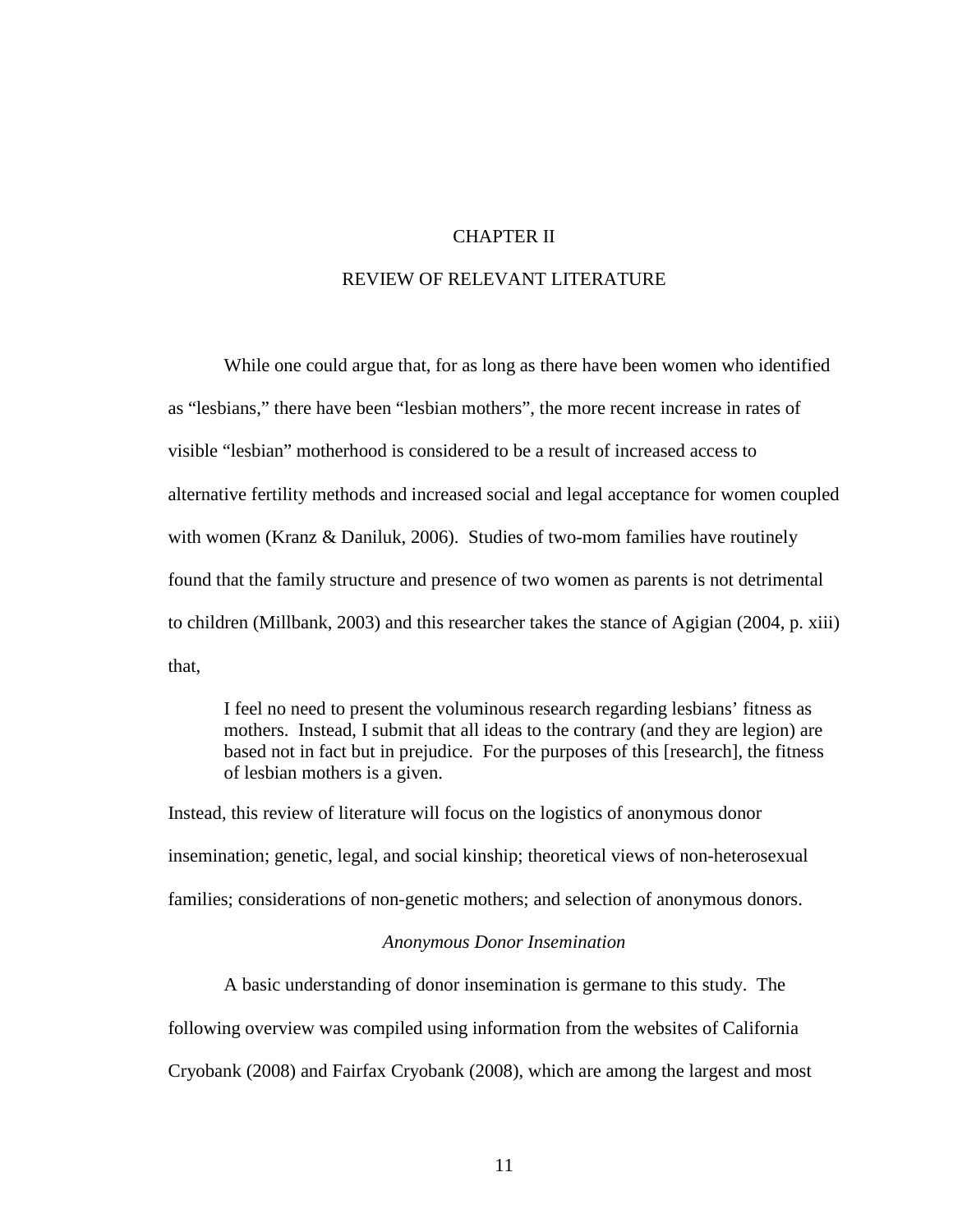# CHAPTER II

# REVIEW OF RELEVANT LITERATURE

While one could argue that, for as long as there have been women who identified as "lesbians," there have been "lesbian mothers", the more recent increase in rates of visible "lesbian" motherhood is considered to be a result of increased access to alternative fertility methods and increased social and legal acceptance for women coupled with women (Kranz & Daniluk, 2006). Studies of two-mom families have routinely found that the family structure and presence of two women as parents is not detrimental to children (Millbank, 2003) and this researcher takes the stance of Agigian (2004, p. xiii) that,

> I feel no need to present the voluminous research regarding lesbians' fitness as mothers. Instead, I submit that all ideas to the contrary (and they are legion) are based not in fact but in prejudice. For the purposes of this [research], the fitness of lesbian mothers is a given.

Instead, this review of literature will focus on the logistics of anonymous donor insemination; genetic, legal, and social kinship; theoretical views of non-heterosexual families; considerations of non-genetic mothers; and selection of anonymous donors.

### *Anonymous Donor Insemination*

A basic understanding of donor insemination is germane to this study. The following overview was compiled using information from the websites of California Cryobank (2008) and Fairfax Cryobank (2008), which are among the largest and most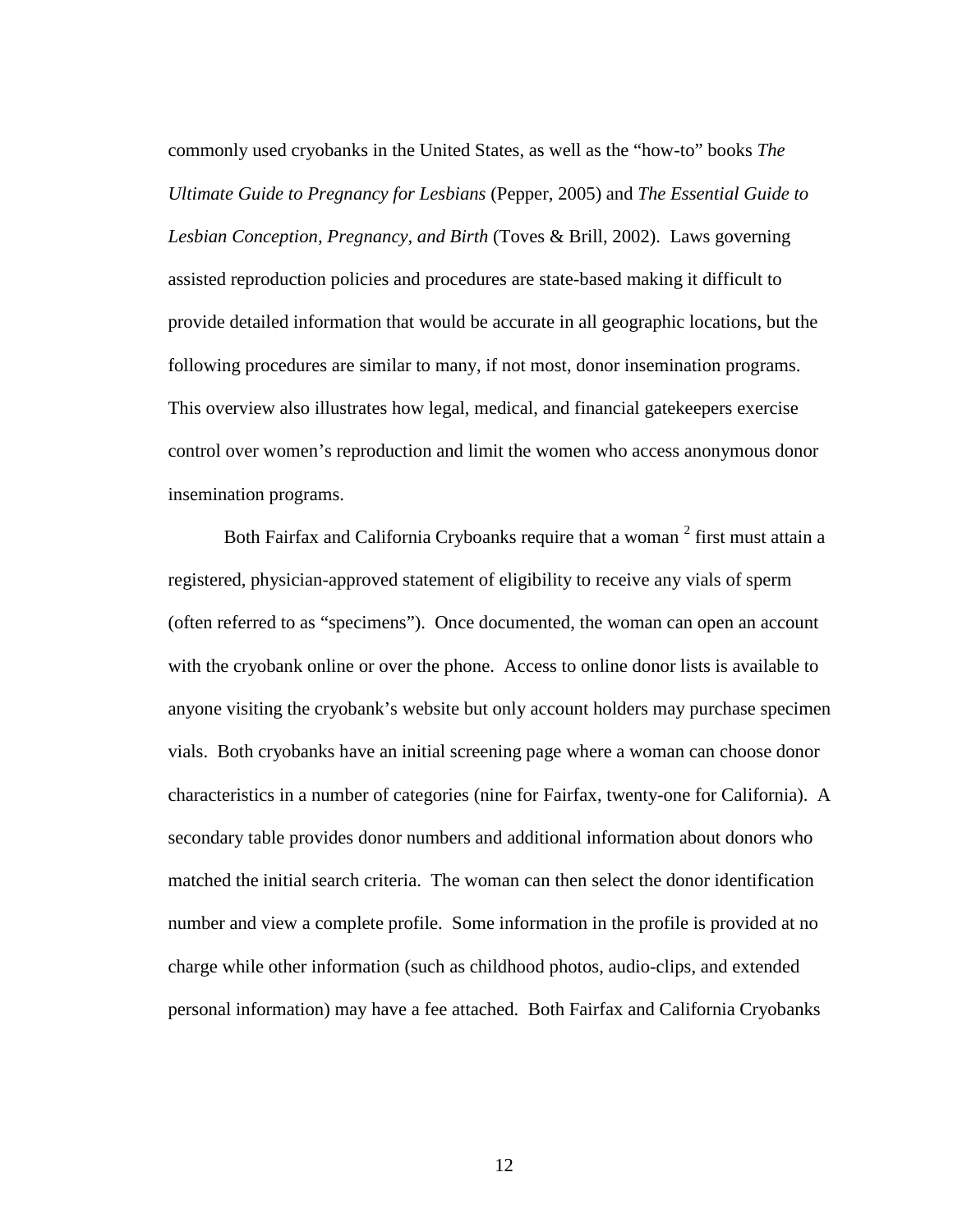commonly used cryobanks in the United States, as well as the "how-to" books *The Ultimate Guide to Pregnancy for Lesbians* (Pepper, 2005) and *The Essential Guide to Lesbian Conception, Pregnancy, and Birth* (Toves & Brill, 2002). Laws governing assisted reproduction policies and procedures are state-based making it difficult to provide detailed information that would be accurate in all geographic locations, but the following procedures are similar to many, if not most, donor insemination programs. This overview also illustrates how legal, medical, and financial gatekeepers exercise control over women's reproduction and limit the women who access anonymous donor insemination programs.

Both Fairfax and California Cryboanks require that a woman [2] first must attain a registered, physician-approved statement of eligibility to receive any vials of sperm (often referred to as "specimens"). Once documented, the woman can open an account with the cryobank online or over the phone. Access to online donor lists is available to anyone visiting the cryobank's website but only account holders may purchase specimen vials. Both cryobanks have an initial screening page where a woman can choose donor characteristics in a number of categories (nine for Fairfax, twenty-one for California). A secondary table provides donor numbers and additional information about donors who matched the initial search criteria. The woman can then select the donor identification number and view a complete profile. Some information in the profile is provided at no charge while other information (such as childhood photos, audio-clips, and extended personal information) may have a fee attached. Both Fairfax and California Cryobanks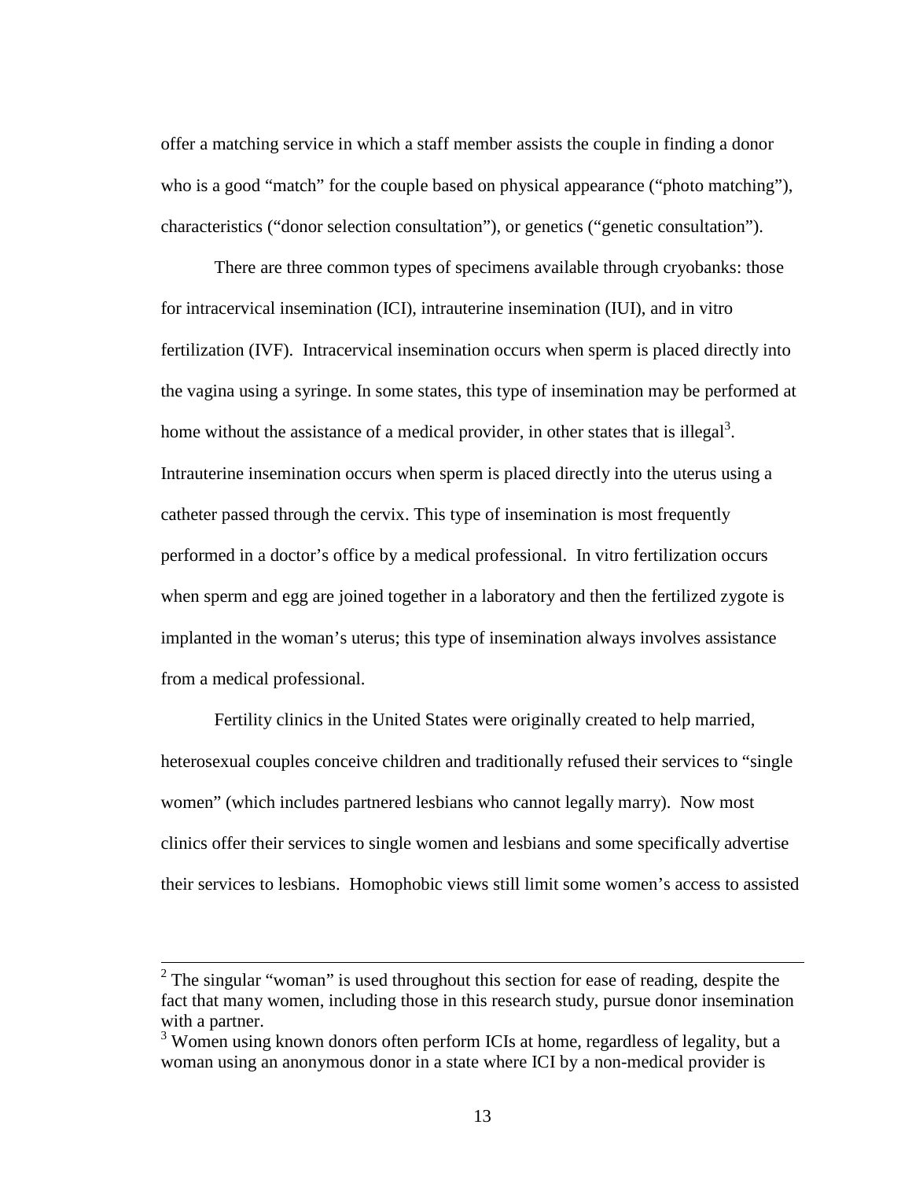offer a matching service in which a staff member assists the couple in finding a donor who is a good “match” for the couple based on physical appearance (“photo matching”), characteristics (“donor selection consultation”), or genetics (“genetic consultation”).

There are three common types of specimens available through cryobanks: those for intracervical insemination (ICI), intrauterine insemination (IUI), and in vitro fertilization (IVF). Intracervical insemination occurs when sperm is placed directly into the vagina using a syringe. In some states, this type of insemination may be performed at home without the assistance of a medical provider, in other states that is illegal[3]. Intrauterine insemination occurs when sperm is placed directly into the uterus using a catheter passed through the cervix. This type of insemination is most frequently performed in a doctor’s office by a medical professional. In vitro fertilization occurs when sperm and egg are joined together in a laboratory and then the fertilized zygote is implanted in the woman’s uterus; this type of insemination always involves assistance from a medical professional.

Fertility clinics in the United States were originally created to help married, heterosexual couples conceive children and traditionally refused their services to “single women” (which includes partnered lesbians who cannot legally marry). Now most clinics offer their services to single women and lesbians and some specifically advertise their services to lesbians. Homophobic views still limit some women’s access to assisted

---

[2] The singular “woman” is used throughout this section for ease of reading, despite the fact that many women, including those in this research study, pursue donor insemination with a partner.

[3] Women using known donors often perform ICIs at home, regardless of legality, but a woman using an anonymous donor in a state where ICI by a non-medical provider is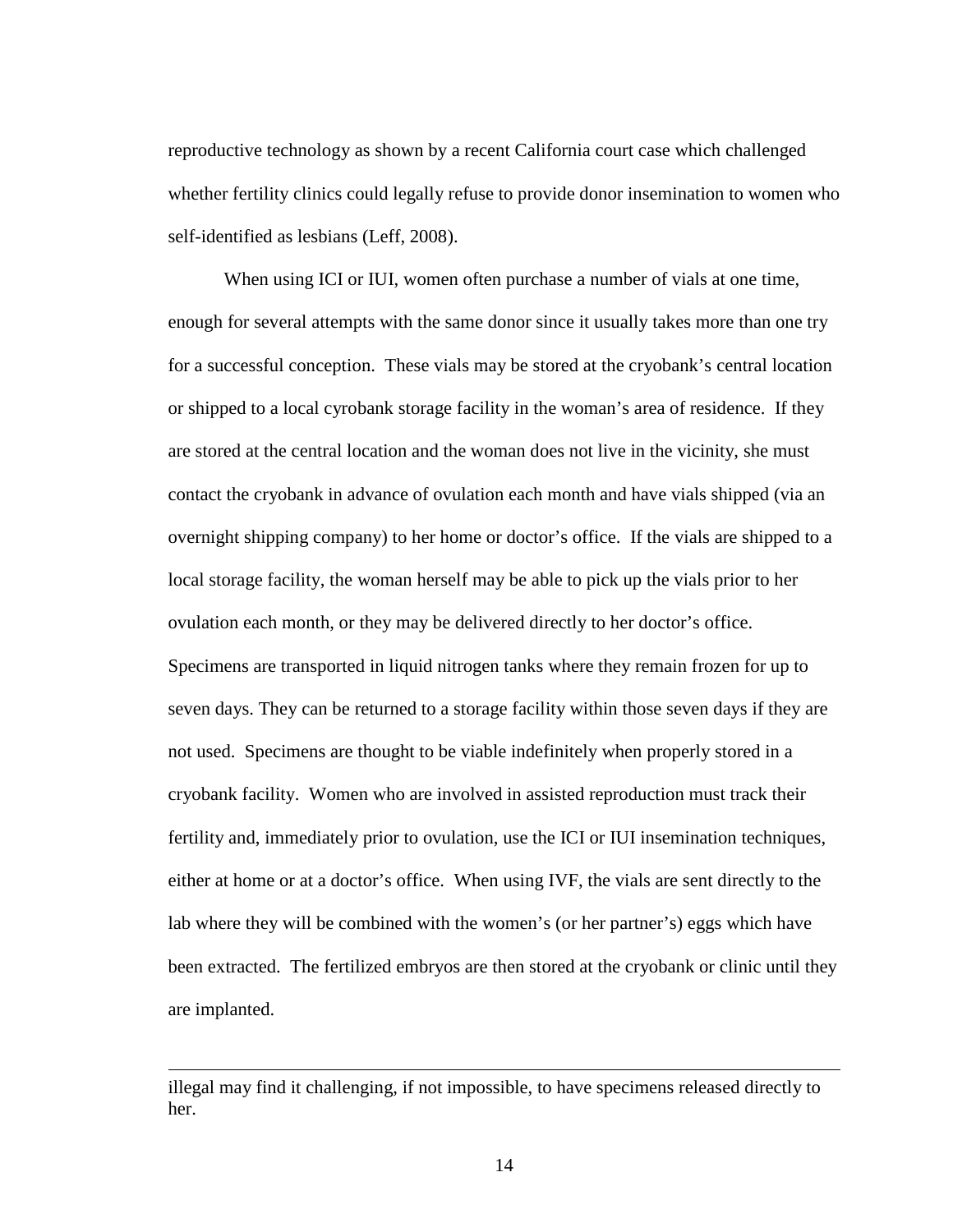reproductive technology as shown by a recent California court case which challenged whether fertility clinics could legally refuse to provide donor insemination to women who self-identified as lesbians (Leff, 2008).

When using ICI or IUI, women often purchase a number of vials at one time, enough for several attempts with the same donor since it usually takes more than one try for a successful conception. These vials may be stored at the cryobank's central location or shipped to a local cyrobank storage facility in the woman's area of residence. If they are stored at the central location and the woman does not live in the vicinity, she must contact the cryobank in advance of ovulation each month and have vials shipped (via an overnight shipping company) to her home or doctor's office. If the vials are shipped to a local storage facility, the woman herself may be able to pick up the vials prior to her ovulation each month, or they may be delivered directly to her doctor's office. Specimens are transported in liquid nitrogen tanks where they remain frozen for up to seven days. They can be returned to a storage facility within those seven days if they are not used. Specimens are thought to be viable indefinitely when properly stored in a cryobank facility. Women who are involved in assisted reproduction must track their fertility and, immediately prior to ovulation, use the ICI or IUI insemination techniques, either at home or at a doctor's office. When using IVF, the vials are sent directly to the lab where they will be combined with the women's (or her partner's) eggs which have been extracted. The fertilized embryos are then stored at the cryobank or clinic until they are implanted.

---

illegal may find it challenging, if not impossible, to have specimens released directly to her.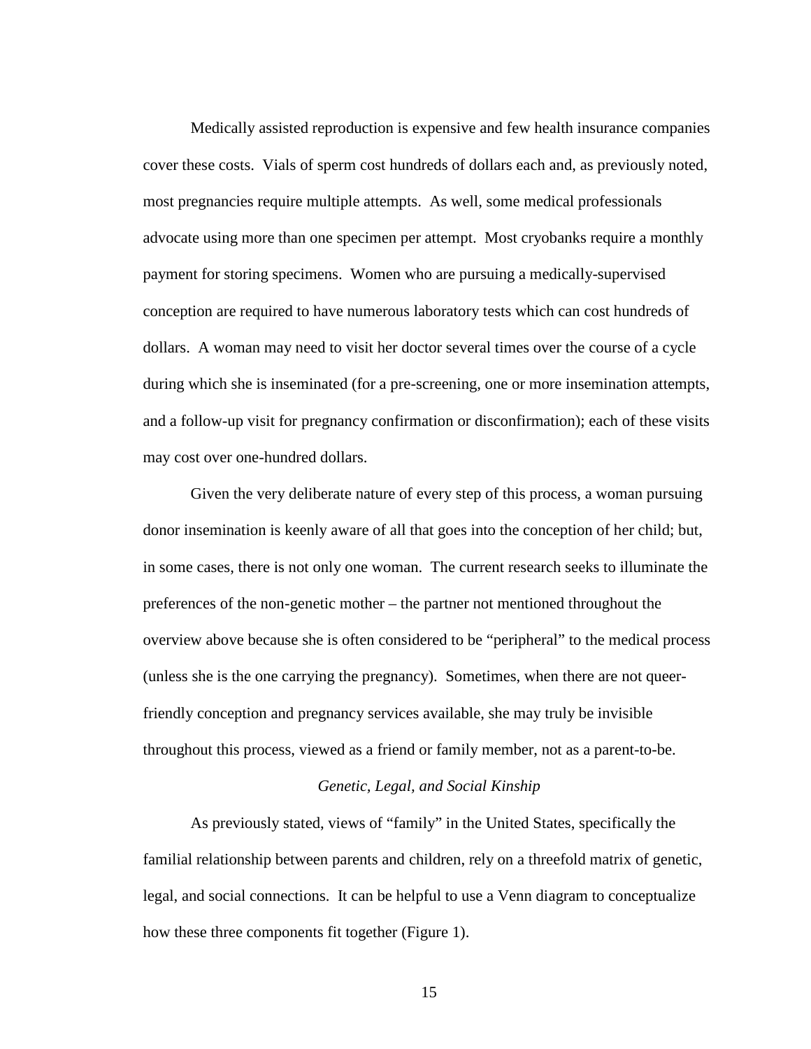Medically assisted reproduction is expensive and few health insurance companies cover these costs. Vials of sperm cost hundreds of dollars each and, as previously noted, most pregnancies require multiple attempts. As well, some medical professionals advocate using more than one specimen per attempt. Most cryobanks require a monthly payment for storing specimens. Women who are pursuing a medically-supervised conception are required to have numerous laboratory tests which can cost hundreds of dollars. A woman may need to visit her doctor several times over the course of a cycle during which she is inseminated (for a pre-screening, one or more insemination attempts, and a follow-up visit for pregnancy confirmation or disconfirmation); each of these visits may cost over one-hundred dollars.

Given the very deliberate nature of every step of this process, a woman pursuing donor insemination is keenly aware of all that goes into the conception of her child; but, in some cases, there is not only one woman. The current research seeks to illuminate the preferences of the non-genetic mother – the partner not mentioned throughout the overview above because she is often considered to be "peripheral" to the medical process (unless she is the one carrying the pregnancy). Sometimes, when there are not queer-friendly conception and pregnancy services available, she may truly be invisible throughout this process, viewed as a friend or family member, not as a parent-to-be.

### *Genetic, Legal, and Social Kinship*

As previously stated, views of "family" in the United States, specifically the familial relationship between parents and children, rely on a threefold matrix of genetic, legal, and social connections. It can be helpful to use a Venn diagram to conceptualize how these three components fit together (Figure 1).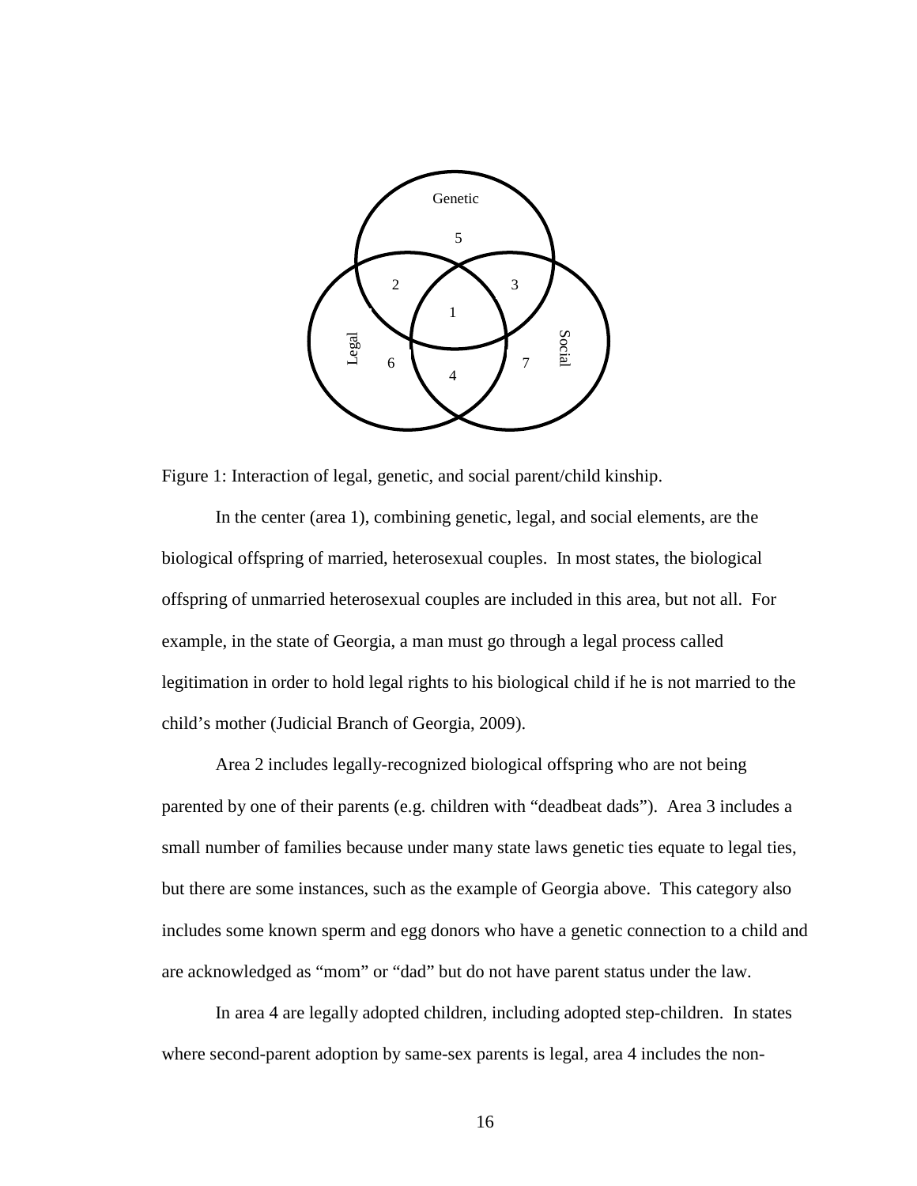Genetic

5

2 3

1

Legal 6 4 7 Social

Figure 1: Interaction of legal, genetic, and social parent/child kinship.

In the center (area 1), combining genetic, legal, and social elements, are the biological offspring of married, heterosexual couples. In most states, the biological offspring of unmarried heterosexual couples are included in this area, but not all. For example, in the state of Georgia, a man must go through a legal process called legitimation in order to hold legal rights to his biological child if he is not married to the child's mother (Judicial Branch of Georgia, 2009).

Area 2 includes legally-recognized biological offspring who are not being parented by one of their parents (e.g. children with "deadbeat dads"). Area 3 includes a small number of families because under many state laws genetic ties equate to legal ties, but there are some instances, such as the example of Georgia above. This category also includes some known sperm and egg donors who have a genetic connection to a child and are acknowledged as "mom" or "dad" but do not have parent status under the law.

In area 4 are legally adopted children, including adopted step-children. In states where second-parent adoption by same-sex parents is legal, area 4 includes the non-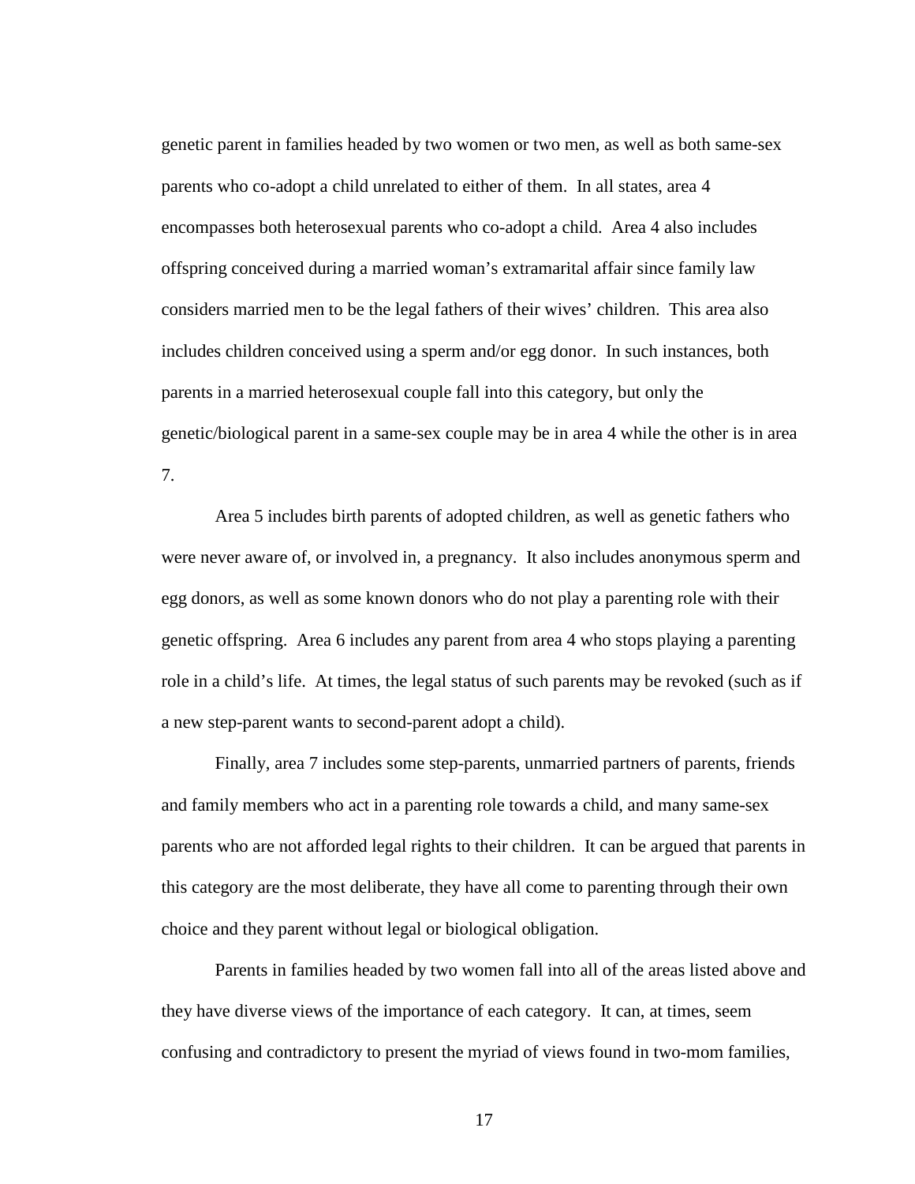genetic parent in families headed by two women or two men, as well as both same-sex parents who co-adopt a child unrelated to either of them. In all states, area 4 encompasses both heterosexual parents who co-adopt a child. Area 4 also includes offspring conceived during a married woman's extramarital affair since family law considers married men to be the legal fathers of their wives' children. This area also includes children conceived using a sperm and/or egg donor. In such instances, both parents in a married heterosexual couple fall into this category, but only the genetic/biological parent in a same-sex couple may be in area 4 while the other is in area 7.

Area 5 includes birth parents of adopted children, as well as genetic fathers who were never aware of, or involved in, a pregnancy. It also includes anonymous sperm and egg donors, as well as some known donors who do not play a parenting role with their genetic offspring. Area 6 includes any parent from area 4 who stops playing a parenting role in a child's life. At times, the legal status of such parents may be revoked (such as if a new step-parent wants to second-parent adopt a child).

Finally, area 7 includes some step-parents, unmarried partners of parents, friends and family members who act in a parenting role towards a child, and many same-sex parents who are not afforded legal rights to their children. It can be argued that parents in this category are the most deliberate, they have all come to parenting through their own choice and they parent without legal or biological obligation.

Parents in families headed by two women fall into all of the areas listed above and they have diverse views of the importance of each category. It can, at times, seem confusing and contradictory to present the myriad of views found in two-mom families,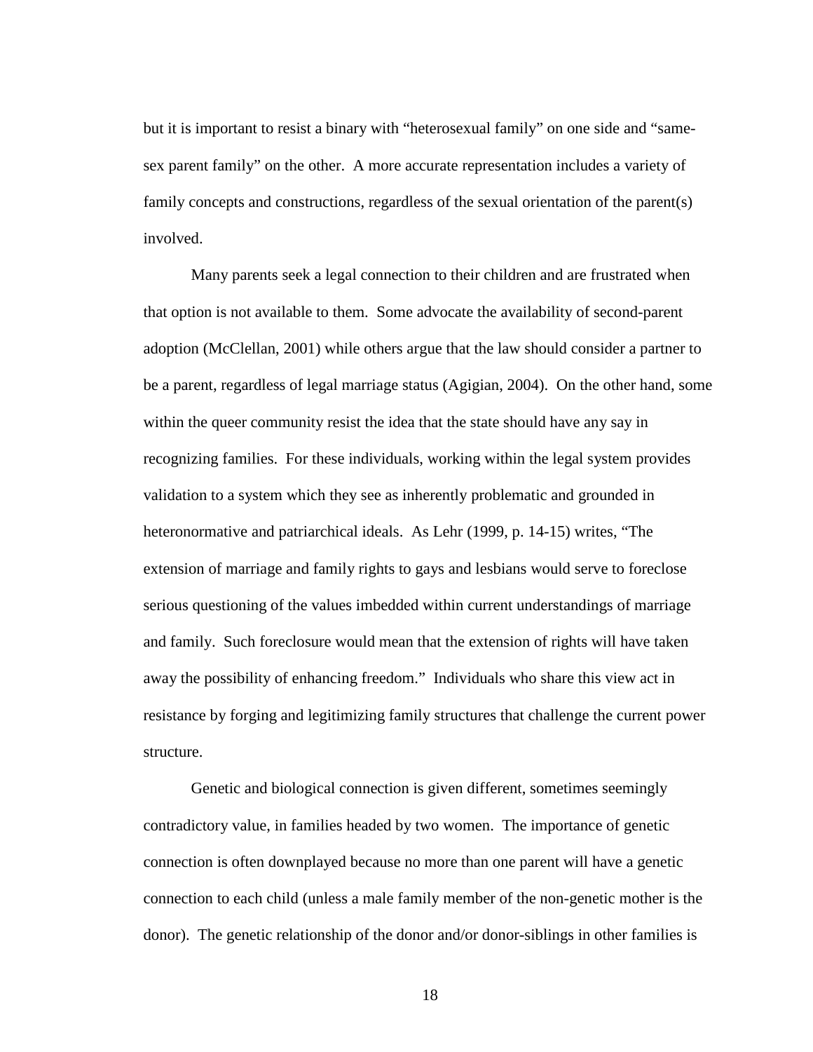but it is important to resist a binary with "heterosexual family" on one side and "same-sex parent family" on the other. A more accurate representation includes a variety of family concepts and constructions, regardless of the sexual orientation of the parent(s) involved.

Many parents seek a legal connection to their children and are frustrated when that option is not available to them. Some advocate the availability of second-parent adoption (McClellan, 2001) while others argue that the law should consider a partner to be a parent, regardless of legal marriage status (Agigian, 2004). On the other hand, some within the queer community resist the idea that the state should have any say in recognizing families. For these individuals, working within the legal system provides validation to a system which they see as inherently problematic and grounded in heteronormative and patriarchical ideals. As Lehr (1999, p. 14-15) writes, "The extension of marriage and family rights to gays and lesbians would serve to foreclose serious questioning of the values imbedded within current understandings of marriage and family. Such foreclosure would mean that the extension of rights will have taken away the possibility of enhancing freedom." Individuals who share this view act in resistance by forging and legitimizing family structures that challenge the current power structure.

Genetic and biological connection is given different, sometimes seemingly contradictory value, in families headed by two women. The importance of genetic connection is often downplayed because no more than one parent will have a genetic connection to each child (unless a male family member of the non-genetic mother is the donor). The genetic relationship of the donor and/or donor-siblings in other families is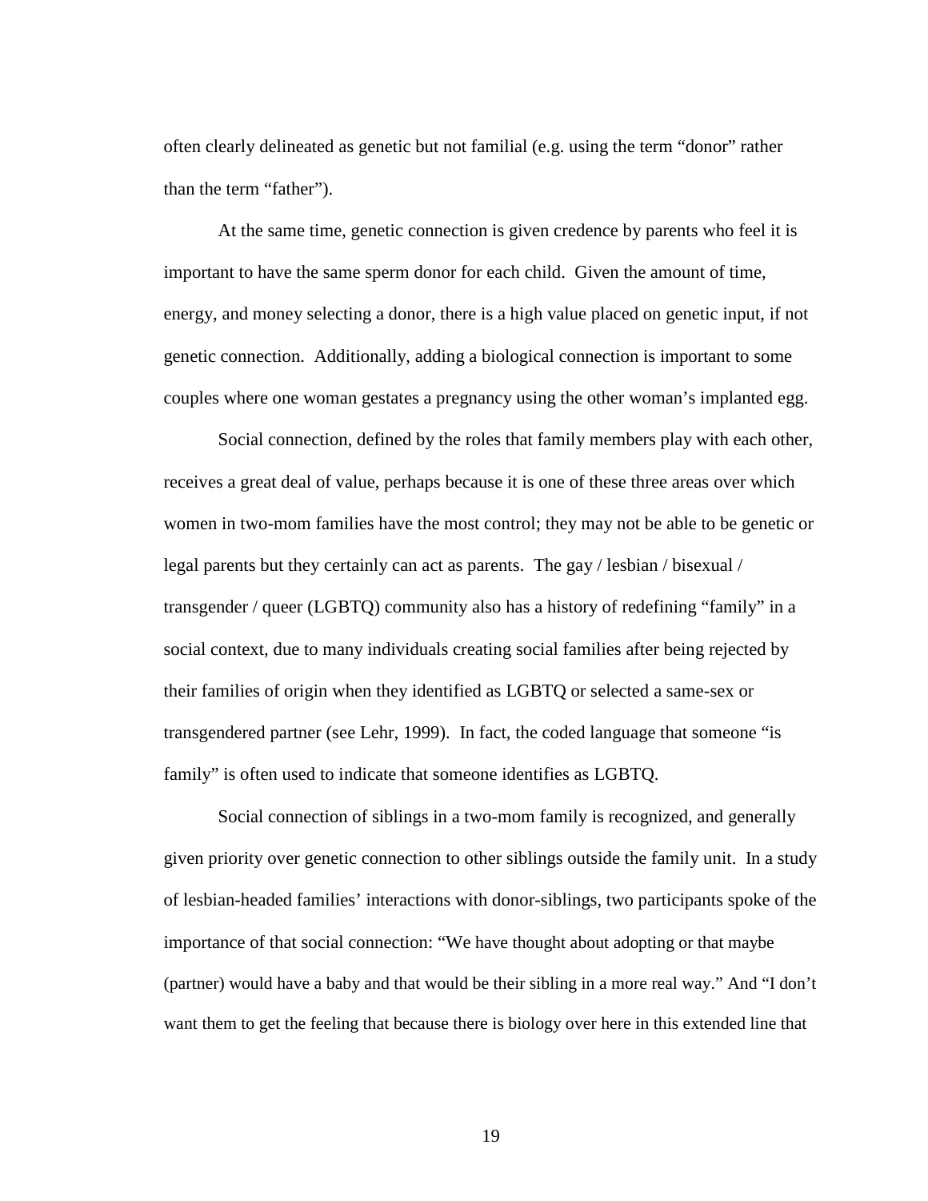often clearly delineated as genetic but not familial (e.g. using the term "donor" rather than the term "father").

At the same time, genetic connection is given credence by parents who feel it is important to have the same sperm donor for each child. Given the amount of time, energy, and money selecting a donor, there is a high value placed on genetic input, if not genetic connection. Additionally, adding a biological connection is important to some couples where one woman gestates a pregnancy using the other woman's implanted egg.

Social connection, defined by the roles that family members play with each other, receives a great deal of value, perhaps because it is one of these three areas over which women in two-mom families have the most control; they may not be able to be genetic or legal parents but they certainly can act as parents. The gay / lesbian / bisexual / transgender / queer (LGBTQ) community also has a history of redefining "family" in a social context, due to many individuals creating social families after being rejected by their families of origin when they identified as LGBTQ or selected a same-sex or transgendered partner (see Lehr, 1999). In fact, the coded language that someone "is family" is often used to indicate that someone identifies as LGBTQ.

Social connection of siblings in a two-mom family is recognized, and generally given priority over genetic connection to other siblings outside the family unit. In a study of lesbian-headed families' interactions with donor-siblings, two participants spoke of the importance of that social connection: "We have thought about adopting or that maybe (partner) would have a baby and that would be their sibling in a more real way." And "I don't want them to get the feeling that because there is biology over here in this extended line that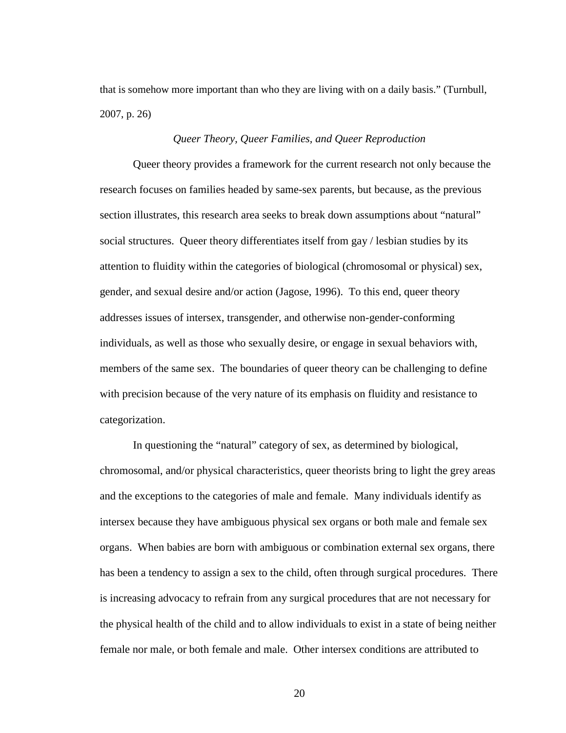that is somehow more important than who they are living with on a daily basis." (Turnbull, 2007, p. 26)

### *Queer Theory, Queer Families, and Queer Reproduction*

Queer theory provides a framework for the current research not only because the research focuses on families headed by same-sex parents, but because, as the previous section illustrates, this research area seeks to break down assumptions about "natural" social structures. Queer theory differentiates itself from gay / lesbian studies by its attention to fluidity within the categories of biological (chromosomal or physical) sex, gender, and sexual desire and/or action (Jagose, 1996). To this end, queer theory addresses issues of intersex, transgender, and otherwise non-gender-conforming individuals, as well as those who sexually desire, or engage in sexual behaviors with, members of the same sex. The boundaries of queer theory can be challenging to define with precision because of the very nature of its emphasis on fluidity and resistance to categorization.

In questioning the "natural" category of sex, as determined by biological, chromosomal, and/or physical characteristics, queer theorists bring to light the grey areas and the exceptions to the categories of male and female. Many individuals identify as intersex because they have ambiguous physical sex organs or both male and female sex organs. When babies are born with ambiguous or combination external sex organs, there has been a tendency to assign a sex to the child, often through surgical procedures. There is increasing advocacy to refrain from any surgical procedures that are not necessary for the physical health of the child and to allow individuals to exist in a state of being neither female nor male, or both female and male. Other intersex conditions are attributed to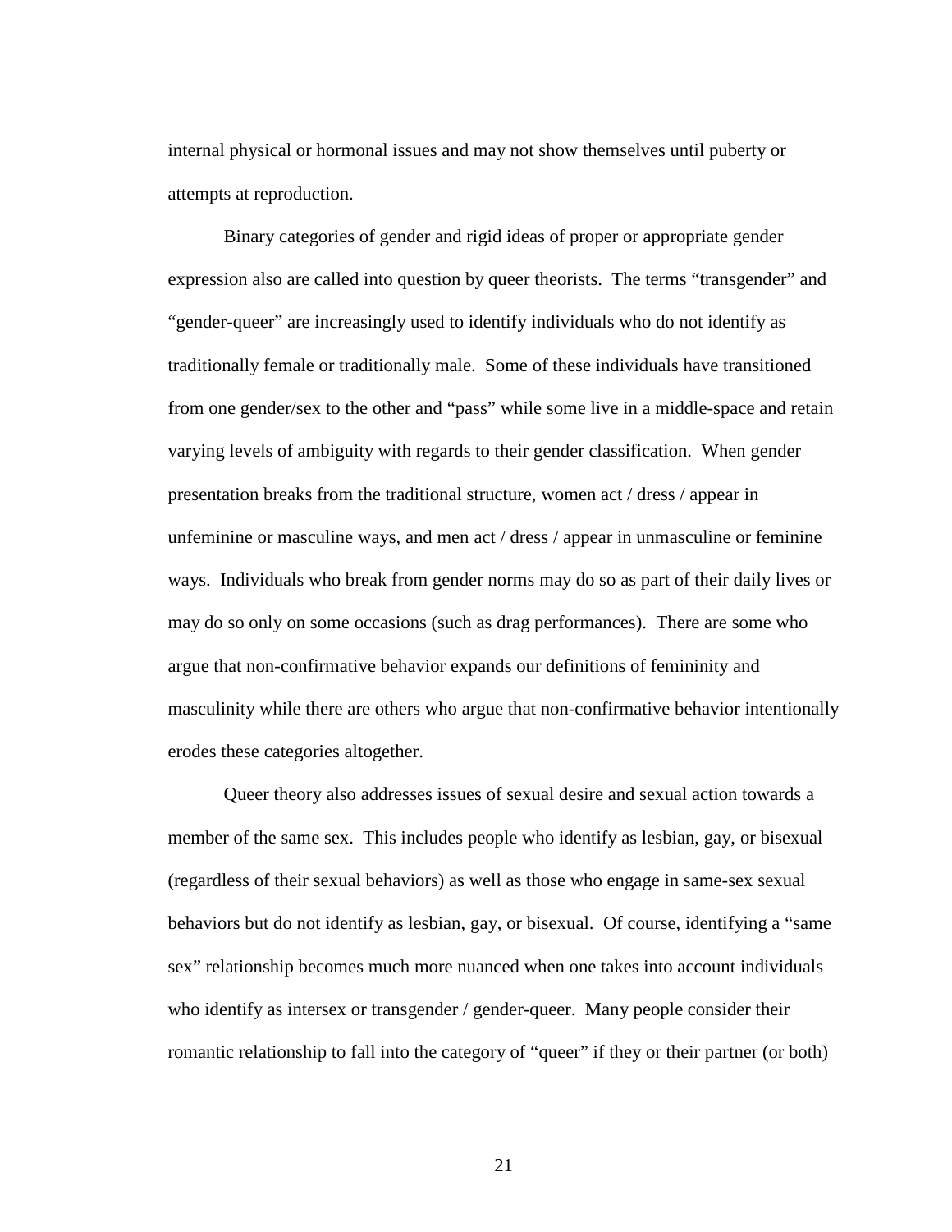internal physical or hormonal issues and may not show themselves until puberty or attempts at reproduction.

Binary categories of gender and rigid ideas of proper or appropriate gender expression also are called into question by queer theorists. The terms "transgender" and "gender-queer" are increasingly used to identify individuals who do not identify as traditionally female or traditionally male. Some of these individuals have transitioned from one gender/sex to the other and "pass" while some live in a middle-space and retain varying levels of ambiguity with regards to their gender classification. When gender presentation breaks from the traditional structure, women act / dress / appear in unfeminine or masculine ways, and men act / dress / appear in unmasculine or feminine ways. Individuals who break from gender norms may do so as part of their daily lives or may do so only on some occasions (such as drag performances). There are some who argue that non-confirmative behavior expands our definitions of femininity and masculinity while there are others who argue that non-confirmative behavior intentionally erodes these categories altogether.

Queer theory also addresses issues of sexual desire and sexual action towards a member of the same sex. This includes people who identify as lesbian, gay, or bisexual (regardless of their sexual behaviors) as well as those who engage in same-sex sexual behaviors but do not identify as lesbian, gay, or bisexual. Of course, identifying a "same sex" relationship becomes much more nuanced when one takes into account individuals who identify as intersex or transgender / gender-queer. Many people consider their romantic relationship to fall into the category of "queer" if they or their partner (or both)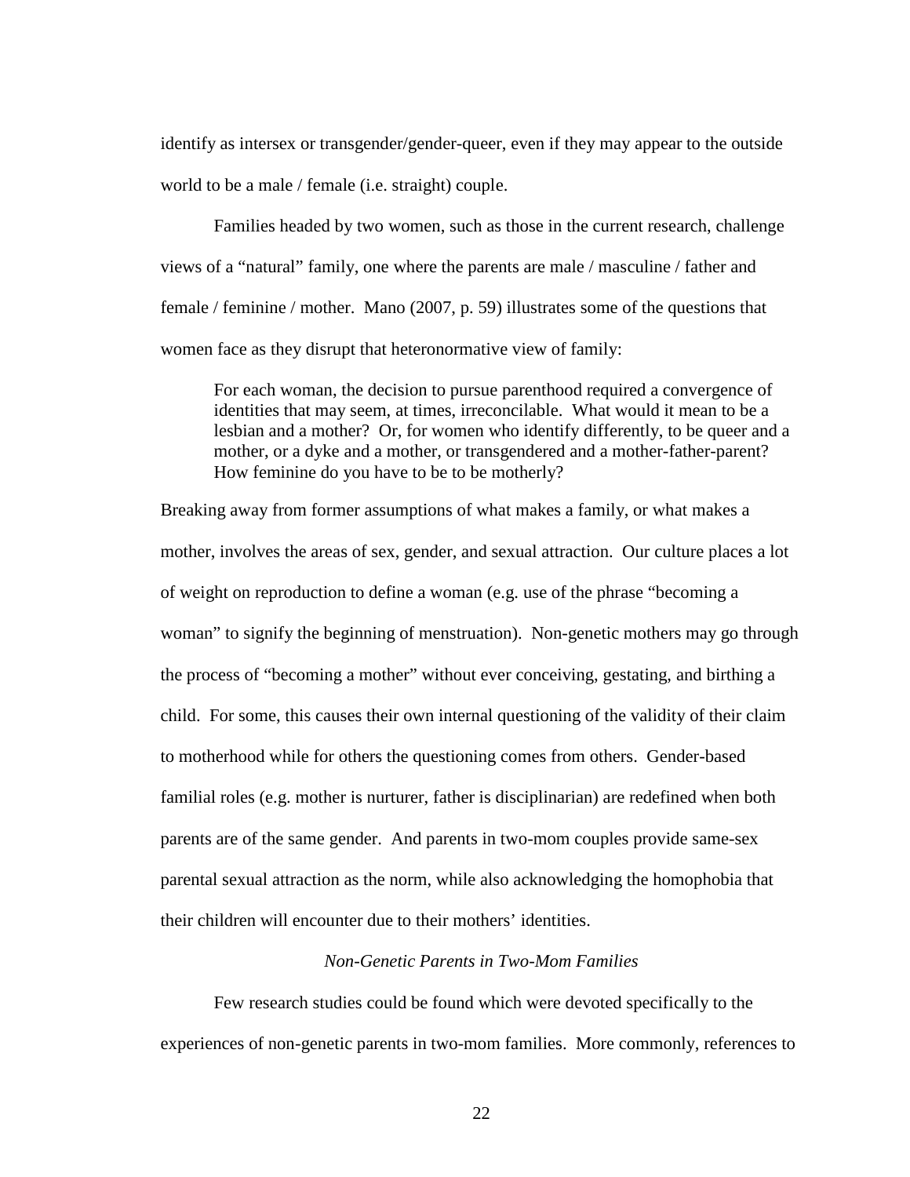identify as intersex or transgender/gender-queer, even if they may appear to the outside world to be a male / female (i.e. straight) couple.

Families headed by two women, such as those in the current research, challenge views of a "natural" family, one where the parents are male / masculine / father and female / feminine / mother. Mano (2007, p. 59) illustrates some of the questions that women face as they disrupt that heteronormative view of family:

> For each woman, the decision to pursue parenthood required a convergence of identities that may seem, at times, irreconcilable. What would it mean to be a lesbian and a mother? Or, for women who identify differently, to be queer and a mother, or a dyke and a mother, or transgendered and a mother-father-parent? How feminine do you have to be to be motherly?

Breaking away from former assumptions of what makes a family, or what makes a mother, involves the areas of sex, gender, and sexual attraction. Our culture places a lot of weight on reproduction to define a woman (e.g. use of the phrase "becoming a woman" to signify the beginning of menstruation). Non-genetic mothers may go through the process of "becoming a mother" without ever conceiving, gestating, and birthing a child. For some, this causes their own internal questioning of the validity of their claim to motherhood while for others the questioning comes from others. Gender-based familial roles (e.g. mother is nurturer, father is disciplinarian) are redefined when both parents are of the same gender. And parents in two-mom couples provide same-sex parental sexual attraction as the norm, while also acknowledging the homophobia that their children will encounter due to their mothers' identities.

### *Non-Genetic Parents in Two-Mom Families*

Few research studies could be found which were devoted specifically to the experiences of non-genetic parents in two-mom families. More commonly, references to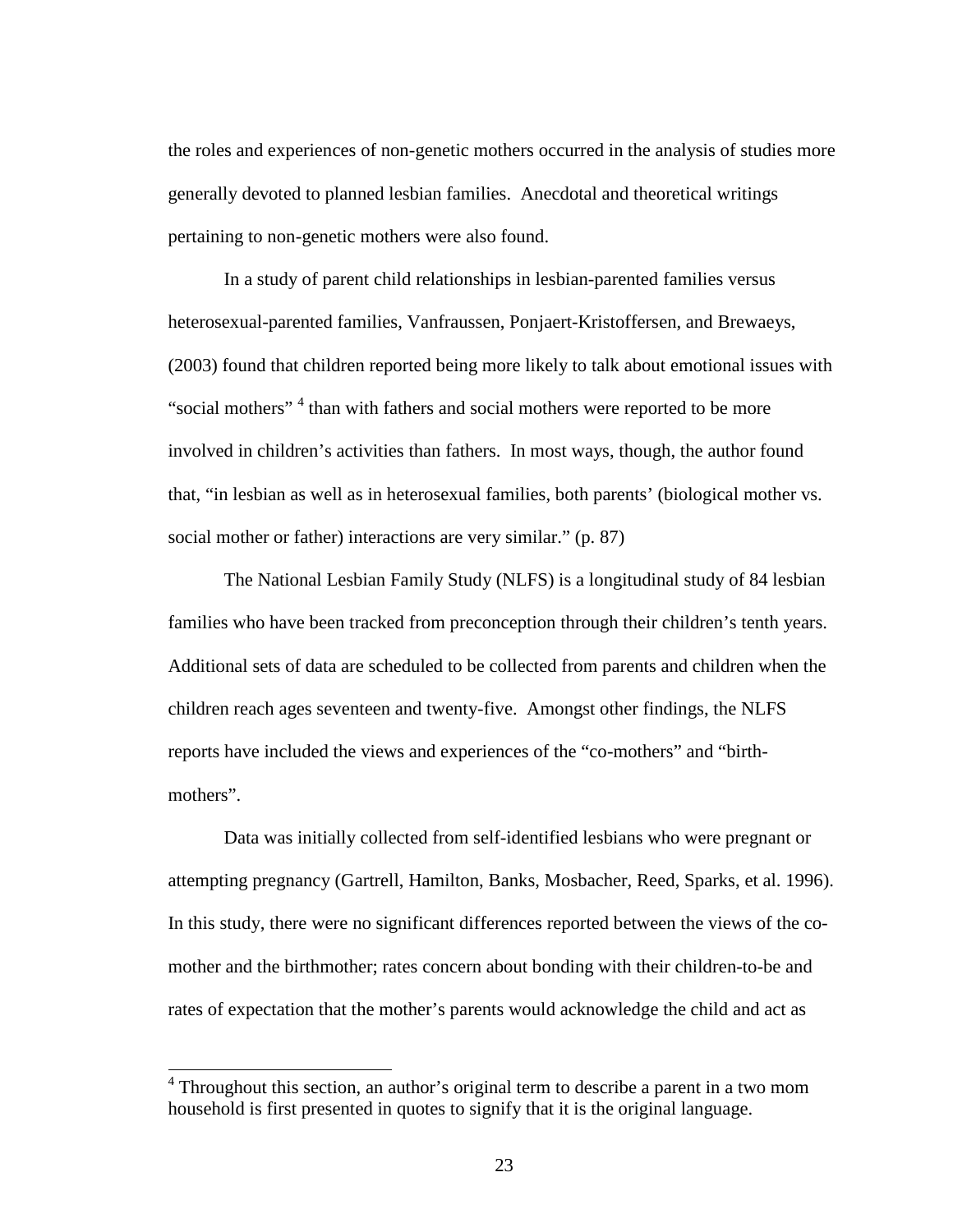the roles and experiences of non-genetic mothers occurred in the analysis of studies more generally devoted to planned lesbian families. Anecdotal and theoretical writings pertaining to non-genetic mothers were also found.

In a study of parent child relationships in lesbian-parented families versus heterosexual-parented families, Vanfraussen, Ponjaert-Kristoffersen, and Brewaeys, (2003) found that children reported being more likely to talk about emotional issues with "social mothers" [4] than with fathers and social mothers were reported to be more involved in children's activities than fathers. In most ways, though, the author found that, "in lesbian as well as in heterosexual families, both parents' (biological mother vs. social mother or father) interactions are very similar." (p. 87)

The National Lesbian Family Study (NLFS) is a longitudinal study of 84 lesbian families who have been tracked from preconception through their children's tenth years. Additional sets of data are scheduled to be collected from parents and children when the children reach ages seventeen and twenty-five. Amongst other findings, the NLFS reports have included the views and experiences of the "co-mothers" and "birth-mothers".

Data was initially collected from self-identified lesbians who were pregnant or attempting pregnancy (Gartrell, Hamilton, Banks, Mosbacher, Reed, Sparks, et al. 1996). In this study, there were no significant differences reported between the views of the co-mother and the birthmother; rates concern about bonding with their children-to-be and rates of expectation that the mother's parents would acknowledge the child and act as

[4] Throughout this section, an author's original term to describe a parent in a two mom household is first presented in quotes to signify that it is the original language.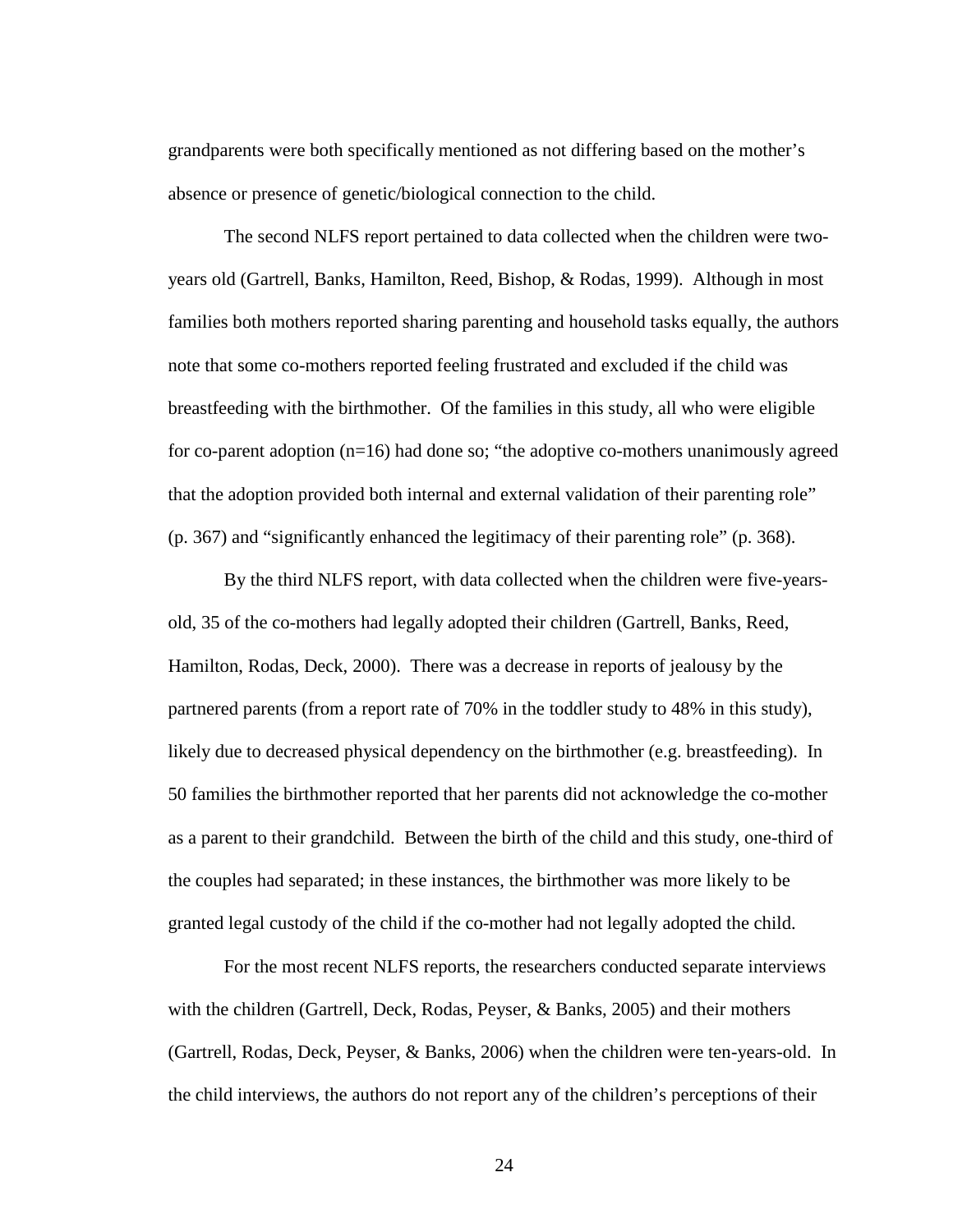grandparents were both specifically mentioned as not differing based on the mother's absence or presence of genetic/biological connection to the child.

The second NLFS report pertained to data collected when the children were two-years old (Gartrell, Banks, Hamilton, Reed, Bishop, & Rodas, 1999). Although in most families both mothers reported sharing parenting and household tasks equally, the authors note that some co-mothers reported feeling frustrated and excluded if the child was breastfeeding with the birthmother. Of the families in this study, all who were eligible for co-parent adoption (n=16) had done so; "the adoptive co-mothers unanimously agreed that the adoption provided both internal and external validation of their parenting role" (p. 367) and "significantly enhanced the legitimacy of their parenting role" (p. 368).

By the third NLFS report, with data collected when the children were five-years-old, 35 of the co-mothers had legally adopted their children (Gartrell, Banks, Reed, Hamilton, Rodas, Deck, 2000). There was a decrease in reports of jealousy by the partnered parents (from a report rate of 70% in the toddler study to 48% in this study), likely due to decreased physical dependency on the birthmother (e.g. breastfeeding). In 50 families the birthmother reported that her parents did not acknowledge the co-mother as a parent to their grandchild. Between the birth of the child and this study, one-third of the couples had separated; in these instances, the birthmother was more likely to be granted legal custody of the child if the co-mother had not legally adopted the child.

For the most recent NLFS reports, the researchers conducted separate interviews with the children (Gartrell, Deck, Rodas, Peyser, & Banks, 2005) and their mothers (Gartrell, Rodas, Deck, Peyser, & Banks, 2006) when the children were ten-years-old. In the child interviews, the authors do not report any of the children's perceptions of their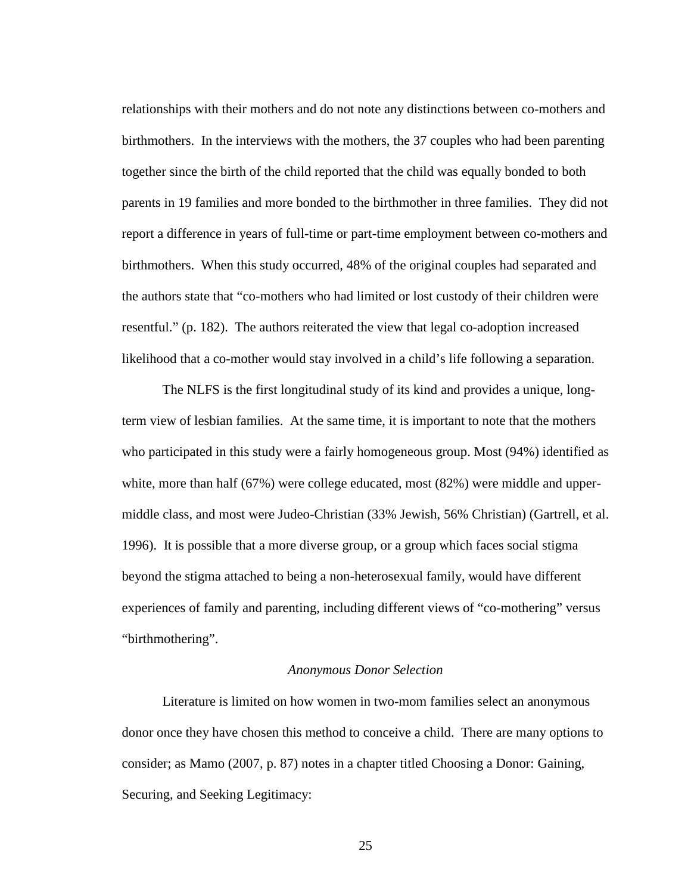relationships with their mothers and do not note any distinctions between co-mothers and birthmothers. In the interviews with the mothers, the 37 couples who had been parenting together since the birth of the child reported that the child was equally bonded to both parents in 19 families and more bonded to the birthmother in three families. They did not report a difference in years of full-time or part-time employment between co-mothers and birthmothers. When this study occurred, 48% of the original couples had separated and the authors state that "co-mothers who had limited or lost custody of their children were resentful." (p. 182). The authors reiterated the view that legal co-adoption increased likelihood that a co-mother would stay involved in a child's life following a separation.

The NLFS is the first longitudinal study of its kind and provides a unique, long-term view of lesbian families. At the same time, it is important to note that the mothers who participated in this study were a fairly homogeneous group. Most (94%) identified as white, more than half (67%) were college educated, most (82%) were middle and upper-middle class, and most were Judeo-Christian (33% Jewish, 56% Christian) (Gartrell, et al. 1996). It is possible that a more diverse group, or a group which faces social stigma beyond the stigma attached to being a non-heterosexual family, would have different experiences of family and parenting, including different views of "co-mothering" versus "birthmothering".

### *Anonymous Donor Selection*

Literature is limited on how women in two-mom families select an anonymous donor once they have chosen this method to conceive a child. There are many options to consider; as Mamo (2007, p. 87) notes in a chapter titled Choosing a Donor: Gaining, Securing, and Seeking Legitimacy: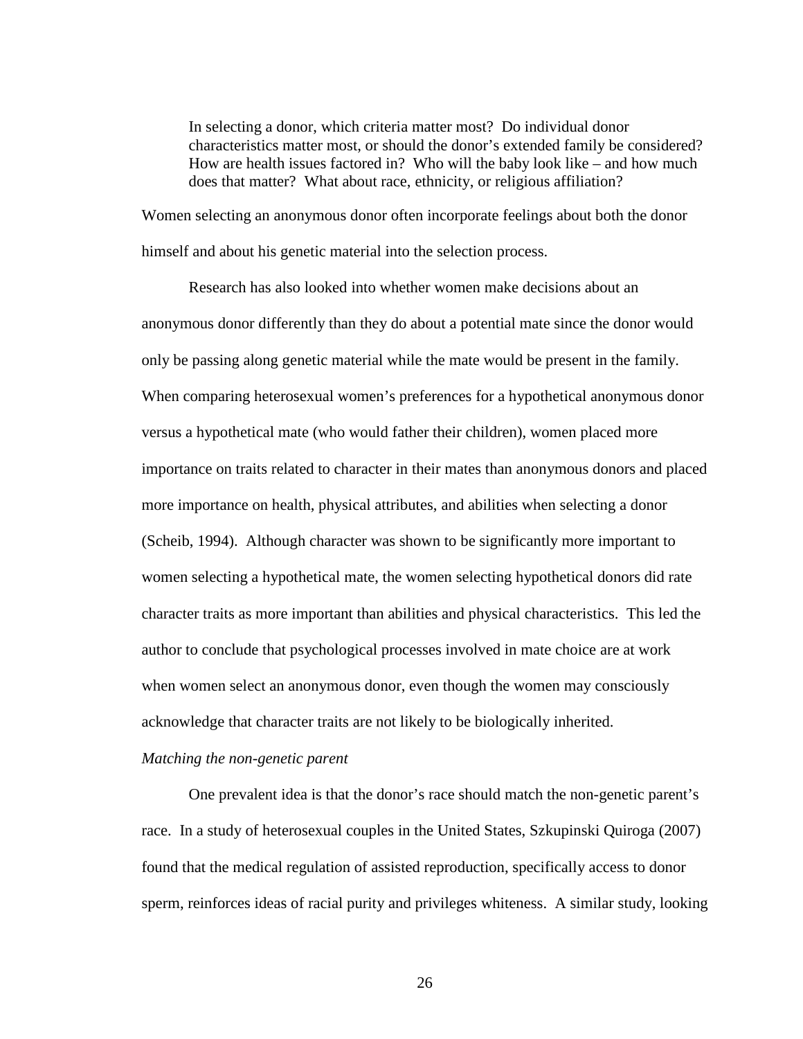> In selecting a donor, which criteria matter most? Do individual donor characteristics matter most, or should the donor's extended family be considered? How are health issues factored in? Who will the baby look like – and how much does that matter? What about race, ethnicity, or religious affiliation?

Women selecting an anonymous donor often incorporate feelings about both the donor himself and about his genetic material into the selection process.

Research has also looked into whether women make decisions about an anonymous donor differently than they do about a potential mate since the donor would only be passing along genetic material while the mate would be present in the family. When comparing heterosexual women's preferences for a hypothetical anonymous donor versus a hypothetical mate (who would father their children), women placed more importance on traits related to character in their mates than anonymous donors and placed more importance on health, physical attributes, and abilities when selecting a donor (Scheib, 1994). Although character was shown to be significantly more important to women selecting a hypothetical mate, the women selecting hypothetical donors did rate character traits as more important than abilities and physical characteristics. This led the author to conclude that psychological processes involved in mate choice are at work when women select an anonymous donor, even though the women may consciously acknowledge that character traits are not likely to be biologically inherited.

*Matching the non-genetic parent*

One prevalent idea is that the donor's race should match the non-genetic parent's race. In a study of heterosexual couples in the United States, Szkupinski Quiroga (2007) found that the medical regulation of assisted reproduction, specifically access to donor sperm, reinforces ideas of racial purity and privileges whiteness. A similar study, looking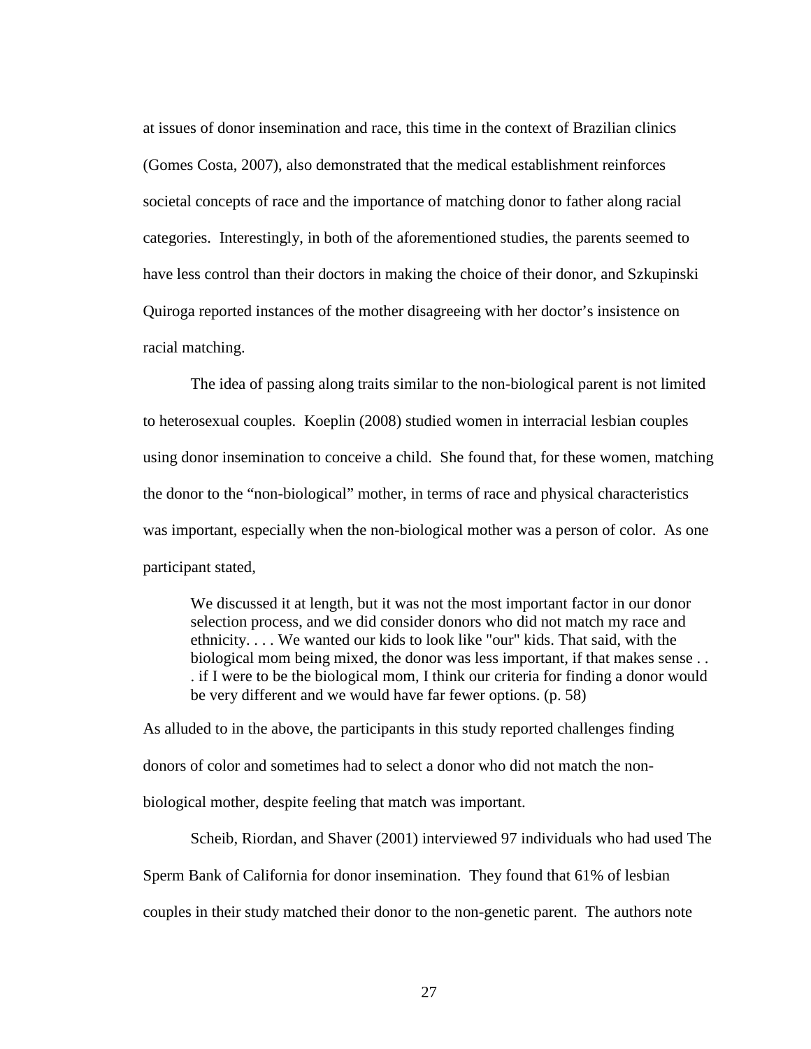at issues of donor insemination and race, this time in the context of Brazilian clinics (Gomes Costa, 2007), also demonstrated that the medical establishment reinforces societal concepts of race and the importance of matching donor to father along racial categories. Interestingly, in both of the aforementioned studies, the parents seemed to have less control than their doctors in making the choice of their donor, and Szkupinski Quiroga reported instances of the mother disagreeing with her doctor's insistence on racial matching.

The idea of passing along traits similar to the non-biological parent is not limited to heterosexual couples. Koeplin (2008) studied women in interracial lesbian couples using donor insemination to conceive a child. She found that, for these women, matching the donor to the "non-biological" mother, in terms of race and physical characteristics was important, especially when the non-biological mother was a person of color. As one participant stated,

> We discussed it at length, but it was not the most important factor in our donor selection process, and we did consider donors who did not match my race and ethnicity. . . . We wanted our kids to look like "our" kids. That said, with the biological mom being mixed, the donor was less important, if that makes sense . . . if I were to be the biological mom, I think our criteria for finding a donor would be very different and we would have far fewer options. (p. 58)

As alluded to in the above, the participants in this study reported challenges finding donors of color and sometimes had to select a donor who did not match the non-biological mother, despite feeling that match was important.

Scheib, Riordan, and Shaver (2001) interviewed 97 individuals who had used The Sperm Bank of California for donor insemination. They found that 61% of lesbian couples in their study matched their donor to the non-genetic parent. The authors note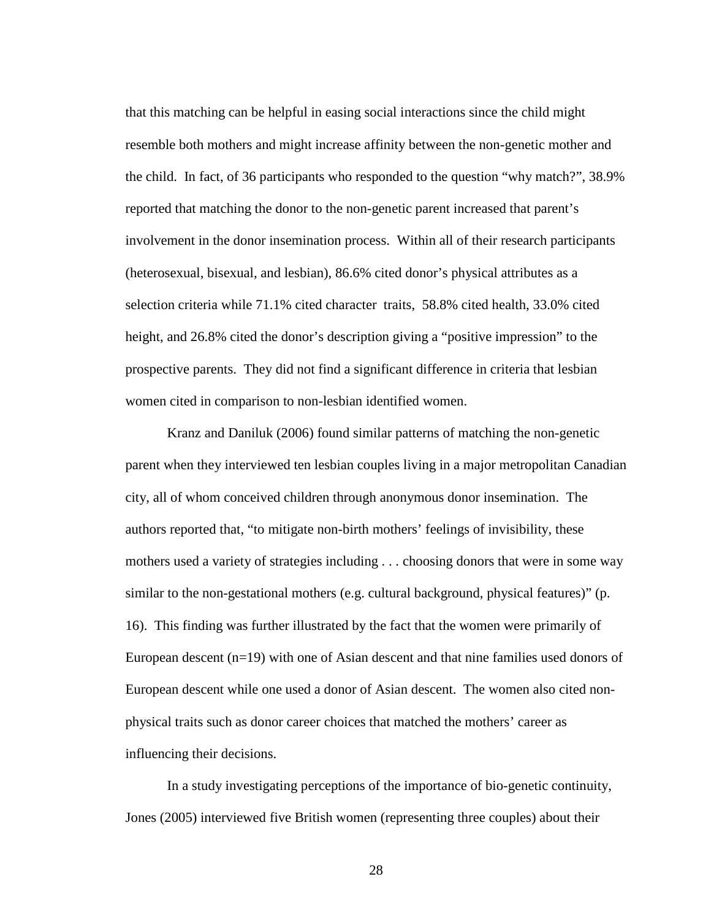that this matching can be helpful in easing social interactions since the child might resemble both mothers and might increase affinity between the non-genetic mother and the child. In fact, of 36 participants who responded to the question "why match?", 38.9% reported that matching the donor to the non-genetic parent increased that parent's involvement in the donor insemination process. Within all of their research participants (heterosexual, bisexual, and lesbian), 86.6% cited donor's physical attributes as a selection criteria while 71.1% cited character traits, 58.8% cited health, 33.0% cited height, and 26.8% cited the donor's description giving a "positive impression" to the prospective parents. They did not find a significant difference in criteria that lesbian women cited in comparison to non-lesbian identified women.

Kranz and Daniluk (2006) found similar patterns of matching the non-genetic parent when they interviewed ten lesbian couples living in a major metropolitan Canadian city, all of whom conceived children through anonymous donor insemination. The authors reported that, "to mitigate non-birth mothers' feelings of invisibility, these mothers used a variety of strategies including . . . choosing donors that were in some way similar to the non-gestational mothers (e.g. cultural background, physical features)" (p. 16). This finding was further illustrated by the fact that the women were primarily of European descent (n=19) with one of Asian descent and that nine families used donors of European descent while one used a donor of Asian descent. The women also cited non-physical traits such as donor career choices that matched the mothers' career as influencing their decisions.

In a study investigating perceptions of the importance of bio-genetic continuity, Jones (2005) interviewed five British women (representing three couples) about their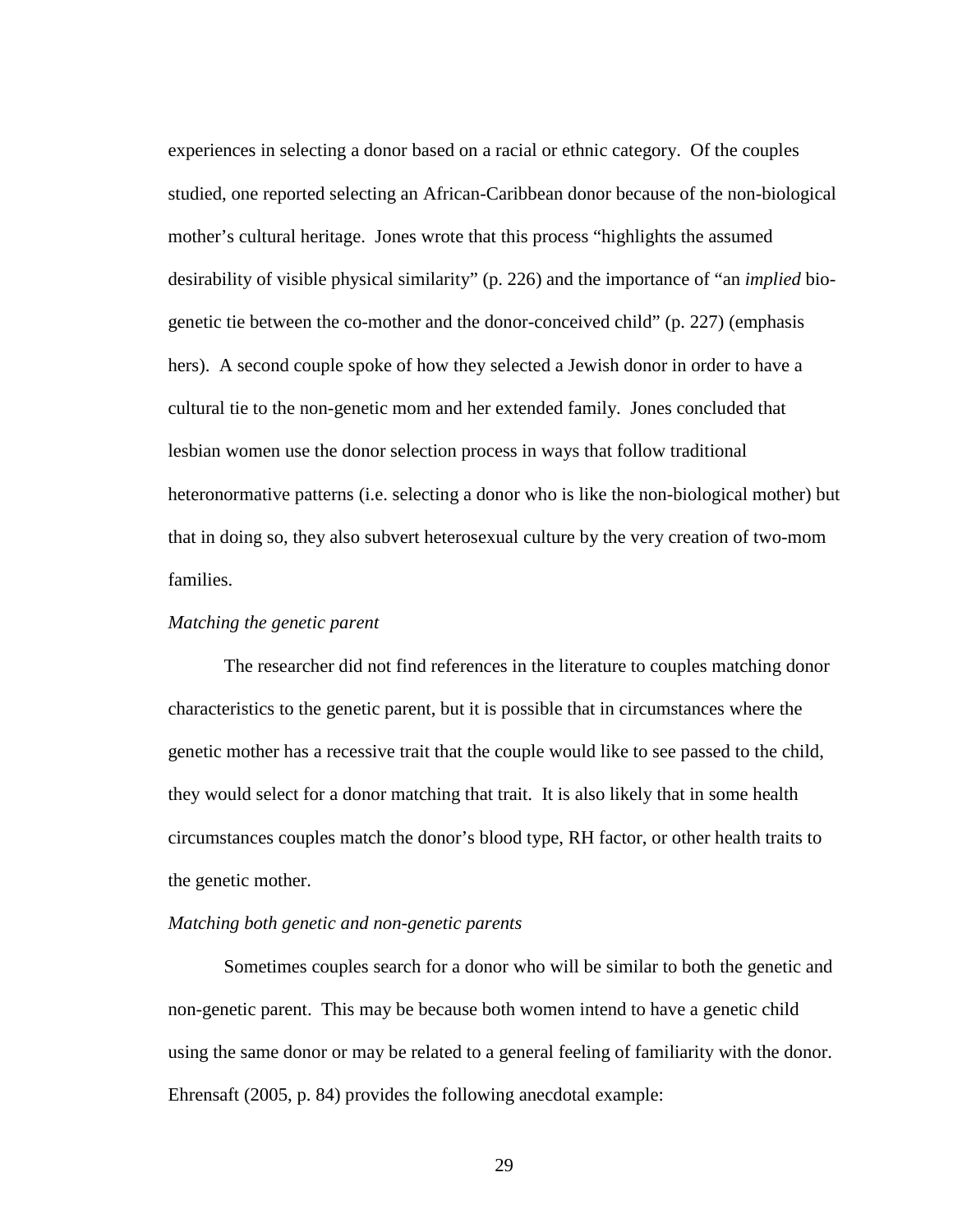experiences in selecting a donor based on a racial or ethnic category. Of the couples studied, one reported selecting an African-Caribbean donor because of the non-biological mother's cultural heritage. Jones wrote that this process "highlights the assumed desirability of visible physical similarity" (p. 226) and the importance of "an *implied* bio-genetic tie between the co-mother and the donor-conceived child" (p. 227) (emphasis hers). A second couple spoke of how they selected a Jewish donor in order to have a cultural tie to the non-genetic mom and her extended family. Jones concluded that lesbian women use the donor selection process in ways that follow traditional heteronormative patterns (i.e. selecting a donor who is like the non-biological mother) but that in doing so, they also subvert heterosexual culture by the very creation of two-mom families.

*Matching the genetic parent*

The researcher did not find references in the literature to couples matching donor characteristics to the genetic parent, but it is possible that in circumstances where the genetic mother has a recessive trait that the couple would like to see passed to the child, they would select for a donor matching that trait. It is also likely that in some health circumstances couples match the donor's blood type, RH factor, or other health traits to the genetic mother.

*Matching both genetic and non-genetic parents*

Sometimes couples search for a donor who will be similar to both the genetic and non-genetic parent. This may be because both women intend to have a genetic child using the same donor or may be related to a general feeling of familiarity with the donor. Ehrensaft (2005, p. 84) provides the following anecdotal example: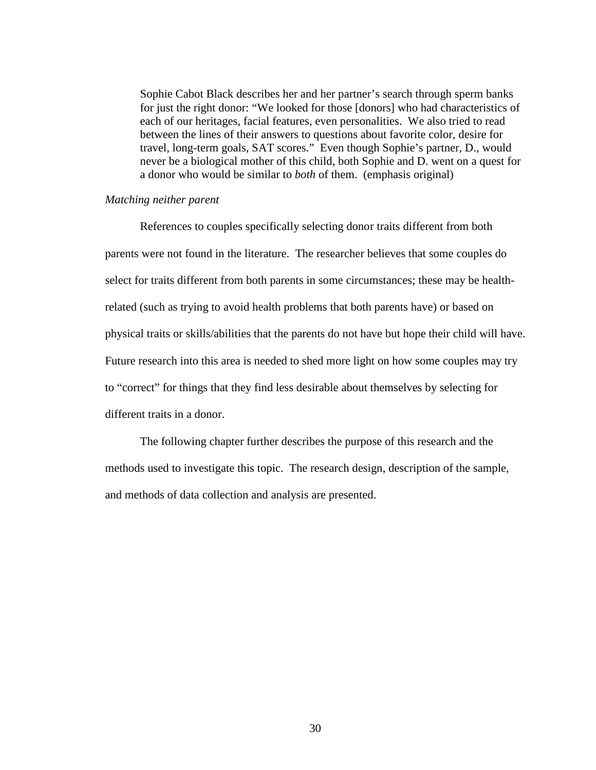> Sophie Cabot Black describes her and her partner's search through sperm banks for just the right donor: "We looked for those [donors] who had characteristics of each of our heritages, facial features, even personalities. We also tried to read between the lines of their answers to questions about favorite color, desire for travel, long-term goals, SAT scores." Even though Sophie's partner, D., would never be a biological mother of this child, both Sophie and D. went on a quest for a donor who would be similar to *both* of them. (emphasis original)

*Matching neither parent*

References to couples specifically selecting donor traits different from both parents were not found in the literature. The researcher believes that some couples do select for traits different from both parents in some circumstances; these may be health-related (such as trying to avoid health problems that both parents have) or based on physical traits or skills/abilities that the parents do not have but hope their child will have. Future research into this area is needed to shed more light on how some couples may try to "correct" for things that they find less desirable about themselves by selecting for different traits in a donor.

The following chapter further describes the purpose of this research and the methods used to investigate this topic. The research design, description of the sample, and methods of data collection and analysis are presented.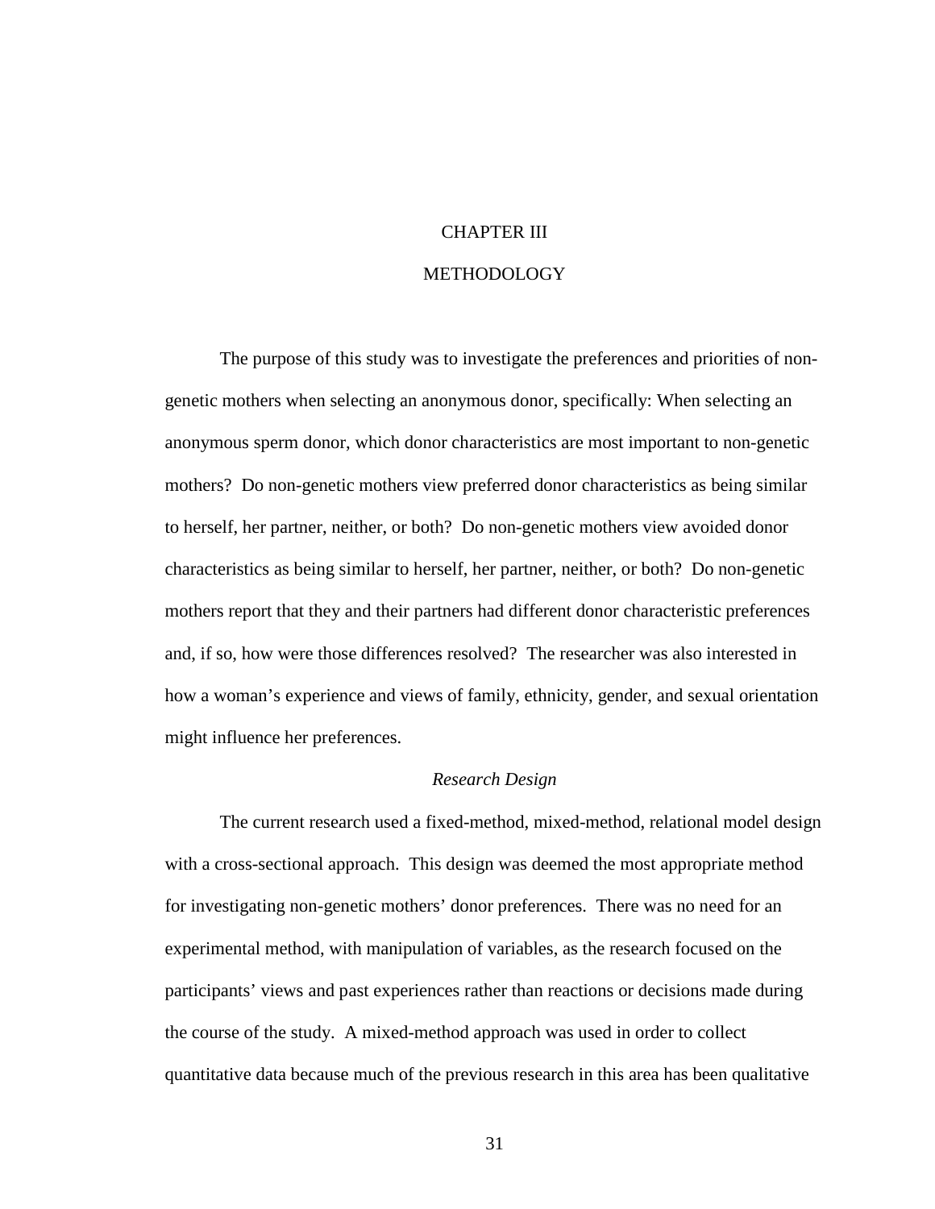# CHAPTER III

# METHODOLOGY

The purpose of this study was to investigate the preferences and priorities of non-genetic mothers when selecting an anonymous donor, specifically: When selecting an anonymous sperm donor, which donor characteristics are most important to non-genetic mothers? Do non-genetic mothers view preferred donor characteristics as being similar to herself, her partner, neither, or both? Do non-genetic mothers view avoided donor characteristics as being similar to herself, her partner, neither, or both? Do non-genetic mothers report that they and their partners had different donor characteristic preferences and, if so, how were those differences resolved? The researcher was also interested in how a woman's experience and views of family, ethnicity, gender, and sexual orientation might influence her preferences.

## *Research Design*

The current research used a fixed-method, mixed-method, relational model design with a cross-sectional approach. This design was deemed the most appropriate method for investigating non-genetic mothers' donor preferences. There was no need for an experimental method, with manipulation of variables, as the research focused on the participants' views and past experiences rather than reactions or decisions made during the course of the study. A mixed-method approach was used in order to collect quantitative data because much of the previous research in this area has been qualitative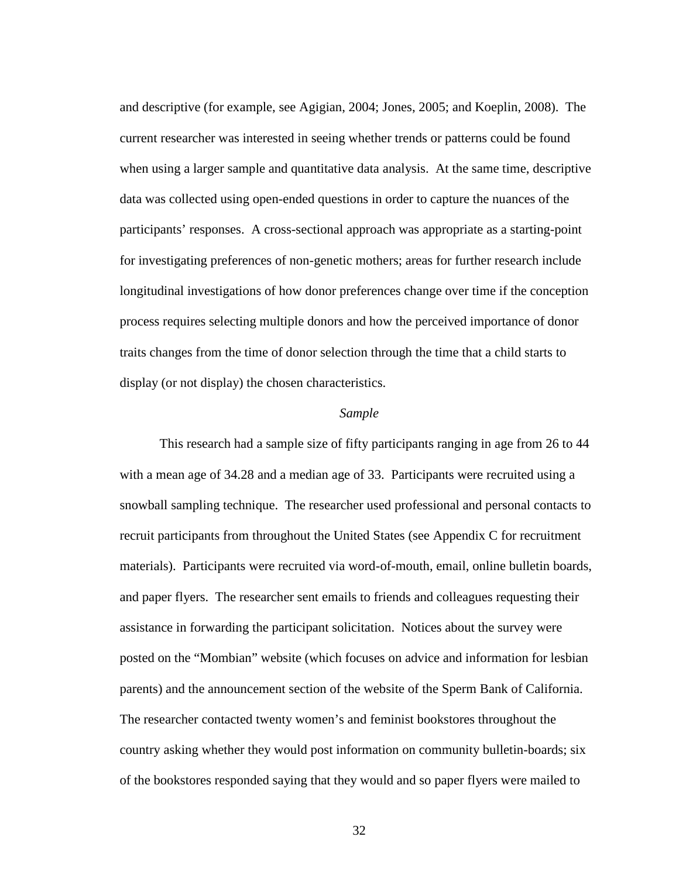and descriptive (for example, see Agigian, 2004; Jones, 2005; and Koeplin, 2008). The current researcher was interested in seeing whether trends or patterns could be found when using a larger sample and quantitative data analysis. At the same time, descriptive data was collected using open-ended questions in order to capture the nuances of the participants' responses. A cross-sectional approach was appropriate as a starting-point for investigating preferences of non-genetic mothers; areas for further research include longitudinal investigations of how donor preferences change over time if the conception process requires selecting multiple donors and how the perceived importance of donor traits changes from the time of donor selection through the time that a child starts to display (or not display) the chosen characteristics.

### *Sample*

This research had a sample size of fifty participants ranging in age from 26 to 44 with a mean age of 34.28 and a median age of 33. Participants were recruited using a snowball sampling technique. The researcher used professional and personal contacts to recruit participants from throughout the United States (see Appendix C for recruitment materials). Participants were recruited via word-of-mouth, email, online bulletin boards, and paper flyers. The researcher sent emails to friends and colleagues requesting their assistance in forwarding the participant solicitation. Notices about the survey were posted on the "Mombian" website (which focuses on advice and information for lesbian parents) and the announcement section of the website of the Sperm Bank of California. The researcher contacted twenty women's and feminist bookstores throughout the country asking whether they would post information on community bulletin-boards; six of the bookstores responded saying that they would and so paper flyers were mailed to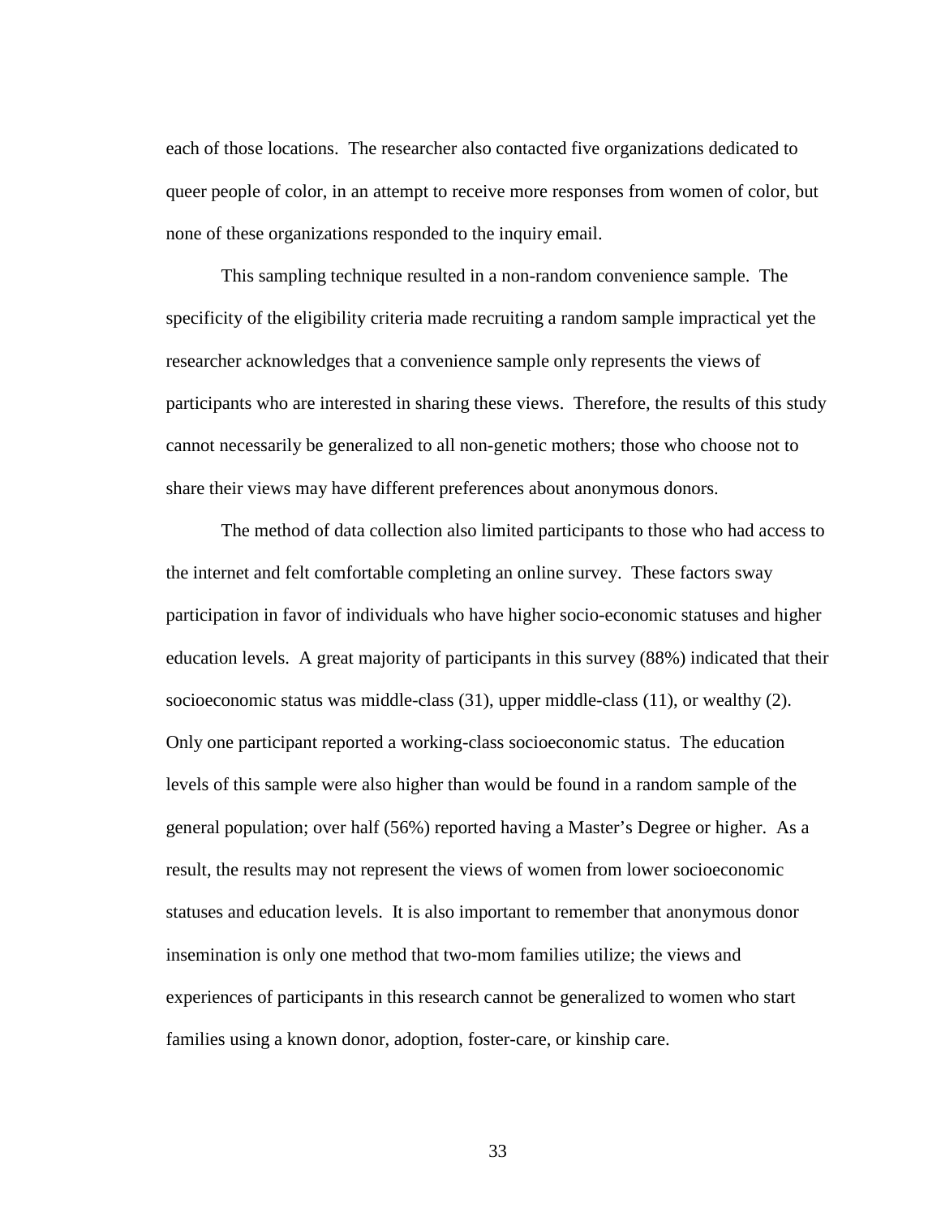each of those locations. The researcher also contacted five organizations dedicated to queer people of color, in an attempt to receive more responses from women of color, but none of these organizations responded to the inquiry email.

This sampling technique resulted in a non-random convenience sample. The specificity of the eligibility criteria made recruiting a random sample impractical yet the researcher acknowledges that a convenience sample only represents the views of participants who are interested in sharing these views. Therefore, the results of this study cannot necessarily be generalized to all non-genetic mothers; those who choose not to share their views may have different preferences about anonymous donors.

The method of data collection also limited participants to those who had access to the internet and felt comfortable completing an online survey. These factors sway participation in favor of individuals who have higher socio-economic statuses and higher education levels. A great majority of participants in this survey (88%) indicated that their socioeconomic status was middle-class (31), upper middle-class (11), or wealthy (2). Only one participant reported a working-class socioeconomic status. The education levels of this sample were also higher than would be found in a random sample of the general population; over half (56%) reported having a Master's Degree or higher. As a result, the results may not represent the views of women from lower socioeconomic statuses and education levels. It is also important to remember that anonymous donor insemination is only one method that two-mom families utilize; the views and experiences of participants in this research cannot be generalized to women who start families using a known donor, adoption, foster-care, or kinship care.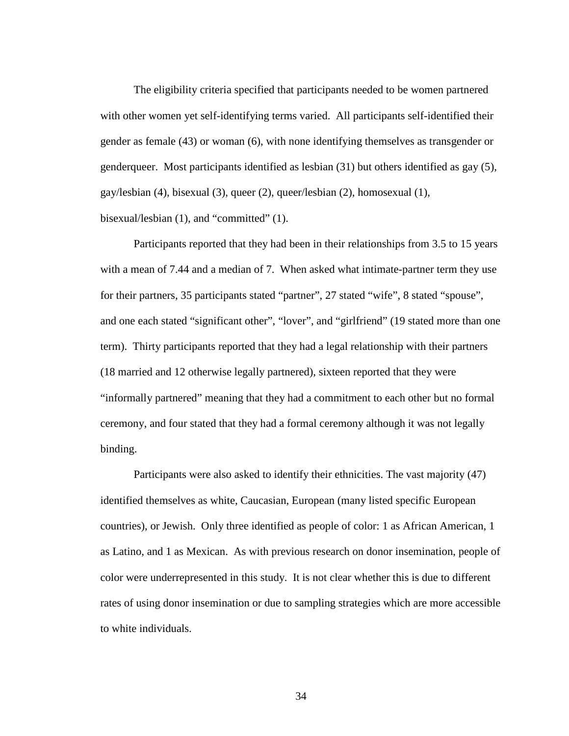The eligibility criteria specified that participants needed to be women partnered with other women yet self-identifying terms varied. All participants self-identified their gender as female (43) or woman (6), with none identifying themselves as transgender or genderqueer. Most participants identified as lesbian (31) but others identified as gay (5), gay/lesbian (4), bisexual (3), queer (2), queer/lesbian (2), homosexual (1), bisexual/lesbian (1), and "committed" (1).

Participants reported that they had been in their relationships from 3.5 to 15 years with a mean of 7.44 and a median of 7. When asked what intimate-partner term they use for their partners, 35 participants stated "partner", 27 stated "wife", 8 stated "spouse", and one each stated "significant other", "lover", and "girlfriend" (19 stated more than one term). Thirty participants reported that they had a legal relationship with their partners (18 married and 12 otherwise legally partnered), sixteen reported that they were "informally partnered" meaning that they had a commitment to each other but no formal ceremony, and four stated that they had a formal ceremony although it was not legally binding.

Participants were also asked to identify their ethnicities. The vast majority (47) identified themselves as white, Caucasian, European (many listed specific European countries), or Jewish. Only three identified as people of color: 1 as African American, 1 as Latino, and 1 as Mexican. As with previous research on donor insemination, people of color were underrepresented in this study. It is not clear whether this is due to different rates of using donor insemination or due to sampling strategies which are more accessible to white individuals.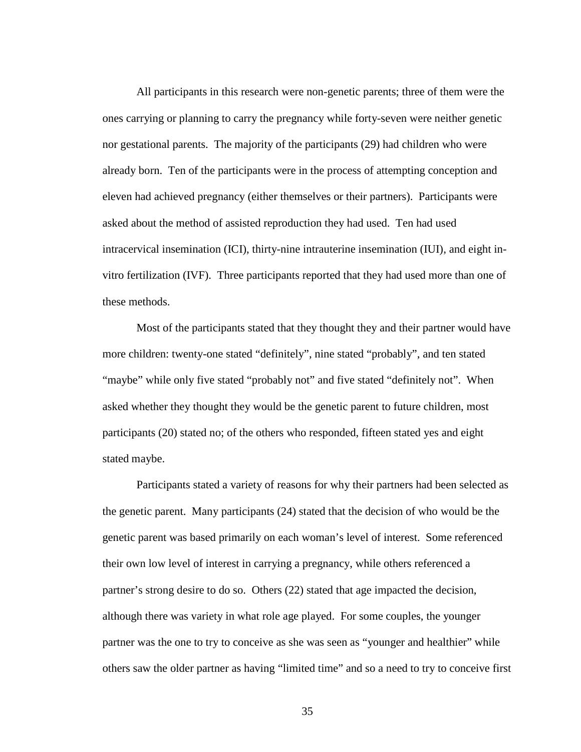All participants in this research were non-genetic parents; three of them were the ones carrying or planning to carry the pregnancy while forty-seven were neither genetic nor gestational parents. The majority of the participants (29) had children who were already born. Ten of the participants were in the process of attempting conception and eleven had achieved pregnancy (either themselves or their partners). Participants were asked about the method of assisted reproduction they had used. Ten had used intracervical insemination (ICI), thirty-nine intrauterine insemination (IUI), and eight in-vitro fertilization (IVF). Three participants reported that they had used more than one of these methods.

Most of the participants stated that they thought they and their partner would have more children: twenty-one stated "definitely", nine stated "probably", and ten stated "maybe" while only five stated "probably not" and five stated "definitely not". When asked whether they thought they would be the genetic parent to future children, most participants (20) stated no; of the others who responded, fifteen stated yes and eight stated maybe.

Participants stated a variety of reasons for why their partners had been selected as the genetic parent. Many participants (24) stated that the decision of who would be the genetic parent was based primarily on each woman's level of interest. Some referenced their own low level of interest in carrying a pregnancy, while others referenced a partner's strong desire to do so. Others (22) stated that age impacted the decision, although there was variety in what role age played. For some couples, the younger partner was the one to try to conceive as she was seen as "younger and healthier" while others saw the older partner as having "limited time" and so a need to try to conceive first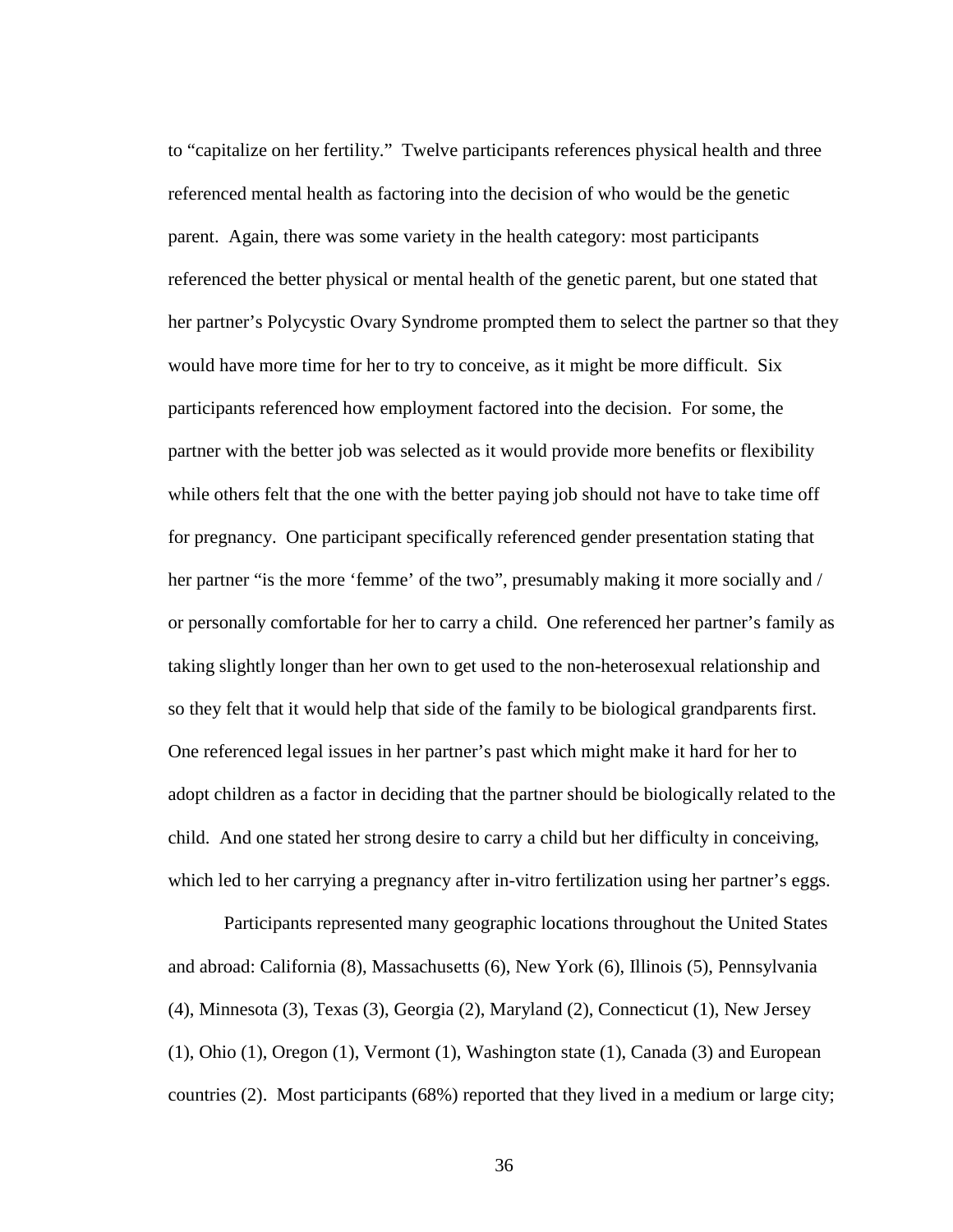to "capitalize on her fertility." Twelve participants references physical health and three referenced mental health as factoring into the decision of who would be the genetic parent. Again, there was some variety in the health category: most participants referenced the better physical or mental health of the genetic parent, but one stated that her partner's Polycystic Ovary Syndrome prompted them to select the partner so that they would have more time for her to try to conceive, as it might be more difficult. Six participants referenced how employment factored into the decision. For some, the partner with the better job was selected as it would provide more benefits or flexibility while others felt that the one with the better paying job should not have to take time off for pregnancy. One participant specifically referenced gender presentation stating that her partner "is the more 'femme' of the two", presumably making it more socially and / or personally comfortable for her to carry a child. One referenced her partner's family as taking slightly longer than her own to get used to the non-heterosexual relationship and so they felt that it would help that side of the family to be biological grandparents first. One referenced legal issues in her partner's past which might make it hard for her to adopt children as a factor in deciding that the partner should be biologically related to the child. And one stated her strong desire to carry a child but her difficulty in conceiving, which led to her carrying a pregnancy after in-vitro fertilization using her partner's eggs.

Participants represented many geographic locations throughout the United States and abroad: California (8), Massachusetts (6), New York (6), Illinois (5), Pennsylvania (4), Minnesota (3), Texas (3), Georgia (2), Maryland (2), Connecticut (1), New Jersey (1), Ohio (1), Oregon (1), Vermont (1), Washington state (1), Canada (3) and European countries (2). Most participants (68%) reported that they lived in a medium or large city;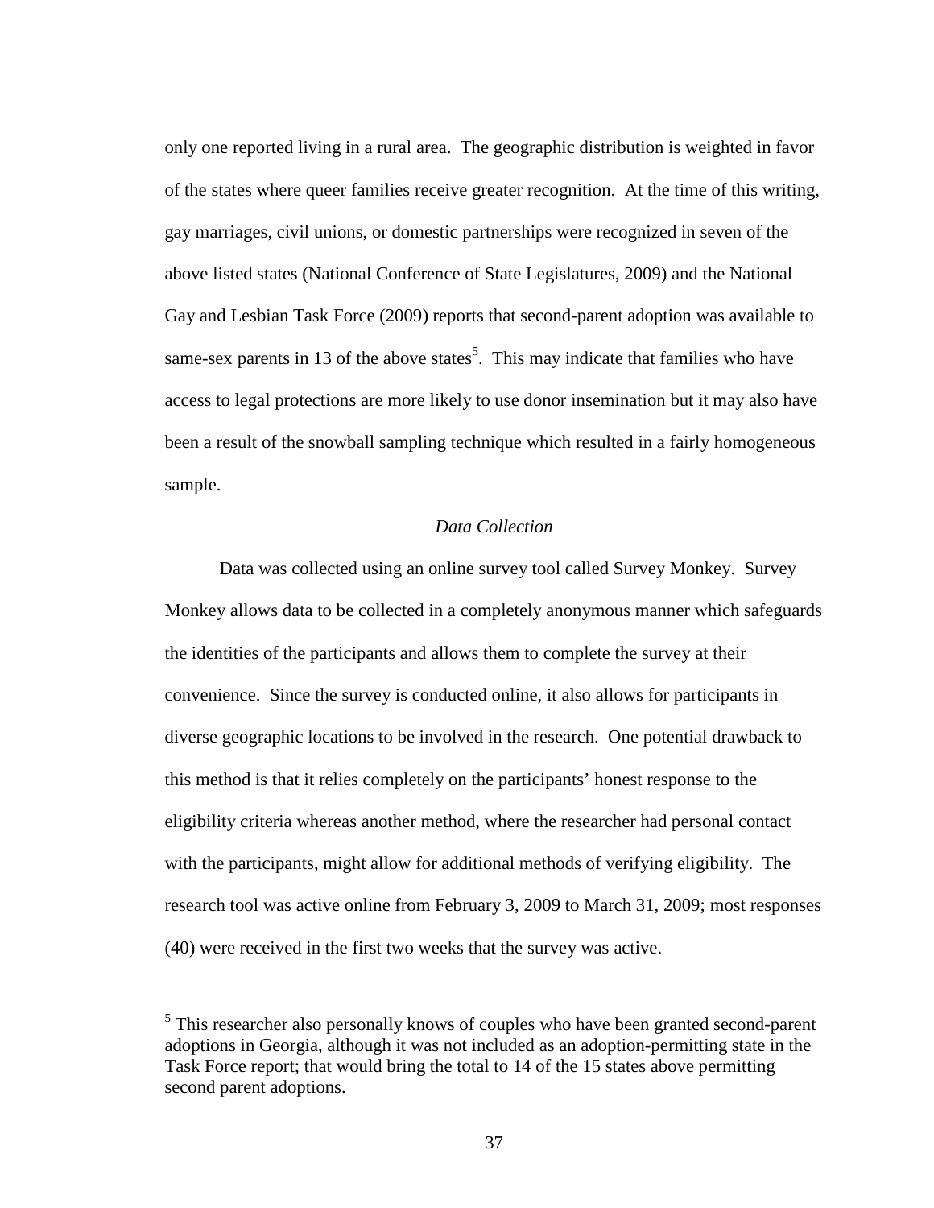only one reported living in a rural area. The geographic distribution is weighted in favor of the states where queer families receive greater recognition. At the time of this writing, gay marriages, civil unions, or domestic partnerships were recognized in seven of the above listed states (National Conference of State Legislatures, 2009) and the National Gay and Lesbian Task Force (2009) reports that second-parent adoption was available to same-sex parents in 13 of the above states[5]. This may indicate that families who have access to legal protections are more likely to use donor insemination but it may also have been a result of the snowball sampling technique which resulted in a fairly homogeneous sample.

### *Data Collection*

Data was collected using an online survey tool called Survey Monkey. Survey Monkey allows data to be collected in a completely anonymous manner which safeguards the identities of the participants and allows them to complete the survey at their convenience. Since the survey is conducted online, it also allows for participants in diverse geographic locations to be involved in the research. One potential drawback to this method is that it relies completely on the participants' honest response to the eligibility criteria whereas another method, where the researcher had personal contact with the participants, might allow for additional methods of verifying eligibility. The research tool was active online from February 3, 2009 to March 31, 2009; most responses (40) were received in the first two weeks that the survey was active.

---

[5] This researcher also personally knows of couples who have been granted second-parent adoptions in Georgia, although it was not included as an adoption-permitting state in the Task Force report; that would bring the total to 14 of the 15 states above permitting second parent adoptions.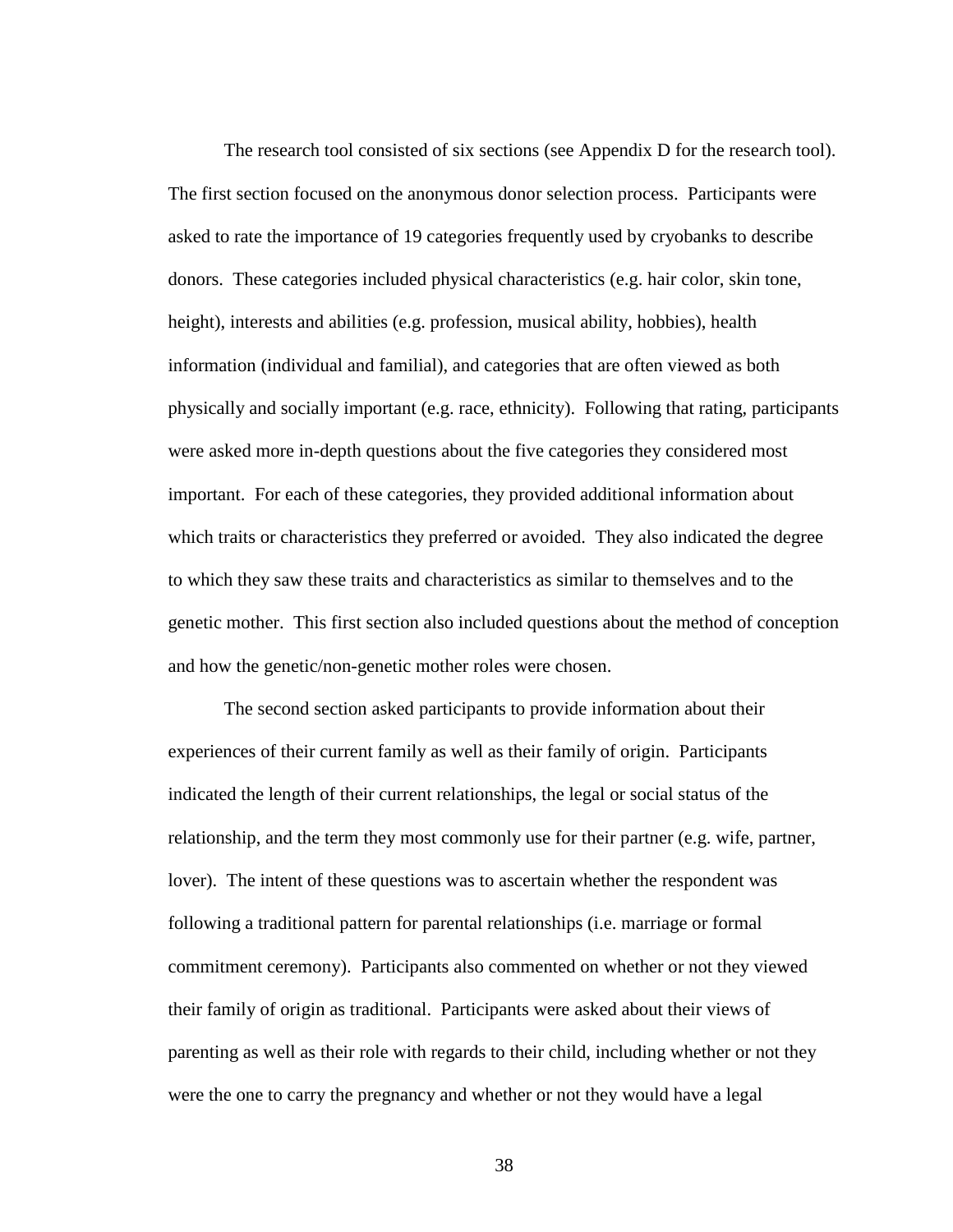The research tool consisted of six sections (see Appendix D for the research tool). The first section focused on the anonymous donor selection process. Participants were asked to rate the importance of 19 categories frequently used by cryobanks to describe donors. These categories included physical characteristics (e.g. hair color, skin tone, height), interests and abilities (e.g. profession, musical ability, hobbies), health information (individual and familial), and categories that are often viewed as both physically and socially important (e.g. race, ethnicity). Following that rating, participants were asked more in-depth questions about the five categories they considered most important. For each of these categories, they provided additional information about which traits or characteristics they preferred or avoided. They also indicated the degree to which they saw these traits and characteristics as similar to themselves and to the genetic mother. This first section also included questions about the method of conception and how the genetic/non-genetic mother roles were chosen.

The second section asked participants to provide information about their experiences of their current family as well as their family of origin. Participants indicated the length of their current relationships, the legal or social status of the relationship, and the term they most commonly use for their partner (e.g. wife, partner, lover). The intent of these questions was to ascertain whether the respondent was following a traditional pattern for parental relationships (i.e. marriage or formal commitment ceremony). Participants also commented on whether or not they viewed their family of origin as traditional. Participants were asked about their views of parenting as well as their role with regards to their child, including whether or not they were the one to carry the pregnancy and whether or not they would have a legal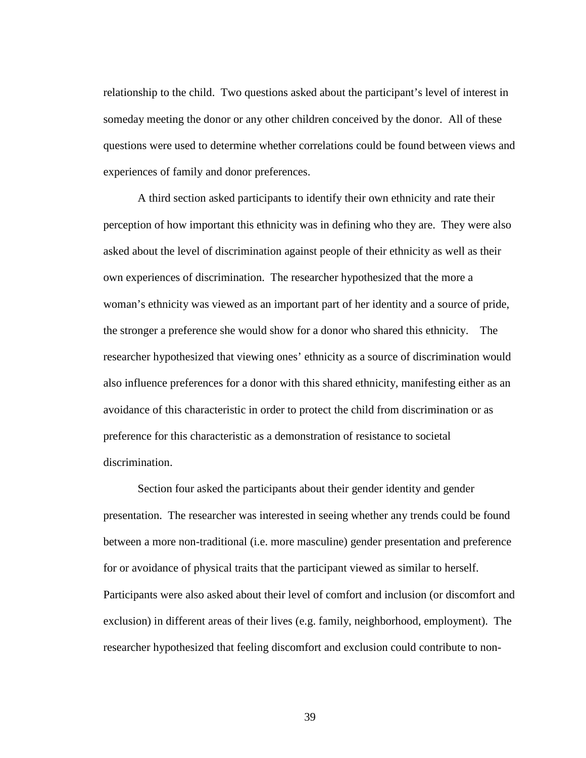relationship to the child. Two questions asked about the participant's level of interest in someday meeting the donor or any other children conceived by the donor. All of these questions were used to determine whether correlations could be found between views and experiences of family and donor preferences.

A third section asked participants to identify their own ethnicity and rate their perception of how important this ethnicity was in defining who they are. They were also asked about the level of discrimination against people of their ethnicity as well as their own experiences of discrimination. The researcher hypothesized that the more a woman's ethnicity was viewed as an important part of her identity and a source of pride, the stronger a preference she would show for a donor who shared this ethnicity. The researcher hypothesized that viewing ones' ethnicity as a source of discrimination would also influence preferences for a donor with this shared ethnicity, manifesting either as an avoidance of this characteristic in order to protect the child from discrimination or as preference for this characteristic as a demonstration of resistance to societal discrimination.

Section four asked the participants about their gender identity and gender presentation. The researcher was interested in seeing whether any trends could be found between a more non-traditional (i.e. more masculine) gender presentation and preference for or avoidance of physical traits that the participant viewed as similar to herself. Participants were also asked about their level of comfort and inclusion (or discomfort and exclusion) in different areas of their lives (e.g. family, neighborhood, employment). The researcher hypothesized that feeling discomfort and exclusion could contribute to non-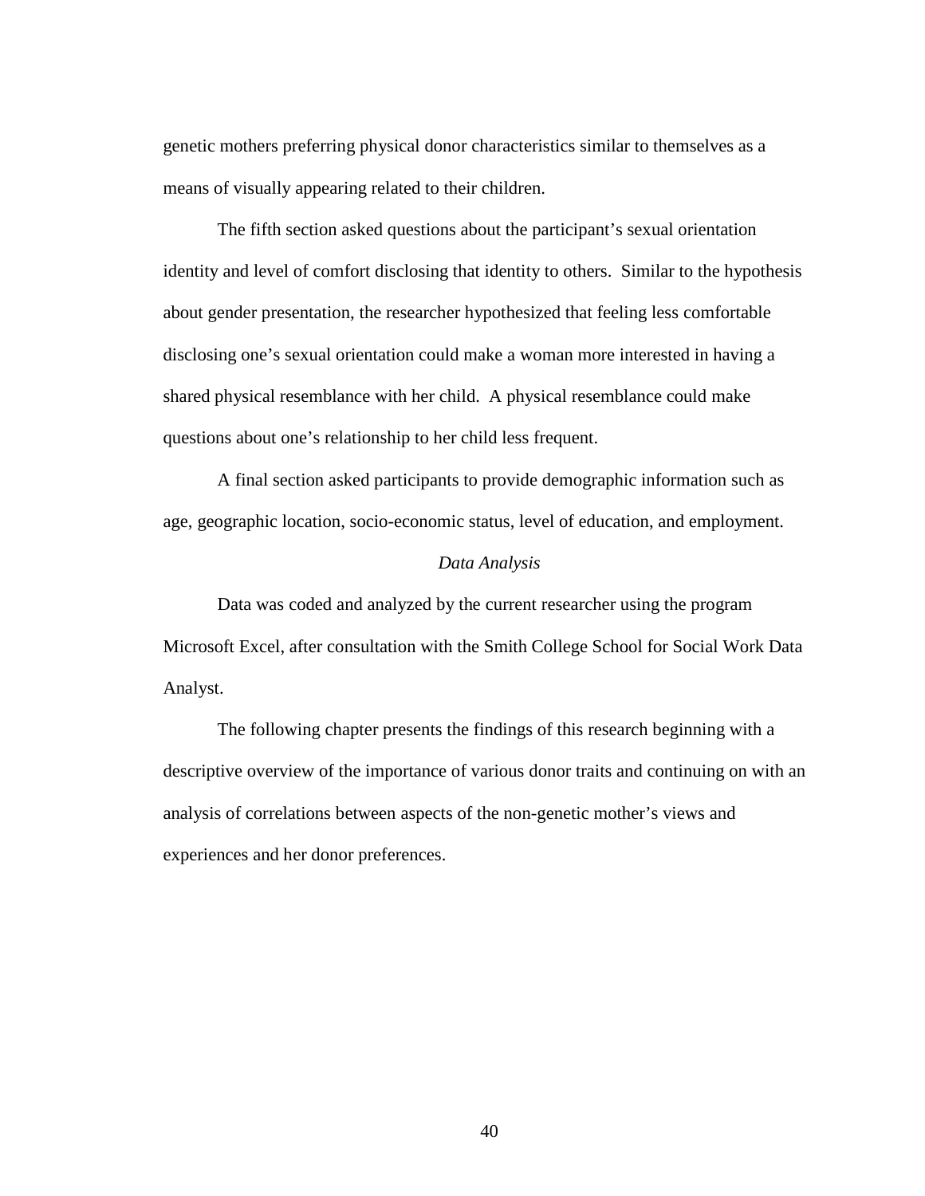genetic mothers preferring physical donor characteristics similar to themselves as a means of visually appearing related to their children.

The fifth section asked questions about the participant's sexual orientation identity and level of comfort disclosing that identity to others. Similar to the hypothesis about gender presentation, the researcher hypothesized that feeling less comfortable disclosing one's sexual orientation could make a woman more interested in having a shared physical resemblance with her child. A physical resemblance could make questions about one's relationship to her child less frequent.

A final section asked participants to provide demographic information such as age, geographic location, socio-economic status, level of education, and employment.

*Data Analysis*

Data was coded and analyzed by the current researcher using the program Microsoft Excel, after consultation with the Smith College School for Social Work Data Analyst.

The following chapter presents the findings of this research beginning with a descriptive overview of the importance of various donor traits and continuing on with an analysis of correlations between aspects of the non-genetic mother's views and experiences and her donor preferences.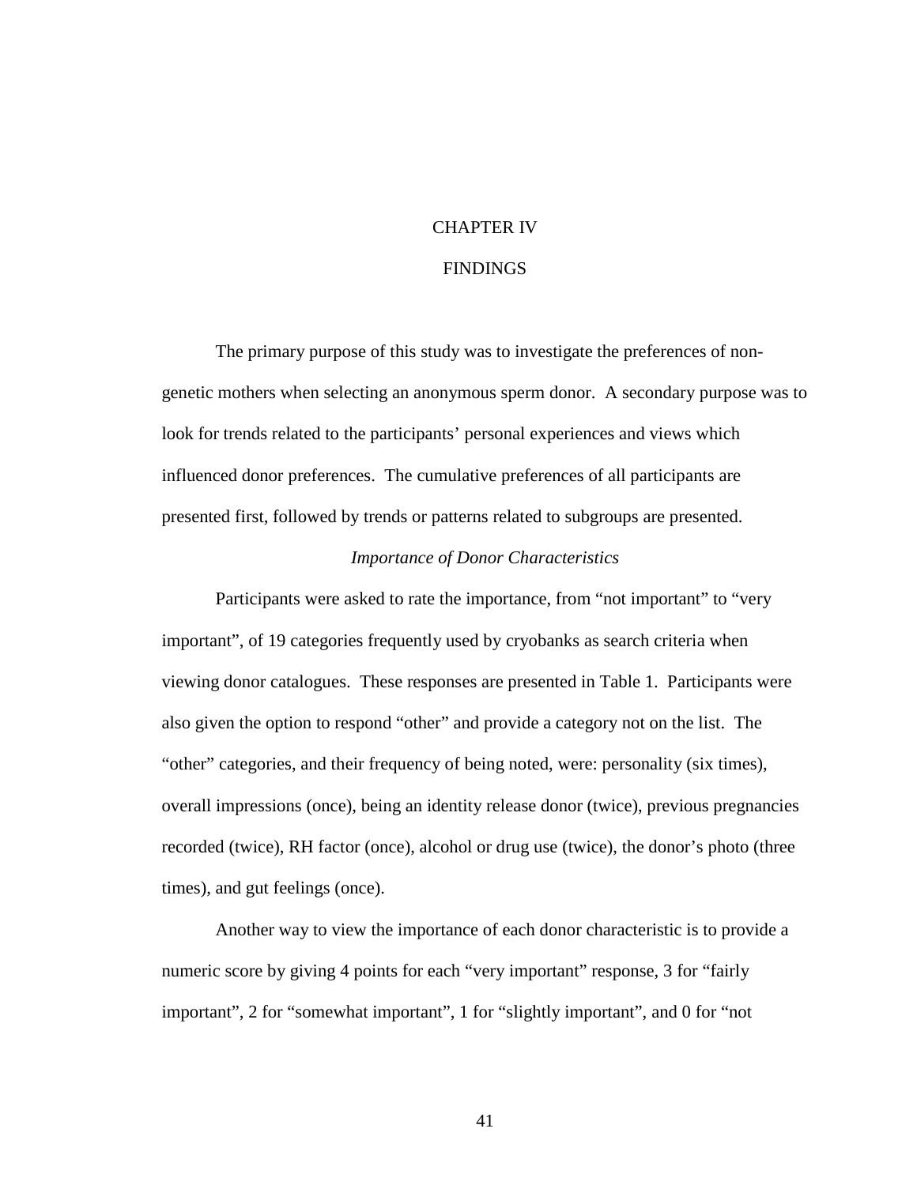# CHAPTER IV

# FINDINGS

The primary purpose of this study was to investigate the preferences of non-genetic mothers when selecting an anonymous sperm donor. A secondary purpose was to look for trends related to the participants' personal experiences and views which influenced donor preferences. The cumulative preferences of all participants are presented first, followed by trends or patterns related to subgroups are presented.

### *Importance of Donor Characteristics*

Participants were asked to rate the importance, from "not important" to "very important", of 19 categories frequently used by cryobanks as search criteria when viewing donor catalogues. These responses are presented in Table 1. Participants were also given the option to respond "other" and provide a category not on the list. The "other" categories, and their frequency of being noted, were: personality (six times), overall impressions (once), being an identity release donor (twice), previous pregnancies recorded (twice), RH factor (once), alcohol or drug use (twice), the donor's photo (three times), and gut feelings (once).

Another way to view the importance of each donor characteristic is to provide a numeric score by giving 4 points for each "very important" response, 3 for "fairly important", 2 for "somewhat important", 1 for "slightly important", and 0 for "not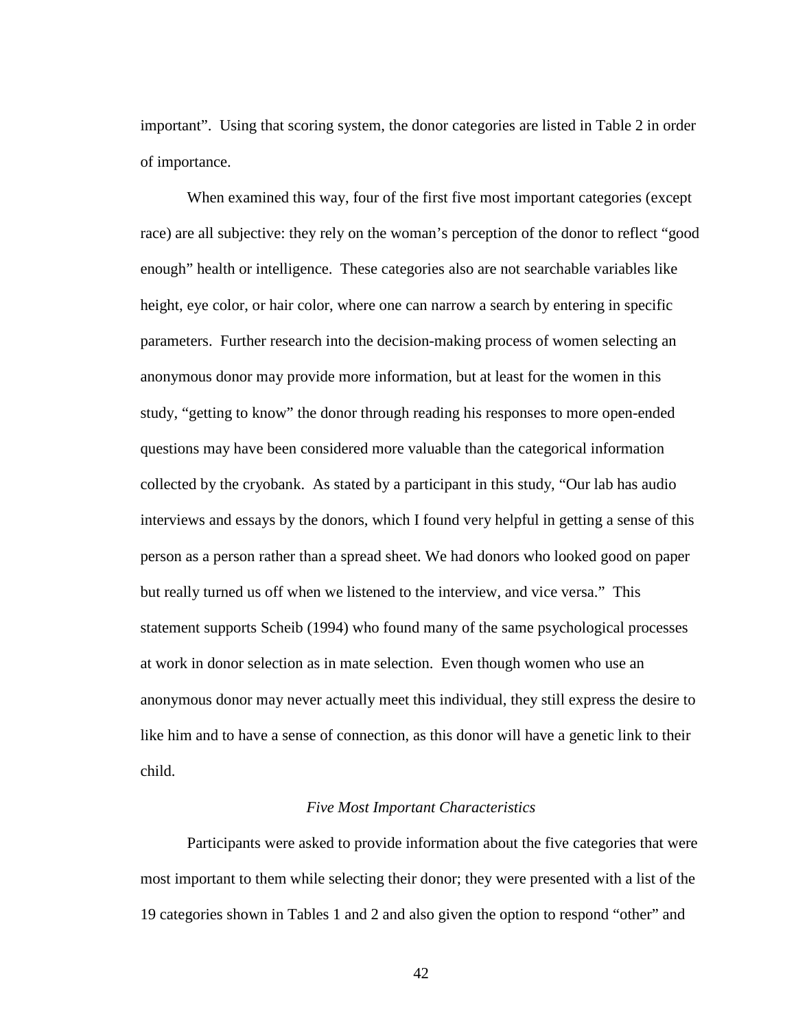important". Using that scoring system, the donor categories are listed in Table 2 in order of importance.

When examined this way, four of the first five most important categories (except race) are all subjective: they rely on the woman's perception of the donor to reflect "good enough" health or intelligence. These categories also are not searchable variables like height, eye color, or hair color, where one can narrow a search by entering in specific parameters. Further research into the decision-making process of women selecting an anonymous donor may provide more information, but at least for the women in this study, "getting to know" the donor through reading his responses to more open-ended questions may have been considered more valuable than the categorical information collected by the cryobank. As stated by a participant in this study, "Our lab has audio interviews and essays by the donors, which I found very helpful in getting a sense of this person as a person rather than a spread sheet. We had donors who looked good on paper but really turned us off when we listened to the interview, and vice versa." This statement supports Scheib (1994) who found many of the same psychological processes at work in donor selection as in mate selection. Even though women who use an anonymous donor may never actually meet this individual, they still express the desire to like him and to have a sense of connection, as this donor will have a genetic link to their child.

### *Five Most Important Characteristics*

Participants were asked to provide information about the five categories that were most important to them while selecting their donor; they were presented with a list of the 19 categories shown in Tables 1 and 2 and also given the option to respond "other" and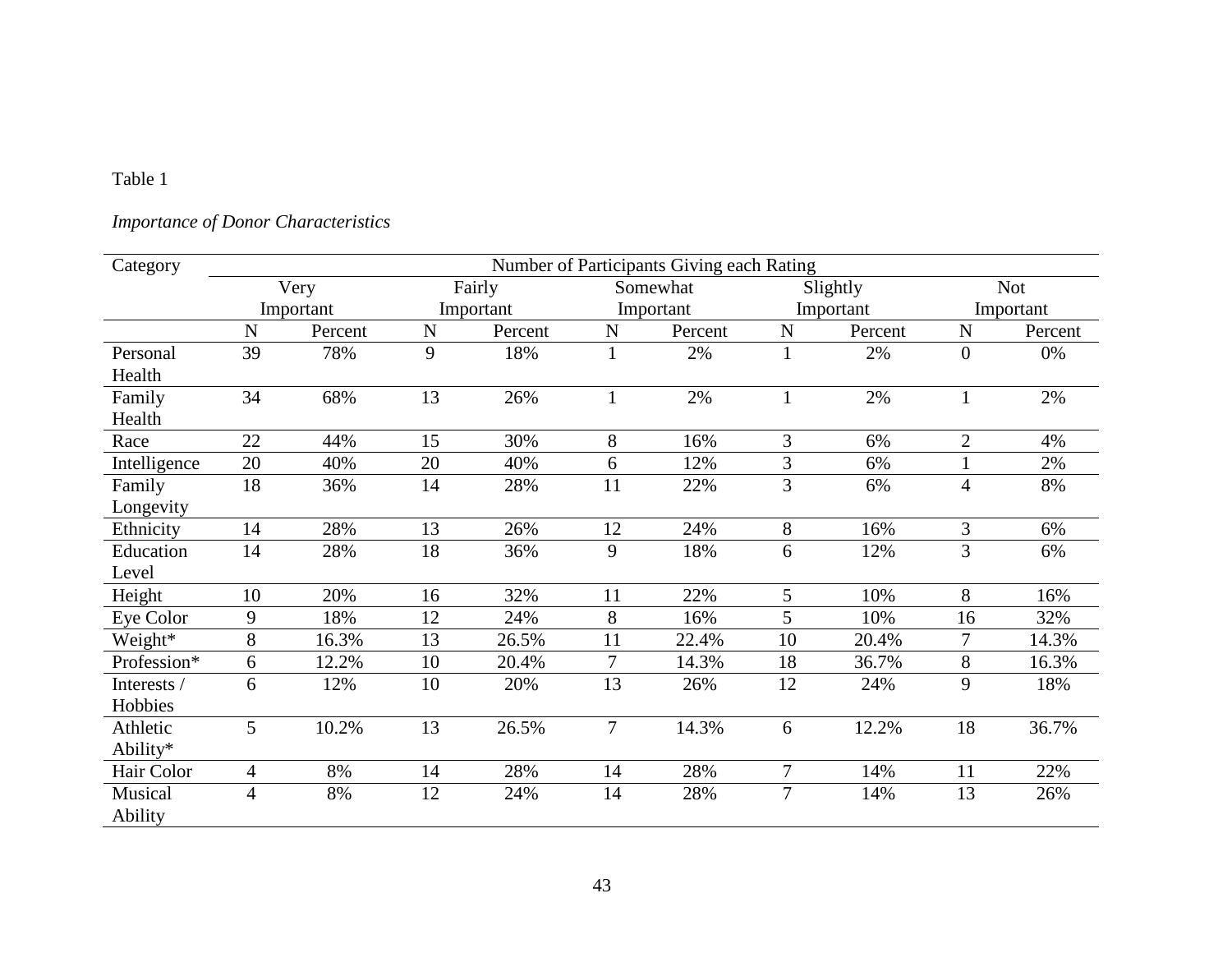Table 1

*Importance of Donor Characteristics*

| Category | Number of Participants Giving each Rating | | | | | | | | | |
|---|---|---|---|---|---|---|---|---|---|---|
| | Very Important | | Fairly Important | | Somewhat Important | | Slightly Important | | Not Important | |
| | N | Percent | N | Percent | N | Percent | N | Percent | N | Percent |
| Personal Health | 39 | 78% | 9 | 18% | 1 | 2% | 1 | 2% | 0 | 0% |
| Family Health | 34 | 68% | 13 | 26% | 1 | 2% | 1 | 2% | 1 | 2% |
| Race | 22 | 44% | 15 | 30% | 8 | 16% | 3 | 6% | 2 | 4% |
| Intelligence | 20 | 40% | 20 | 40% | 6 | 12% | 3 | 6% | 1 | 2% |
| Family Longevity | 18 | 36% | 14 | 28% | 11 | 22% | 3 | 6% | 4 | 8% |
| Ethnicity | 14 | 28% | 13 | 26% | 12 | 24% | 8 | 16% | 3 | 6% |
| Education Level | 14 | 28% | 18 | 36% | 9 | 18% | 6 | 12% | 3 | 6% |
| Height | 10 | 20% | 16 | 32% | 11 | 22% | 5 | 10% | 8 | 16% |
| Eye Color | 9 | 18% | 12 | 24% | 8 | 16% | 5 | 10% | 16 | 32% |
| Weight* | 8 | 16.3% | 13 | 26.5% | 11 | 22.4% | 10 | 20.4% | 7 | 14.3% |
| Profession* | 6 | 12.2% | 10 | 20.4% | 7 | 14.3% | 18 | 36.7% | 8 | 16.3% |
| Interests / Hobbies | 6 | 12% | 10 | 20% | 13 | 26% | 12 | 24% | 9 | 18% |
| Athletic Ability* | 5 | 10.2% | 13 | 26.5% | 7 | 14.3% | 6 | 12.2% | 18 | 36.7% |
| Hair Color | 4 | 8% | 14 | 28% | 14 | 28% | 7 | 14% | 11 | 22% |
| Musical Ability | 4 | 8% | 12 | 24% | 14 | 28% | 7 | 14% | 13 | 26% |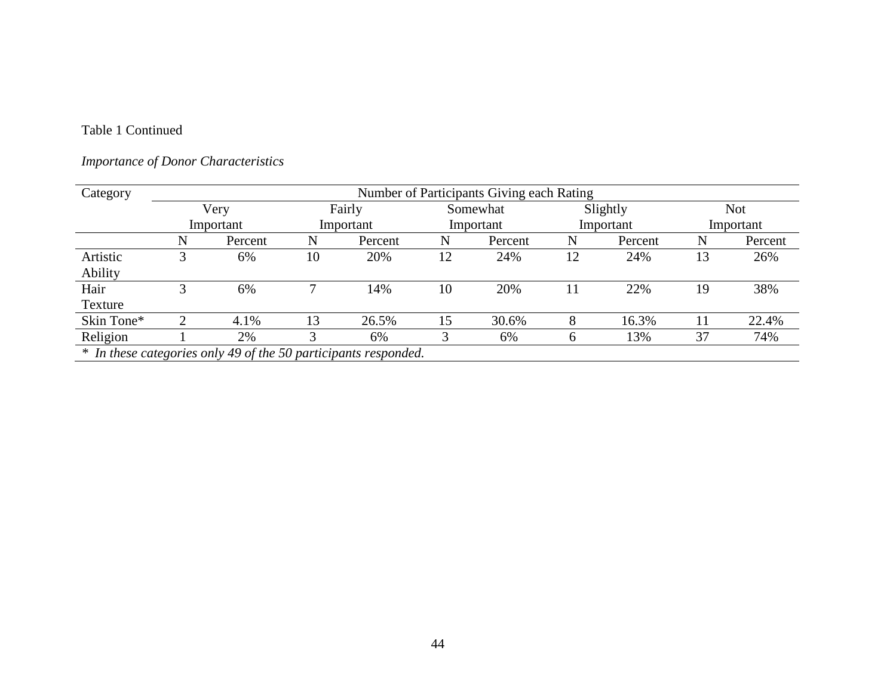Table 1 Continued

*Importance of Donor Characteristics*

| Category | Number of Participants Giving each Rating | | | | | | | | | |
|---|---|---|---|---|---|---|---|---|---|---|
| | Very Important | | Fairly Important | | Somewhat Important | | Slightly Important | | Not Important | |
| | N | Percent | N | Percent | N | Percent | N | Percent | N | Percent |
| Artistic Ability | 3 | 6% | 10 | 20% | 12 | 24% | 12 | 24% | 13 | 26% |
| Hair Texture | 3 | 6% | 7 | 14% | 10 | 20% | 11 | 22% | 19 | 38% |
| Skin Tone* | 2 | 4.1% | 13 | 26.5% | 15 | 30.6% | 8 | 16.3% | 11 | 22.4% |
| Religion | 1 | 2% | 3 | 6% | 3 | 6% | 6 | 13% | 37 | 74% |

* *In these categories only 49 of the 50 participants responded.*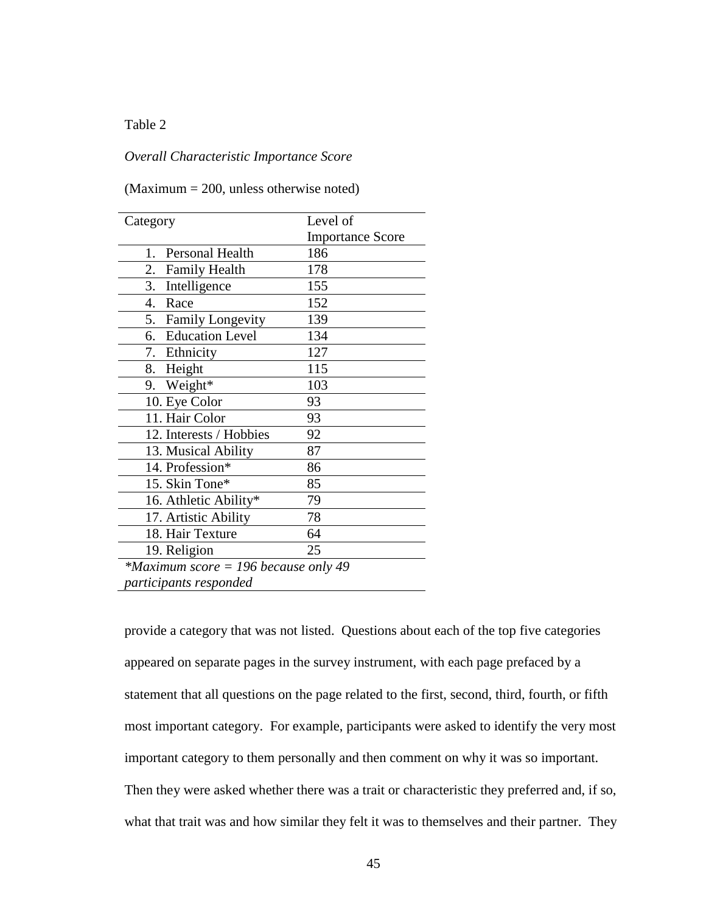Table 2

*Overall Characteristic Importance Score*

(Maximum = 200, unless otherwise noted)

| Category | Level of Importance Score |
|---|---|
| 1. Personal Health | 186 |
| 2. Family Health | 178 |
| 3. Intelligence | 155 |
| 4. Race | 152 |
| 5. Family Longevity | 139 |
| 6. Education Level | 134 |
| 7. Ethnicity | 127 |
| 8. Height | 115 |
| 9. Weight* | 103 |
| 10. Eye Color | 93 |
| 11. Hair Color | 93 |
| 12. Interests / Hobbies | 92 |
| 13. Musical Ability | 87 |
| 14. Profession* | 86 |
| 15. Skin Tone* | 85 |
| 16. Athletic Ability* | 79 |
| 17. Artistic Ability | 78 |
| 18. Hair Texture | 64 |
| 19. Religion | 25 |

**Maximum score = 196 because only 49 participants responded*

provide a category that was not listed. Questions about each of the top five categories appeared on separate pages in the survey instrument, with each page prefaced by a statement that all questions on the page related to the first, second, third, fourth, or fifth most important category. For example, participants were asked to identify the very most important category to them personally and then comment on why it was so important. Then they were asked whether there was a trait or characteristic they preferred and, if so, what that trait was and how similar they felt it was to themselves and their partner. They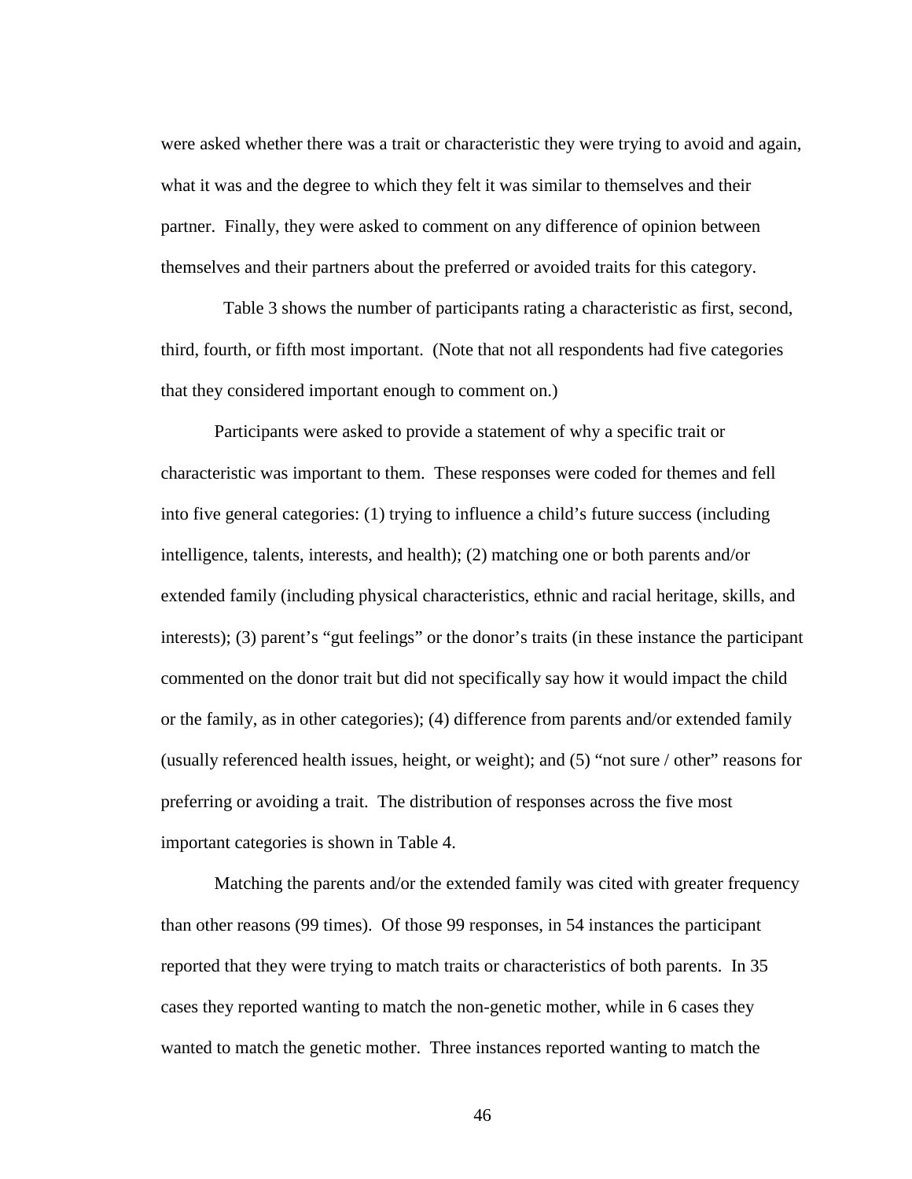were asked whether there was a trait or characteristic they were trying to avoid and again, what it was and the degree to which they felt it was similar to themselves and their partner. Finally, they were asked to comment on any difference of opinion between themselves and their partners about the preferred or avoided traits for this category.

Table 3 shows the number of participants rating a characteristic as first, second, third, fourth, or fifth most important. (Note that not all respondents had five categories that they considered important enough to comment on.)

Participants were asked to provide a statement of why a specific trait or characteristic was important to them. These responses were coded for themes and fell into five general categories: (1) trying to influence a child's future success (including intelligence, talents, interests, and health); (2) matching one or both parents and/or extended family (including physical characteristics, ethnic and racial heritage, skills, and interests); (3) parent's "gut feelings" or the donor's traits (in these instance the participant commented on the donor trait but did not specifically say how it would impact the child or the family, as in other categories); (4) difference from parents and/or extended family (usually referenced health issues, height, or weight); and (5) "not sure / other" reasons for preferring or avoiding a trait. The distribution of responses across the five most important categories is shown in Table 4.

Matching the parents and/or the extended family was cited with greater frequency than other reasons (99 times). Of those 99 responses, in 54 instances the participant reported that they were trying to match traits or characteristics of both parents. In 35 cases they reported wanting to match the non-genetic mother, while in 6 cases they wanted to match the genetic mother. Three instances reported wanting to match the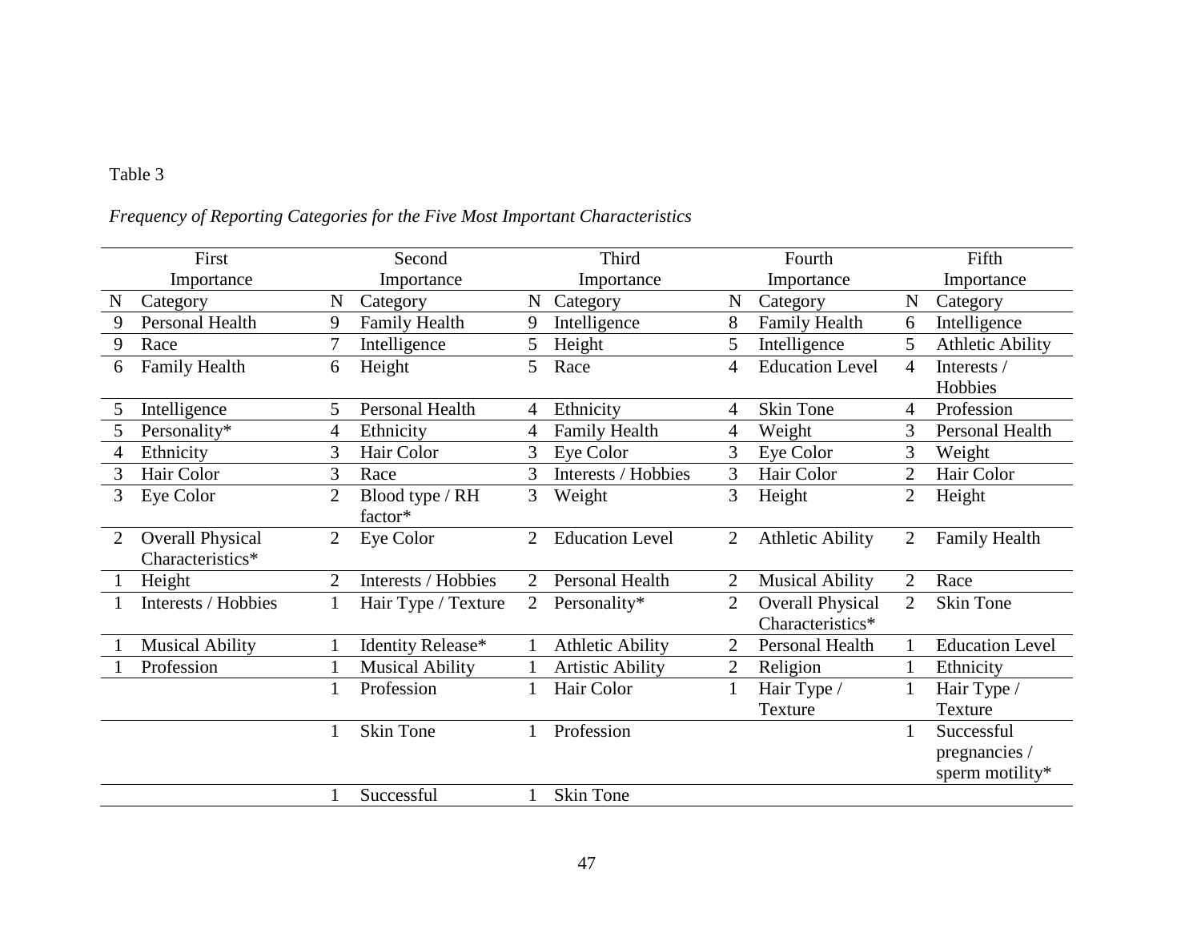Table 3

*Frequency of Reporting Categories for the Five Most Important Characteristics*

| First Importance | | Second Importance | | Third Importance | | Fourth Importance | | Fifth Importance | |
|---|---|---|---|---|---|---|---|---|---|
| N | Category | N | Category | N | Category | N | Category | N | Category |
| 9 | Personal Health | 9 | Family Health | 9 | Intelligence | 8 | Family Health | 6 | Intelligence |
| 9 | Race | 7 | Intelligence | 5 | Height | 5 | Intelligence | 5 | Athletic Ability |
| 6 | Family Health | 6 | Height | 5 | Race | 4 | Education Level | 4 | Interests / Hobbies |
| 5 | Intelligence | 5 | Personal Health | 4 | Ethnicity | 4 | Skin Tone | 4 | Profession |
| 5 | Personality* | 4 | Ethnicity | 4 | Family Health | 4 | Weight | 3 | Personal Health |
| 4 | Ethnicity | 3 | Hair Color | 3 | Eye Color | 3 | Eye Color | 3 | Weight |
| 3 | Hair Color | 3 | Race | 3 | Interests / Hobbies | 3 | Hair Color | 2 | Hair Color |
| 3 | Eye Color | 2 | Blood type / RH factor* | 3 | Weight | 3 | Height | 2 | Height |
| 2 | Overall Physical Characteristics* | 2 | Eye Color | 2 | Education Level | 2 | Athletic Ability | 2 | Family Health |
| 1 | Height | 2 | Interests / Hobbies | 2 | Personal Health | 2 | Musical Ability | 2 | Race |
| 1 | Interests / Hobbies | 1 | Hair Type / Texture | 2 | Personality* | 2 | Overall Physical Characteristics* | 2 | Skin Tone |
| 1 | Musical Ability | 1 | Identity Release* | 1 | Athletic Ability | 2 | Personal Health | 1 | Education Level |
| 1 | Profession | 1 | Musical Ability | 1 | Artistic Ability | 2 | Religion | 1 | Ethnicity |
| | | 1 | Profession | 1 | Hair Color | 1 | Hair Type / Texture | 1 | Hair Type / Texture |
| | | 1 | Skin Tone | 1 | Profession | | | 1 | Successful pregnancies / sperm motility* |
| | | 1 | Successful | 1 | Skin Tone | | | | |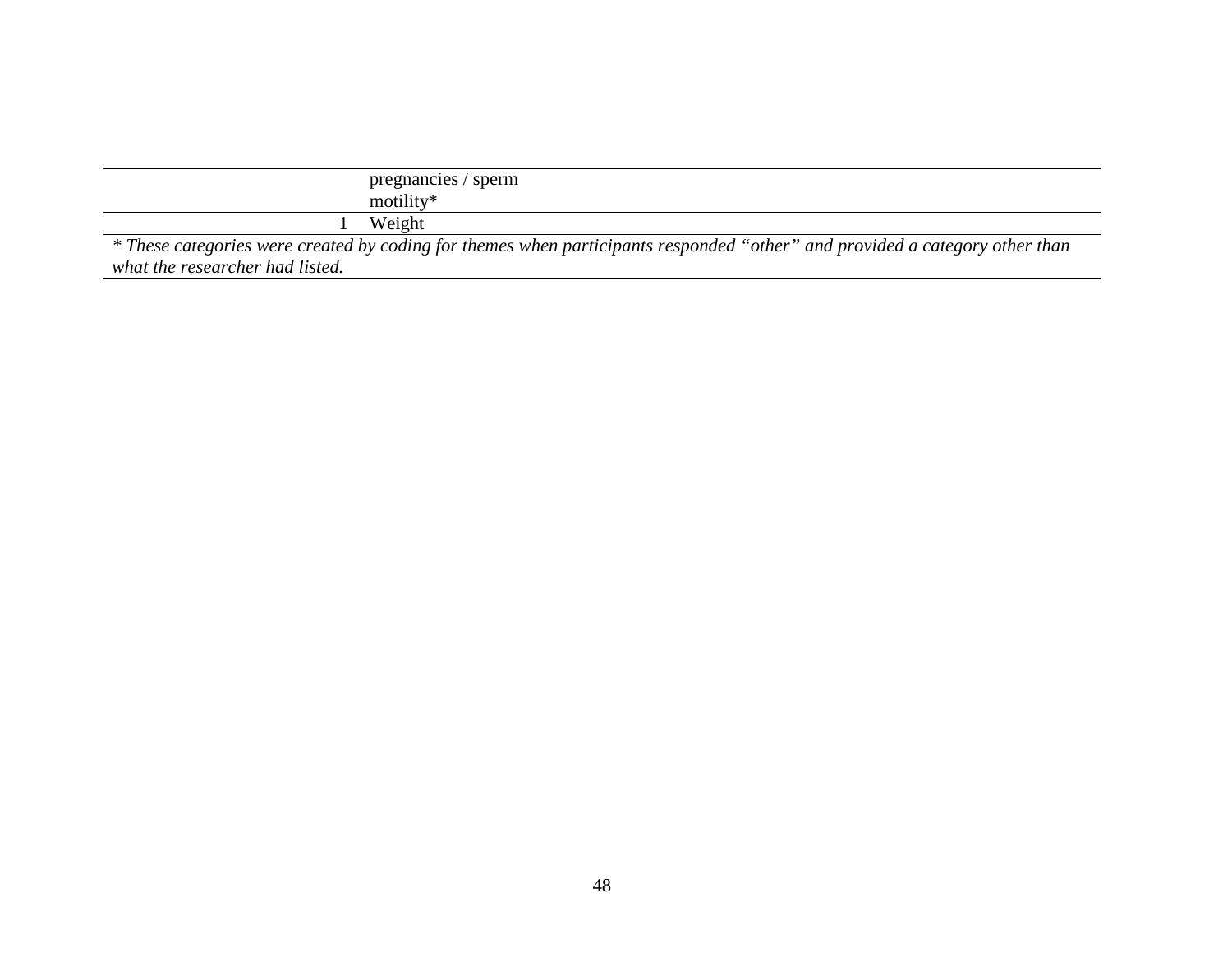|  |  |
|---|---|
|  | pregnancies / sperm motility* |
| 1 | Weight |

*\* These categories were created by coding for themes when participants responded "other" and provided a category other than what the researcher had listed.*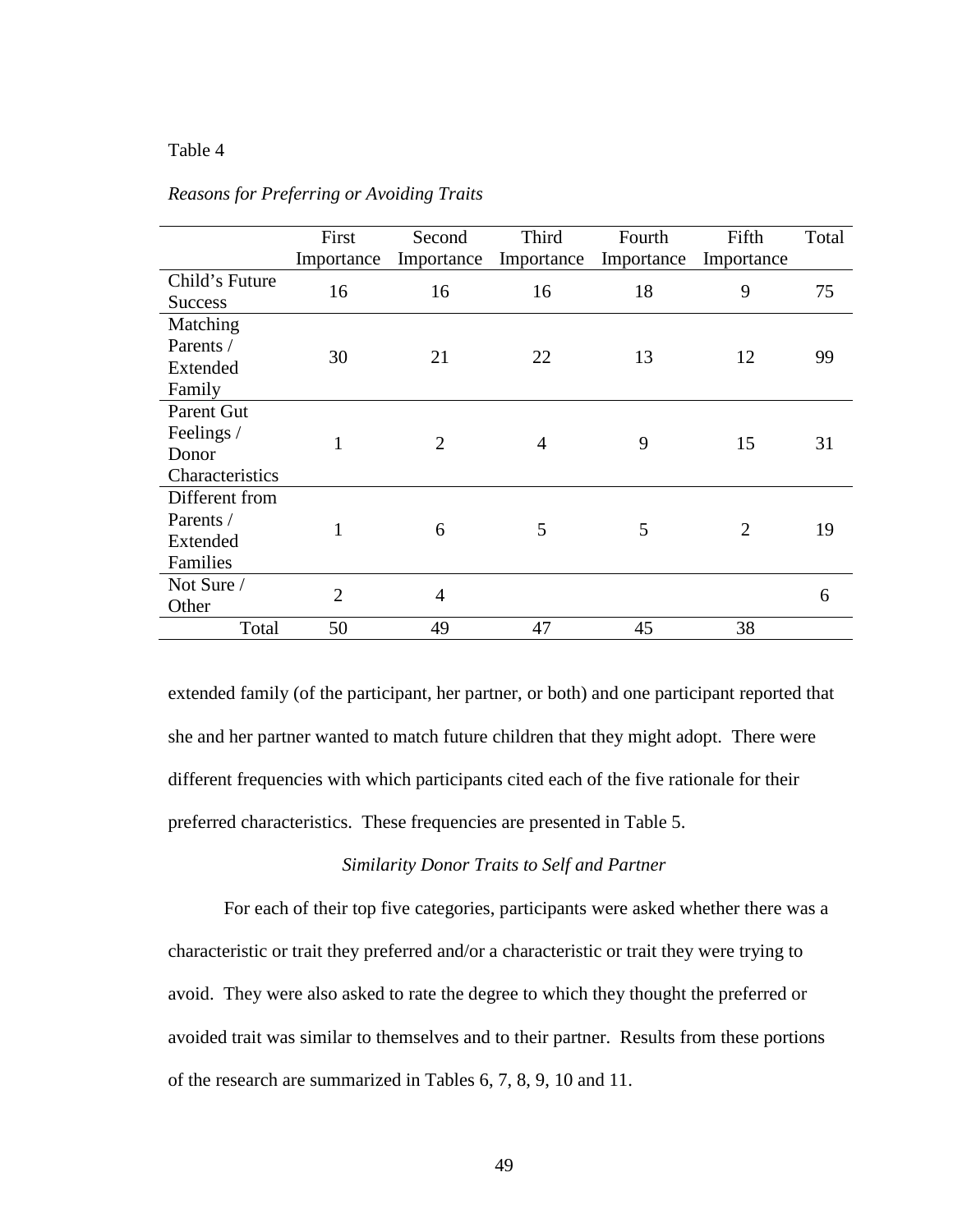Table 4

*Reasons for Preferring or Avoiding Traits*

| | First Importance | Second Importance | Third Importance | Fourth Importance | Fifth Importance | Total |
|---|---|---|---|---|---|---|
| Child's Future Success | 16 | 16 | 16 | 18 | 9 | 75 |
| Matching Parents / Extended Family | 30 | 21 | 22 | 13 | 12 | 99 |
| Parent Gut Feelings / Donor Characteristics | 1 | 2 | 4 | 9 | 15 | 31 |
| Different from Parents / Extended Families | 1 | 6 | 5 | 5 | 2 | 19 |
| Not Sure / Other | 2 | 4 | | | | 6 |
| Total | 50 | 49 | 47 | 45 | 38 | |

extended family (of the participant, her partner, or both) and one participant reported that she and her partner wanted to match future children that they might adopt. There were different frequencies with which participants cited each of the five rationale for their preferred characteristics. These frequencies are presented in Table 5.

*Similarity Donor Traits to Self and Partner*

For each of their top five categories, participants were asked whether there was a characteristic or trait they preferred and/or a characteristic or trait they were trying to avoid. They were also asked to rate the degree to which they thought the preferred or avoided trait was similar to themselves and to their partner. Results from these portions of the research are summarized in Tables 6, 7, 8, 9, 10 and 11.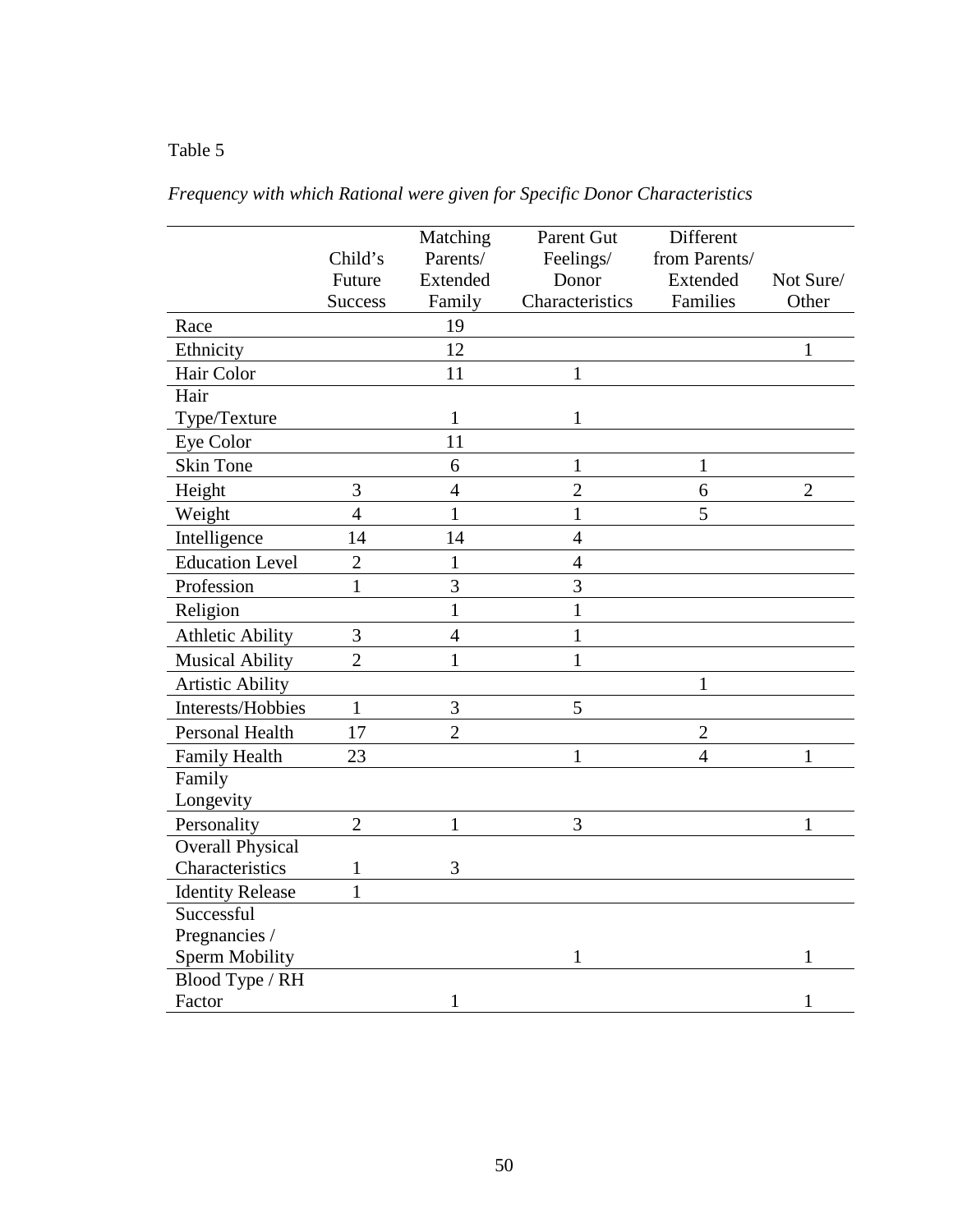Table 5

*Frequency with which Rational were given for Specific Donor Characteristics*

| | Child's Future Success | Matching Parents/ Extended Family | Parent Gut Feelings/ Donor Characteristics | Different from Parents/ Extended Families | Not Sure/ Other |
|---|---|---|---|---|---|
| Race | | 19 | | | |
| Ethnicity | | 12 | | | 1 |
| Hair Color | | 11 | 1 | | |
| Hair Type/Texture | | 1 | 1 | | |
| Eye Color | | 11 | | | |
| Skin Tone | | 6 | 1 | 1 | |
| Height | 3 | 4 | 2 | 6 | 2 |
| Weight | 4 | 1 | 1 | 5 | |
| Intelligence | 14 | 14 | 4 | | |
| Education Level | 2 | 1 | 4 | | |
| Profession | 1 | 3 | 3 | | |
| Religion | | 1 | 1 | | |
| Athletic Ability | 3 | 4 | 1 | | |
| Musical Ability | 2 | 1 | 1 | | |
| Artistic Ability | | | | 1 | |
| Interests/Hobbies | 1 | 3 | 5 | | |
| Personal Health | 17 | 2 | | 2 | |
| Family Health | 23 | | 1 | 4 | 1 |
| Family Longevity | | | | | |
| Personality | 2 | 1 | 3 | | 1 |
| Overall Physical Characteristics | 1 | 3 | | | |
| Identity Release | 1 | | | | |
| Successful Pregnancies / Sperm Mobility | | | 1 | | 1 |
| Blood Type / RH Factor | | 1 | | | 1 |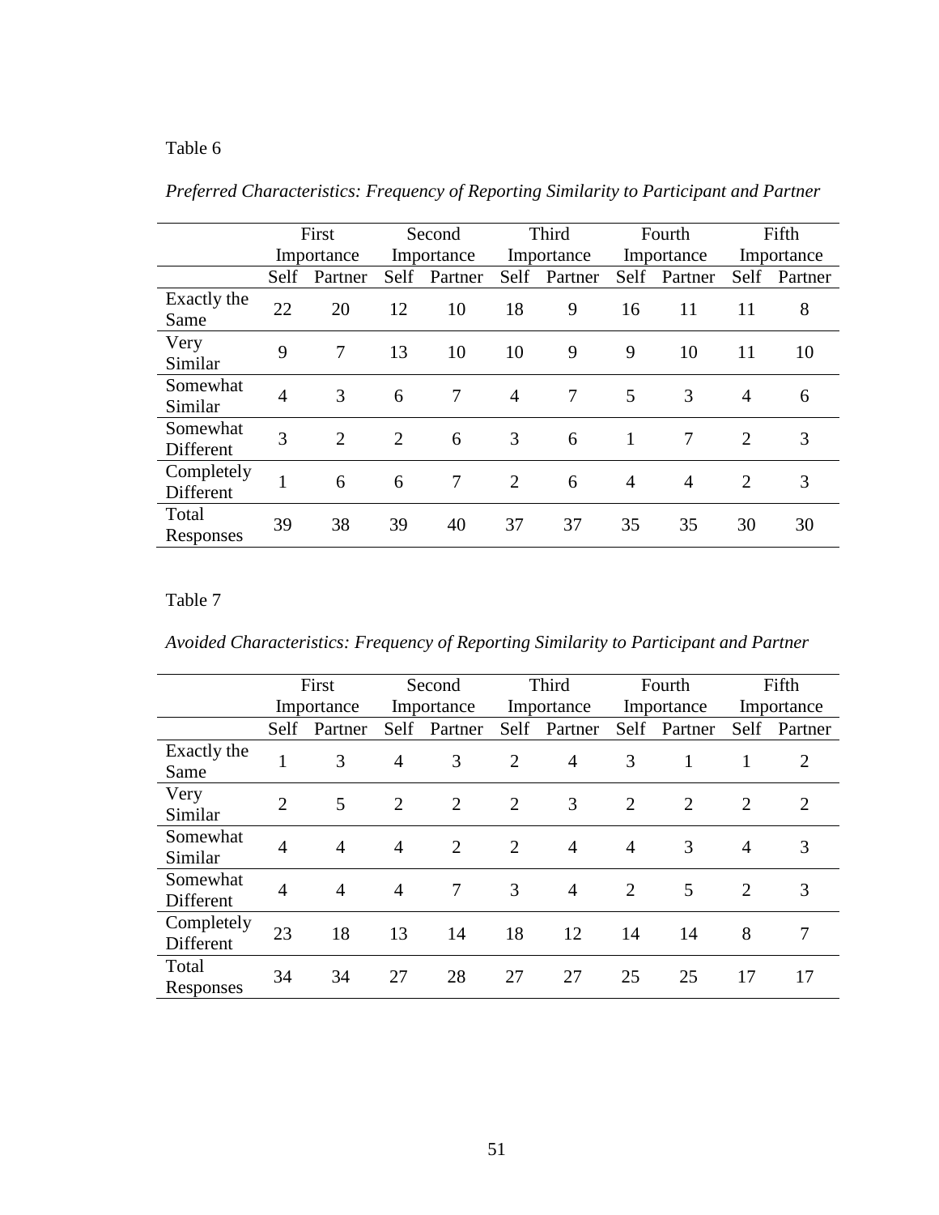Table 6

*Preferred Characteristics: Frequency of Reporting Similarity to Participant and Partner*

| | First Importance | | Second Importance | | Third Importance | | Fourth Importance | | Fifth Importance | |
|---|---|---|---|---|---|---|---|---|---|---|
| | Self | Partner | Self | Partner | Self | Partner | Self | Partner | Self | Partner |
| Exactly the Same | 22 | 20 | 12 | 10 | 18 | 9 | 16 | 11 | 11 | 8 |
| Very Similar | 9 | 7 | 13 | 10 | 10 | 9 | 9 | 10 | 11 | 10 |
| Somewhat Similar | 4 | 3 | 6 | 7 | 4 | 7 | 5 | 3 | 4 | 6 |
| Somewhat Different | 3 | 2 | 2 | 6 | 3 | 6 | 1 | 7 | 2 | 3 |
| Completely Different | 1 | 6 | 6 | 7 | 2 | 6 | 4 | 4 | 2 | 3 |
| Total Responses | 39 | 38 | 39 | 40 | 37 | 37 | 35 | 35 | 30 | 30 |

Table 7

*Avoided Characteristics: Frequency of Reporting Similarity to Participant and Partner*

| | First Importance | | Second Importance | | Third Importance | | Fourth Importance | | Fifth Importance | |
|---|---|---|---|---|---|---|---|---|---|---|
| | Self | Partner | Self | Partner | Self | Partner | Self | Partner | Self | Partner |
| Exactly the Same | 1 | 3 | 4 | 3 | 2 | 4 | 3 | 1 | 1 | 2 |
| Very Similar | 2 | 5 | 2 | 2 | 2 | 3 | 2 | 2 | 2 | 2 |
| Somewhat Similar | 4 | 4 | 4 | 2 | 2 | 4 | 4 | 3 | 4 | 3 |
| Somewhat Different | 4 | 4 | 4 | 7 | 3 | 4 | 2 | 5 | 2 | 3 |
| Completely Different | 23 | 18 | 13 | 14 | 18 | 12 | 14 | 14 | 8 | 7 |
| Total Responses | 34 | 34 | 27 | 28 | 27 | 27 | 25 | 25 | 17 | 17 |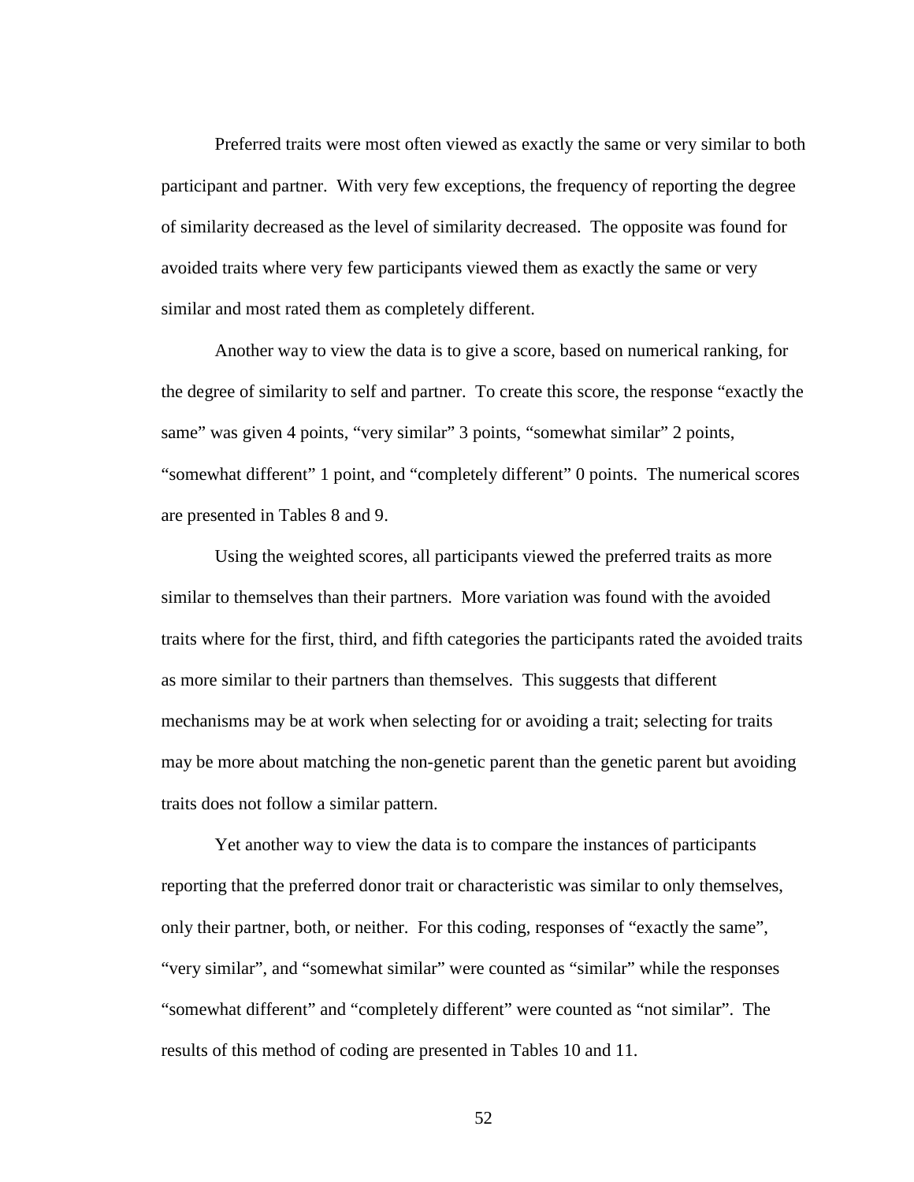Preferred traits were most often viewed as exactly the same or very similar to both participant and partner. With very few exceptions, the frequency of reporting the degree of similarity decreased as the level of similarity decreased. The opposite was found for avoided traits where very few participants viewed them as exactly the same or very similar and most rated them as completely different.

Another way to view the data is to give a score, based on numerical ranking, for the degree of similarity to self and partner. To create this score, the response "exactly the same" was given 4 points, "very similar" 3 points, "somewhat similar" 2 points, "somewhat different" 1 point, and "completely different" 0 points. The numerical scores are presented in Tables 8 and 9.

Using the weighted scores, all participants viewed the preferred traits as more similar to themselves than their partners. More variation was found with the avoided traits where for the first, third, and fifth categories the participants rated the avoided traits as more similar to their partners than themselves. This suggests that different mechanisms may be at work when selecting for or avoiding a trait; selecting for traits may be more about matching the non-genetic parent than the genetic parent but avoiding traits does not follow a similar pattern.

Yet another way to view the data is to compare the instances of participants reporting that the preferred donor trait or characteristic was similar to only themselves, only their partner, both, or neither. For this coding, responses of "exactly the same", "very similar", and "somewhat similar" were counted as "similar" while the responses "somewhat different" and "completely different" were counted as "not similar". The results of this method of coding are presented in Tables 10 and 11.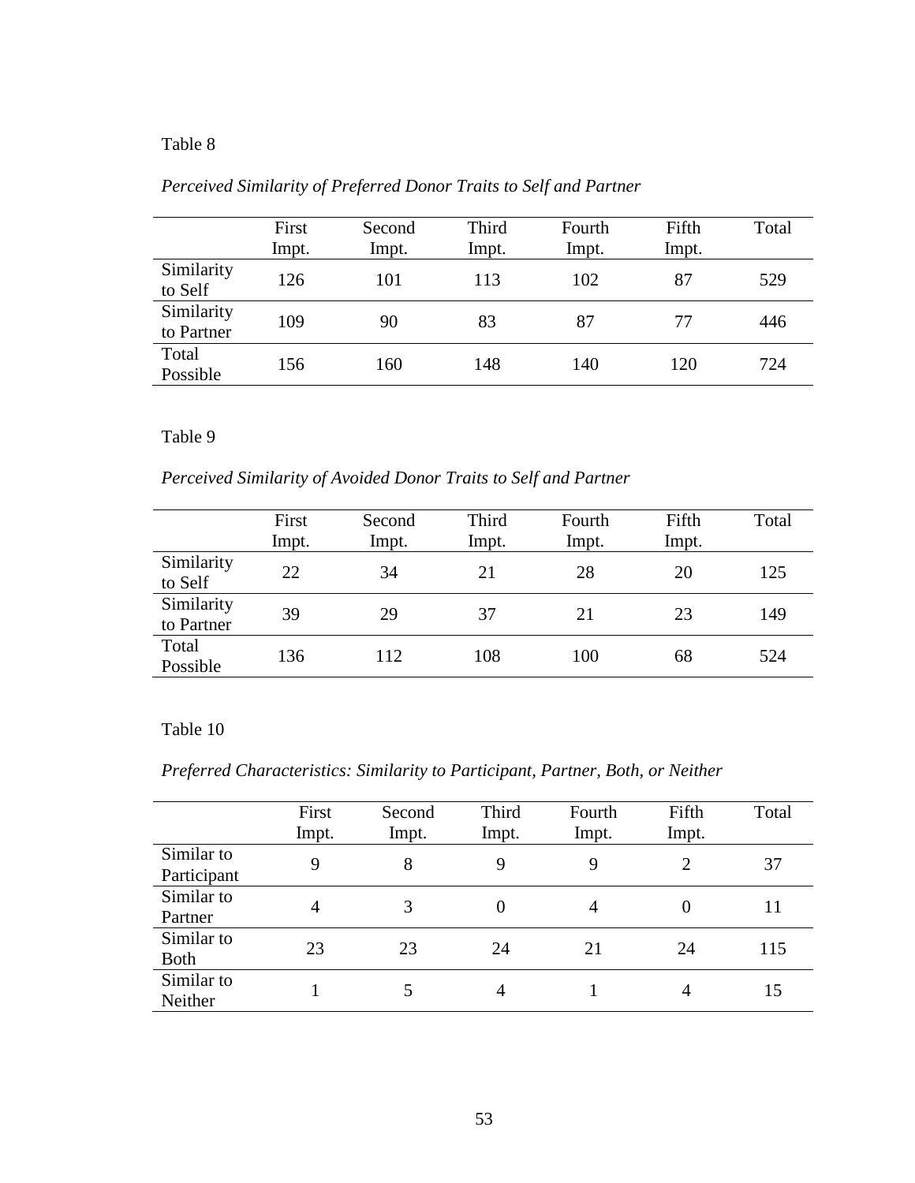Table 8

*Perceived Similarity of Preferred Donor Traits to Self and Partner*

| | First Impt. | Second Impt. | Third Impt. | Fourth Impt. | Fifth Impt. | Total |
|---|---|---|---|---|---|---|
| Similarity to Self | 126 | 101 | 113 | 102 | 87 | 529 |
| Similarity to Partner | 109 | 90 | 83 | 87 | 77 | 446 |
| Total Possible | 156 | 160 | 148 | 140 | 120 | 724 |

Table 9

*Perceived Similarity of Avoided Donor Traits to Self and Partner*

| | First Impt. | Second Impt. | Third Impt. | Fourth Impt. | Fifth Impt. | Total |
|---|---|---|---|---|---|---|
| Similarity to Self | 22 | 34 | 21 | 28 | 20 | 125 |
| Similarity to Partner | 39 | 29 | 37 | 21 | 23 | 149 |
| Total Possible | 136 | 112 | 108 | 100 | 68 | 524 |

Table 10

*Preferred Characteristics: Similarity to Participant, Partner, Both, or Neither*

| | First Impt. | Second Impt. | Third Impt. | Fourth Impt. | Fifth Impt. | Total |
|---|---|---|---|---|---|---|
| Similar to Participant | 9 | 8 | 9 | 9 | 2 | 37 |
| Similar to Partner | 4 | 3 | 0 | 4 | 0 | 11 |
| Similar to Both | 23 | 23 | 24 | 21 | 24 | 115 |
| Similar to Neither | 1 | 5 | 4 | 1 | 4 | 15 |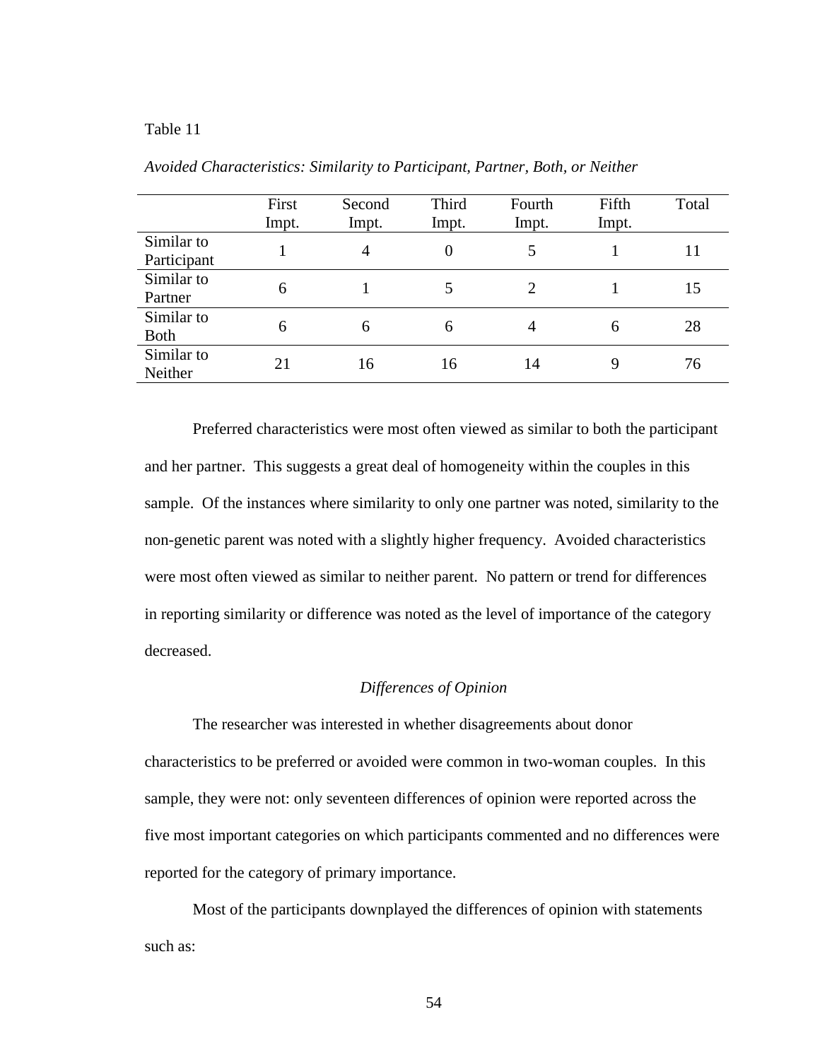Table 11

*Avoided Characteristics: Similarity to Participant, Partner, Both, or Neither*

| | First Impt. | Second Impt. | Third Impt. | Fourth Impt. | Fifth Impt. | Total |
|---|---|---|---|---|---|---|
| Similar to Participant | 1 | 4 | 0 | 5 | 1 | 11 |
| Similar to Partner | 6 | 1 | 5 | 2 | 1 | 15 |
| Similar to Both | 6 | 6 | 6 | 4 | 6 | 28 |
| Similar to Neither | 21 | 16 | 16 | 14 | 9 | 76 |

Preferred characteristics were most often viewed as similar to both the participant and her partner. This suggests a great deal of homogeneity within the couples in this sample. Of the instances where similarity to only one partner was noted, similarity to the non-genetic parent was noted with a slightly higher frequency. Avoided characteristics were most often viewed as similar to neither parent. No pattern or trend for differences in reporting similarity or difference was noted as the level of importance of the category decreased.

### *Differences of Opinion*

The researcher was interested in whether disagreements about donor characteristics to be preferred or avoided were common in two-woman couples. In this sample, they were not: only seventeen differences of opinion were reported across the five most important categories on which participants commented and no differences were reported for the category of primary importance.

Most of the participants downplayed the differences of opinion with statements such as: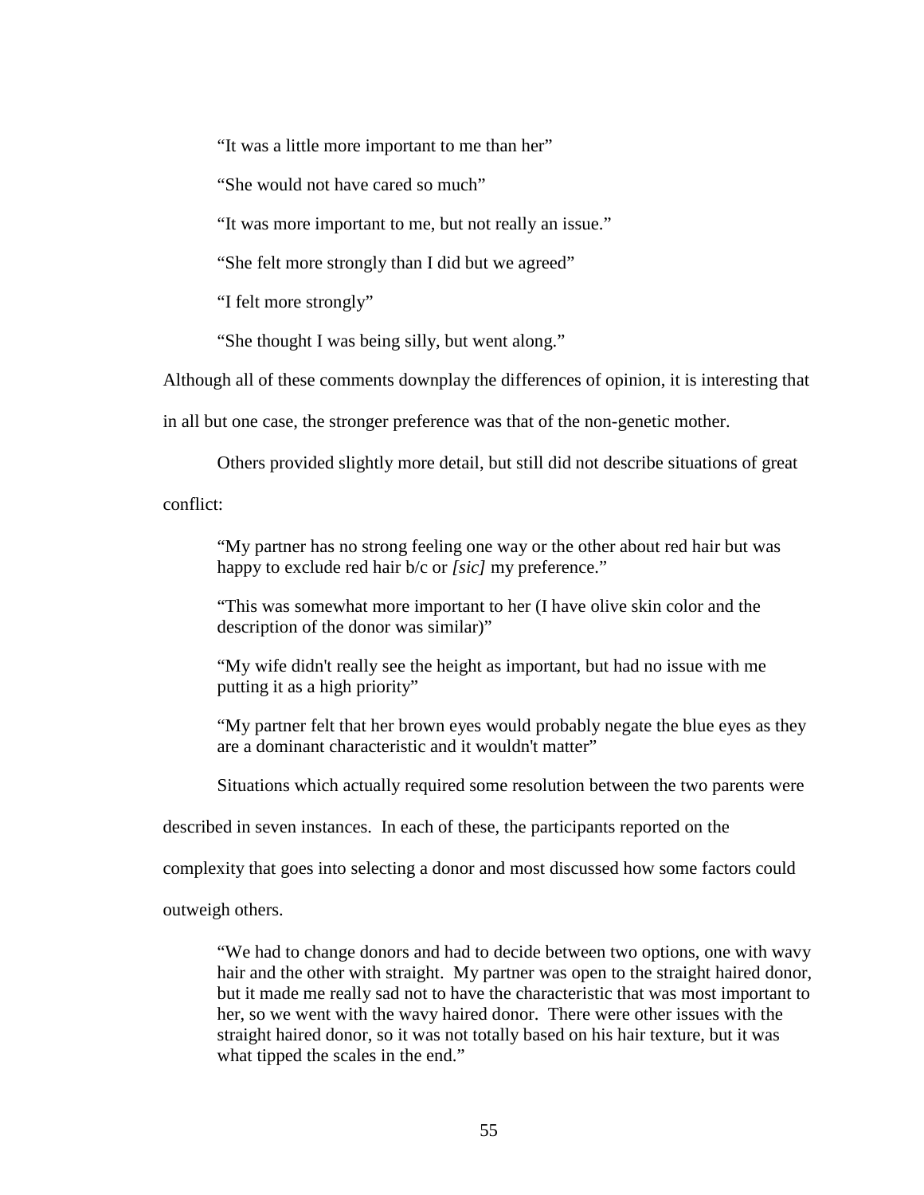> "It was a little more important to me than her"
>
> "She would not have cared so much"
>
> "It was more important to me, but not really an issue."
>
> "She felt more strongly than I did but we agreed"
>
> "I felt more strongly"
>
> "She thought I was being silly, but went along."

Although all of these comments downplay the differences of opinion, it is interesting that in all but one case, the stronger preference was that of the non-genetic mother.

Others provided slightly more detail, but still did not describe situations of great conflict:

> "My partner has no strong feeling one way or the other about red hair but was happy to exclude red hair b/c or *[sic]* my preference."
>
> "This was somewhat more important to her (I have olive skin color and the description of the donor was similar)"
>
> "My wife didn't really see the height as important, but had no issue with me putting it as a high priority"
>
> "My partner felt that her brown eyes would probably negate the blue eyes as they are a dominant characteristic and it wouldn't matter"

Situations which actually required some resolution between the two parents were described in seven instances. In each of these, the participants reported on the complexity that goes into selecting a donor and most discussed how some factors could outweigh others.

> "We had to change donors and had to decide between two options, one with wavy hair and the other with straight. My partner was open to the straight haired donor, but it made me really sad not to have the characteristic that was most important to her, so we went with the wavy haired donor. There were other issues with the straight haired donor, so it was not totally based on his hair texture, but it was what tipped the scales in the end."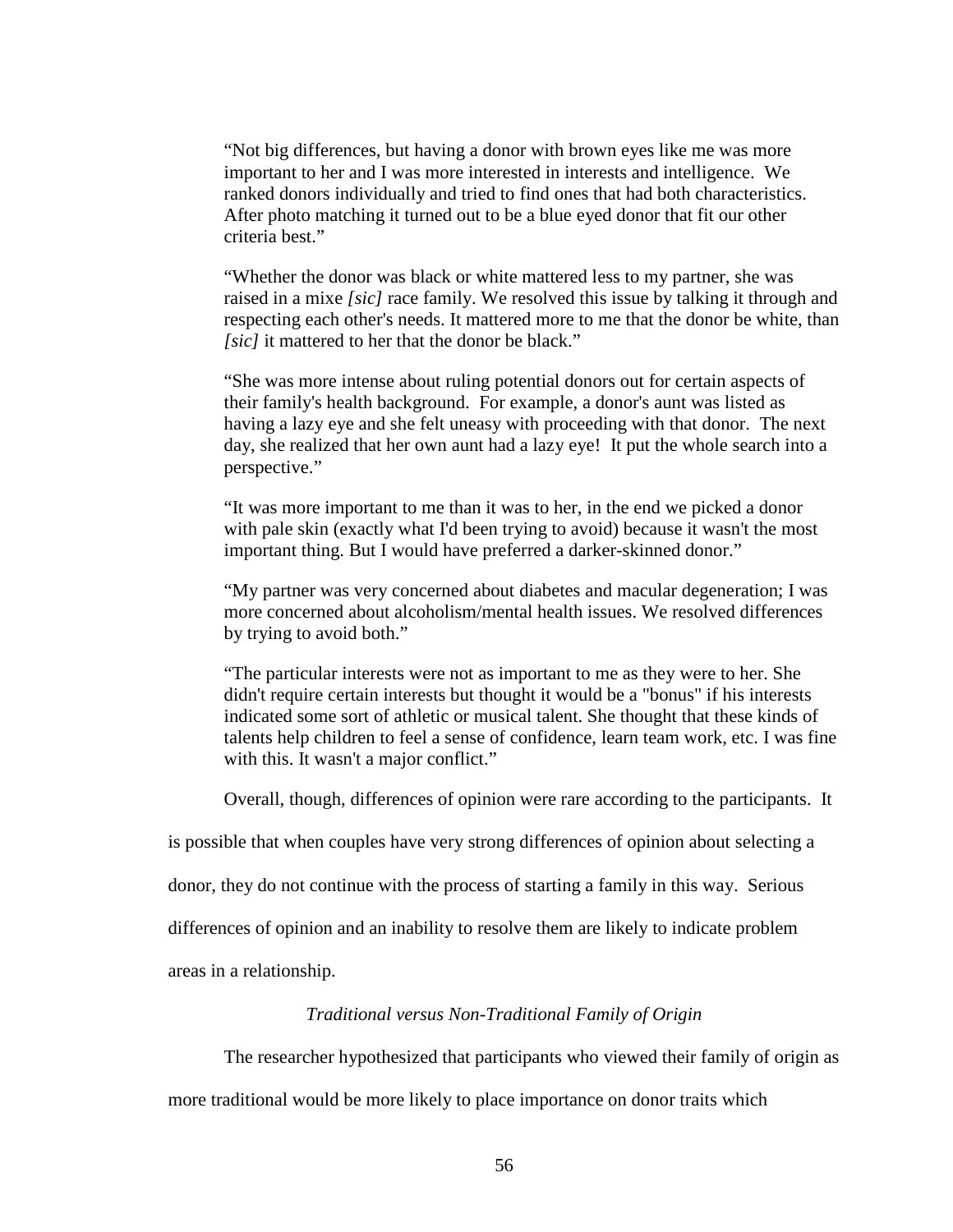> “Not big differences, but having a donor with brown eyes like me was more important to her and I was more interested in interests and intelligence. We ranked donors individually and tried to find ones that had both characteristics. After photo matching it turned out to be a blue eyed donor that fit our other criteria best.”

> “Whether the donor was black or white mattered less to my partner, she was raised in a mixe *[sic]* race family. We resolved this issue by talking it through and respecting each other's needs. It mattered more to me that the donor be white, than *[sic]* it mattered to her that the donor be black.”

> “She was more intense about ruling potential donors out for certain aspects of their family's health background. For example, a donor's aunt was listed as having a lazy eye and she felt uneasy with proceeding with that donor. The next day, she realized that her own aunt had a lazy eye! It put the whole search into a perspective.”

> “It was more important to me than it was to her, in the end we picked a donor with pale skin (exactly what I'd been trying to avoid) because it wasn't the most important thing. But I would have preferred a darker-skinned donor.”

> “My partner was very concerned about diabetes and macular degeneration; I was more concerned about alcoholism/mental health issues. We resolved differences by trying to avoid both.”

> “The particular interests were not as important to me as they were to her. She didn't require certain interests but thought it would be a "bonus" if his interests indicated some sort of athletic or musical talent. She thought that these kinds of talents help children to feel a sense of confidence, learn team work, etc. I was fine with this. It wasn't a major conflict.”

Overall, though, differences of opinion were rare according to the participants. It is possible that when couples have very strong differences of opinion about selecting a donor, they do not continue with the process of starting a family in this way. Serious differences of opinion and an inability to resolve them are likely to indicate problem areas in a relationship.

### *Traditional versus Non-Traditional Family of Origin*

The researcher hypothesized that participants who viewed their family of origin as more traditional would be more likely to place importance on donor traits which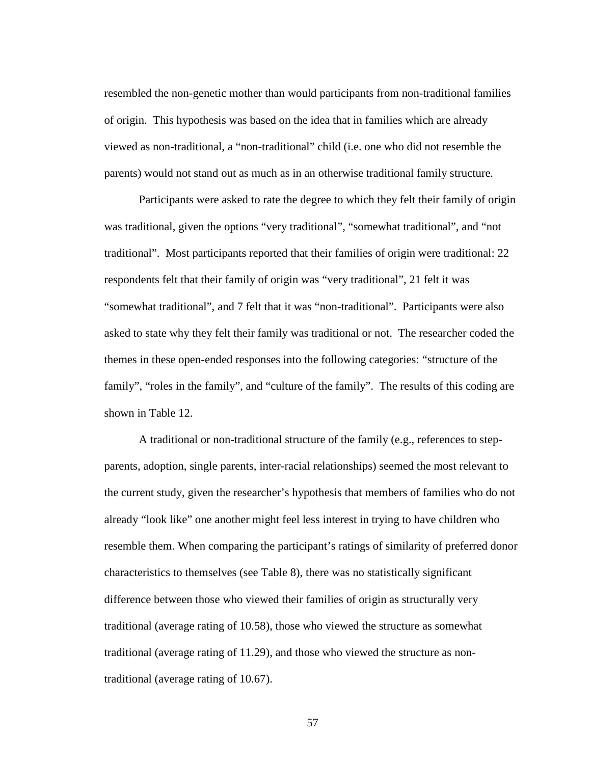resembled the non-genetic mother than would participants from non-traditional families of origin. This hypothesis was based on the idea that in families which are already viewed as non-traditional, a "non-traditional" child (i.e. one who did not resemble the parents) would not stand out as much as in an otherwise traditional family structure.

Participants were asked to rate the degree to which they felt their family of origin was traditional, given the options "very traditional", "somewhat traditional", and "not traditional". Most participants reported that their families of origin were traditional: 22 respondents felt that their family of origin was "very traditional", 21 felt it was "somewhat traditional", and 7 felt that it was "non-traditional". Participants were also asked to state why they felt their family was traditional or not. The researcher coded the themes in these open-ended responses into the following categories: "structure of the family", "roles in the family", and "culture of the family". The results of this coding are shown in Table 12.

A traditional or non-traditional structure of the family (e.g., references to step-parents, adoption, single parents, inter-racial relationships) seemed the most relevant to the current study, given the researcher's hypothesis that members of families who do not already "look like" one another might feel less interest in trying to have children who resemble them. When comparing the participant's ratings of similarity of preferred donor characteristics to themselves (see Table 8), there was no statistically significant difference between those who viewed their families of origin as structurally very traditional (average rating of 10.58), those who viewed the structure as somewhat traditional (average rating of 11.29), and those who viewed the structure as non-traditional (average rating of 10.67).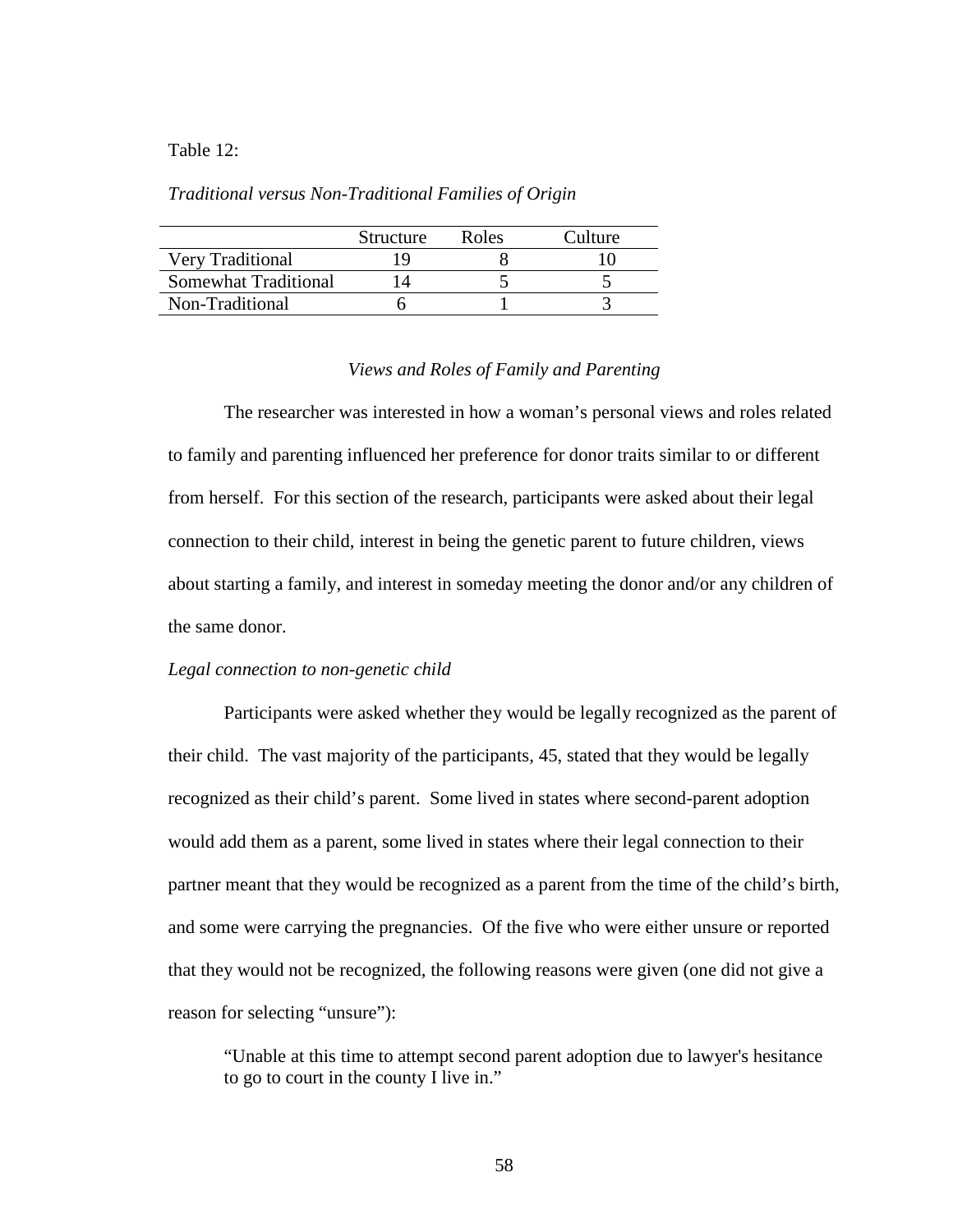Table 12:

*Traditional versus Non-Traditional Families of Origin*

| | Structure | Roles | Culture |
|---|---|---|---|
| Very Traditional | 19 | 8 | 10 |
| Somewhat Traditional | 14 | 5 | 5 |
| Non-Traditional | 6 | 1 | 3 |

### *Views and Roles of Family and Parenting*

The researcher was interested in how a woman's personal views and roles related to family and parenting influenced her preference for donor traits similar to or different from herself. For this section of the research, participants were asked about their legal connection to their child, interest in being the genetic parent to future children, views about starting a family, and interest in someday meeting the donor and/or any children of the same donor.

#### *Legal connection to non-genetic child*

Participants were asked whether they would be legally recognized as the parent of their child. The vast majority of the participants, 45, stated that they would be legally recognized as their child's parent. Some lived in states where second-parent adoption would add them as a parent, some lived in states where their legal connection to their partner meant that they would be recognized as a parent from the time of the child's birth, and some were carrying the pregnancies. Of the five who were either unsure or reported that they would not be recognized, the following reasons were given (one did not give a reason for selecting "unsure"):

> "Unable at this time to attempt second parent adoption due to lawyer's hesitance to go to court in the county I live in."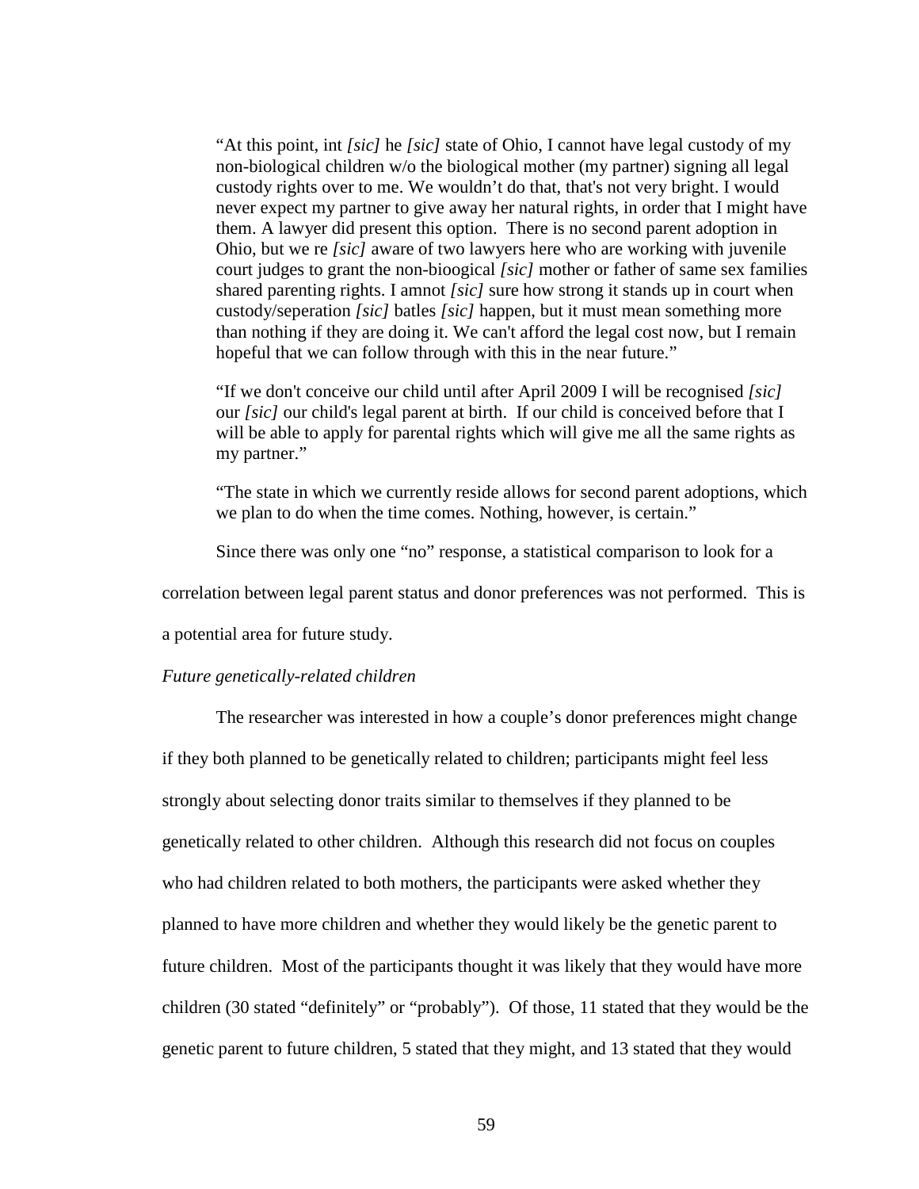> "At this point, int *[sic]* he *[sic]* state of Ohio, I cannot have legal custody of my non-biological children w/o the biological mother (my partner) signing all legal custody rights over to me. We wouldn't do that, that's not very bright. I would never expect my partner to give away her natural rights, in order that I might have them. A lawyer did present this option. There is no second parent adoption in Ohio, but we re *[sic]* aware of two lawyers here who are working with juvenile court judges to grant the non-bioogical *[sic]* mother or father of same sex families shared parenting rights. I amnot *[sic]* sure how strong it stands up in court when custody/seperation *[sic]* batles *[sic]* happen, but it must mean something more than nothing if they are doing it. We can't afford the legal cost now, but I remain hopeful that we can follow through with this in the near future."

> "If we don't conceive our child until after April 2009 I will be recognised *[sic]* our *[sic]* our child's legal parent at birth. If our child is conceived before that I will be able to apply for parental rights which will give me all the same rights as my partner."

> "The state in which we currently reside allows for second parent adoptions, which we plan to do when the time comes. Nothing, however, is certain."

Since there was only one "no" response, a statistical comparison to look for a correlation between legal parent status and donor preferences was not performed. This is a potential area for future study.

*Future genetically-related children*

The researcher was interested in how a couple's donor preferences might change if they both planned to be genetically related to children; participants might feel less strongly about selecting donor traits similar to themselves if they planned to be genetically related to other children. Although this research did not focus on couples who had children related to both mothers, the participants were asked whether they planned to have more children and whether they would likely be the genetic parent to future children. Most of the participants thought it was likely that they would have more children (30 stated "definitely" or "probably"). Of those, 11 stated that they would be the genetic parent to future children, 5 stated that they might, and 13 stated that they would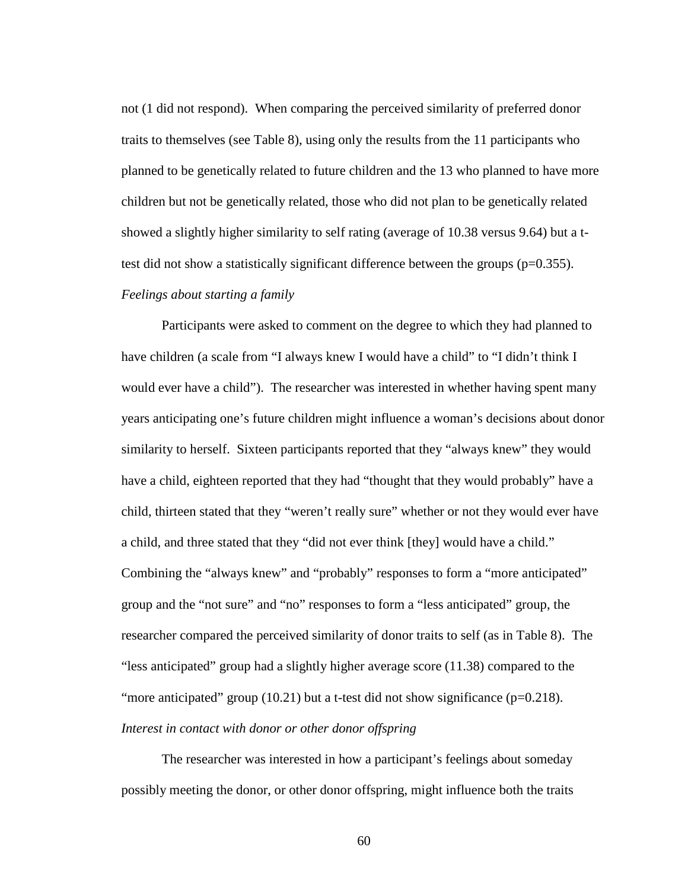not (1 did not respond). When comparing the perceived similarity of preferred donor traits to themselves (see Table 8), using only the results from the 11 participants who planned to be genetically related to future children and the 13 who planned to have more children but not be genetically related, those who did not plan to be genetically related showed a slightly higher similarity to self rating (average of 10.38 versus 9.64) but a t-test did not show a statistically significant difference between the groups ($p=0.355$).

*Feelings about starting a family*

Participants were asked to comment on the degree to which they had planned to have children (a scale from "I always knew I would have a child" to "I didn't think I would ever have a child"). The researcher was interested in whether having spent many years anticipating one's future children might influence a woman's decisions about donor similarity to herself. Sixteen participants reported that they "always knew" they would have a child, eighteen reported that they had "thought that they would probably" have a child, thirteen stated that they "weren't really sure" whether or not they would ever have a child, and three stated that they "did not ever think [they] would have a child." Combining the "always knew" and "probably" responses to form a "more anticipated" group and the "not sure" and "no" responses to form a "less anticipated" group, the researcher compared the perceived similarity of donor traits to self (as in Table 8). The "less anticipated" group had a slightly higher average score (11.38) compared to the "more anticipated" group (10.21) but a t-test did not show significance ($p=0.218$).

*Interest in contact with donor or other donor offspring*

The researcher was interested in how a participant's feelings about someday possibly meeting the donor, or other donor offspring, might influence both the traits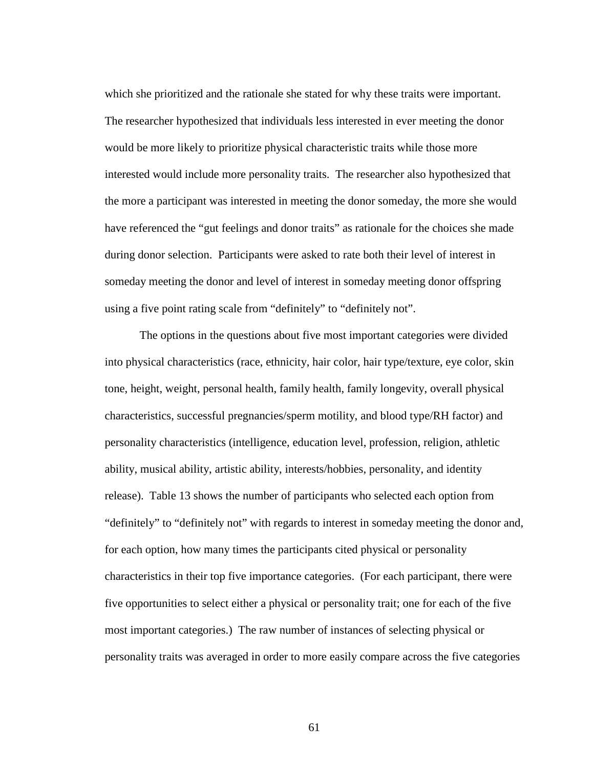which she prioritized and the rationale she stated for why these traits were important. The researcher hypothesized that individuals less interested in ever meeting the donor would be more likely to prioritize physical characteristic traits while those more interested would include more personality traits. The researcher also hypothesized that the more a participant was interested in meeting the donor someday, the more she would have referenced the "gut feelings and donor traits" as rationale for the choices she made during donor selection. Participants were asked to rate both their level of interest in someday meeting the donor and level of interest in someday meeting donor offspring using a five point rating scale from "definitely" to "definitely not".

The options in the questions about five most important categories were divided into physical characteristics (race, ethnicity, hair color, hair type/texture, eye color, skin tone, height, weight, personal health, family health, family longevity, overall physical characteristics, successful pregnancies/sperm motility, and blood type/RH factor) and personality characteristics (intelligence, education level, profession, religion, athletic ability, musical ability, artistic ability, interests/hobbies, personality, and identity release). Table 13 shows the number of participants who selected each option from "definitely" to "definitely not" with regards to interest in someday meeting the donor and, for each option, how many times the participants cited physical or personality characteristics in their top five importance categories. (For each participant, there were five opportunities to select either a physical or personality trait; one for each of the five most important categories.) The raw number of instances of selecting physical or personality traits was averaged in order to more easily compare across the five categories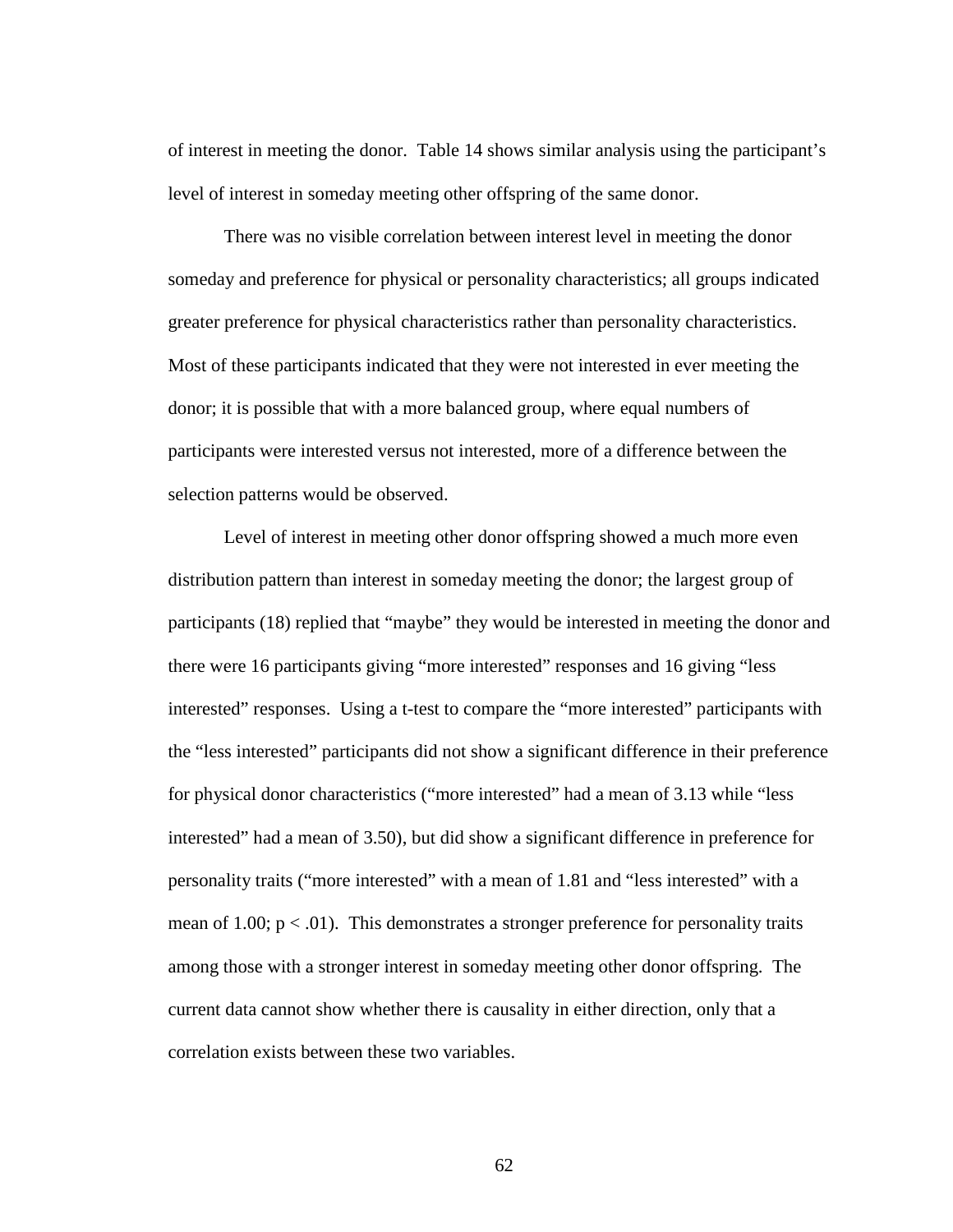of interest in meeting the donor. Table 14 shows similar analysis using the participant's level of interest in someday meeting other offspring of the same donor.

There was no visible correlation between interest level in meeting the donor someday and preference for physical or personality characteristics; all groups indicated greater preference for physical characteristics rather than personality characteristics. Most of these participants indicated that they were not interested in ever meeting the donor; it is possible that with a more balanced group, where equal numbers of participants were interested versus not interested, more of a difference between the selection patterns would be observed.

Level of interest in meeting other donor offspring showed a much more even distribution pattern than interest in someday meeting the donor; the largest group of participants (18) replied that "maybe" they would be interested in meeting the donor and there were 16 participants giving "more interested" responses and 16 giving "less interested" responses. Using a t-test to compare the "more interested" participants with the "less interested" participants did not show a significant difference in their preference for physical donor characteristics ("more interested" had a mean of 3.13 while "less interested" had a mean of 3.50), but did show a significant difference in preference for personality traits ("more interested" with a mean of 1.81 and "less interested" with a mean of 1.00; $p < .01$). This demonstrates a stronger preference for personality traits among those with a stronger interest in someday meeting other donor offspring. The current data cannot show whether there is causality in either direction, only that a correlation exists between these two variables.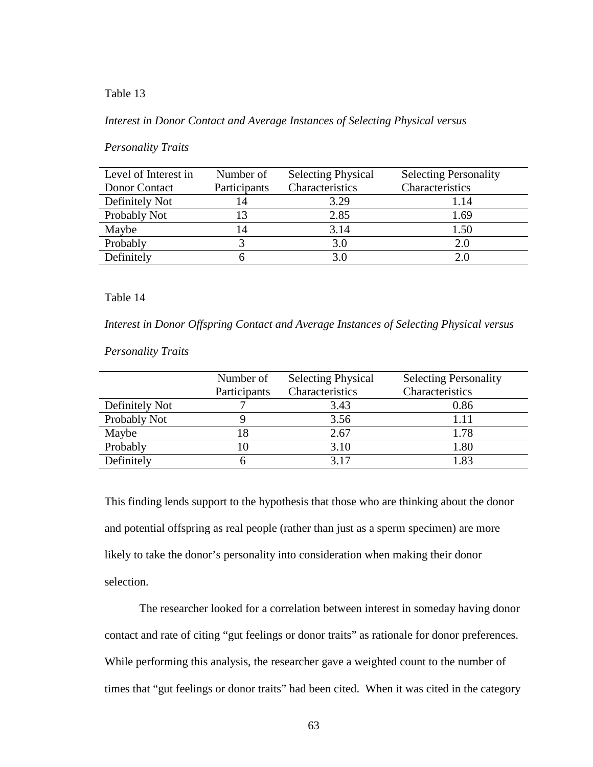Table 13

*Interest in Donor Contact and Average Instances of Selecting Physical versus Personality Traits*

| Level of Interest in Donor Contact | Number of Participants | Selecting Physical Characteristics | Selecting Personality Characteristics |
|---|---|---|---|
| Definitely Not | 14 | 3.29 | 1.14 |
| Probably Not | 13 | 2.85 | 1.69 |
| Maybe | 14 | 3.14 | 1.50 |
| Probably | 3 | 3.0 | 2.0 |
| Definitely | 6 | 3.0 | 2.0 |

Table 14

*Interest in Donor Offspring Contact and Average Instances of Selecting Physical versus Personality Traits*

| | Number of Participants | Selecting Physical Characteristics | Selecting Personality Characteristics |
|---|---|---|---|
| Definitely Not | 7 | 3.43 | 0.86 |
| Probably Not | 9 | 3.56 | 1.11 |
| Maybe | 18 | 2.67 | 1.78 |
| Probably | 10 | 3.10 | 1.80 |
| Definitely | 6 | 3.17 | 1.83 |

This finding lends support to the hypothesis that those who are thinking about the donor and potential offspring as real people (rather than just as a sperm specimen) are more likely to take the donor's personality into consideration when making their donor selection.

The researcher looked for a correlation between interest in someday having donor contact and rate of citing "gut feelings or donor traits" as rationale for donor preferences. While performing this analysis, the researcher gave a weighted count to the number of times that "gut feelings or donor traits" had been cited. When it was cited in the category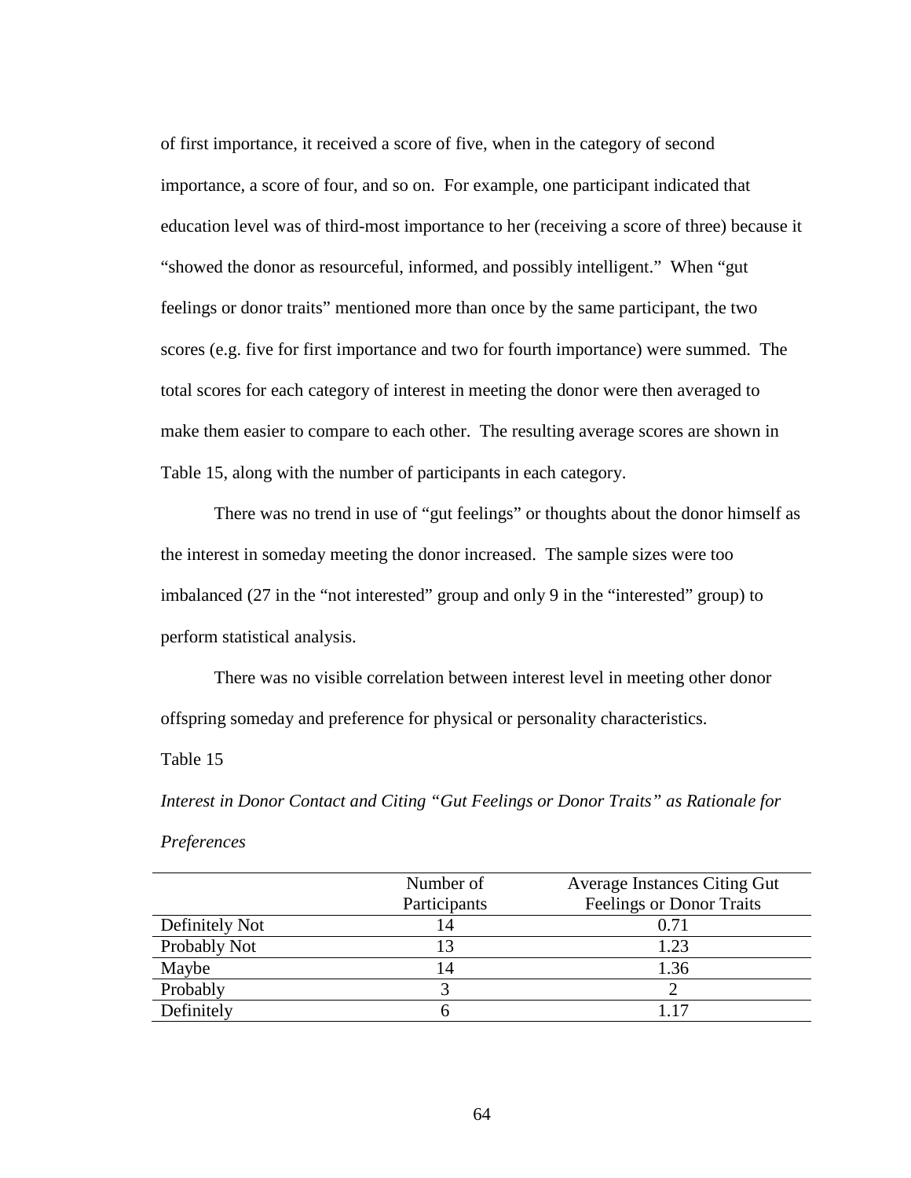of first importance, it received a score of five, when in the category of second importance, a score of four, and so on. For example, one participant indicated that education level was of third-most importance to her (receiving a score of three) because it "showed the donor as resourceful, informed, and possibly intelligent." When "gut feelings or donor traits" mentioned more than once by the same participant, the two scores (e.g. five for first importance and two for fourth importance) were summed. The total scores for each category of interest in meeting the donor were then averaged to make them easier to compare to each other. The resulting average scores are shown in Table 15, along with the number of participants in each category.

There was no trend in use of "gut feelings" or thoughts about the donor himself as the interest in someday meeting the donor increased. The sample sizes were too imbalanced (27 in the "not interested" group and only 9 in the "interested" group) to perform statistical analysis.

There was no visible correlation between interest level in meeting other donor offspring someday and preference for physical or personality characteristics.

Table 15

*Interest in Donor Contact and Citing "Gut Feelings or Donor Traits" as Rationale for Preferences*

| | Number of Participants | Average Instances Citing Gut Feelings or Donor Traits |
|---|---|---|
| Definitely Not | 14 | 0.71 |
| Probably Not | 13 | 1.23 |
| Maybe | 14 | 1.36 |
| Probably | 3 | 2 |
| Definitely | 6 | 1.17 |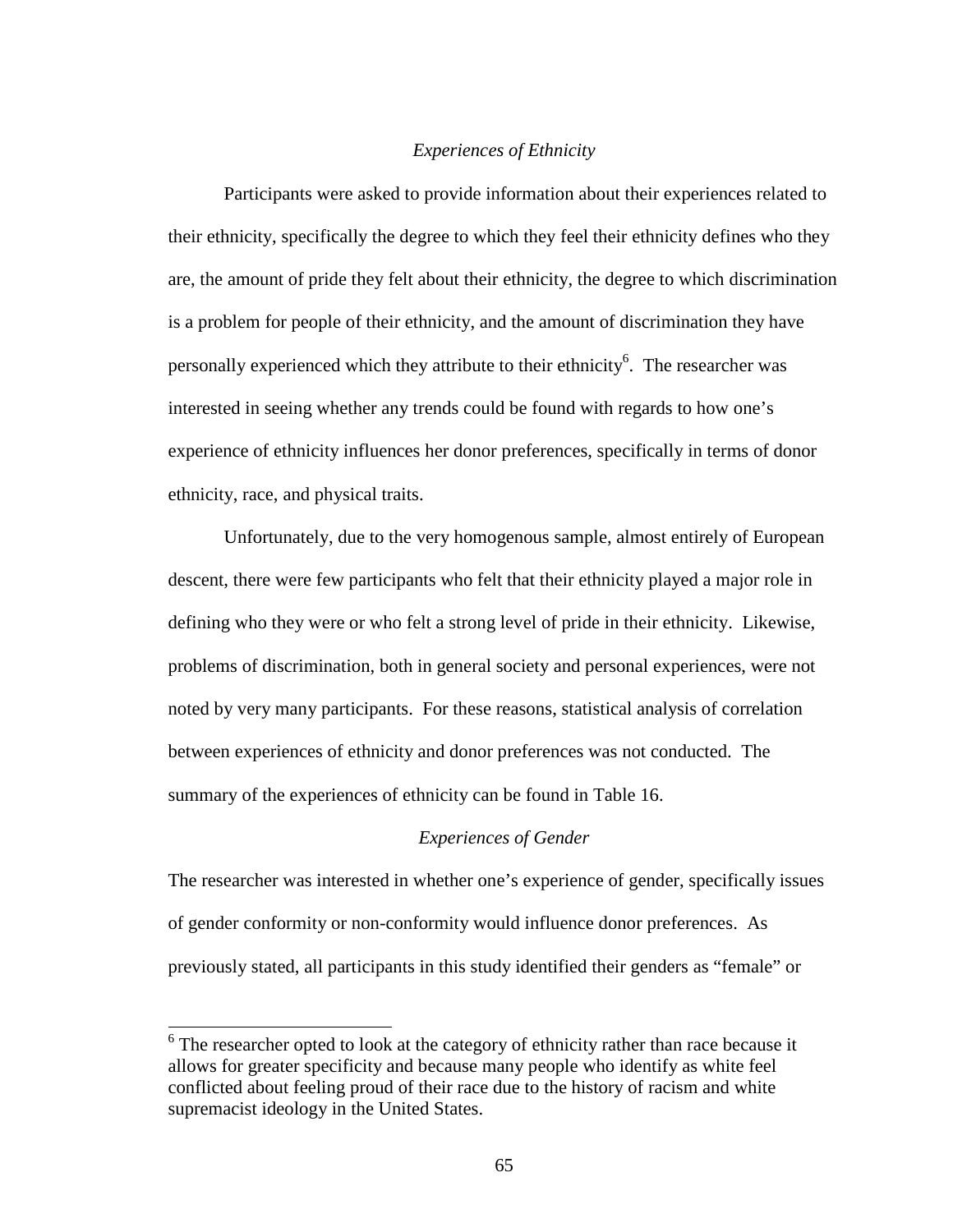*Experiences of Ethnicity*

Participants were asked to provide information about their experiences related to their ethnicity, specifically the degree to which they feel their ethnicity defines who they are, the amount of pride they felt about their ethnicity, the degree to which discrimination is a problem for people of their ethnicity, and the amount of discrimination they have personally experienced which they attribute to their ethnicity[6]. The researcher was interested in seeing whether any trends could be found with regards to how one's experience of ethnicity influences her donor preferences, specifically in terms of donor ethnicity, race, and physical traits.

Unfortunately, due to the very homogenous sample, almost entirely of European descent, there were few participants who felt that their ethnicity played a major role in defining who they were or who felt a strong level of pride in their ethnicity. Likewise, problems of discrimination, both in general society and personal experiences, were not noted by very many participants. For these reasons, statistical analysis of correlation between experiences of ethnicity and donor preferences was not conducted. The summary of the experiences of ethnicity can be found in Table 16.

*Experiences of Gender*

The researcher was interested in whether one's experience of gender, specifically issues of gender conformity or non-conformity would influence donor preferences. As previously stated, all participants in this study identified their genders as "female" or

[6] The researcher opted to look at the category of ethnicity rather than race because it allows for greater specificity and because many people who identify as white feel conflicted about feeling proud of their race due to the history of racism and white supremacist ideology in the United States.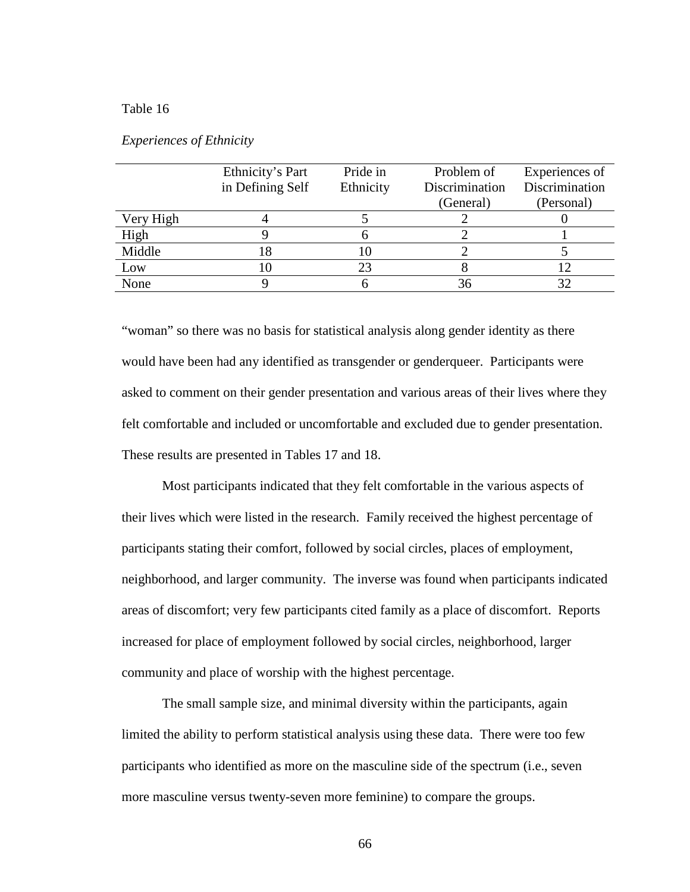Table 16

*Experiences of Ethnicity*

| | Ethnicity's Part in Defining Self | Pride in Ethnicity | Problem of Discrimination (General) | Experiences of Discrimination (Personal) |
|---|---|---|---|---|
| Very High | 4 | 5 | 2 | 0 |
| High | 9 | 6 | 2 | 1 |
| Middle | 18 | 10 | 2 | 5 |
| Low | 10 | 23 | 8 | 12 |
| None | 9 | 6 | 36 | 32 |

"woman" so there was no basis for statistical analysis along gender identity as there would have been had any identified as transgender or genderqueer. Participants were asked to comment on their gender presentation and various areas of their lives where they felt comfortable and included or uncomfortable and excluded due to gender presentation. These results are presented in Tables 17 and 18.

Most participants indicated that they felt comfortable in the various aspects of their lives which were listed in the research. Family received the highest percentage of participants stating their comfort, followed by social circles, places of employment, neighborhood, and larger community. The inverse was found when participants indicated areas of discomfort; very few participants cited family as a place of discomfort. Reports increased for place of employment followed by social circles, neighborhood, larger community and place of worship with the highest percentage.

The small sample size, and minimal diversity within the participants, again limited the ability to perform statistical analysis using these data. There were too few participants who identified as more on the masculine side of the spectrum (i.e., seven more masculine versus twenty-seven more feminine) to compare the groups.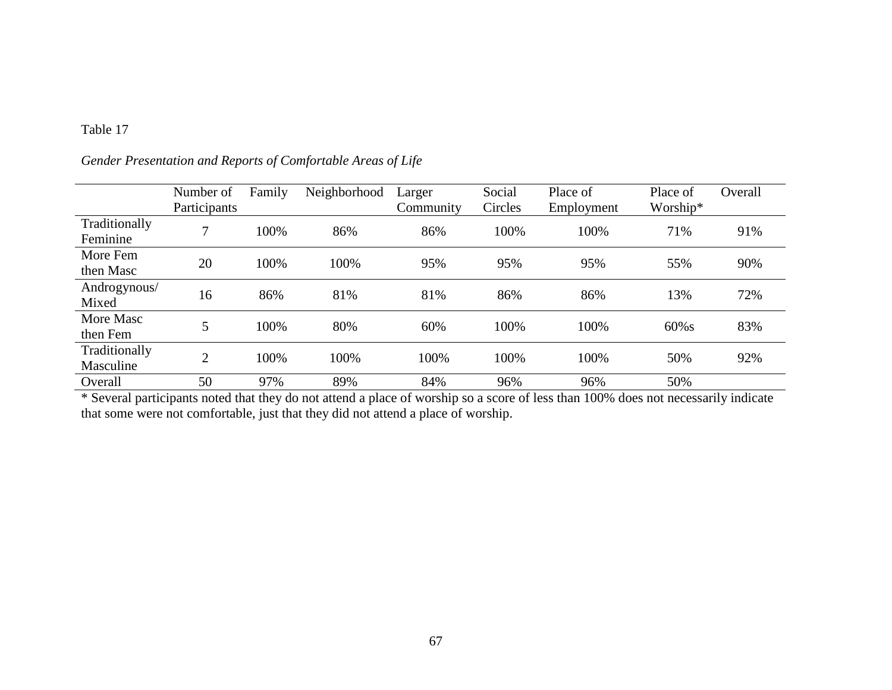Table 17

*Gender Presentation and Reports of Comfortable Areas of Life*

| | Number of Participants | Family | Neighborhood | Larger Community | Social Circles | Place of Employment | Place of Worship* | Overall |
|---|---|---|---|---|---|---|---|---|
| Traditionally Feminine | 7 | 100% | 86% | 86% | 100% | 100% | 71% | 91% |
| More Fem then Masc | 20 | 100% | 100% | 95% | 95% | 95% | 55% | 90% |
| Androgynous/ Mixed | 16 | 86% | 81% | 81% | 86% | 86% | 13% | 72% |
| More Masc then Fem | 5 | 100% | 80% | 60% | 100% | 100% | 60%s | 83% |
| Traditionally Masculine | 2 | 100% | 100% | 100% | 100% | 100% | 50% | 92% |
| Overall | 50 | 97% | 89% | 84% | 96% | 96% | 50% | |

* Several participants noted that they do not attend a place of worship so a score of less than 100% does not necessarily indicate that some were not comfortable, just that they did not attend a place of worship.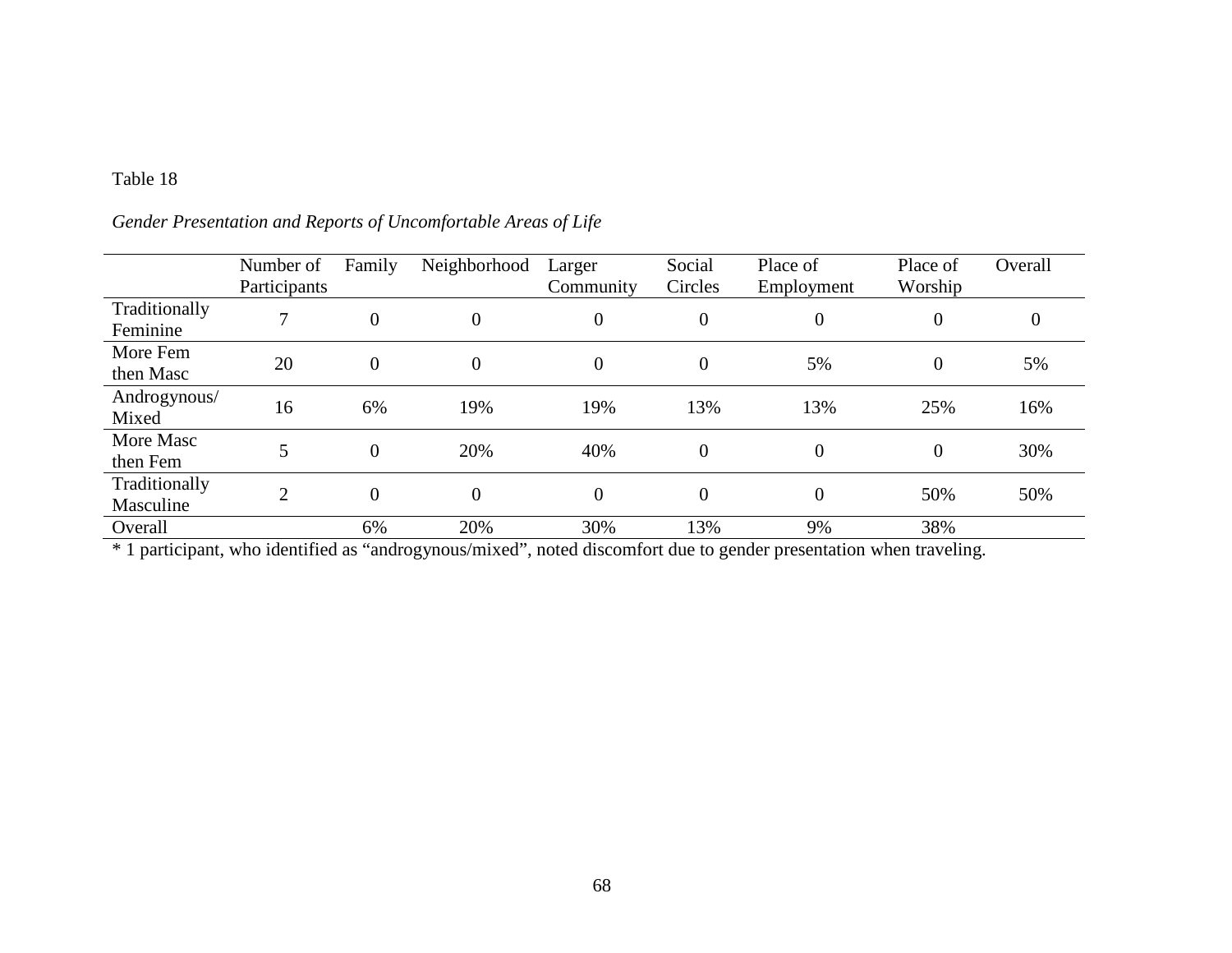Table 18

*Gender Presentation and Reports of Uncomfortable Areas of Life*

| | Number of Participants | Family | Neighborhood | Larger Community | Social Circles | Place of Employment | Place of Worship | Overall |
|---|---|---|---|---|---|---|---|---|
| Traditionally Feminine | 7 | 0 | 0 | 0 | 0 | 0 | 0 | 0 |
| More Fem then Masc | 20 | 0 | 0 | 0 | 0 | 5% | 0 | 5% |
| Androgynous/ Mixed | 16 | 6% | 19% | 19% | 13% | 13% | 25% | 16% |
| More Masc then Fem | 5 | 0 | 20% | 40% | 0 | 0 | 0 | 30% |
| Traditionally Masculine | 2 | 0 | 0 | 0 | 0 | 0 | 50% | 50% |
| Overall | | 6% | 20% | 30% | 13% | 9% | 38% | |

* 1 participant, who identified as "androgynous/mixed", noted discomfort due to gender presentation when traveling.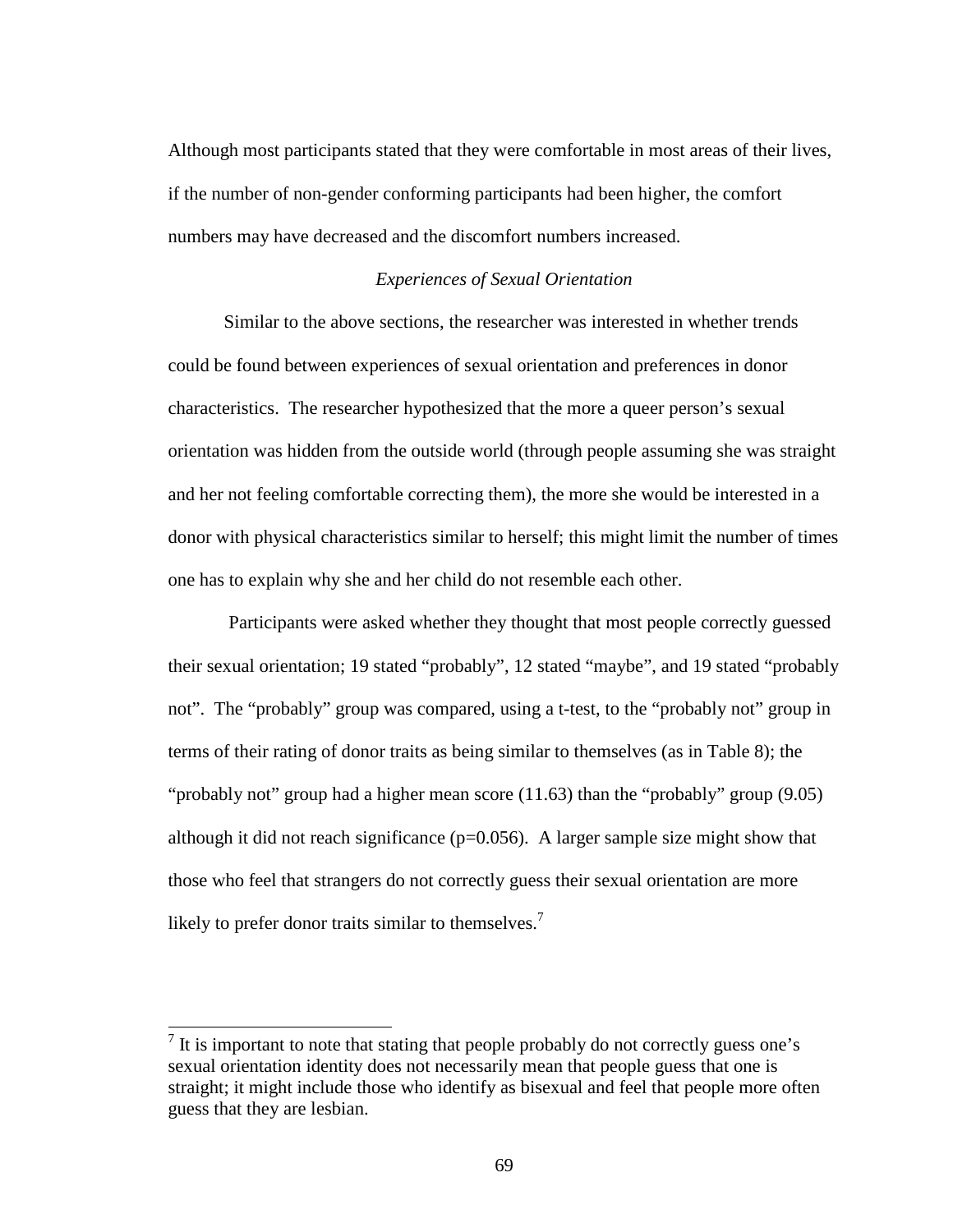Although most participants stated that they were comfortable in most areas of their lives, if the number of non-gender conforming participants had been higher, the comfort numbers may have decreased and the discomfort numbers increased.

### *Experiences of Sexual Orientation*

Similar to the above sections, the researcher was interested in whether trends could be found between experiences of sexual orientation and preferences in donor characteristics. The researcher hypothesized that the more a queer person's sexual orientation was hidden from the outside world (through people assuming she was straight and her not feeling comfortable correcting them), the more she would be interested in a donor with physical characteristics similar to herself; this might limit the number of times one has to explain why she and her child do not resemble each other.

Participants were asked whether they thought that most people correctly guessed their sexual orientation; 19 stated "probably", 12 stated "maybe", and 19 stated "probably not". The "probably" group was compared, using a t-test, to the "probably not" group in terms of their rating of donor traits as being similar to themselves (as in Table 8); the "probably not" group had a higher mean score (11.63) than the "probably" group (9.05) although it did not reach significance ($p=0.056$). A larger sample size might show that those who feel that strangers do not correctly guess their sexual orientation are more likely to prefer donor traits similar to themselves.[7]

---

[7] It is important to note that stating that people probably do not correctly guess one's sexual orientation identity does not necessarily mean that people guess that one is straight; it might include those who identify as bisexual and feel that people more often guess that they are lesbian.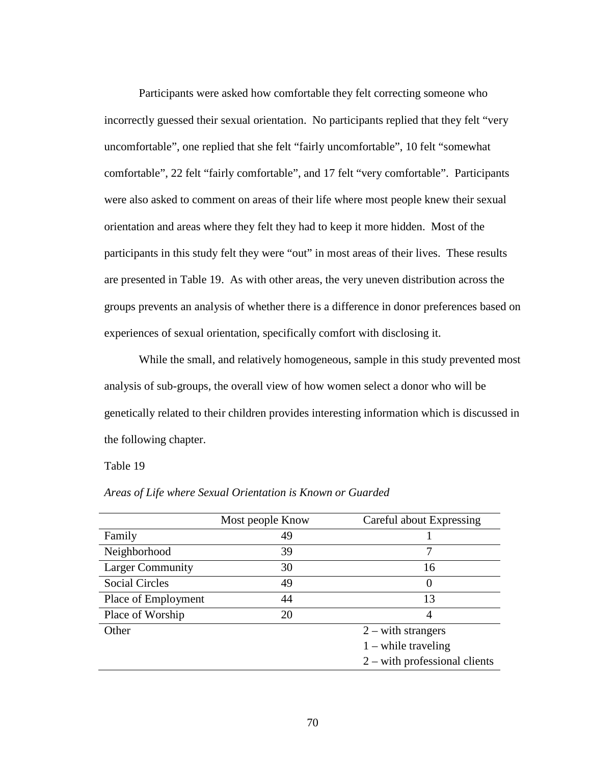Participants were asked how comfortable they felt correcting someone who incorrectly guessed their sexual orientation. No participants replied that they felt "very uncomfortable", one replied that she felt "fairly uncomfortable", 10 felt "somewhat comfortable", 22 felt "fairly comfortable", and 17 felt "very comfortable". Participants were also asked to comment on areas of their life where most people knew their sexual orientation and areas where they felt they had to keep it more hidden. Most of the participants in this study felt they were "out" in most areas of their lives. These results are presented in Table 19. As with other areas, the very uneven distribution across the groups prevents an analysis of whether there is a difference in donor preferences based on experiences of sexual orientation, specifically comfort with disclosing it.

While the small, and relatively homogeneous, sample in this study prevented most analysis of sub-groups, the overall view of how women select a donor who will be genetically related to their children provides interesting information which is discussed in the following chapter.

Table 19

*Areas of Life where Sexual Orientation is Known or Guarded*

| | Most people Know | Careful about Expressing |
|---|---|---|
| Family | 49 | 1 |
| Neighborhood | 39 | 7 |
| Larger Community | 30 | 16 |
| Social Circles | 49 | 0 |
| Place of Employment | 44 | 13 |
| Place of Worship | 20 | 4 |
| Other | | 2 – with strangers<br>1 – while traveling<br>2 – with professional clients |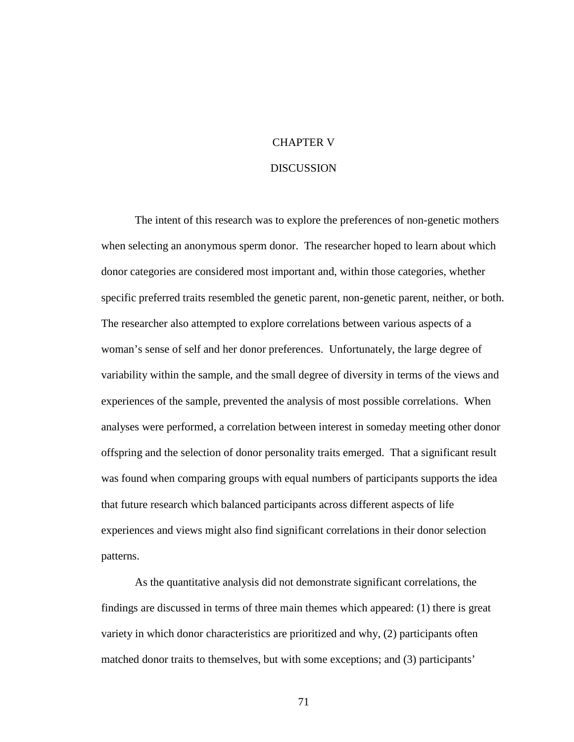# CHAPTER V

# DISCUSSION

The intent of this research was to explore the preferences of non-genetic mothers when selecting an anonymous sperm donor. The researcher hoped to learn about which donor categories are considered most important and, within those categories, whether specific preferred traits resembled the genetic parent, non-genetic parent, neither, or both. The researcher also attempted to explore correlations between various aspects of a woman's sense of self and her donor preferences. Unfortunately, the large degree of variability within the sample, and the small degree of diversity in terms of the views and experiences of the sample, prevented the analysis of most possible correlations. When analyses were performed, a correlation between interest in someday meeting other donor offspring and the selection of donor personality traits emerged. That a significant result was found when comparing groups with equal numbers of participants supports the idea that future research which balanced participants across different aspects of life experiences and views might also find significant correlations in their donor selection patterns.

As the quantitative analysis did not demonstrate significant correlations, the findings are discussed in terms of three main themes which appeared: (1) there is great variety in which donor characteristics are prioritized and why, (2) participants often matched donor traits to themselves, but with some exceptions; and (3) participants'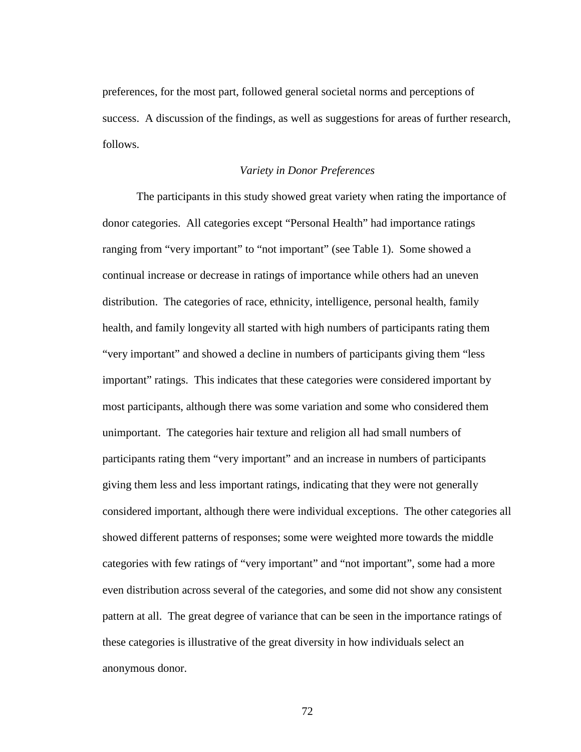preferences, for the most part, followed general societal norms and perceptions of success. A discussion of the findings, as well as suggestions for areas of further research, follows.

### *Variety in Donor Preferences*

The participants in this study showed great variety when rating the importance of donor categories. All categories except "Personal Health" had importance ratings ranging from "very important" to "not important" (see Table 1). Some showed a continual increase or decrease in ratings of importance while others had an uneven distribution. The categories of race, ethnicity, intelligence, personal health, family health, and family longevity all started with high numbers of participants rating them "very important" and showed a decline in numbers of participants giving them "less important" ratings. This indicates that these categories were considered important by most participants, although there was some variation and some who considered them unimportant. The categories hair texture and religion all had small numbers of participants rating them "very important" and an increase in numbers of participants giving them less and less important ratings, indicating that they were not generally considered important, although there were individual exceptions. The other categories all showed different patterns of responses; some were weighted more towards the middle categories with few ratings of "very important" and "not important", some had a more even distribution across several of the categories, and some did not show any consistent pattern at all. The great degree of variance that can be seen in the importance ratings of these categories is illustrative of the great diversity in how individuals select an anonymous donor.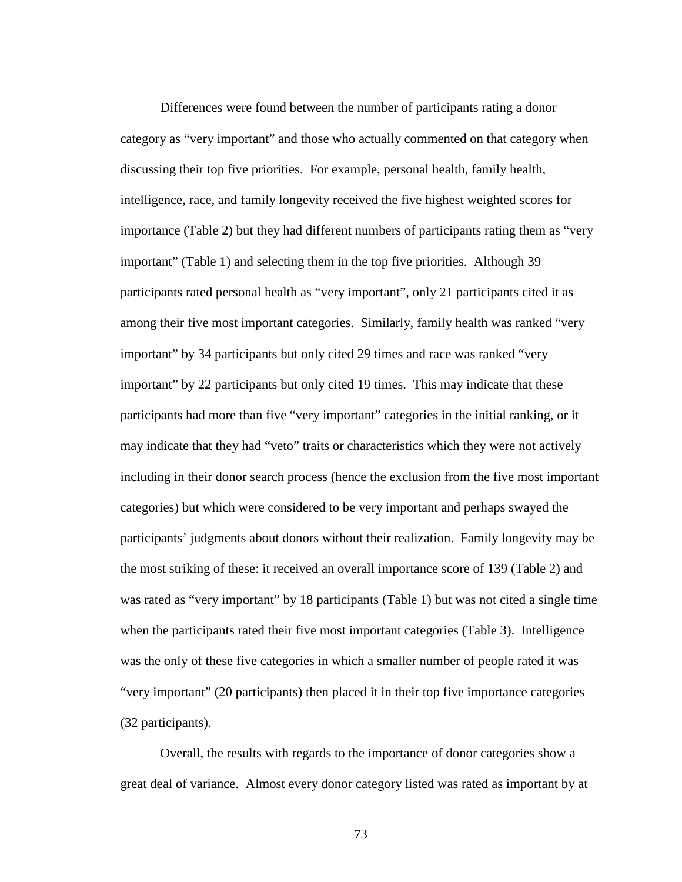Differences were found between the number of participants rating a donor category as "very important" and those who actually commented on that category when discussing their top five priorities. For example, personal health, family health, intelligence, race, and family longevity received the five highest weighted scores for importance (Table 2) but they had different numbers of participants rating them as "very important" (Table 1) and selecting them in the top five priorities. Although 39 participants rated personal health as "very important", only 21 participants cited it as among their five most important categories. Similarly, family health was ranked "very important" by 34 participants but only cited 29 times and race was ranked "very important" by 22 participants but only cited 19 times. This may indicate that these participants had more than five "very important" categories in the initial ranking, or it may indicate that they had "veto" traits or characteristics which they were not actively including in their donor search process (hence the exclusion from the five most important categories) but which were considered to be very important and perhaps swayed the participants' judgments about donors without their realization. Family longevity may be the most striking of these: it received an overall importance score of 139 (Table 2) and was rated as "very important" by 18 participants (Table 1) but was not cited a single time when the participants rated their five most important categories (Table 3). Intelligence was the only of these five categories in which a smaller number of people rated it was "very important" (20 participants) then placed it in their top five importance categories (32 participants).

Overall, the results with regards to the importance of donor categories show a great deal of variance. Almost every donor category listed was rated as important by at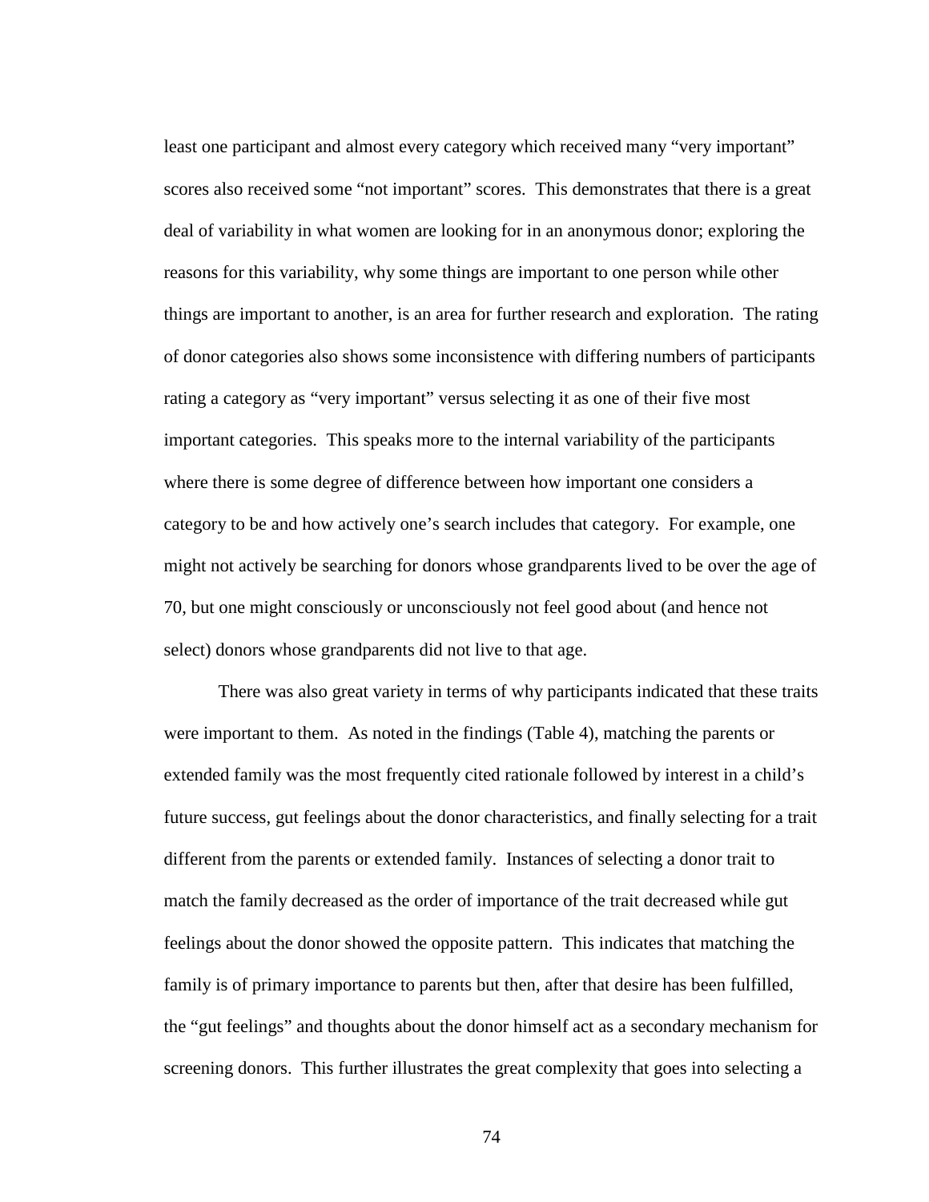least one participant and almost every category which received many "very important" scores also received some "not important" scores. This demonstrates that there is a great deal of variability in what women are looking for in an anonymous donor; exploring the reasons for this variability, why some things are important to one person while other things are important to another, is an area for further research and exploration. The rating of donor categories also shows some inconsistence with differing numbers of participants rating a category as "very important" versus selecting it as one of their five most important categories. This speaks more to the internal variability of the participants where there is some degree of difference between how important one considers a category to be and how actively one's search includes that category. For example, one might not actively be searching for donors whose grandparents lived to be over the age of 70, but one might consciously or unconsciously not feel good about (and hence not select) donors whose grandparents did not live to that age.

There was also great variety in terms of why participants indicated that these traits were important to them. As noted in the findings (Table 4), matching the parents or extended family was the most frequently cited rationale followed by interest in a child's future success, gut feelings about the donor characteristics, and finally selecting for a trait different from the parents or extended family. Instances of selecting a donor trait to match the family decreased as the order of importance of the trait decreased while gut feelings about the donor showed the opposite pattern. This indicates that matching the family is of primary importance to parents but then, after that desire has been fulfilled, the "gut feelings" and thoughts about the donor himself act as a secondary mechanism for screening donors. This further illustrates the great complexity that goes into selecting a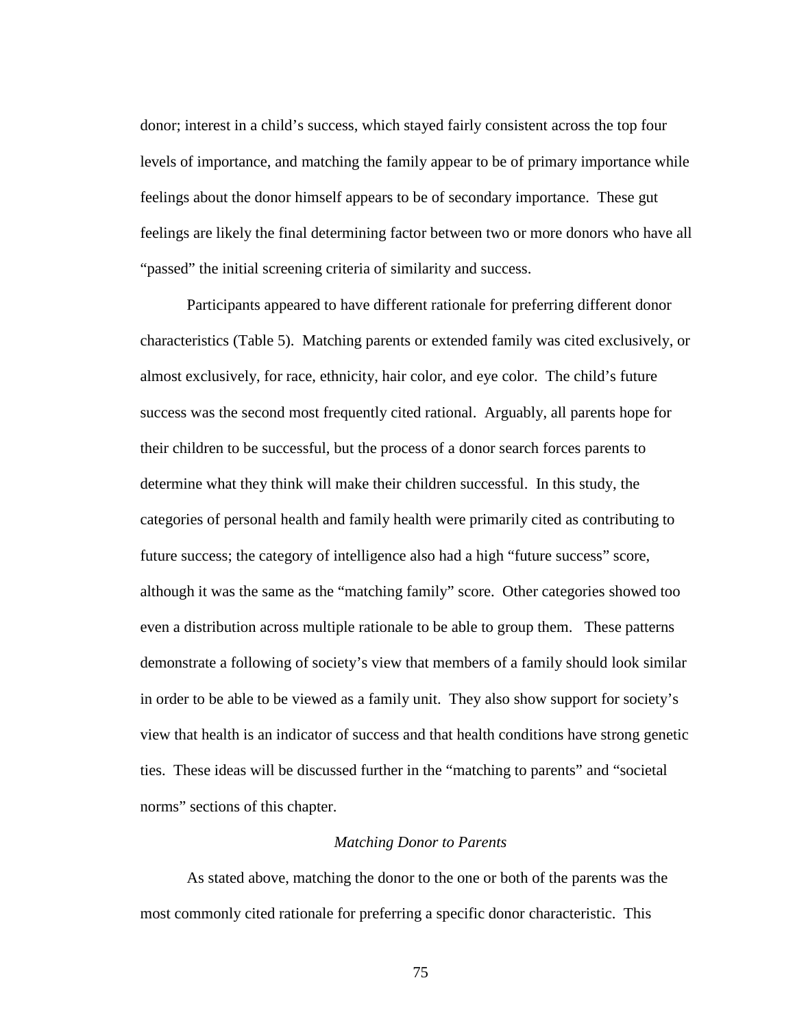donor; interest in a child's success, which stayed fairly consistent across the top four levels of importance, and matching the family appear to be of primary importance while feelings about the donor himself appears to be of secondary importance. These gut feelings are likely the final determining factor between two or more donors who have all "passed" the initial screening criteria of similarity and success.

Participants appeared to have different rationale for preferring different donor characteristics (Table 5). Matching parents or extended family was cited exclusively, or almost exclusively, for race, ethnicity, hair color, and eye color. The child's future success was the second most frequently cited rational. Arguably, all parents hope for their children to be successful, but the process of a donor search forces parents to determine what they think will make their children successful. In this study, the categories of personal health and family health were primarily cited as contributing to future success; the category of intelligence also had a high "future success" score, although it was the same as the "matching family" score. Other categories showed too even a distribution across multiple rationale to be able to group them. These patterns demonstrate a following of society's view that members of a family should look similar in order to be able to be viewed as a family unit. They also show support for society's view that health is an indicator of success and that health conditions have strong genetic ties. These ideas will be discussed further in the "matching to parents" and "societal norms" sections of this chapter.

### *Matching Donor to Parents*

As stated above, matching the donor to the one or both of the parents was the most commonly cited rationale for preferring a specific donor characteristic. This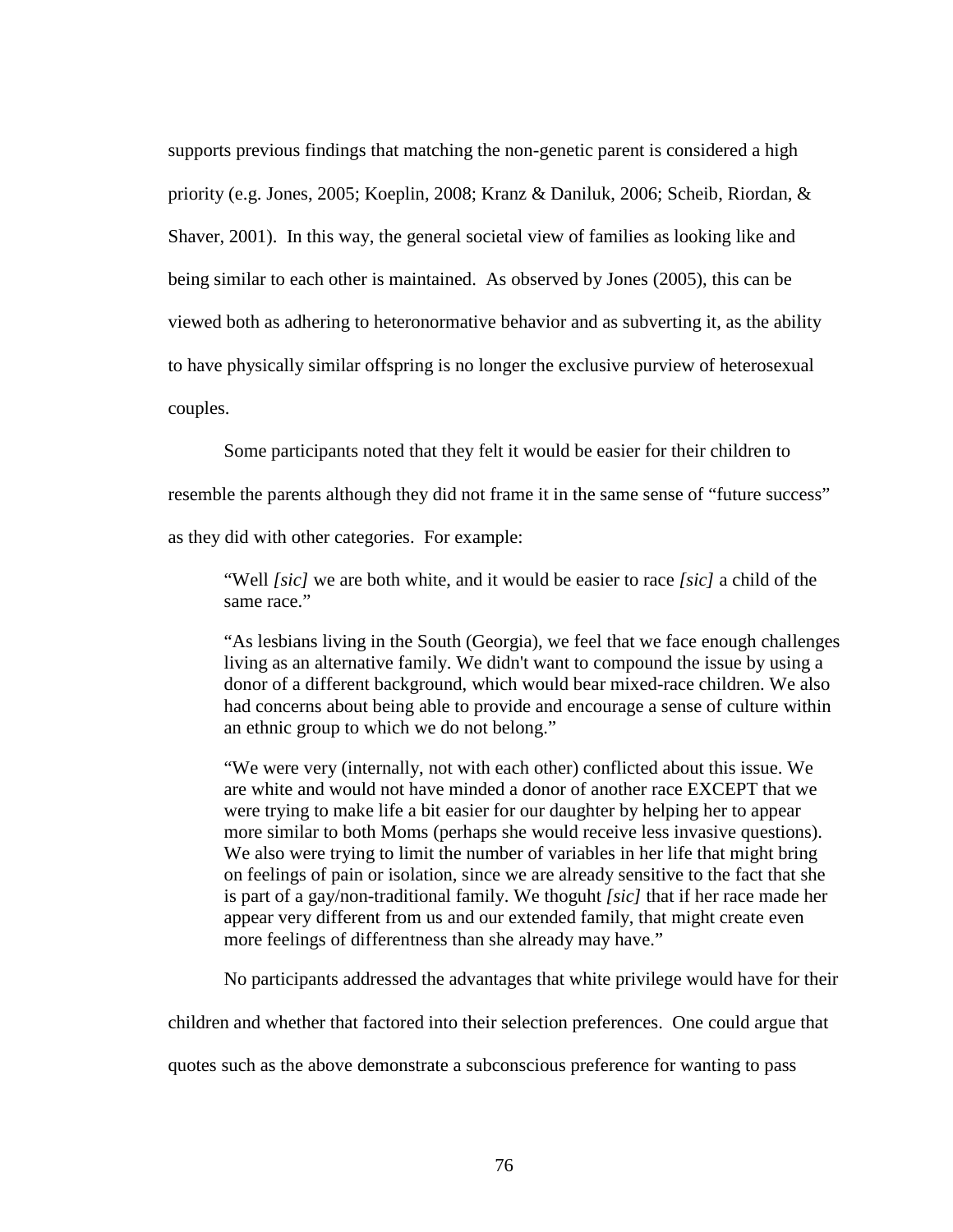supports previous findings that matching the non-genetic parent is considered a high priority (e.g. Jones, 2005; Koeplin, 2008; Kranz & Daniluk, 2006; Scheib, Riordan, & Shaver, 2001). In this way, the general societal view of families as looking like and being similar to each other is maintained. As observed by Jones (2005), this can be viewed both as adhering to heteronormative behavior and as subverting it, as the ability to have physically similar offspring is no longer the exclusive purview of heterosexual couples.

Some participants noted that they felt it would be easier for their children to resemble the parents although they did not frame it in the same sense of "future success" as they did with other categories. For example:

> "Well *[sic]* we are both white, and it would be easier to race *[sic]* a child of the same race."
>
> "As lesbians living in the South (Georgia), we feel that we face enough challenges living as an alternative family. We didn't want to compound the issue by using a donor of a different background, which would bear mixed-race children. We also had concerns about being able to provide and encourage a sense of culture within an ethnic group to which we do not belong."
>
> "We were very (internally, not with each other) conflicted about this issue. We are white and would not have minded a donor of another race EXCEPT that we were trying to make life a bit easier for our daughter by helping her to appear more similar to both Moms (perhaps she would receive less invasive questions). We also were trying to limit the number of variables in her life that might bring on feelings of pain or isolation, since we are already sensitive to the fact that she is part of a gay/non-traditional family. We thoguht *[sic]* that if her race made her appear very different from us and our extended family, that might create even more feelings of differentness than she already may have."

No participants addressed the advantages that white privilege would have for their children and whether that factored into their selection preferences. One could argue that quotes such as the above demonstrate a subconscious preference for wanting to pass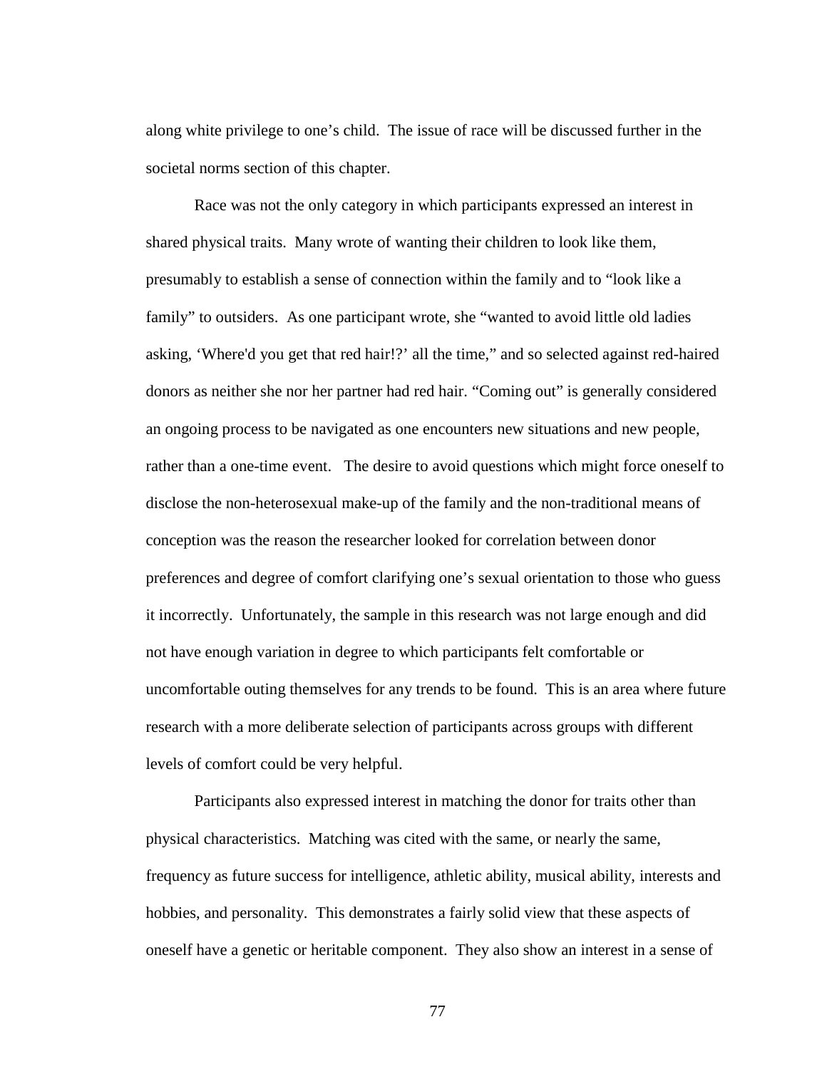along white privilege to one's child. The issue of race will be discussed further in the societal norms section of this chapter.

Race was not the only category in which participants expressed an interest in shared physical traits. Many wrote of wanting their children to look like them, presumably to establish a sense of connection within the family and to "look like a family" to outsiders. As one participant wrote, she "wanted to avoid little old ladies asking, 'Where'd you get that red hair!?' all the time," and so selected against red-haired donors as neither she nor her partner had red hair. "Coming out" is generally considered an ongoing process to be navigated as one encounters new situations and new people, rather than a one-time event. The desire to avoid questions which might force oneself to disclose the non-heterosexual make-up of the family and the non-traditional means of conception was the reason the researcher looked for correlation between donor preferences and degree of comfort clarifying one's sexual orientation to those who guess it incorrectly. Unfortunately, the sample in this research was not large enough and did not have enough variation in degree to which participants felt comfortable or uncomfortable outing themselves for any trends to be found. This is an area where future research with a more deliberate selection of participants across groups with different levels of comfort could be very helpful.

Participants also expressed interest in matching the donor for traits other than physical characteristics. Matching was cited with the same, or nearly the same, frequency as future success for intelligence, athletic ability, musical ability, interests and hobbies, and personality. This demonstrates a fairly solid view that these aspects of oneself have a genetic or heritable component. They also show an interest in a sense of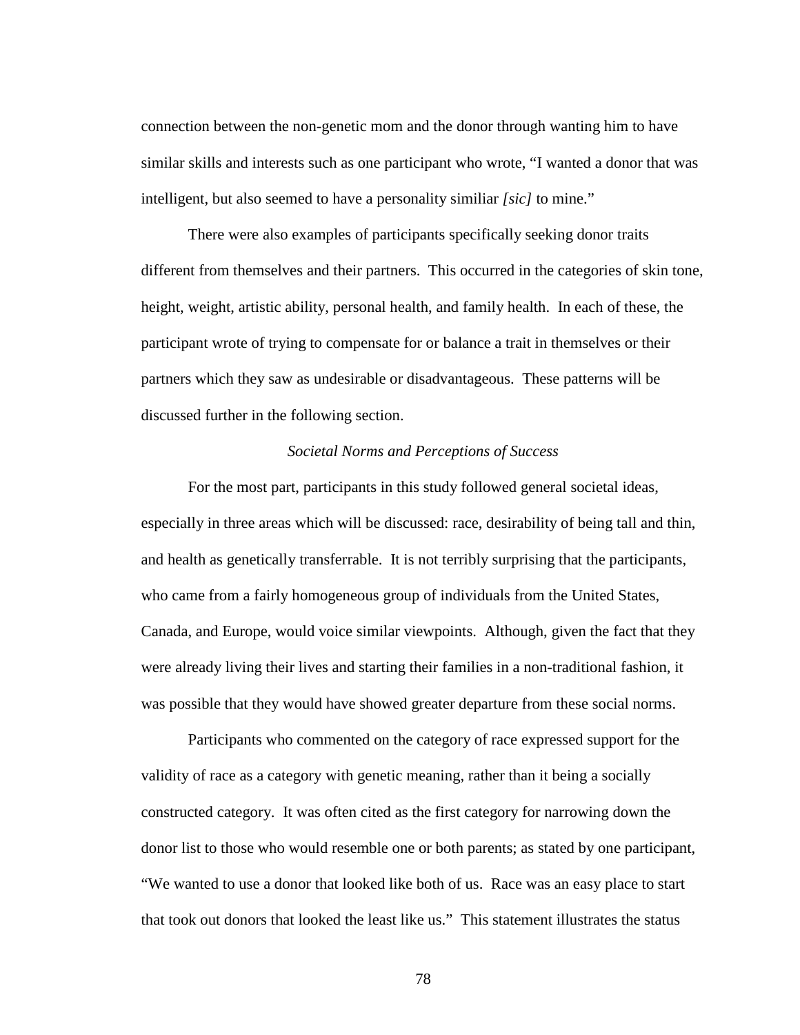connection between the non-genetic mom and the donor through wanting him to have similar skills and interests such as one participant who wrote, "I wanted a donor that was intelligent, but also seemed to have a personality similiar *[sic]* to mine."

There were also examples of participants specifically seeking donor traits different from themselves and their partners. This occurred in the categories of skin tone, height, weight, artistic ability, personal health, and family health. In each of these, the participant wrote of trying to compensate for or balance a trait in themselves or their partners which they saw as undesirable or disadvantageous. These patterns will be discussed further in the following section.

### *Societal Norms and Perceptions of Success*

For the most part, participants in this study followed general societal ideas, especially in three areas which will be discussed: race, desirability of being tall and thin, and health as genetically transferrable. It is not terribly surprising that the participants, who came from a fairly homogeneous group of individuals from the United States, Canada, and Europe, would voice similar viewpoints. Although, given the fact that they were already living their lives and starting their families in a non-traditional fashion, it was possible that they would have showed greater departure from these social norms.

Participants who commented on the category of race expressed support for the validity of race as a category with genetic meaning, rather than it being a socially constructed category. It was often cited as the first category for narrowing down the donor list to those who would resemble one or both parents; as stated by one participant, "We wanted to use a donor that looked like both of us. Race was an easy place to start that took out donors that looked the least like us." This statement illustrates the status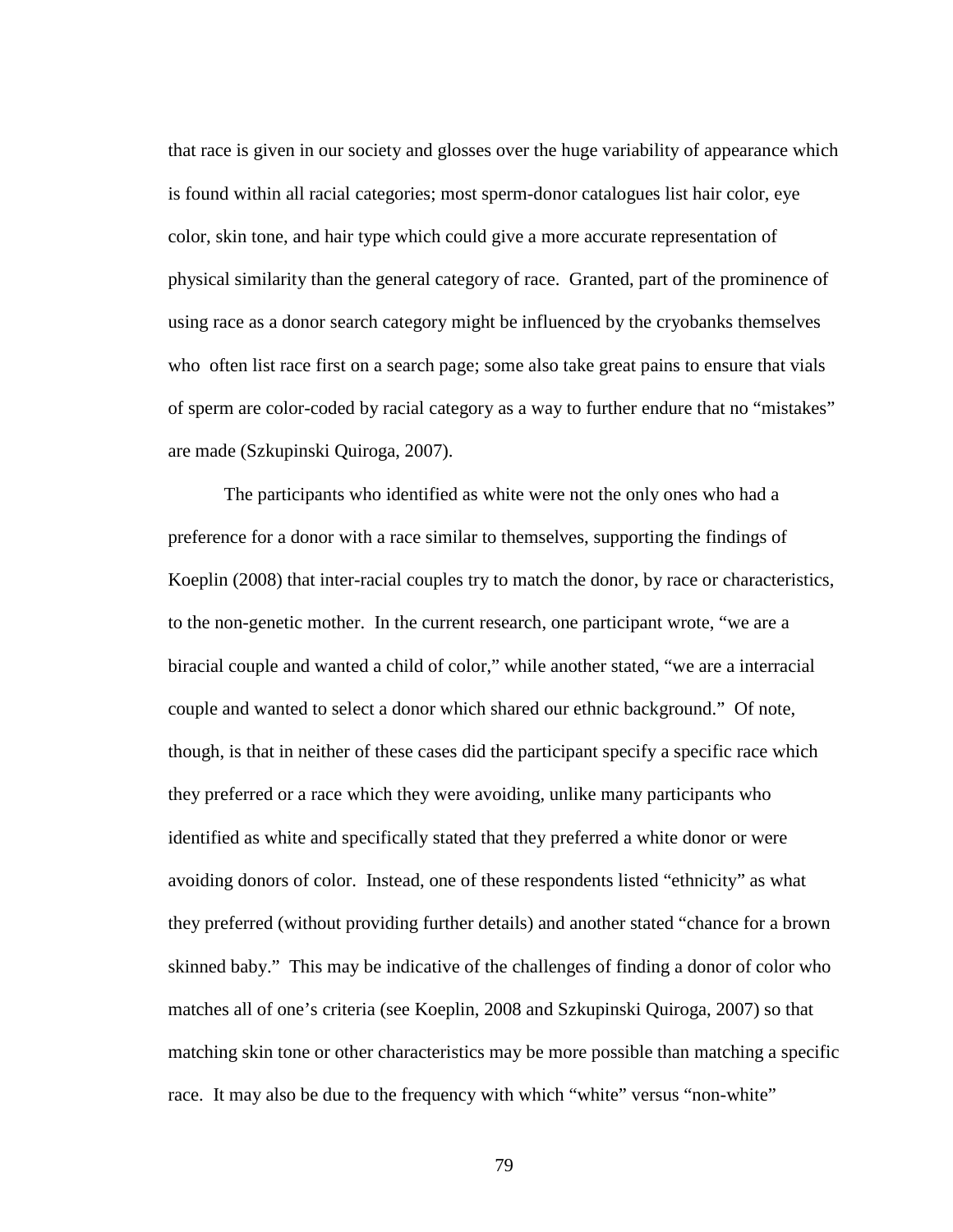that race is given in our society and glosses over the huge variability of appearance which is found within all racial categories; most sperm-donor catalogues list hair color, eye color, skin tone, and hair type which could give a more accurate representation of physical similarity than the general category of race. Granted, part of the prominence of using race as a donor search category might be influenced by the cryobanks themselves who often list race first on a search page; some also take great pains to ensure that vials of sperm are color-coded by racial category as a way to further endure that no "mistakes" are made (Szkupinski Quiroga, 2007).

The participants who identified as white were not the only ones who had a preference for a donor with a race similar to themselves, supporting the findings of Koeplin (2008) that inter-racial couples try to match the donor, by race or characteristics, to the non-genetic mother. In the current research, one participant wrote, "we are a biracial couple and wanted a child of color," while another stated, "we are a interracial couple and wanted to select a donor which shared our ethnic background." Of note, though, is that in neither of these cases did the participant specify a specific race which they preferred or a race which they were avoiding, unlike many participants who identified as white and specifically stated that they preferred a white donor or were avoiding donors of color. Instead, one of these respondents listed "ethnicity" as what they preferred (without providing further details) and another stated "chance for a brown skinned baby." This may be indicative of the challenges of finding a donor of color who matches all of one's criteria (see Koeplin, 2008 and Szkupinski Quiroga, 2007) so that matching skin tone or other characteristics may be more possible than matching a specific race. It may also be due to the frequency with which "white" versus "non-white"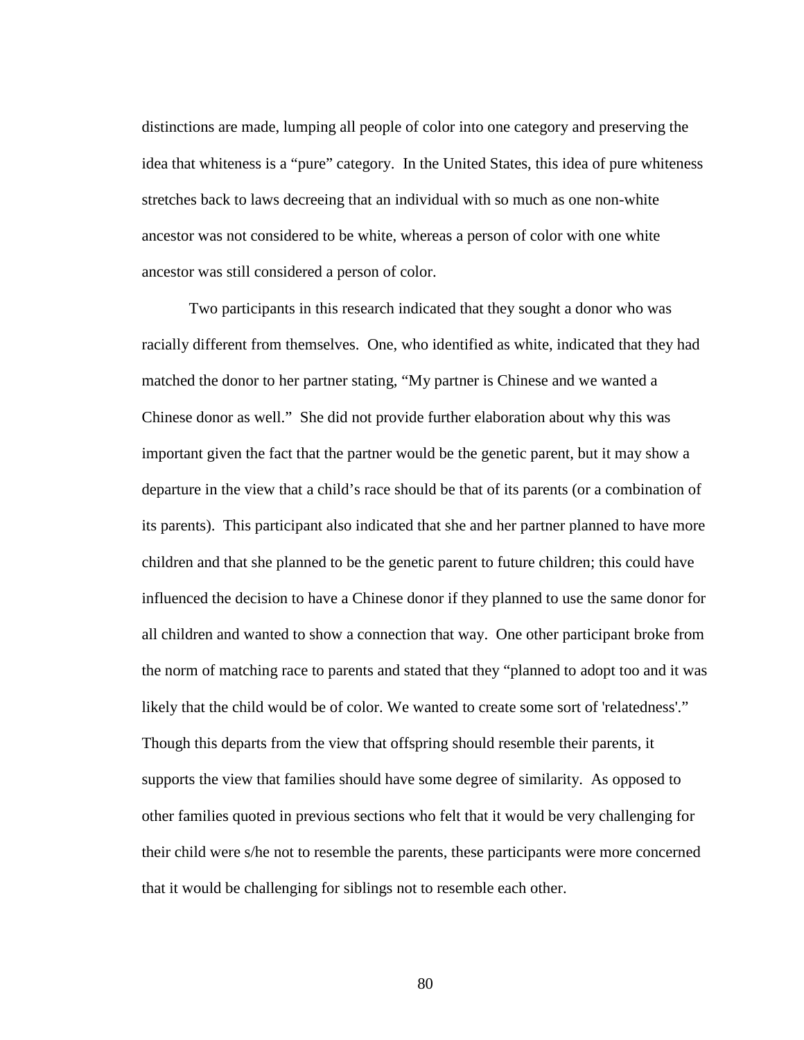distinctions are made, lumping all people of color into one category and preserving the idea that whiteness is a "pure" category. In the United States, this idea of pure whiteness stretches back to laws decreeing that an individual with so much as one non-white ancestor was not considered to be white, whereas a person of color with one white ancestor was still considered a person of color.

Two participants in this research indicated that they sought a donor who was racially different from themselves. One, who identified as white, indicated that they had matched the donor to her partner stating, "My partner is Chinese and we wanted a Chinese donor as well." She did not provide further elaboration about why this was important given the fact that the partner would be the genetic parent, but it may show a departure in the view that a child's race should be that of its parents (or a combination of its parents). This participant also indicated that she and her partner planned to have more children and that she planned to be the genetic parent to future children; this could have influenced the decision to have a Chinese donor if they planned to use the same donor for all children and wanted to show a connection that way. One other participant broke from the norm of matching race to parents and stated that they "planned to adopt too and it was likely that the child would be of color. We wanted to create some sort of 'relatedness'." Though this departs from the view that offspring should resemble their parents, it supports the view that families should have some degree of similarity. As opposed to other families quoted in previous sections who felt that it would be very challenging for their child were s/he not to resemble the parents, these participants were more concerned that it would be challenging for siblings not to resemble each other.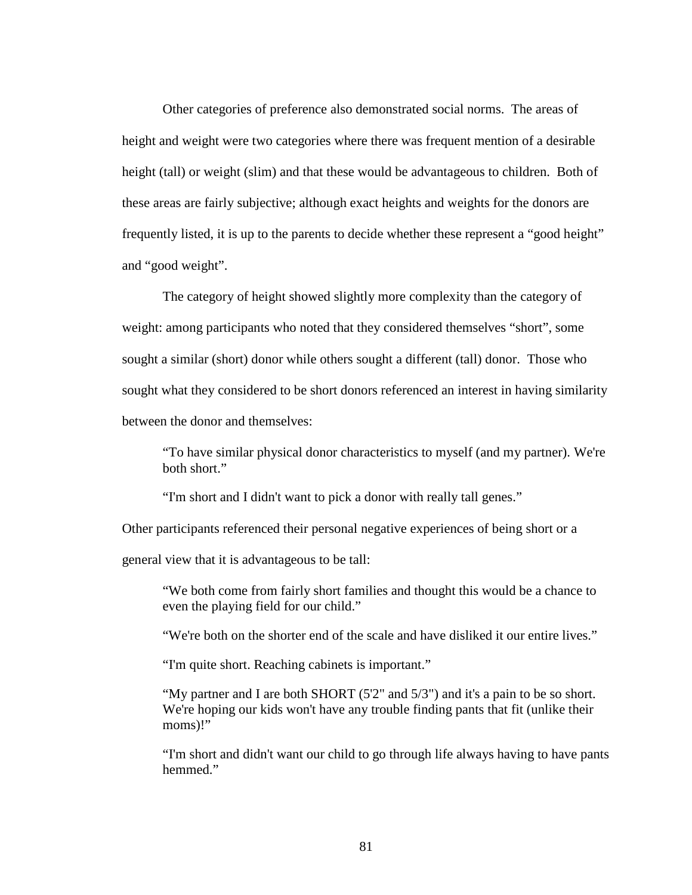Other categories of preference also demonstrated social norms. The areas of height and weight were two categories where there was frequent mention of a desirable height (tall) or weight (slim) and that these would be advantageous to children. Both of these areas are fairly subjective; although exact heights and weights for the donors are frequently listed, it is up to the parents to decide whether these represent a "good height" and "good weight".

The category of height showed slightly more complexity than the category of weight: among participants who noted that they considered themselves "short", some sought a similar (short) donor while others sought a different (tall) donor. Those who sought what they considered to be short donors referenced an interest in having similarity between the donor and themselves:

> "To have similar physical donor characteristics to myself (and my partner). We're both short."
>
> "I'm short and I didn't want to pick a donor with really tall genes."

Other participants referenced their personal negative experiences of being short or a general view that it is advantageous to be tall:

> "We both come from fairly short families and thought this would be a chance to even the playing field for our child."
>
> "We're both on the shorter end of the scale and have disliked it our entire lives."
>
> "I'm quite short. Reaching cabinets is important."
>
> "My partner and I are both SHORT (5'2" and 5/3") and it's a pain to be so short. We're hoping our kids won't have any trouble finding pants that fit (unlike their moms)!"
>
> "I'm short and didn't want our child to go through life always having to have pants hemmed."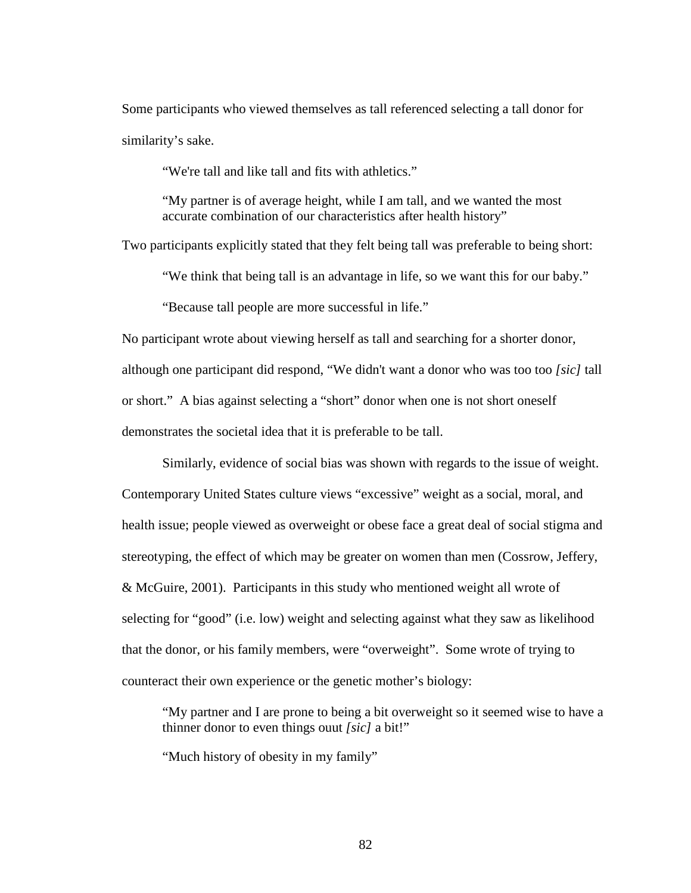Some participants who viewed themselves as tall referenced selecting a tall donor for similarity's sake.

> "We're tall and like tall and fits with athletics."

> "My partner is of average height, while I am tall, and we wanted the most accurate combination of our characteristics after health history"

Two participants explicitly stated that they felt being tall was preferable to being short:

> "We think that being tall is an advantage in life, so we want this for our baby."

> "Because tall people are more successful in life."

No participant wrote about viewing herself as tall and searching for a shorter donor, although one participant did respond, "We didn't want a donor who was too too *[sic]* tall or short." A bias against selecting a "short" donor when one is not short oneself demonstrates the societal idea that it is preferable to be tall.

Similarly, evidence of social bias was shown with regards to the issue of weight. Contemporary United States culture views "excessive" weight as a social, moral, and health issue; people viewed as overweight or obese face a great deal of social stigma and stereotyping, the effect of which may be greater on women than men (Cossrow, Jeffery, & McGuire, 2001). Participants in this study who mentioned weight all wrote of selecting for "good" (i.e. low) weight and selecting against what they saw as likelihood that the donor, or his family members, were "overweight". Some wrote of trying to counteract their own experience or the genetic mother's biology:

> "My partner and I are prone to being a bit overweight so it seemed wise to have a thinner donor to even things ouut *[sic]* a bit!"

> "Much history of obesity in my family"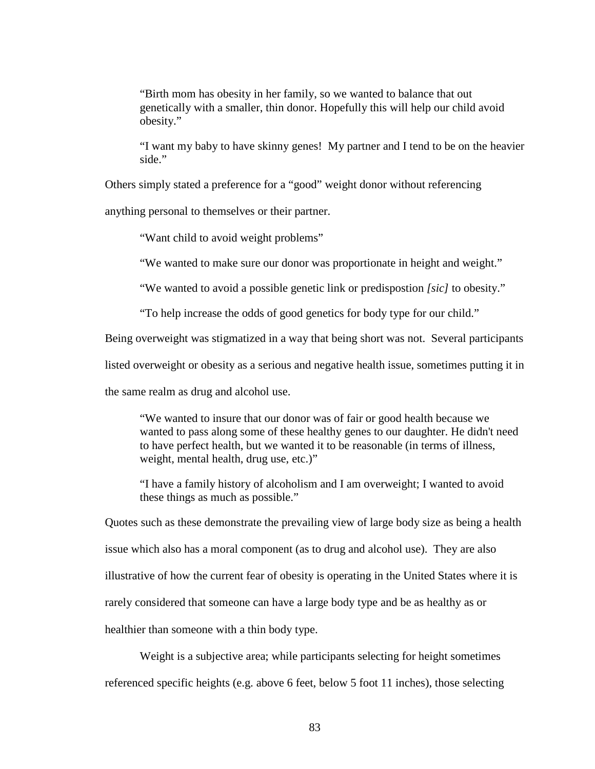> "Birth mom has obesity in her family, so we wanted to balance that out genetically with a smaller, thin donor. Hopefully this will help our child avoid obesity."

> "I want my baby to have skinny genes! My partner and I tend to be on the heavier side."

Others simply stated a preference for a "good" weight donor without referencing anything personal to themselves or their partner.

> "Want child to avoid weight problems"

> "We wanted to make sure our donor was proportionate in height and weight."

> "We wanted to avoid a possible genetic link or predispostion *[sic]* to obesity."

> "To help increase the odds of good genetics for body type for our child."

Being overweight was stigmatized in a way that being short was not. Several participants listed overweight or obesity as a serious and negative health issue, sometimes putting it in the same realm as drug and alcohol use.

> "We wanted to insure that our donor was of fair or good health because we wanted to pass along some of these healthy genes to our daughter. He didn't need to have perfect health, but we wanted it to be reasonable (in terms of illness, weight, mental health, drug use, etc.)"

> "I have a family history of alcoholism and I am overweight; I wanted to avoid these things as much as possible."

Quotes such as these demonstrate the prevailing view of large body size as being a health issue which also has a moral component (as to drug and alcohol use). They are also illustrative of how the current fear of obesity is operating in the United States where it is rarely considered that someone can have a large body type and be as healthy as or healthier than someone with a thin body type.

Weight is a subjective area; while participants selecting for height sometimes referenced specific heights (e.g. above 6 feet, below 5 foot 11 inches), those selecting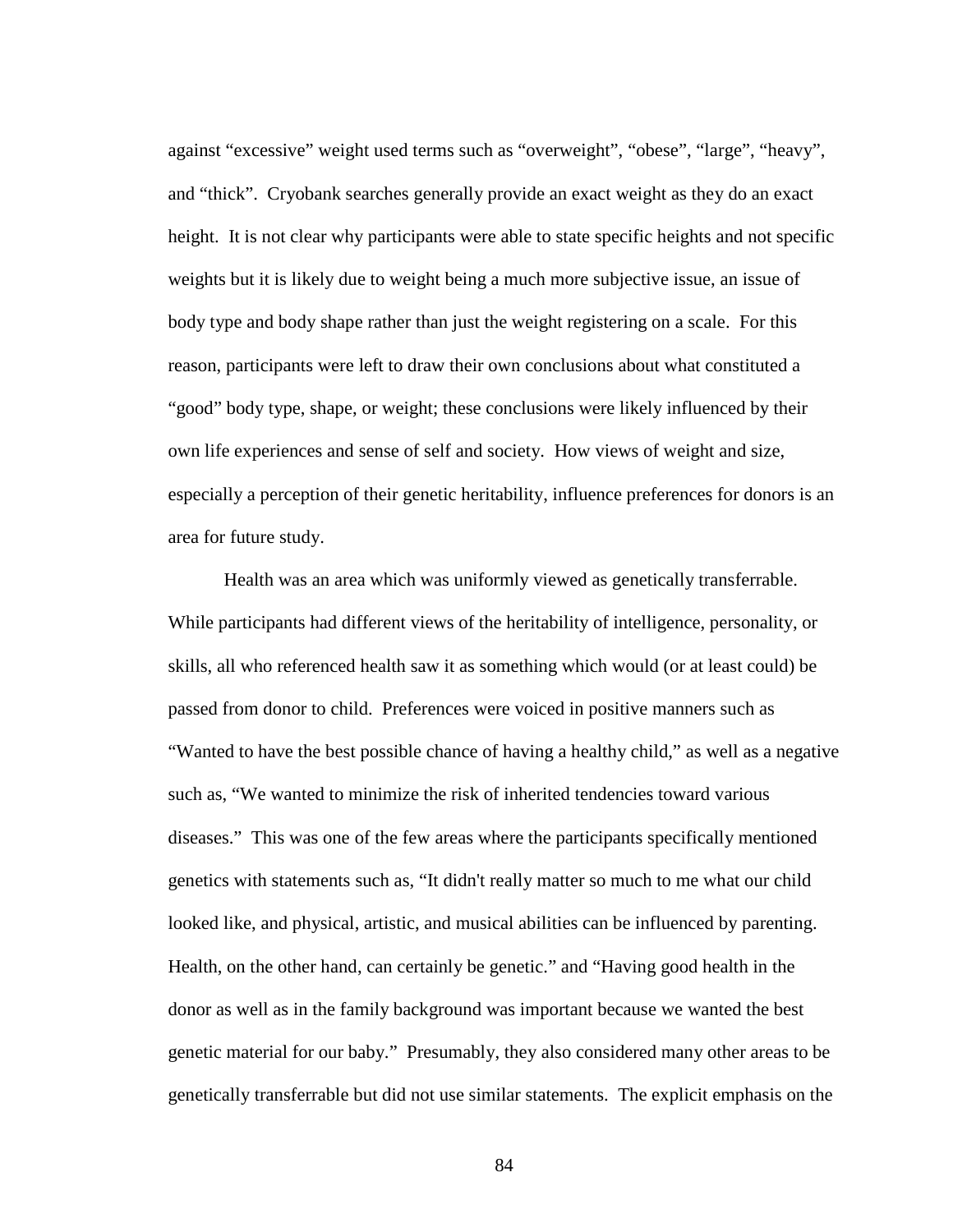against "excessive" weight used terms such as "overweight", "obese", "large", "heavy", and "thick". Cryobank searches generally provide an exact weight as they do an exact height. It is not clear why participants were able to state specific heights and not specific weights but it is likely due to weight being a much more subjective issue, an issue of body type and body shape rather than just the weight registering on a scale. For this reason, participants were left to draw their own conclusions about what constituted a "good" body type, shape, or weight; these conclusions were likely influenced by their own life experiences and sense of self and society. How views of weight and size, especially a perception of their genetic heritability, influence preferences for donors is an area for future study.

Health was an area which was uniformly viewed as genetically transferrable. While participants had different views of the heritability of intelligence, personality, or skills, all who referenced health saw it as something which would (or at least could) be passed from donor to child. Preferences were voiced in positive manners such as "Wanted to have the best possible chance of having a healthy child," as well as a negative such as, "We wanted to minimize the risk of inherited tendencies toward various diseases." This was one of the few areas where the participants specifically mentioned genetics with statements such as, "It didn't really matter so much to me what our child looked like, and physical, artistic, and musical abilities can be influenced by parenting. Health, on the other hand, can certainly be genetic." and "Having good health in the donor as well as in the family background was important because we wanted the best genetic material for our baby." Presumably, they also considered many other areas to be genetically transferrable but did not use similar statements. The explicit emphasis on the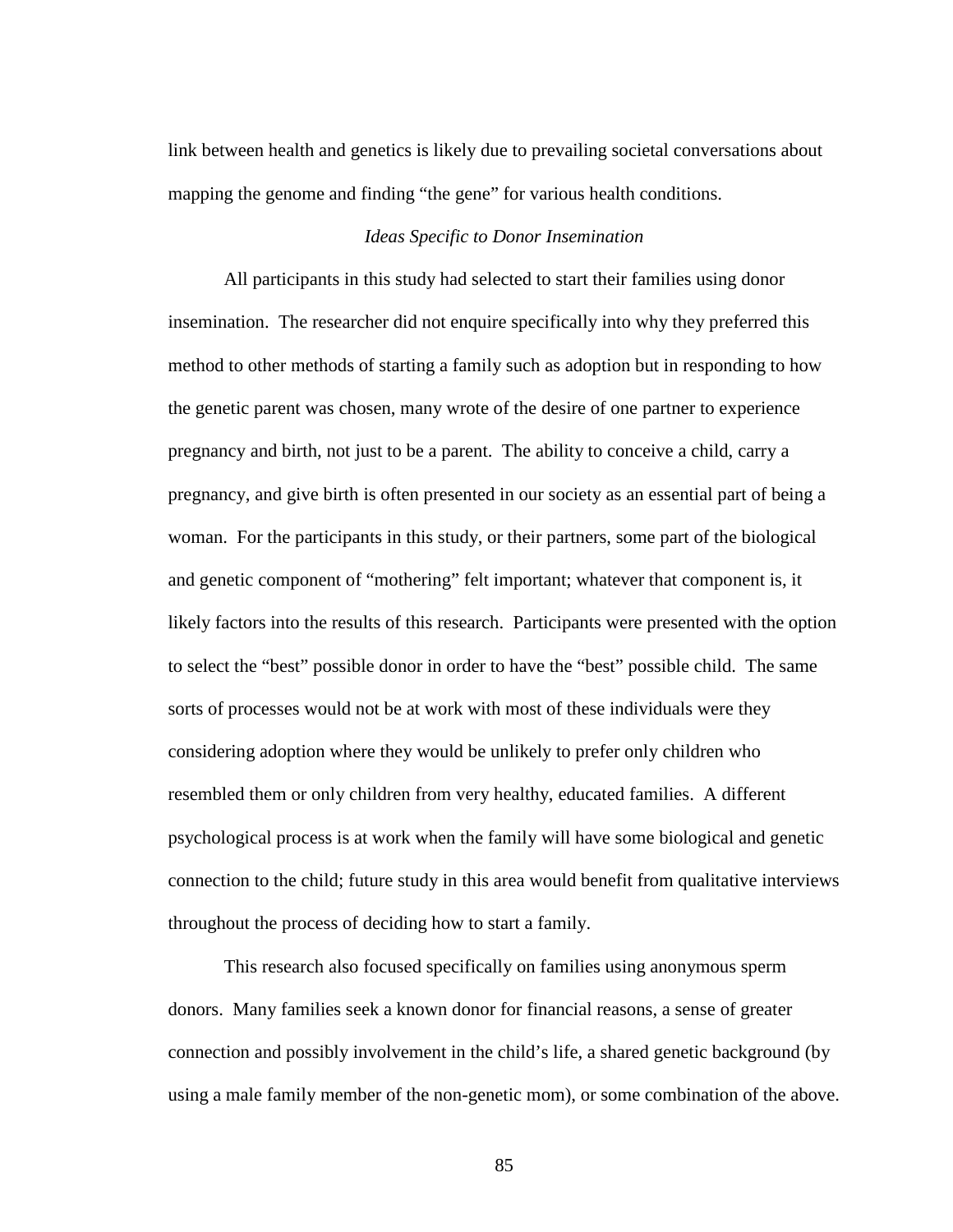link between health and genetics is likely due to prevailing societal conversations about mapping the genome and finding "the gene" for various health conditions.

### *Ideas Specific to Donor Insemination*

All participants in this study had selected to start their families using donor insemination. The researcher did not enquire specifically into why they preferred this method to other methods of starting a family such as adoption but in responding to how the genetic parent was chosen, many wrote of the desire of one partner to experience pregnancy and birth, not just to be a parent. The ability to conceive a child, carry a pregnancy, and give birth is often presented in our society as an essential part of being a woman. For the participants in this study, or their partners, some part of the biological and genetic component of "mothering" felt important; whatever that component is, it likely factors into the results of this research. Participants were presented with the option to select the "best" possible donor in order to have the "best" possible child. The same sorts of processes would not be at work with most of these individuals were they considering adoption where they would be unlikely to prefer only children who resembled them or only children from very healthy, educated families. A different psychological process is at work when the family will have some biological and genetic connection to the child; future study in this area would benefit from qualitative interviews throughout the process of deciding how to start a family.

This research also focused specifically on families using anonymous sperm donors. Many families seek a known donor for financial reasons, a sense of greater connection and possibly involvement in the child's life, a shared genetic background (by using a male family member of the non-genetic mom), or some combination of the above.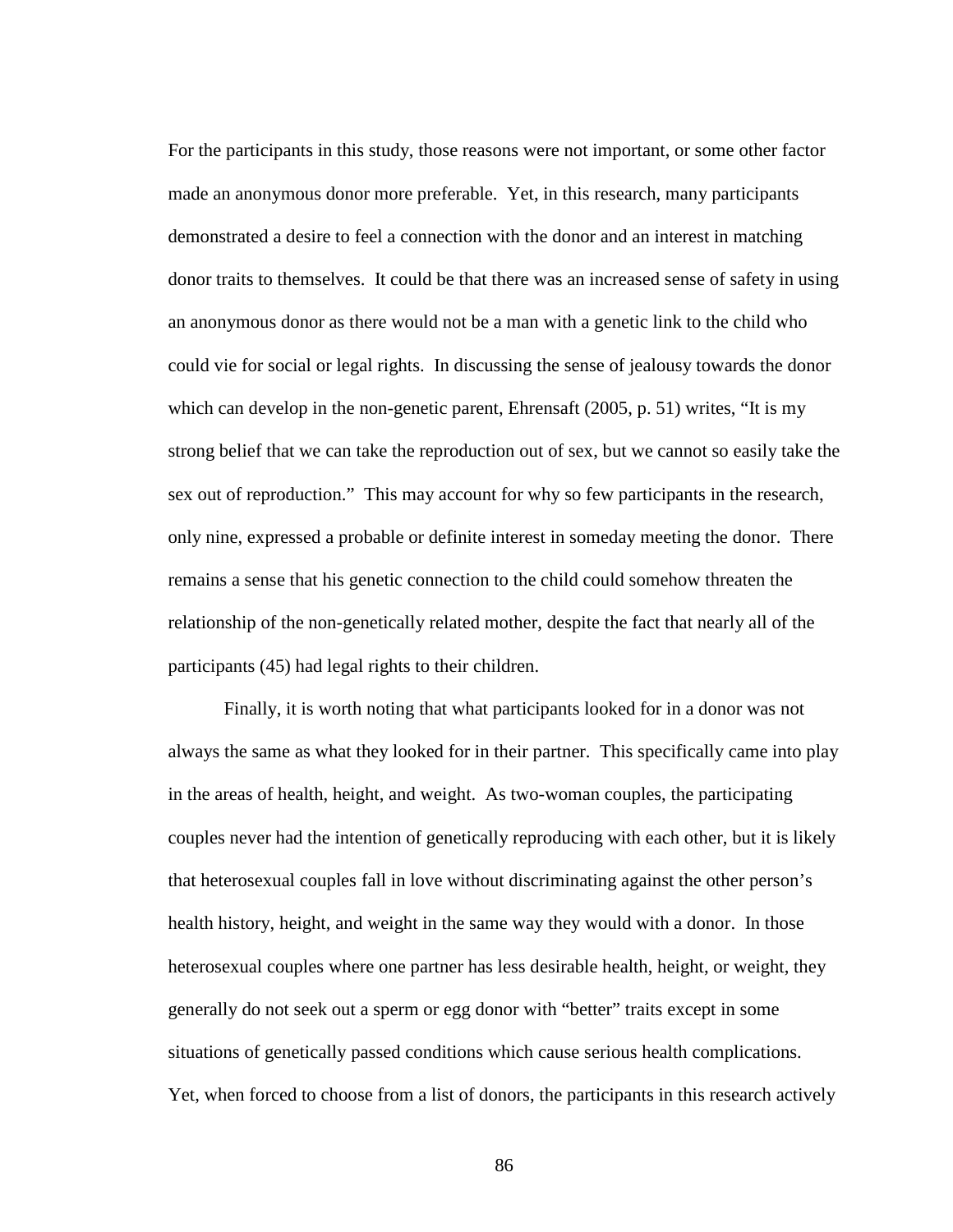For the participants in this study, those reasons were not important, or some other factor made an anonymous donor more preferable. Yet, in this research, many participants demonstrated a desire to feel a connection with the donor and an interest in matching donor traits to themselves. It could be that there was an increased sense of safety in using an anonymous donor as there would not be a man with a genetic link to the child who could vie for social or legal rights. In discussing the sense of jealousy towards the donor which can develop in the non-genetic parent, Ehrensaft (2005, p. 51) writes, "It is my strong belief that we can take the reproduction out of sex, but we cannot so easily take the sex out of reproduction." This may account for why so few participants in the research, only nine, expressed a probable or definite interest in someday meeting the donor. There remains a sense that his genetic connection to the child could somehow threaten the relationship of the non-genetically related mother, despite the fact that nearly all of the participants (45) had legal rights to their children.

Finally, it is worth noting that what participants looked for in a donor was not always the same as what they looked for in their partner. This specifically came into play in the areas of health, height, and weight. As two-woman couples, the participating couples never had the intention of genetically reproducing with each other, but it is likely that heterosexual couples fall in love without discriminating against the other person's health history, height, and weight in the same way they would with a donor. In those heterosexual couples where one partner has less desirable health, height, or weight, they generally do not seek out a sperm or egg donor with "better" traits except in some situations of genetically passed conditions which cause serious health complications. Yet, when forced to choose from a list of donors, the participants in this research actively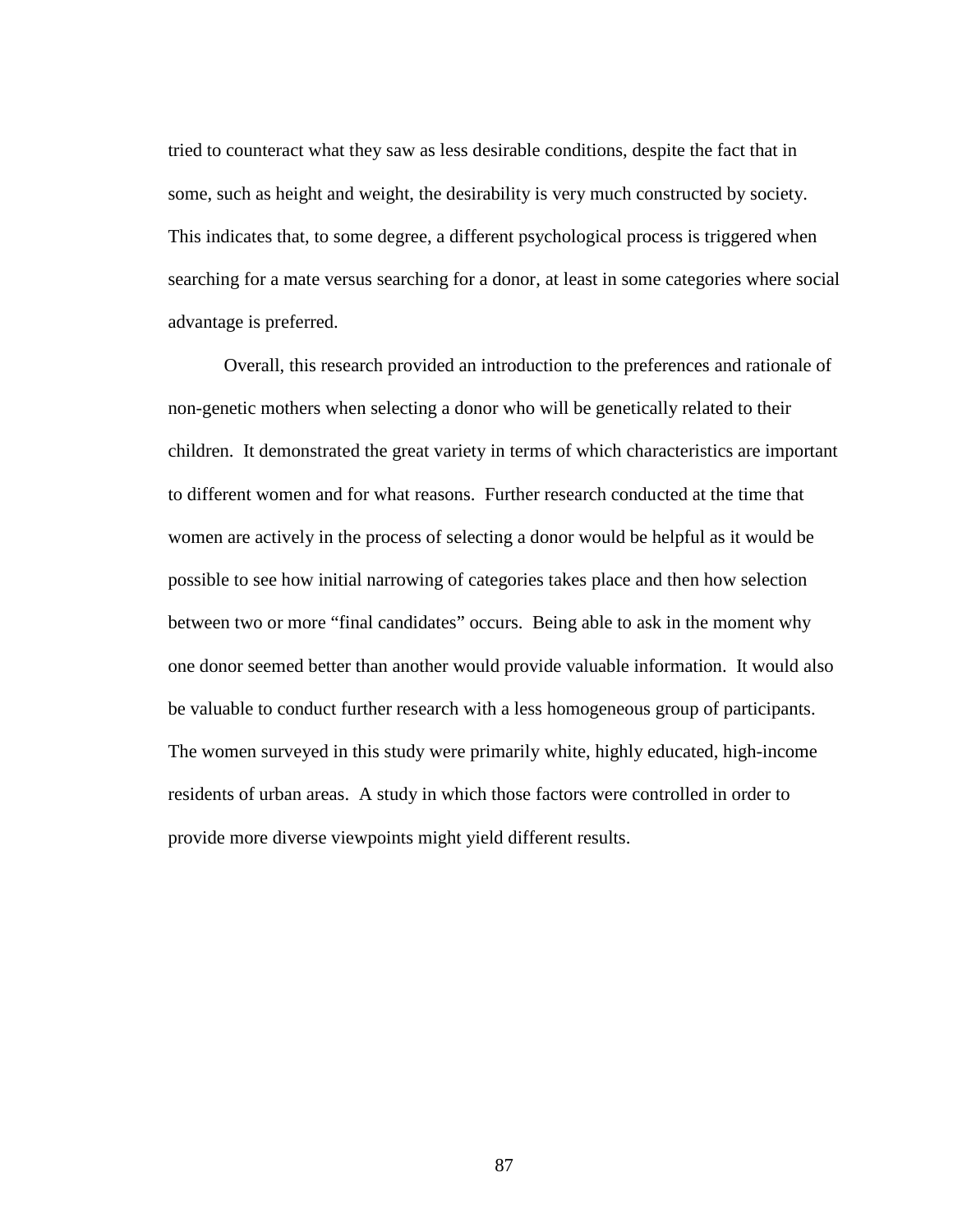tried to counteract what they saw as less desirable conditions, despite the fact that in some, such as height and weight, the desirability is very much constructed by society. This indicates that, to some degree, a different psychological process is triggered when searching for a mate versus searching for a donor, at least in some categories where social advantage is preferred.

Overall, this research provided an introduction to the preferences and rationale of non-genetic mothers when selecting a donor who will be genetically related to their children. It demonstrated the great variety in terms of which characteristics are important to different women and for what reasons. Further research conducted at the time that women are actively in the process of selecting a donor would be helpful as it would be possible to see how initial narrowing of categories takes place and then how selection between two or more "final candidates" occurs. Being able to ask in the moment why one donor seemed better than another would provide valuable information. It would also be valuable to conduct further research with a less homogeneous group of participants. The women surveyed in this study were primarily white, highly educated, high-income residents of urban areas. A study in which those factors were controlled in order to provide more diverse viewpoints might yield different results.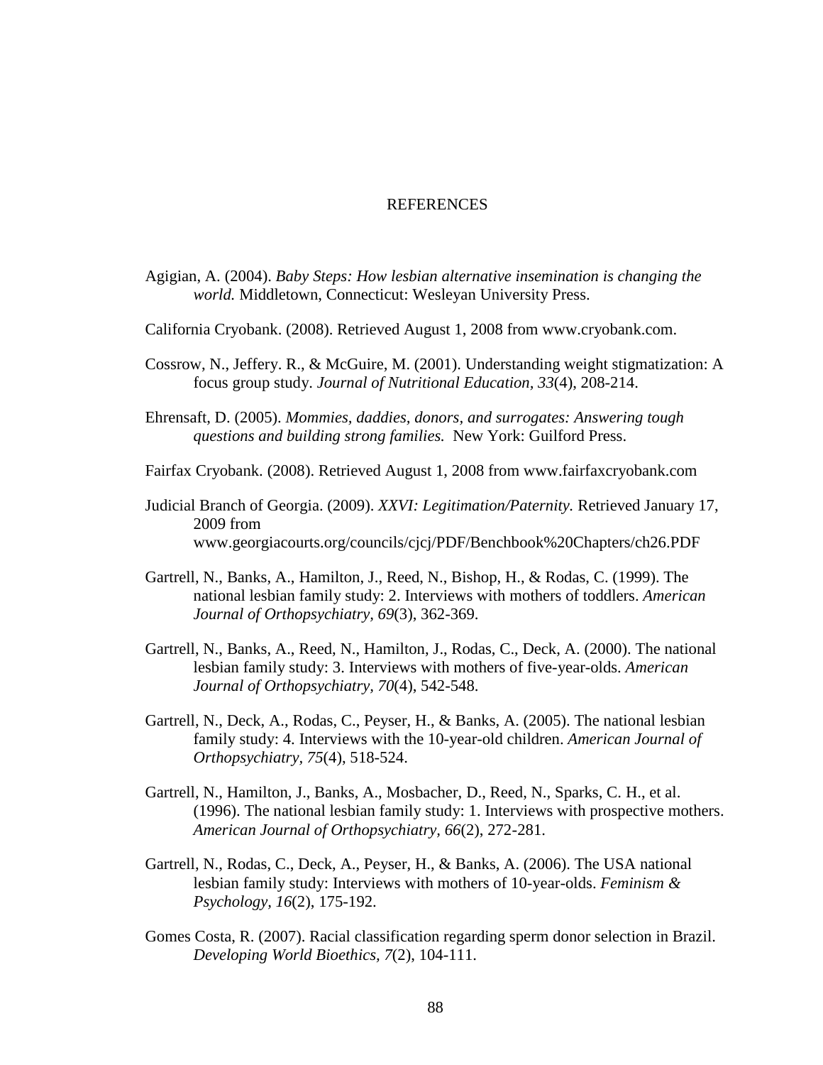# REFERENCES

Agigian, A. (2004). *Baby Steps: How lesbian alternative insemination is changing the world.* Middletown, Connecticut: Wesleyan University Press.

California Cryobank. (2008). Retrieved August 1, 2008 from www.cryobank.com.

Cossrow, N., Jeffery. R., & McGuire, M. (2001). Understanding weight stigmatization: A focus group study. *Journal of Nutritional Education, 33*(4), 208-214.

Ehrensaft, D. (2005). *Mommies, daddies, donors, and surrogates: Answering tough questions and building strong families.* New York: Guilford Press.

Fairfax Cryobank. (2008). Retrieved August 1, 2008 from www.fairfaxcryobank.com

Judicial Branch of Georgia. (2009). *XXVI: Legitimation/Paternity.* Retrieved January 17, 2009 from www.georgiacourts.org/councils/cjcj/PDF/Benchbook%20Chapters/ch26.PDF

Gartrell, N., Banks, A., Hamilton, J., Reed, N., Bishop, H., & Rodas, C. (1999). The national lesbian family study: 2. Interviews with mothers of toddlers. *American Journal of Orthopsychiatry, 69*(3), 362-369.

Gartrell, N., Banks, A., Reed, N., Hamilton, J., Rodas, C., Deck, A. (2000). The national lesbian family study: 3. Interviews with mothers of five-year-olds. *American Journal of Orthopsychiatry, 70*(4), 542-548.

Gartrell, N., Deck, A., Rodas, C., Peyser, H., & Banks, A. (2005). The national lesbian family study: 4. Interviews with the 10-year-old children. *American Journal of Orthopsychiatry, 75*(4), 518-524.

Gartrell, N., Hamilton, J., Banks, A., Mosbacher, D., Reed, N., Sparks, C. H., et al. (1996). The national lesbian family study: 1. Interviews with prospective mothers. *American Journal of Orthopsychiatry, 66*(2), 272-281.

Gartrell, N., Rodas, C., Deck, A., Peyser, H., & Banks, A. (2006). The USA national lesbian family study: Interviews with mothers of 10-year-olds. *Feminism & Psychology, 16*(2), 175-192.

Gomes Costa, R. (2007). Racial classification regarding sperm donor selection in Brazil. *Developing World Bioethics, 7*(2), 104-111.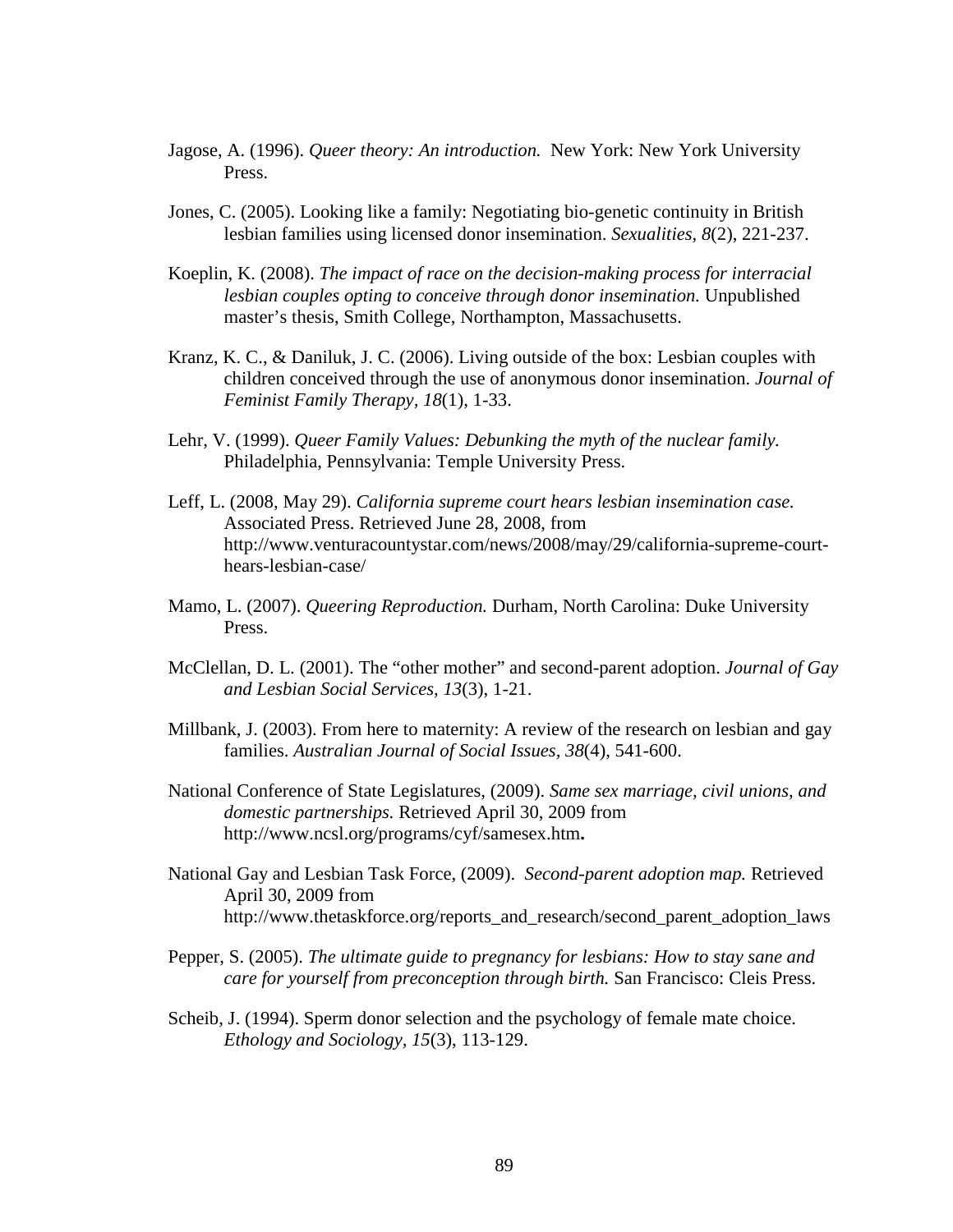Jagose, A. (1996). *Queer theory: An introduction.* New York: New York University Press.

Jones, C. (2005). Looking like a family: Negotiating bio-genetic continuity in British lesbian families using licensed donor insemination. *Sexualities, 8*(2), 221-237.

Koeplin, K. (2008). *The impact of race on the decision-making process for interracial lesbian couples opting to conceive through donor insemination.* Unpublished master's thesis, Smith College, Northampton, Massachusetts.

Kranz, K. C., & Daniluk, J. C. (2006). Living outside of the box: Lesbian couples with children conceived through the use of anonymous donor insemination. *Journal of Feminist Family Therapy, 18*(1), 1-33.

Lehr, V. (1999). *Queer Family Values: Debunking the myth of the nuclear family.* Philadelphia, Pennsylvania: Temple University Press.

Leff, L. (2008, May 29). *California supreme court hears lesbian insemination case.* Associated Press. Retrieved June 28, 2008, from http://www.venturacountystar.com/news/2008/may/29/california-supreme-court-hears-lesbian-case/

Mamo, L. (2007). *Queering Reproduction.* Durham, North Carolina: Duke University Press.

McClellan, D. L. (2001). The "other mother" and second-parent adoption. *Journal of Gay and Lesbian Social Services, 13*(3), 1-21.

Millbank, J. (2003). From here to maternity: A review of the research on lesbian and gay families. *Australian Journal of Social Issues, 38*(4), 541-600.

National Conference of State Legislatures, (2009). *Same sex marriage, civil unions, and domestic partnerships.* Retrieved April 30, 2009 from http://www.ncsl.org/programs/cyf/samesex.htm**.**

National Gay and Lesbian Task Force, (2009). *Second-parent adoption map.* Retrieved April 30, 2009 from http://www.thetaskforce.org/reports_and_research/second_parent_adoption_laws

Pepper, S. (2005). *The ultimate guide to pregnancy for lesbians: How to stay sane and care for yourself from preconception through birth.* San Francisco: Cleis Press.

Scheib, J. (1994). Sperm donor selection and the psychology of female mate choice. *Ethology and Sociology, 15*(3), 113-129.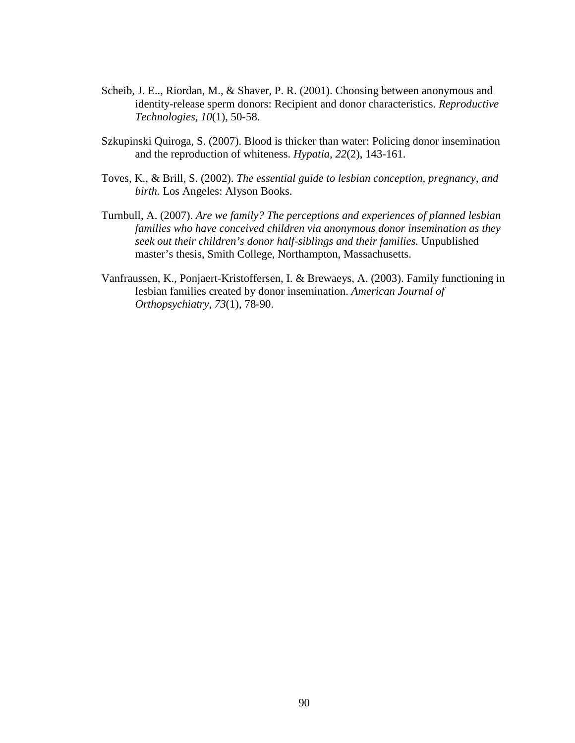Scheib, J. E.., Riordan, M., & Shaver, P. R. (2001). Choosing between anonymous and identity-release sperm donors: Recipient and donor characteristics. *Reproductive Technologies, 10*(1), 50-58.

Szkupinski Quiroga, S. (2007). Blood is thicker than water: Policing donor insemination and the reproduction of whiteness. *Hypatia, 22*(2), 143-161.

Toves, K., & Brill, S. (2002). *The essential guide to lesbian conception, pregnancy, and birth.* Los Angeles: Alyson Books.

Turnbull, A. (2007). *Are we family? The perceptions and experiences of planned lesbian families who have conceived children via anonymous donor insemination as they seek out their children's donor half-siblings and their families.* Unpublished master's thesis, Smith College, Northampton, Massachusetts.

Vanfraussen, K., Ponjaert-Kristoffersen, I. & Brewaeys, A. (2003). Family functioning in lesbian families created by donor insemination. *American Journal of Orthopsychiatry*, *73*(1), 78-90.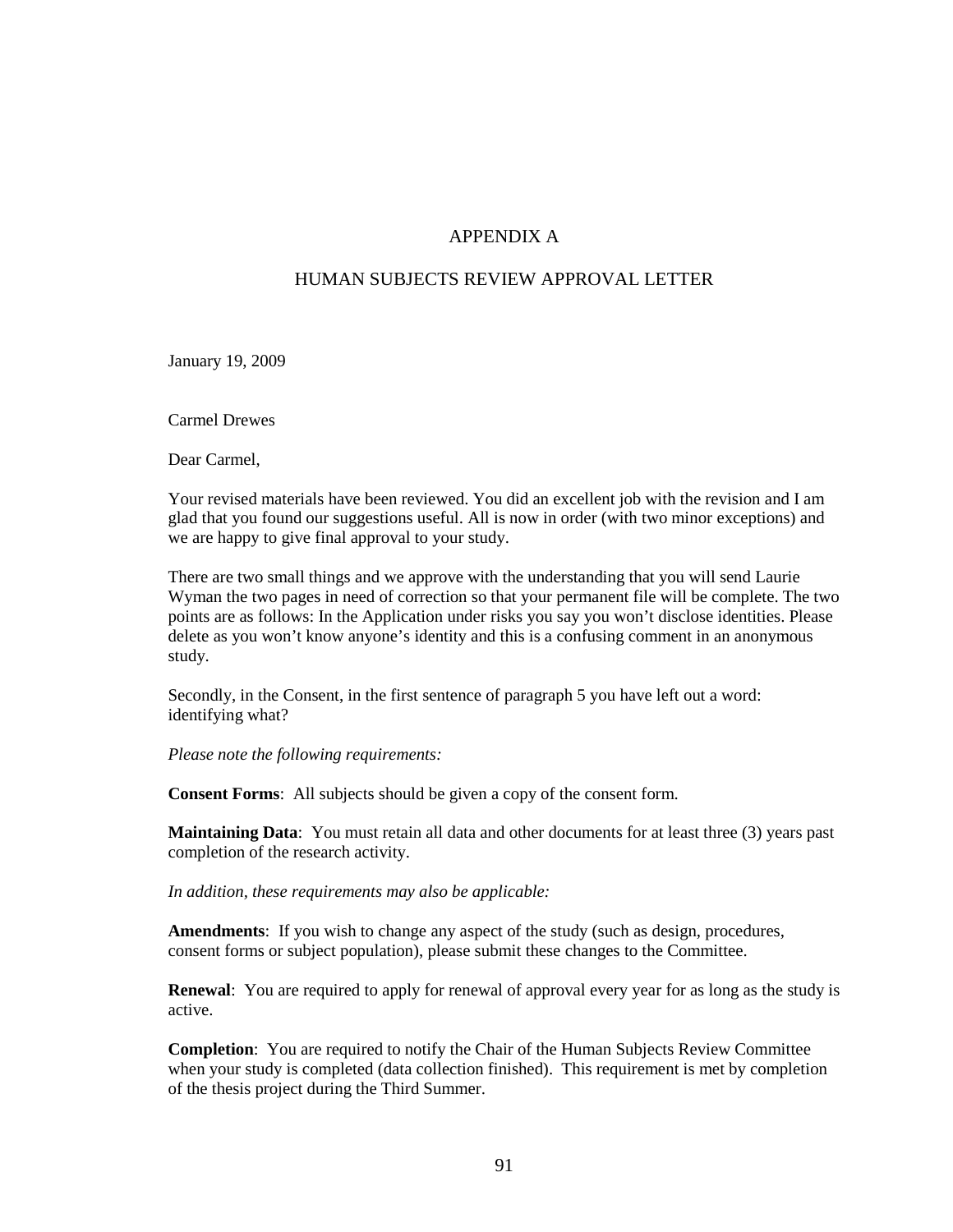# APPENDIX A

## HUMAN SUBJECTS REVIEW APPROVAL LETTER

January 19, 2009

Carmel Drewes

Dear Carmel,

Your revised materials have been reviewed. You did an excellent job with the revision and I am glad that you found our suggestions useful. All is now in order (with two minor exceptions) and we are happy to give final approval to your study.

There are two small things and we approve with the understanding that you will send Laurie Wyman the two pages in need of correction so that your permanent file will be complete. The two points are as follows: In the Application under risks you say you won't disclose identities. Please delete as you won't know anyone's identity and this is a confusing comment in an anonymous study.

Secondly, in the Consent, in the first sentence of paragraph 5 you have left out a word: identifying what?

*Please note the following requirements:*

**Consent Forms**: All subjects should be given a copy of the consent form.

**Maintaining Data**: You must retain all data and other documents for at least three (3) years past completion of the research activity.

*In addition, these requirements may also be applicable:*

**Amendments**: If you wish to change any aspect of the study (such as design, procedures, consent forms or subject population), please submit these changes to the Committee.

**Renewal**: You are required to apply for renewal of approval every year for as long as the study is active.

**Completion**: You are required to notify the Chair of the Human Subjects Review Committee when your study is completed (data collection finished). This requirement is met by completion of the thesis project during the Third Summer.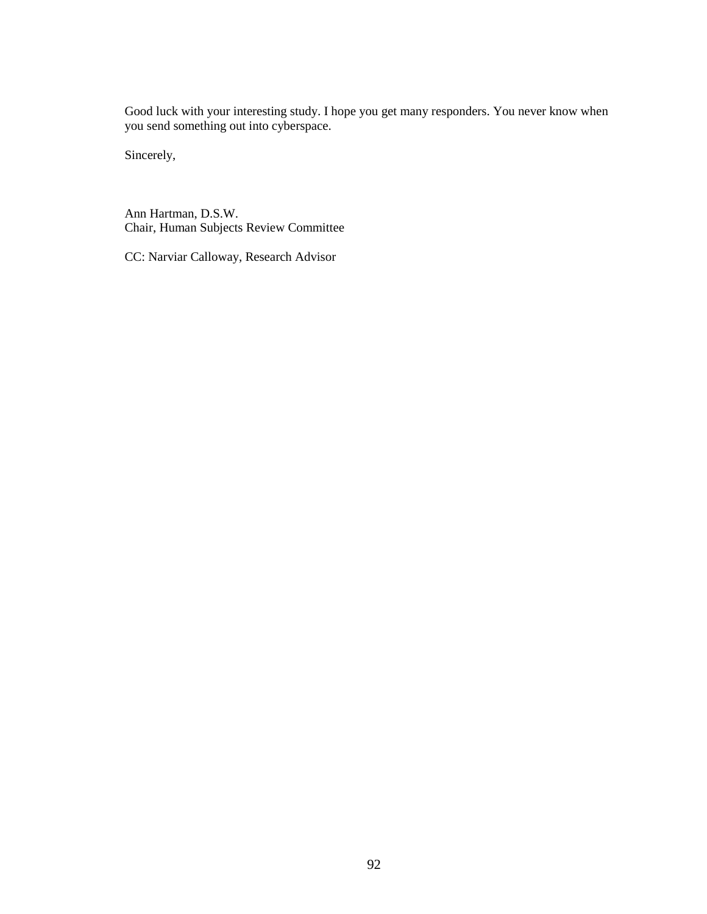Good luck with your interesting study. I hope you get many responders. You never know when you send something out into cyberspace.

Sincerely,

Ann Hartman, D.S.W.
Chair, Human Subjects Review Committee

CC: Narviar Calloway, Research Advisor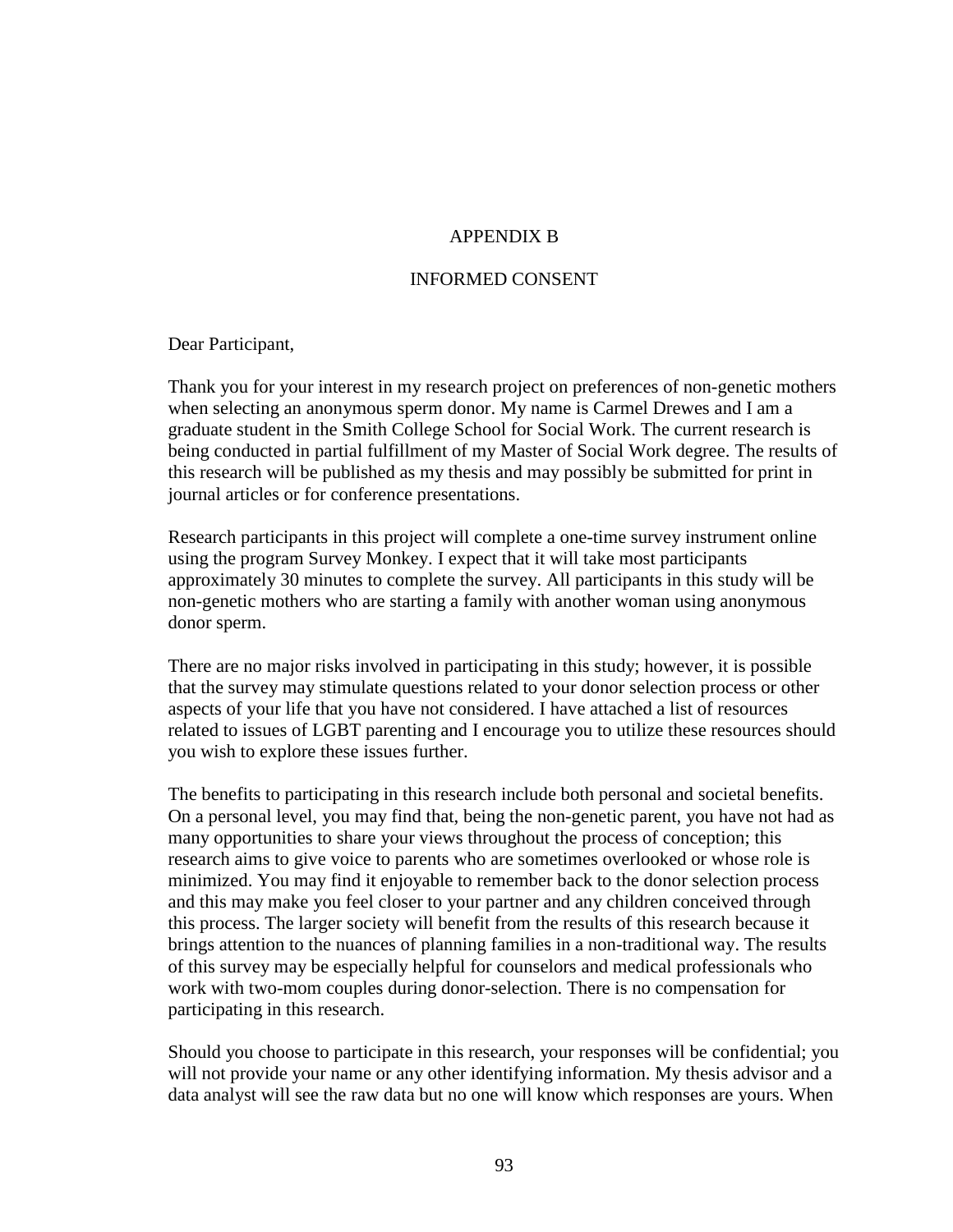# APPENDIX B

## INFORMED CONSENT

Dear Participant,

Thank you for your interest in my research project on preferences of non-genetic mothers when selecting an anonymous sperm donor. My name is Carmel Drewes and I am a graduate student in the Smith College School for Social Work. The current research is being conducted in partial fulfillment of my Master of Social Work degree. The results of this research will be published as my thesis and may possibly be submitted for print in journal articles or for conference presentations.

Research participants in this project will complete a one-time survey instrument online using the program Survey Monkey. I expect that it will take most participants approximately 30 minutes to complete the survey. All participants in this study will be non-genetic mothers who are starting a family with another woman using anonymous donor sperm.

There are no major risks involved in participating in this study; however, it is possible that the survey may stimulate questions related to your donor selection process or other aspects of your life that you have not considered. I have attached a list of resources related to issues of LGBT parenting and I encourage you to utilize these resources should you wish to explore these issues further.

The benefits to participating in this research include both personal and societal benefits. On a personal level, you may find that, being the non-genetic parent, you have not had as many opportunities to share your views throughout the process of conception; this research aims to give voice to parents who are sometimes overlooked or whose role is minimized. You may find it enjoyable to remember back to the donor selection process and this may make you feel closer to your partner and any children conceived through this process. The larger society will benefit from the results of this research because it brings attention to the nuances of planning families in a non-traditional way. The results of this survey may be especially helpful for counselors and medical professionals who work with two-mom couples during donor-selection. There is no compensation for participating in this research.

Should you choose to participate in this research, your responses will be confidential; you will not provide your name or any other identifying information. My thesis advisor and a data analyst will see the raw data but no one will know which responses are yours. When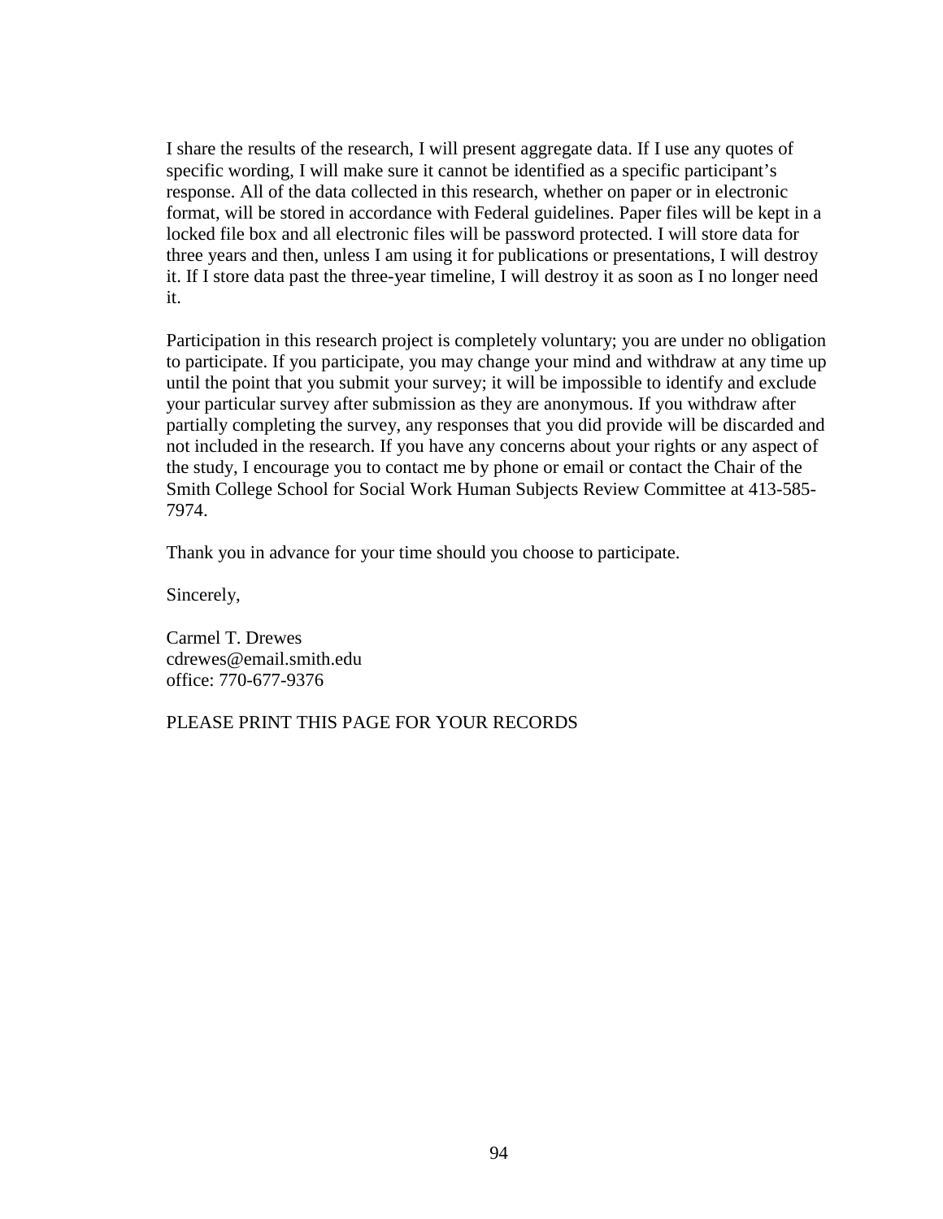I share the results of the research, I will present aggregate data. If I use any quotes of specific wording, I will make sure it cannot be identified as a specific participant's response. All of the data collected in this research, whether on paper or in electronic format, will be stored in accordance with Federal guidelines. Paper files will be kept in a locked file box and all electronic files will be password protected. I will store data for three years and then, unless I am using it for publications or presentations, I will destroy it. If I store data past the three-year timeline, I will destroy it as soon as I no longer need it.

Participation in this research project is completely voluntary; you are under no obligation to participate. If you participate, you may change your mind and withdraw at any time up until the point that you submit your survey; it will be impossible to identify and exclude your particular survey after submission as they are anonymous. If you withdraw after partially completing the survey, any responses that you did provide will be discarded and not included in the research. If you have any concerns about your rights or any aspect of the study, I encourage you to contact me by phone or email or contact the Chair of the Smith College School for Social Work Human Subjects Review Committee at 413-585-7974.

Thank you in advance for your time should you choose to participate.

Sincerely,

Carmel T. Drewes
cdrewes@email.smith.edu
office: 770-677-9376

PLEASE PRINT THIS PAGE FOR YOUR RECORDS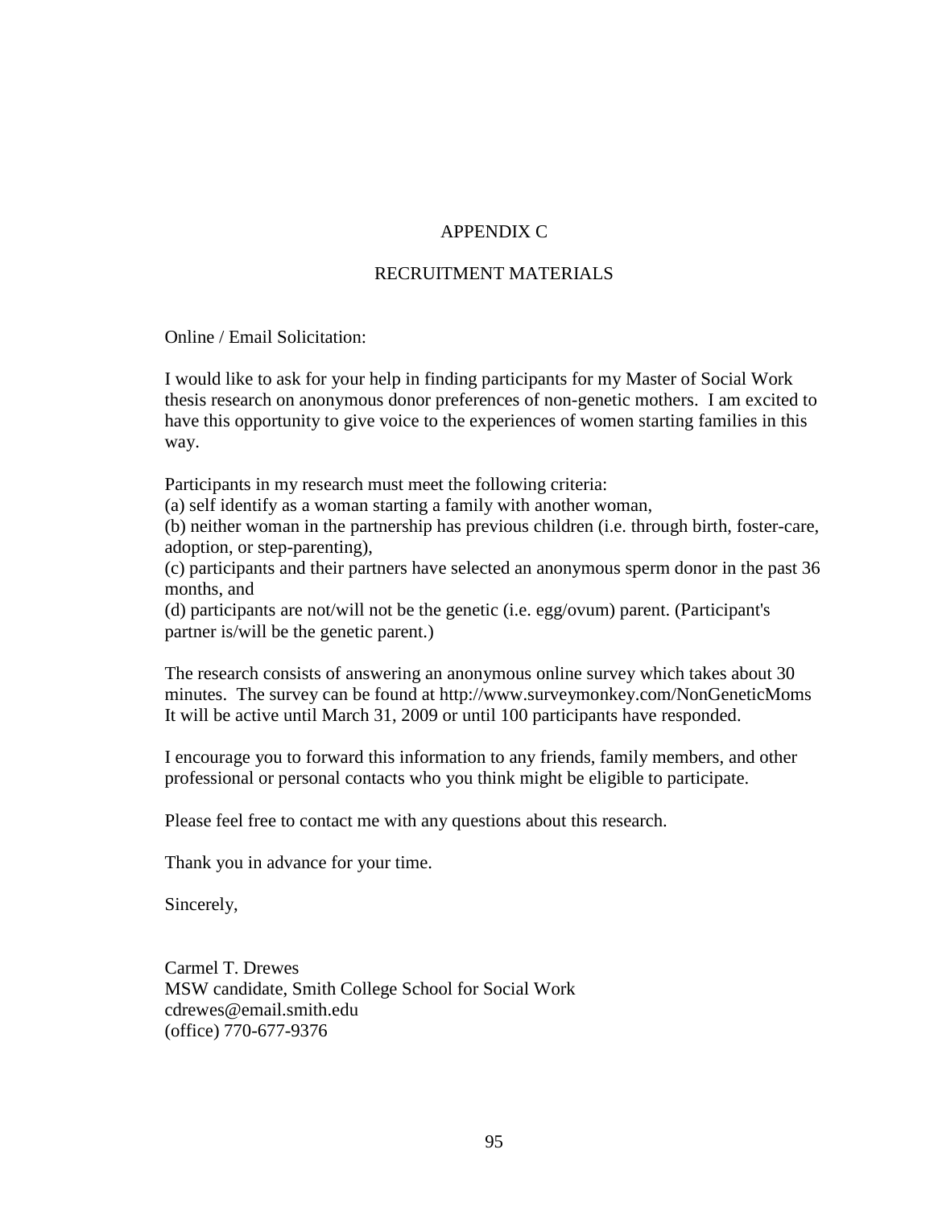# APPENDIX C

## RECRUITMENT MATERIALS

Online / Email Solicitation:

I would like to ask for your help in finding participants for my Master of Social Work thesis research on anonymous donor preferences of non-genetic mothers. I am excited to have this opportunity to give voice to the experiences of women starting families in this way.

Participants in my research must meet the following criteria:
(a) self identify as a woman starting a family with another woman,
(b) neither woman in the partnership has previous children (i.e. through birth, foster-care, adoption, or step-parenting),
(c) participants and their partners have selected an anonymous sperm donor in the past 36 months, and
(d) participants are not/will not be the genetic (i.e. egg/ovum) parent. (Participant's partner is/will be the genetic parent.)

The research consists of answering an anonymous online survey which takes about 30 minutes. The survey can be found at http://www.surveymonkey.com/NonGeneticMoms It will be active until March 31, 2009 or until 100 participants have responded.

I encourage you to forward this information to any friends, family members, and other professional or personal contacts who you think might be eligible to participate.

Please feel free to contact me with any questions about this research.

Thank you in advance for your time.

Sincerely,

Carmel T. Drewes
MSW candidate, Smith College School for Social Work
cdrewes@email.smith.edu
(office) 770-677-9376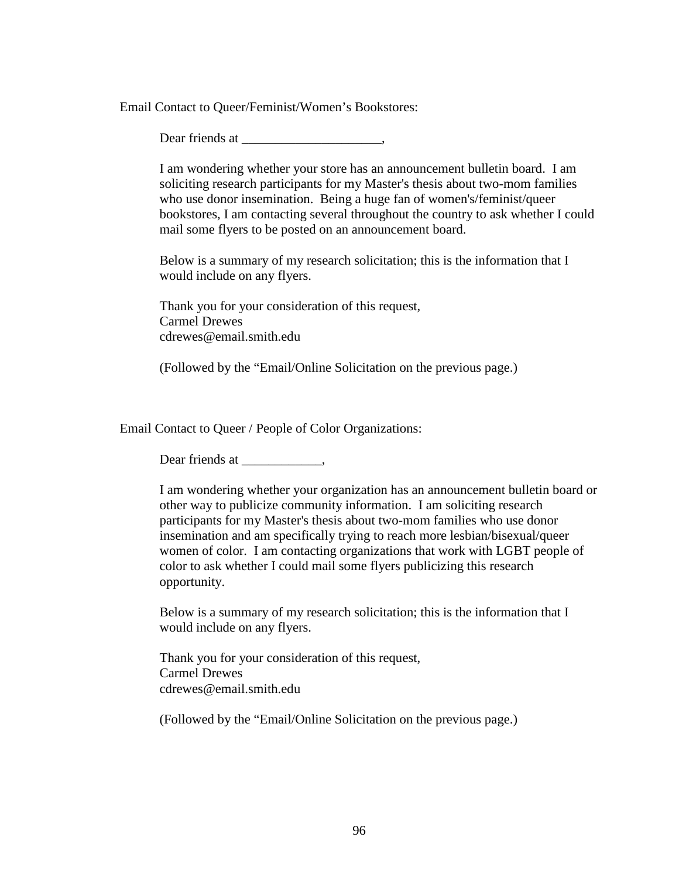Email Contact to Queer/Feminist/Women's Bookstores:

Dear friends at _____________________,

I am wondering whether your store has an announcement bulletin board. I am soliciting research participants for my Master's thesis about two-mom families who use donor insemination. Being a huge fan of women's/feminist/queer bookstores, I am contacting several throughout the country to ask whether I could mail some flyers to be posted on an announcement board.

Below is a summary of my research solicitation; this is the information that I would include on any flyers.

Thank you for your consideration of this request,
Carmel Drewes
cdrewes@email.smith.edu

(Followed by the "Email/Online Solicitation on the previous page.)

Email Contact to Queer / People of Color Organizations:

Dear friends at ____________,

I am wondering whether your organization has an announcement bulletin board or other way to publicize community information. I am soliciting research participants for my Master's thesis about two-mom families who use donor insemination and am specifically trying to reach more lesbian/bisexual/queer women of color. I am contacting organizations that work with LGBT people of color to ask whether I could mail some flyers publicizing this research opportunity.

Below is a summary of my research solicitation; this is the information that I would include on any flyers.

Thank you for your consideration of this request,
Carmel Drewes
cdrewes@email.smith.edu

(Followed by the "Email/Online Solicitation on the previous page.)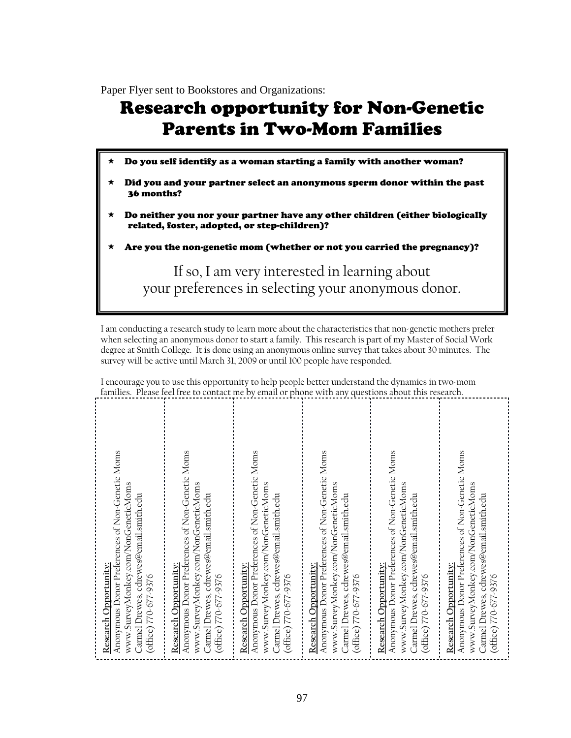Paper Flyer sent to Bookstores and Organizations:

# Research opportunity for Non-Genetic Parents in Two-Mom Families

- **Do you self identify as a woman starting a family with another woman?**
- **Did you and your partner select an anonymous sperm donor within the past 36 months?**
- **Do neither you nor your partner have any other children (either biologically related, foster, adopted, or step-children)?**
- **Are you the non-genetic mom (whether or not you carried the pregnancy)?**

If so, I am very interested in learning about your preferences in selecting your anonymous donor.

I am conducting a research study to learn more about the characteristics that non-genetic mothers prefer when selecting an anonymous donor to start a family. This research is part of my Master of Social Work degree at Smith College. It is done using an anonymous online survey that takes about 30 minutes. The survey will be active until March 31, 2009 or until 100 people have responded.

I encourage you to use this opportunity to help people better understand the dynamics in two-mom families. Please feel free to contact me by email or phone with any questions about this research.

<u>Research Opportunity:</u>
Anonymous Donor Preferences of Non-Genetic Moms
www.SurveyMonkey.com/NonGeneticMoms
Carmel Drewes, cdrewes@email.smith.edu
(office) 770-677-9376

<u>Research Opportunity:</u>
Anonymous Donor Preferences of Non-Genetic Moms
www.SurveyMonkey.com/NonGeneticMoms
Carmel Drewes, cdrewes@email.smith.edu
(office) 770-677-9376

<u>Research Opportunity:</u>
Anonymous Donor Preferences of Non-Genetic Moms
www.SurveyMonkey.com/NonGeneticMoms
Carmel Drewes, cdrewes@email.smith.edu
(office) 770-677-9376

<u>Research Opportunity:</u>
Anonymous Donor Preferences of Non-Genetic Moms
www.SurveyMonkey.com/NonGeneticMoms
Carmel Drewes, cdrewes@email.smith.edu
(office) 770-677-9376

<u>Research Opportunity:</u>
Anonymous Donor Preferences of Non-Genetic Moms
www.SurveyMonkey.com/NonGeneticMoms
Carmel Drewes, cdrewes@email.smith.edu
(office) 770-677-9376

<u>Research Opportunity:</u>
Anonymous Donor Preferences of Non-Genetic Moms
www.SurveyMonkey.com/NonGeneticMoms
Carmel Drewes, cdrewes@email.smith.edu
(office) 770-677-9376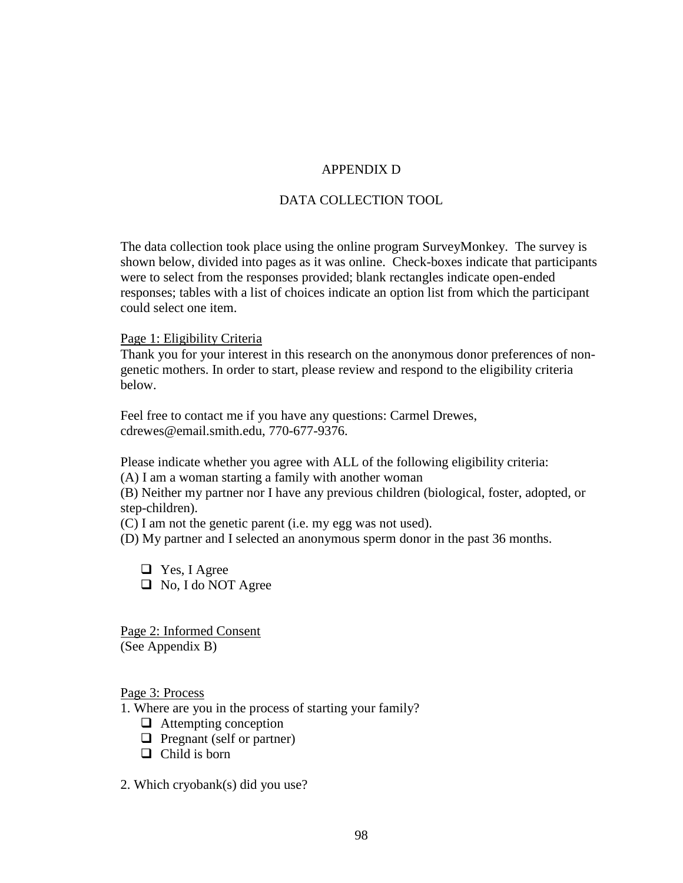# APPENDIX D

## DATA COLLECTION TOOL

The data collection took place using the online program SurveyMonkey. The survey is shown below, divided into pages as it was online. Check-boxes indicate that participants were to select from the responses provided; blank rectangles indicate open-ended responses; tables with a list of choices indicate an option list from which the participant could select one item.

<u>Page 1: Eligibility Criteria</u>

Thank you for your interest in this research on the anonymous donor preferences of non-genetic mothers. In order to start, please review and respond to the eligibility criteria below.

Feel free to contact me if you have any questions: Carmel Drewes, cdrewes@email.smith.edu, 770-677-9376.

Please indicate whether you agree with ALL of the following eligibility criteria:

(A) I am a woman starting a family with another woman

(B) Neither my partner nor I have any previous children (biological, foster, adopted, or step-children).

(C) I am not the genetic parent (i.e. my egg was not used).

(D) My partner and I selected an anonymous sperm donor in the past 36 months.

- ❑ Yes, I Agree
- ❑ No, I do NOT Agree

<u>Page 2: Informed Consent</u>

(See Appendix B)

<u>Page 3: Process</u>

1. Where are you in the process of starting your family?
   - ❑ Attempting conception
   - ❑ Pregnant (self or partner)
   - ❑ Child is born

2. Which cryobank(s) did you use?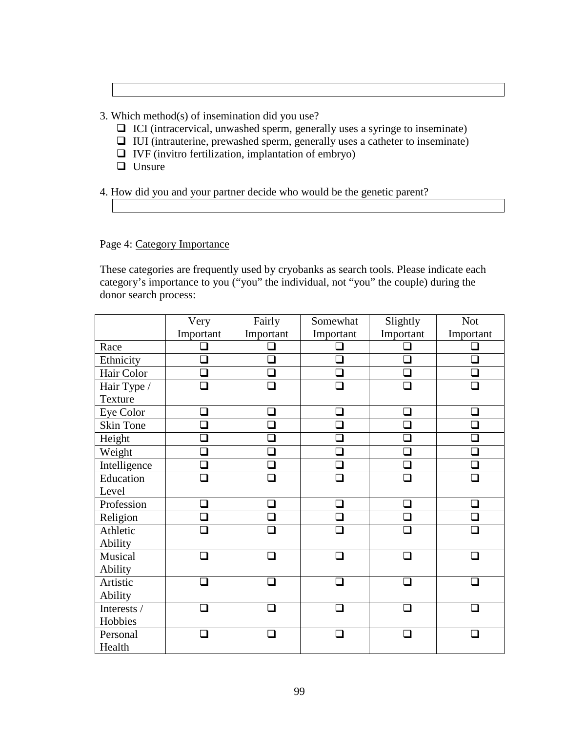3. Which method(s) of insemination did you use?

- ❑ ICI (intracervical, unwashed sperm, generally uses a syringe to inseminate)
- ❑ IUI (intrauterine, prewashed sperm, generally uses a catheter to inseminate)
- ❑ IVF (invitro fertilization, implantation of embryo)
- ❑ Unsure

4. How did you and your partner decide who would be the genetic parent?

Page 4: Category Importance

These categories are frequently used by cryobanks as search tools. Please indicate each category's importance to you ("you" the individual, not "you" the couple) during the donor search process:

| | Very Important | Fairly Important | Somewhat Important | Slightly Important | Not Important |
|---|---|---|---|---|---|
| Race | ❑ | ❑ | ❑ | ❑ | ❑ |
| Ethnicity | ❑ | ❑ | ❑ | ❑ | ❑ |
| Hair Color | ❑ | ❑ | ❑ | ❑ | ❑ |
| Hair Type / Texture | ❑ | ❑ | ❑ | ❑ | ❑ |
| Eye Color | ❑ | ❑ | ❑ | ❑ | ❑ |
| Skin Tone | ❑ | ❑ | ❑ | ❑ | ❑ |
| Height | ❑ | ❑ | ❑ | ❑ | ❑ |
| Weight | ❑ | ❑ | ❑ | ❑ | ❑ |
| Intelligence | ❑ | ❑ | ❑ | ❑ | ❑ |
| Education Level | ❑ | ❑ | ❑ | ❑ | ❑ |
| Profession | ❑ | ❑ | ❑ | ❑ | ❑ |
| Religion | ❑ | ❑ | ❑ | ❑ | ❑ |
| Athletic Ability | ❑ | ❑ | ❑ | ❑ | ❑ |
| Musical Ability | ❑ | ❑ | ❑ | ❑ | ❑ |
| Artistic Ability | ❑ | ❑ | ❑ | ❑ | ❑ |
| Interests / Hobbies | ❑ | ❑ | ❑ | ❑ | ❑ |
| Personal Health | ❑ | ❑ | ❑ | ❑ | ❑ |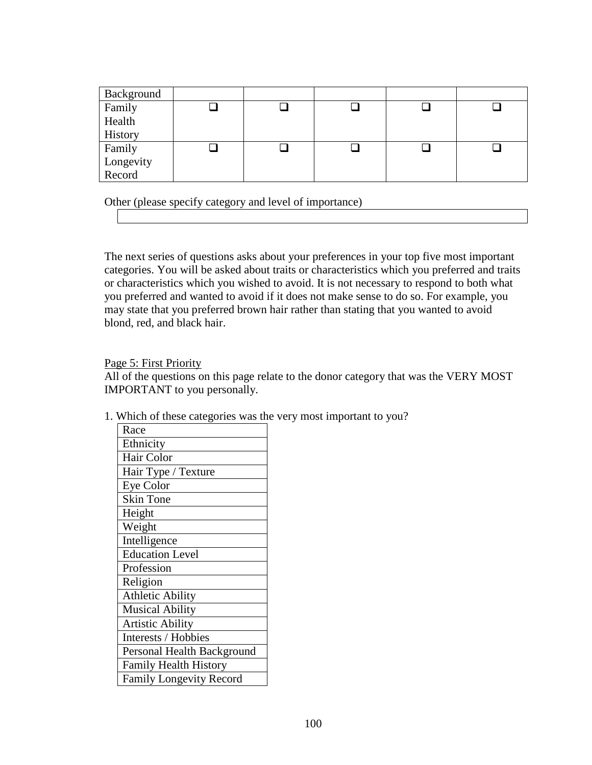| Background | | | | | |
|---|---|---|---|---|---|
| Family Health History | ❑ | ❑ | ❑ | ❑ | ❑ |
| Family Longevity Record | ❑ | ❑ | ❑ | ❑ | ❑ |

Other (please specify category and level of importance)

| |
|---|

The next series of questions asks about your preferences in your top five most important categories. You will be asked about traits or characteristics which you preferred and traits or characteristics which you wished to avoid. It is not necessary to respond to both what you preferred and wanted to avoid if it does not make sense to do so. For example, you may state that you preferred brown hair rather than stating that you wanted to avoid blond, red, and black hair.

Page 5: First Priority

All of the questions on this page relate to the donor category that was the VERY MOST IMPORTANT to you personally.

1. Which of these categories was the very most important to you?

| Race |
|---|
| Ethnicity |
| Hair Color |
| Hair Type / Texture |
| Eye Color |
| Skin Tone |
| Height |
| Weight |
| Intelligence |
| Education Level |
| Profession |
| Religion |
| Athletic Ability |
| Musical Ability |
| Artistic Ability |
| Interests / Hobbies |
| Personal Health Background |
| Family Health History |
| Family Longevity Record |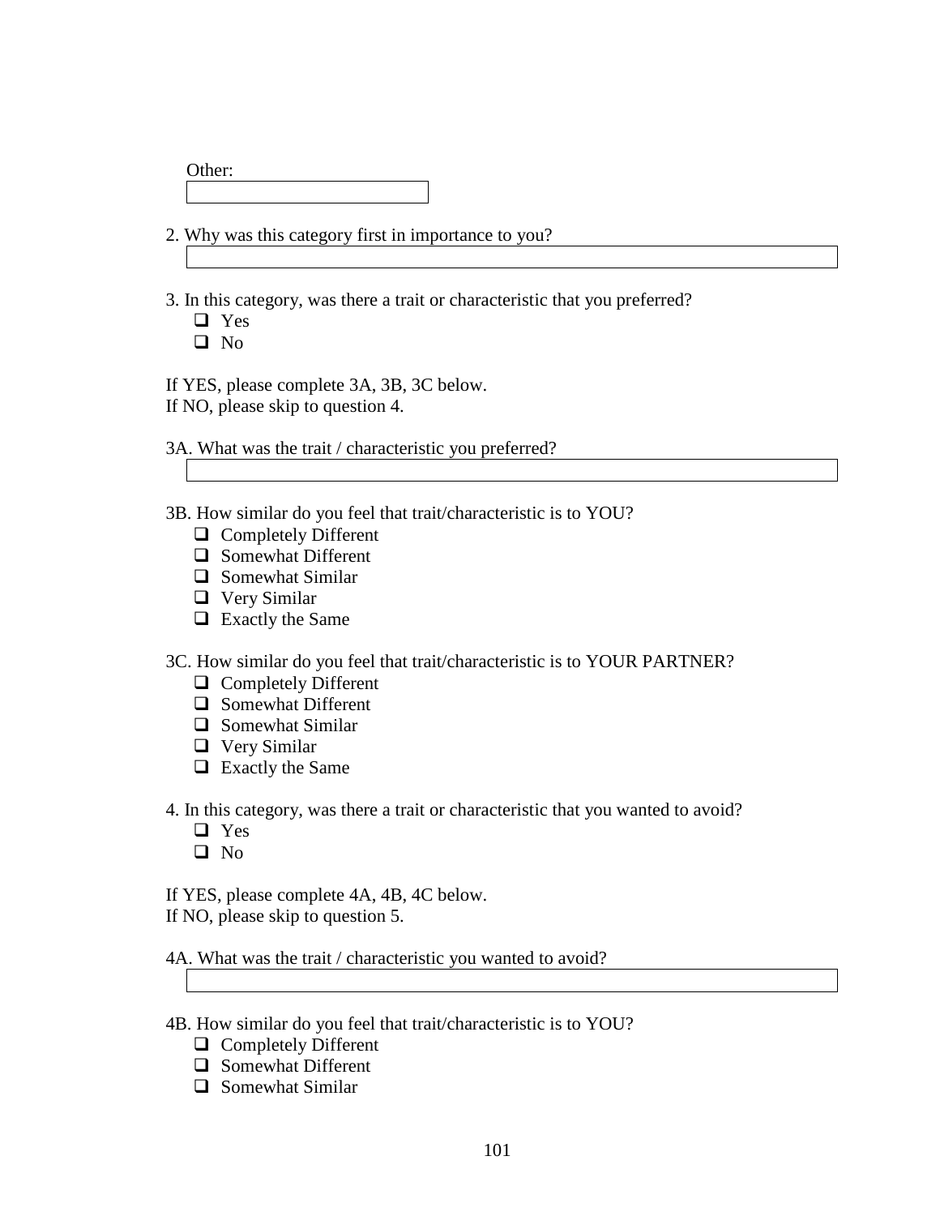Other:

2. Why was this category first in importance to you?

3. In this category, was there a trait or characteristic that you preferred?
- ❑ Yes
- ❑ No

If YES, please complete 3A, 3B, 3C below.
If NO, please skip to question 4.

3A. What was the trait / characteristic you preferred?

3B. How similar do you feel that trait/characteristic is to YOU?
- ❑ Completely Different
- ❑ Somewhat Different
- ❑ Somewhat Similar
- ❑ Very Similar
- ❑ Exactly the Same

3C. How similar do you feel that trait/characteristic is to YOUR PARTNER?
- ❑ Completely Different
- ❑ Somewhat Different
- ❑ Somewhat Similar
- ❑ Very Similar
- ❑ Exactly the Same

4. In this category, was there a trait or characteristic that you wanted to avoid?
- ❑ Yes
- ❑ No

If YES, please complete 4A, 4B, 4C below.
If NO, please skip to question 5.

4A. What was the trait / characteristic you wanted to avoid?

4B. How similar do you feel that trait/characteristic is to YOU?
- ❑ Completely Different
- ❑ Somewhat Different
- ❑ Somewhat Similar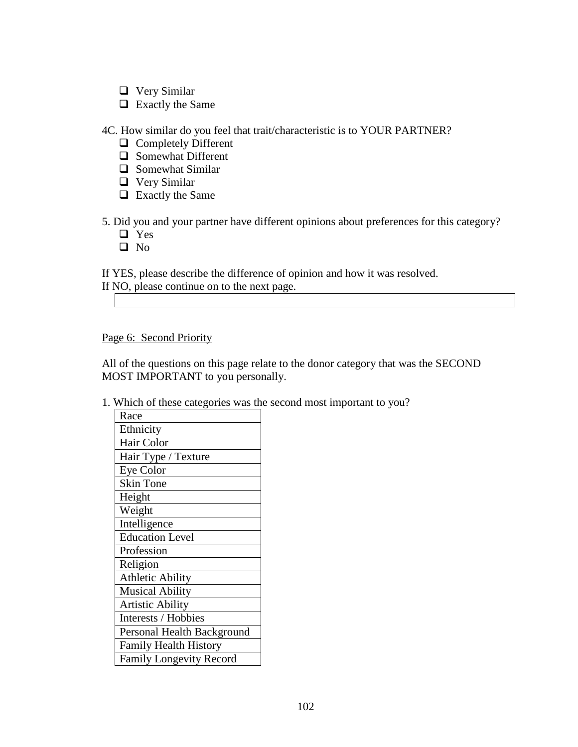- ❑ Very Similar
- ❑ Exactly the Same

4C. How similar do you feel that trait/characteristic is to YOUR PARTNER?

- ❑ Completely Different
- ❑ Somewhat Different
- ❑ Somewhat Similar
- ❑ Very Similar
- ❑ Exactly the Same

5. Did you and your partner have different opinions about preferences for this category?

- ❑ Yes
- ❑ No

If YES, please describe the difference of opinion and how it was resolved.
If NO, please continue on to the next page.

| |
|---|
| |

Page 6: Second Priority

All of the questions on this page relate to the donor category that was the SECOND MOST IMPORTANT to you personally.

1. Which of these categories was the second most important to you?

| Race |
|---|
| Ethnicity |
| Hair Color |
| Hair Type / Texture |
| Eye Color |
| Skin Tone |
| Height |
| Weight |
| Intelligence |
| Education Level |
| Profession |
| Religion |
| Athletic Ability |
| Musical Ability |
| Artistic Ability |
| Interests / Hobbies |
| Personal Health Background |
| Family Health History |
| Family Longevity Record |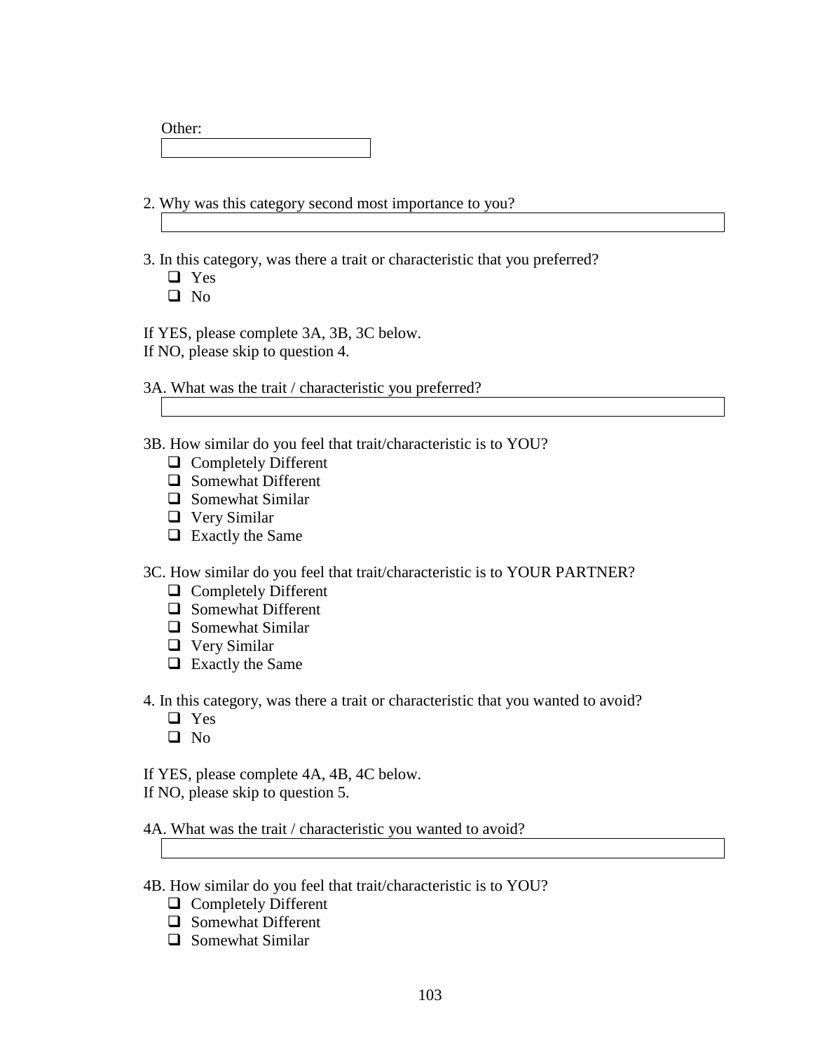Other:

\_\_\_\_\_\_\_\_\_\_\_\_\_\_\_\_\_\_\_\_

2. Why was this category second most importance to you?

\_\_\_\_\_\_\_\_\_\_\_\_\_\_\_\_\_\_\_\_

3. In this category, was there a trait or characteristic that you preferred?
   - ❑ Yes
   - ❑ No

If YES, please complete 3A, 3B, 3C below.
If NO, please skip to question 4.

3A. What was the trait / characteristic you preferred?

\_\_\_\_\_\_\_\_\_\_\_\_\_\_\_\_\_\_\_\_

3B. How similar do you feel that trait/characteristic is to YOU?
   - ❑ Completely Different
   - ❑ Somewhat Different
   - ❑ Somewhat Similar
   - ❑ Very Similar
   - ❑ Exactly the Same

3C. How similar do you feel that trait/characteristic is to YOUR PARTNER?
   - ❑ Completely Different
   - ❑ Somewhat Different
   - ❑ Somewhat Similar
   - ❑ Very Similar
   - ❑ Exactly the Same

4. In this category, was there a trait or characteristic that you wanted to avoid?
   - ❑ Yes
   - ❑ No

If YES, please complete 4A, 4B, 4C below.
If NO, please skip to question 5.

4A. What was the trait / characteristic you wanted to avoid?

\_\_\_\_\_\_\_\_\_\_\_\_\_\_\_\_\_\_\_\_

4B. How similar do you feel that trait/characteristic is to YOU?
   - ❑ Completely Different
   - ❑ Somewhat Different
   - ❑ Somewhat Similar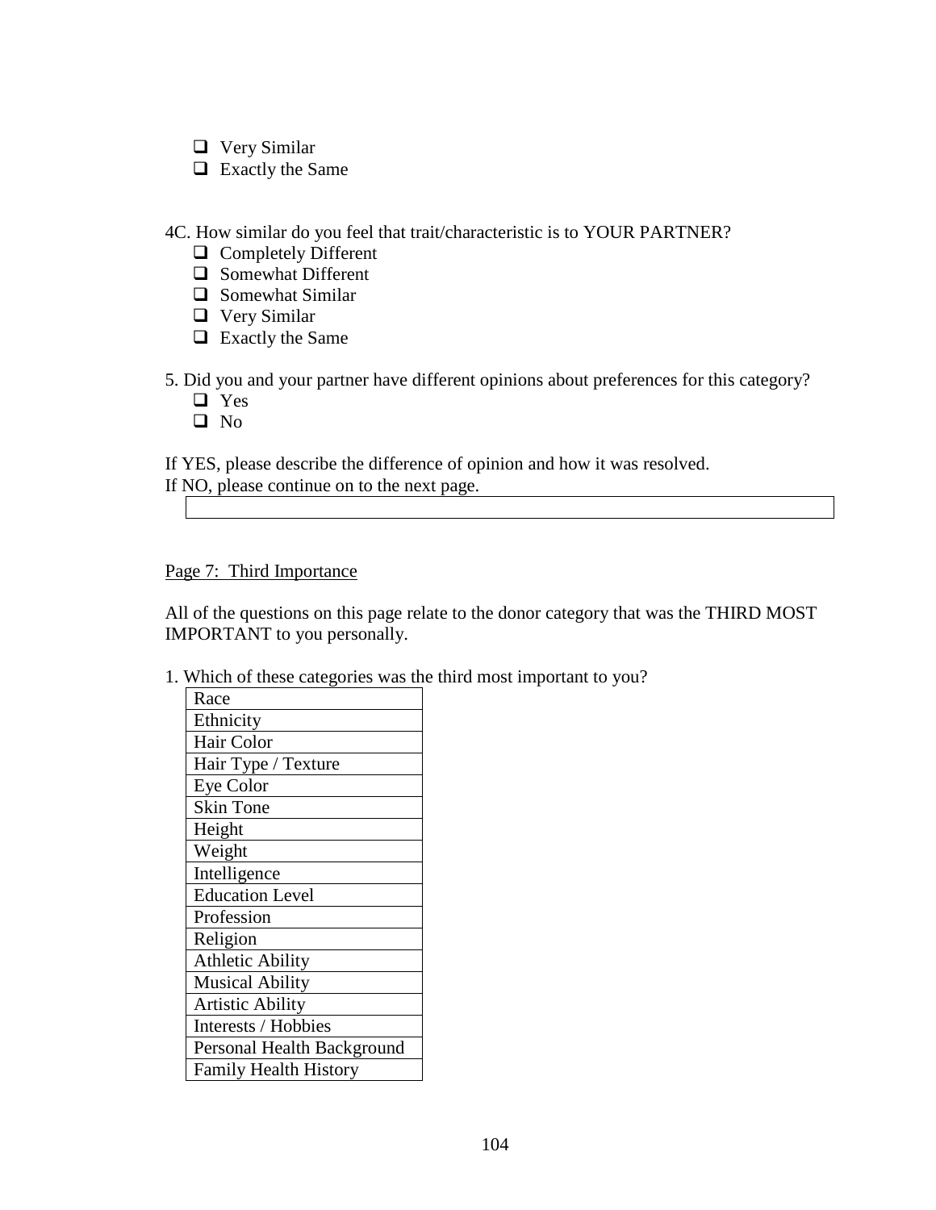- ❑ Very Similar
- ❑ Exactly the Same

4C. How similar do you feel that trait/characteristic is to YOUR PARTNER?

- ❑ Completely Different
- ❑ Somewhat Different
- ❑ Somewhat Similar
- ❑ Very Similar
- ❑ Exactly the Same

5. Did you and your partner have different opinions about preferences for this category?

- ❑ Yes
- ❑ No

If YES, please describe the difference of opinion and how it was resolved.
If NO, please continue on to the next page.

| |
|---|
| |

Page 7: Third Importance

All of the questions on this page relate to the donor category that was the THIRD MOST IMPORTANT to you personally.

1. Which of these categories was the third most important to you?

| Race |
|---|
| Ethnicity |
| Hair Color |
| Hair Type / Texture |
| Eye Color |
| Skin Tone |
| Height |
| Weight |
| Intelligence |
| Education Level |
| Profession |
| Religion |
| Athletic Ability |
| Musical Ability |
| Artistic Ability |
| Interests / Hobbies |
| Personal Health Background |
| Family Health History |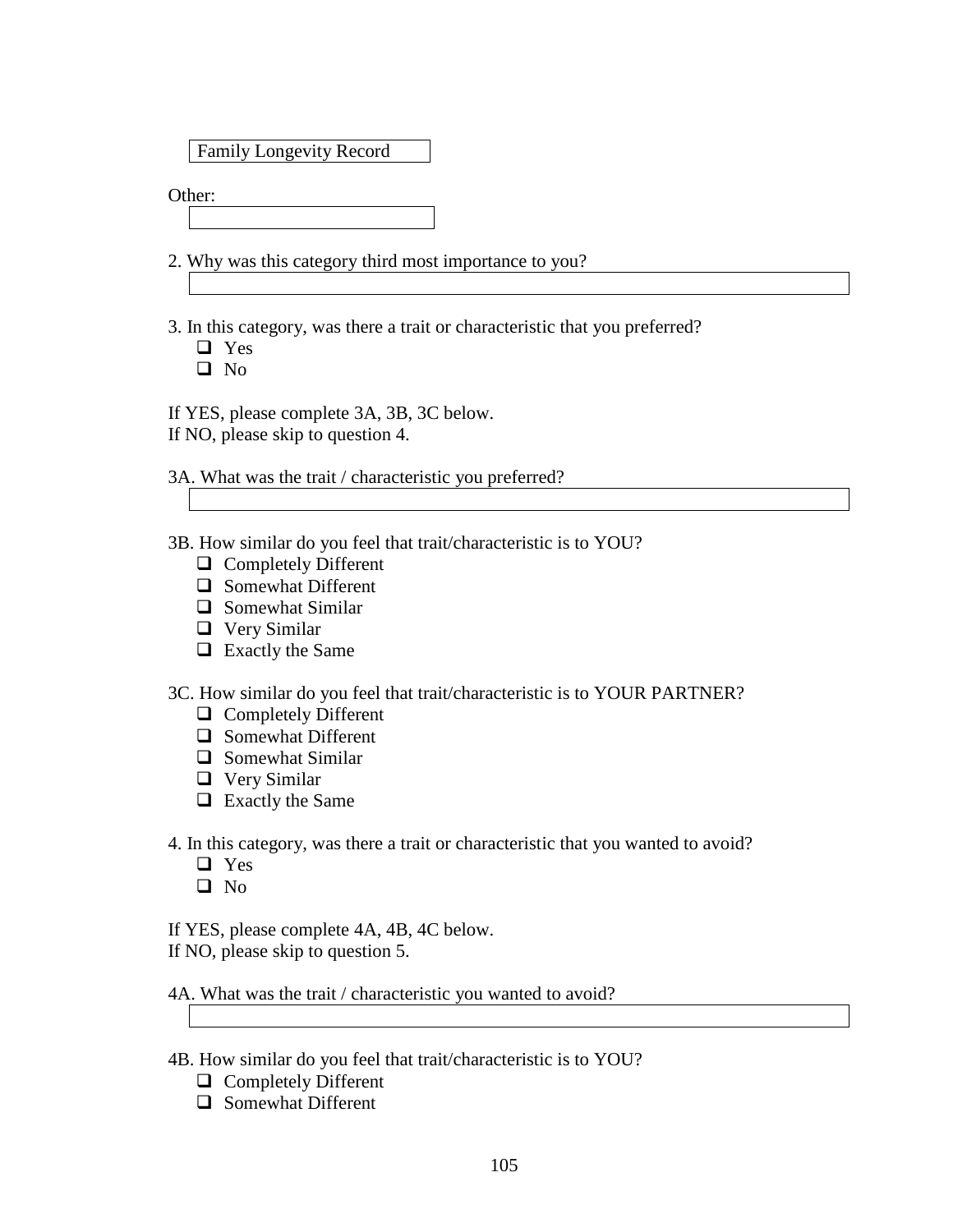Family Longevity Record

Other:

2. Why was this category third most importance to you?

3. In this category, was there a trait or characteristic that you preferred?

- ❑ Yes
- ❑ No

If YES, please complete 3A, 3B, 3C below.
If NO, please skip to question 4.

3A. What was the trait / characteristic you preferred?

3B. How similar do you feel that trait/characteristic is to YOU?

- ❑ Completely Different
- ❑ Somewhat Different
- ❑ Somewhat Similar
- ❑ Very Similar
- ❑ Exactly the Same

3C. How similar do you feel that trait/characteristic is to YOUR PARTNER?

- ❑ Completely Different
- ❑ Somewhat Different
- ❑ Somewhat Similar
- ❑ Very Similar
- ❑ Exactly the Same

4. In this category, was there a trait or characteristic that you wanted to avoid?

- ❑ Yes
- ❑ No

If YES, please complete 4A, 4B, 4C below.
If NO, please skip to question 5.

4A. What was the trait / characteristic you wanted to avoid?

4B. How similar do you feel that trait/characteristic is to YOU?

- ❑ Completely Different
- ❑ Somewhat Different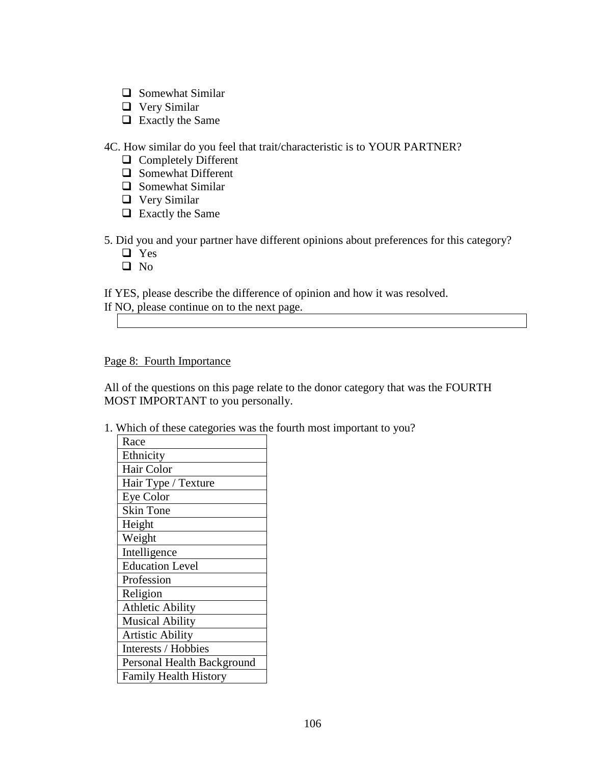- ❑ Somewhat Similar
- ❑ Very Similar
- ❑ Exactly the Same

4C. How similar do you feel that trait/characteristic is to YOUR PARTNER?

- ❑ Completely Different
- ❑ Somewhat Different
- ❑ Somewhat Similar
- ❑ Very Similar
- ❑ Exactly the Same

5. Did you and your partner have different opinions about preferences for this category?

- ❑ Yes
- ❑ No

If YES, please describe the difference of opinion and how it was resolved.
If NO, please continue on to the next page.

| |
|---|

Page 8: Fourth Importance

All of the questions on this page relate to the donor category that was the FOURTH MOST IMPORTANT to you personally.

1. Which of these categories was the fourth most important to you?

| Race |
|---|
| Ethnicity |
| Hair Color |
| Hair Type / Texture |
| Eye Color |
| Skin Tone |
| Height |
| Weight |
| Intelligence |
| Education Level |
| Profession |
| Religion |
| Athletic Ability |
| Musical Ability |
| Artistic Ability |
| Interests / Hobbies |
| Personal Health Background |
| Family Health History |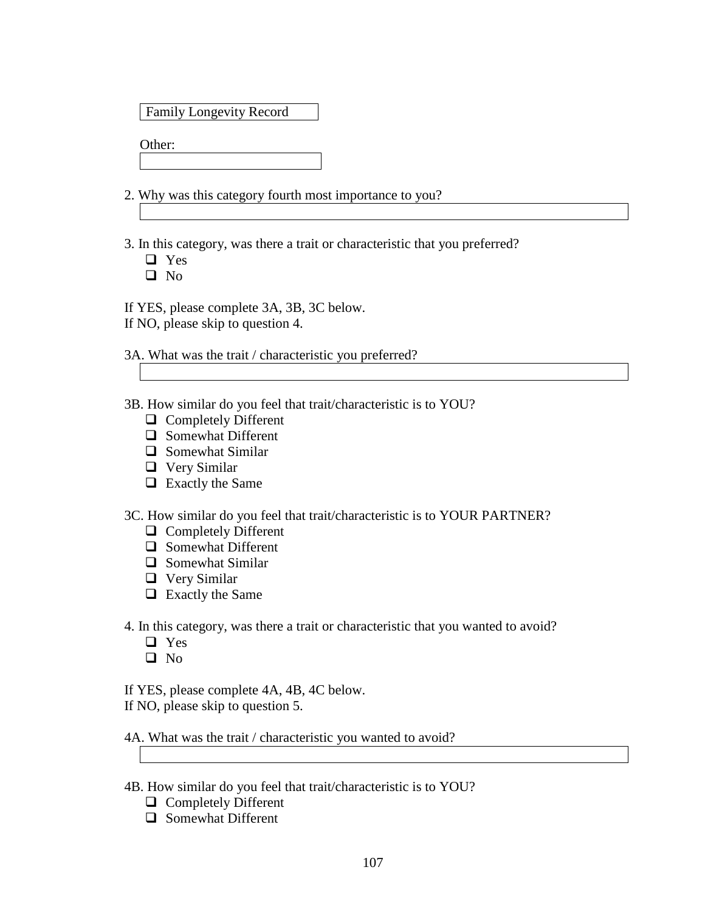Family Longevity Record

Other:

2. Why was this category fourth most importance to you?

3. In this category, was there a trait or characteristic that you preferred?
   - ❑ Yes
   - ❑ No

If YES, please complete 3A, 3B, 3C below.
If NO, please skip to question 4.

3A. What was the trait / characteristic you preferred?

3B. How similar do you feel that trait/characteristic is to YOU?
   - ❑ Completely Different
   - ❑ Somewhat Different
   - ❑ Somewhat Similar
   - ❑ Very Similar
   - ❑ Exactly the Same

3C. How similar do you feel that trait/characteristic is to YOUR PARTNER?
   - ❑ Completely Different
   - ❑ Somewhat Different
   - ❑ Somewhat Similar
   - ❑ Very Similar
   - ❑ Exactly the Same

4. In this category, was there a trait or characteristic that you wanted to avoid?
   - ❑ Yes
   - ❑ No

If YES, please complete 4A, 4B, 4C below.
If NO, please skip to question 5.

4A. What was the trait / characteristic you wanted to avoid?

4B. How similar do you feel that trait/characteristic is to YOU?
   - ❑ Completely Different
   - ❑ Somewhat Different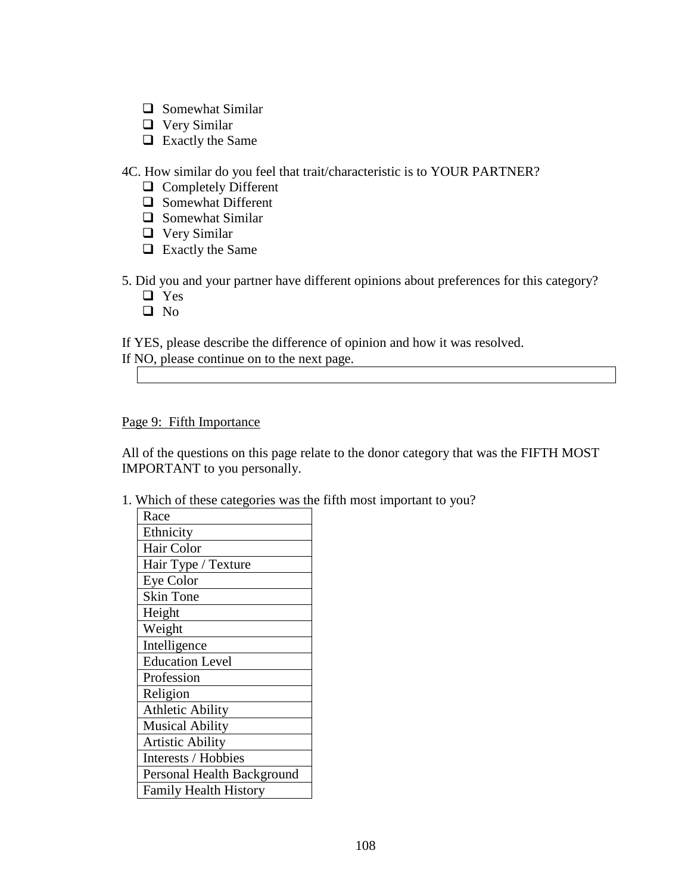- ❑ Somewhat Similar
- ❑ Very Similar
- ❑ Exactly the Same

4C. How similar do you feel that trait/characteristic is to YOUR PARTNER?

- ❑ Completely Different
- ❑ Somewhat Different
- ❑ Somewhat Similar
- ❑ Very Similar
- ❑ Exactly the Same

5. Did you and your partner have different opinions about preferences for this category?

- ❑ Yes
- ❑ No

If YES, please describe the difference of opinion and how it was resolved.
If NO, please continue on to the next page.

| |
|---|
| |

Page 9: Fifth Importance

All of the questions on this page relate to the donor category that was the FIFTH MOST IMPORTANT to you personally.

1. Which of these categories was the fifth most important to you?

| |
|---|
| Race |
| Ethnicity |
| Hair Color |
| Hair Type / Texture |
| Eye Color |
| Skin Tone |
| Height |
| Weight |
| Intelligence |
| Education Level |
| Profession |
| Religion |
| Athletic Ability |
| Musical Ability |
| Artistic Ability |
| Interests / Hobbies |
| Personal Health Background |
| Family Health History |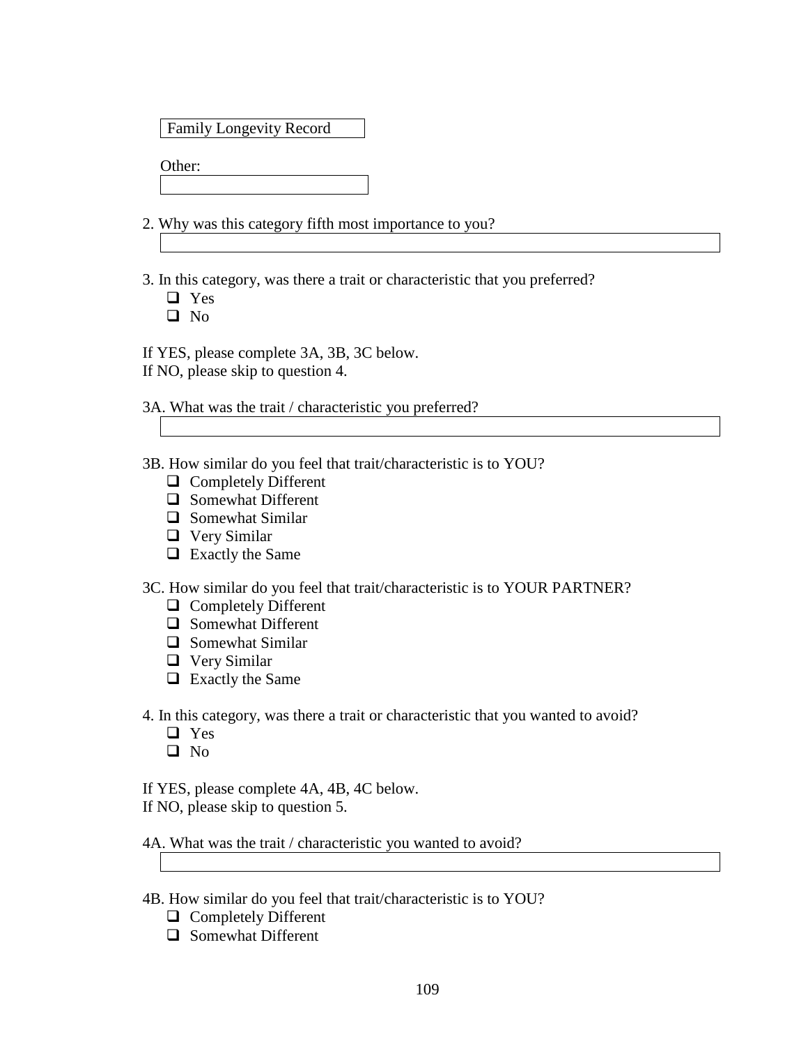Family Longevity Record

Other:

2. Why was this category fifth most importance to you?

3. In this category, was there a trait or characteristic that you preferred?
   - ❑ Yes
   - ❑ No

If YES, please complete 3A, 3B, 3C below.
If NO, please skip to question 4.

3A. What was the trait / characteristic you preferred?

3B. How similar do you feel that trait/characteristic is to YOU?
   - ❑ Completely Different
   - ❑ Somewhat Different
   - ❑ Somewhat Similar
   - ❑ Very Similar
   - ❑ Exactly the Same

3C. How similar do you feel that trait/characteristic is to YOUR PARTNER?
   - ❑ Completely Different
   - ❑ Somewhat Different
   - ❑ Somewhat Similar
   - ❑ Very Similar
   - ❑ Exactly the Same

4. In this category, was there a trait or characteristic that you wanted to avoid?
   - ❑ Yes
   - ❑ No

If YES, please complete 4A, 4B, 4C below.
If NO, please skip to question 5.

4A. What was the trait / characteristic you wanted to avoid?

4B. How similar do you feel that trait/characteristic is to YOU?
   - ❑ Completely Different
   - ❑ Somewhat Different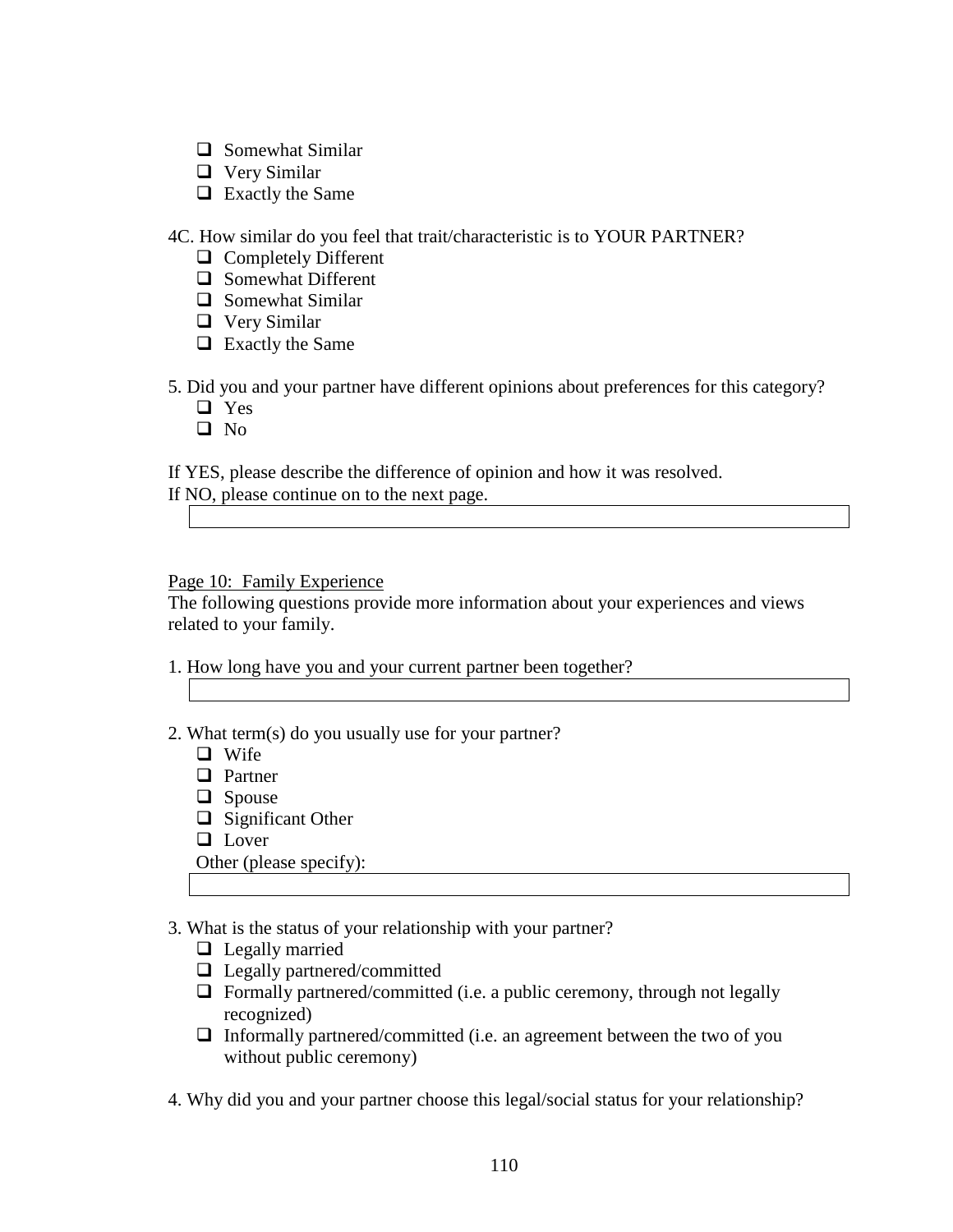- ❑ Somewhat Similar
- ❑ Very Similar
- ❑ Exactly the Same

4C. How similar do you feel that trait/characteristic is to YOUR PARTNER?

- ❑ Completely Different
- ❑ Somewhat Different
- ❑ Somewhat Similar
- ❑ Very Similar
- ❑ Exactly the Same

5. Did you and your partner have different opinions about preferences for this category?

- ❑ Yes
- ❑ No

If YES, please describe the difference of opinion and how it was resolved.
If NO, please continue on to the next page.

\_\_\_\_\_\_\_\_\_\_\_\_\_\_\_\_\_\_\_\_\_\_\_\_\_\_\_\_\_\_\_\_\_\_\_\_\_\_\_\_

Page 10: Family Experience

The following questions provide more information about your experiences and views related to your family.

1. How long have you and your current partner been together?

\_\_\_\_\_\_\_\_\_\_\_\_\_\_\_\_\_\_\_\_\_\_\_\_\_\_\_\_\_\_\_\_\_\_\_\_\_\_\_\_

2. What term(s) do you usually use for your partner?

- ❑ Wife
- ❑ Partner
- ❑ Spouse
- ❑ Significant Other
- ❑ Lover

Other (please specify):

\_\_\_\_\_\_\_\_\_\_\_\_\_\_\_\_\_\_\_\_\_\_\_\_\_\_\_\_\_\_\_\_\_\_\_\_\_\_\_\_

3. What is the status of your relationship with your partner?

- ❑ Legally married
- ❑ Legally partnered/committed
- ❑ Formally partnered/committed (i.e. a public ceremony, through not legally recognized)
- ❑ Informally partnered/committed (i.e. an agreement between the two of you without public ceremony)

4. Why did you and your partner choose this legal/social status for your relationship?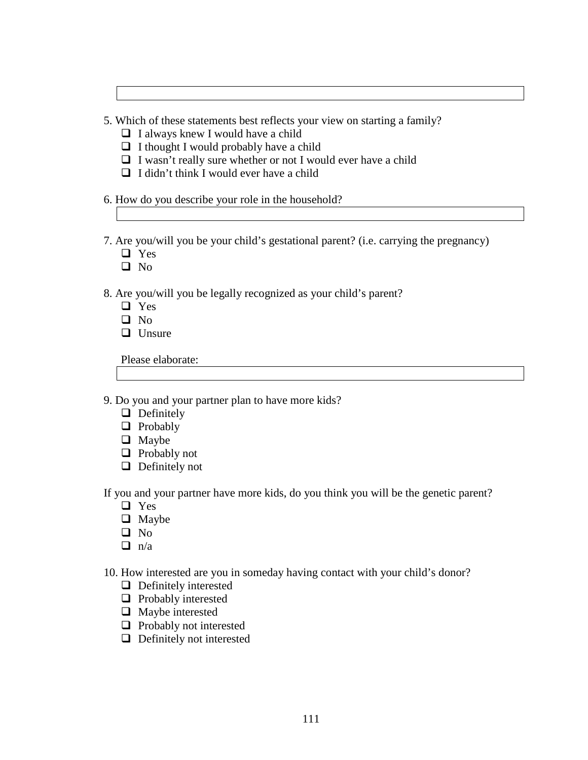5. Which of these statements best reflects your view on starting a family?
- ❑ I always knew I would have a child
- ❑ I thought I would probably have a child
- ❑ I wasn't really sure whether or not I would ever have a child
- ❑ I didn't think I would ever have a child

6. How do you describe your role in the household?

7. Are you/will you be your child's gestational parent? (i.e. carrying the pregnancy)
- ❑ Yes
- ❑ No

8. Are you/will you be legally recognized as your child's parent?
- ❑ Yes
- ❑ No
- ❑ Unsure

Please elaborate:

9. Do you and your partner plan to have more kids?
- ❑ Definitely
- ❑ Probably
- ❑ Maybe
- ❑ Probably not
- ❑ Definitely not

If you and your partner have more kids, do you think you will be the genetic parent?
- ❑ Yes
- ❑ Maybe
- ❑ No
- ❑ n/a

10. How interested are you in someday having contact with your child's donor?
- ❑ Definitely interested
- ❑ Probably interested
- ❑ Maybe interested
- ❑ Probably not interested
- ❑ Definitely not interested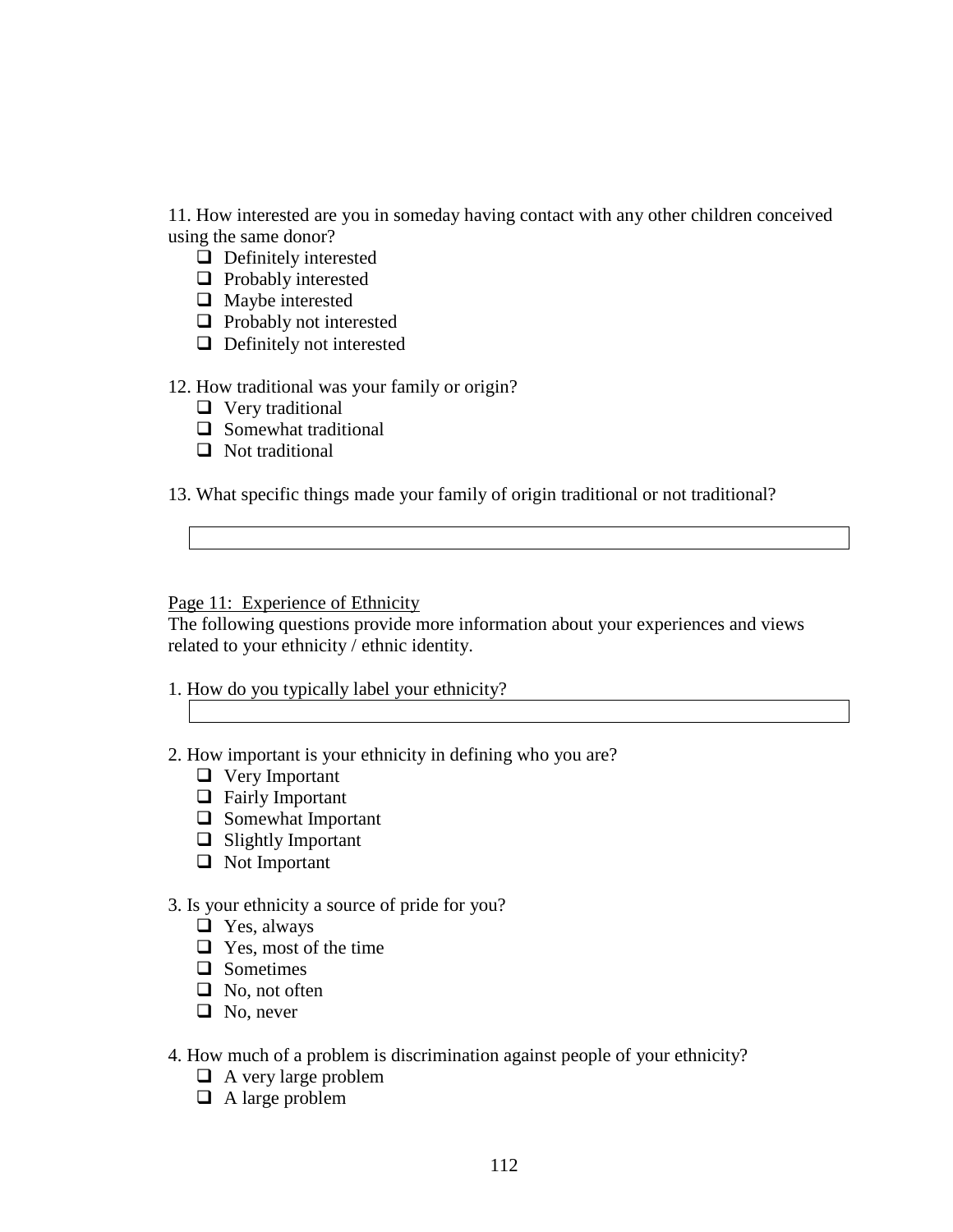11. How interested are you in someday having contact with any other children conceived using the same donor?

- ❑ Definitely interested
- ❑ Probably interested
- ❑ Maybe interested
- ❑ Probably not interested
- ❑ Definitely not interested

12. How traditional was your family or origin?

- ❑ Very traditional
- ❑ Somewhat traditional
- ❑ Not traditional

13. What specific things made your family of origin traditional or not traditional?

| |
|---|
| |

Page 11: Experience of Ethnicity

The following questions provide more information about your experiences and views related to your ethnicity / ethnic identity.

1. How do you typically label your ethnicity?

| |
|---|
| |

2. How important is your ethnicity in defining who you are?

- ❑ Very Important
- ❑ Fairly Important
- ❑ Somewhat Important
- ❑ Slightly Important
- ❑ Not Important

3. Is your ethnicity a source of pride for you?

- ❑ Yes, always
- ❑ Yes, most of the time
- ❑ Sometimes
- ❑ No, not often
- ❑ No, never

4. How much of a problem is discrimination against people of your ethnicity?

- ❑ A very large problem
- ❑ A large problem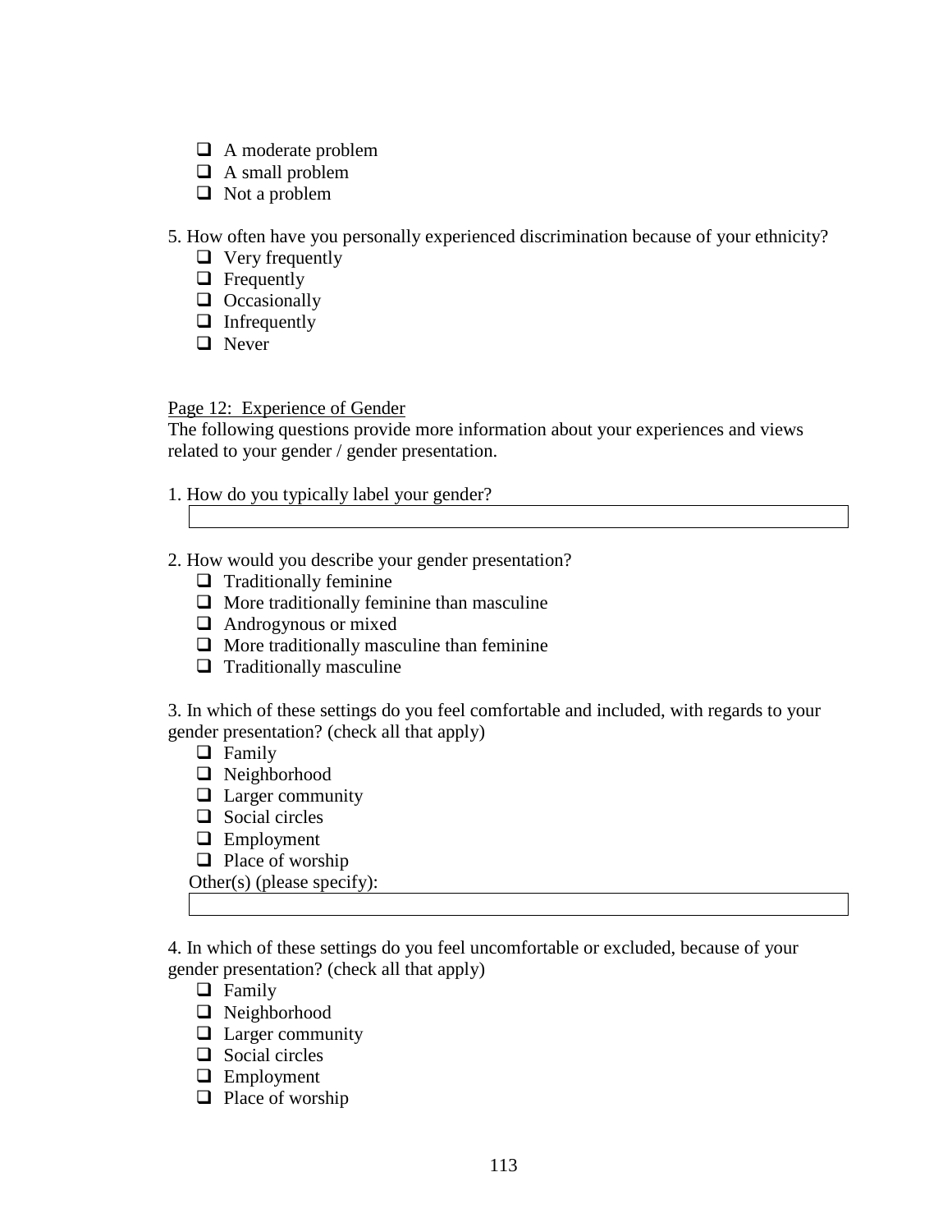- ☐ A moderate problem
- ☐ A small problem
- ☐ Not a problem

5. How often have you personally experienced discrimination because of your ethnicity?

- ☐ Very frequently
- ☐ Frequently
- ☐ Occasionally
- ☐ Infrequently
- ☐ Never

Page 12: Experience of Gender

The following questions provide more information about your experiences and views related to your gender / gender presentation.

1. How do you typically label your gender?

[ ]

2. How would you describe your gender presentation?

- ☐ Traditionally feminine
- ☐ More traditionally feminine than masculine
- ☐ Androgynous or mixed
- ☐ More traditionally masculine than feminine
- ☐ Traditionally masculine

3. In which of these settings do you feel comfortable and included, with regards to your gender presentation? (check all that apply)

- ☐ Family
- ☐ Neighborhood
- ☐ Larger community
- ☐ Social circles
- ☐ Employment
- ☐ Place of worship

Other(s) (please specify):

[ ]

4. In which of these settings do you feel uncomfortable or excluded, because of your gender presentation? (check all that apply)

- ☐ Family
- ☐ Neighborhood
- ☐ Larger community
- ☐ Social circles
- ☐ Employment
- ☐ Place of worship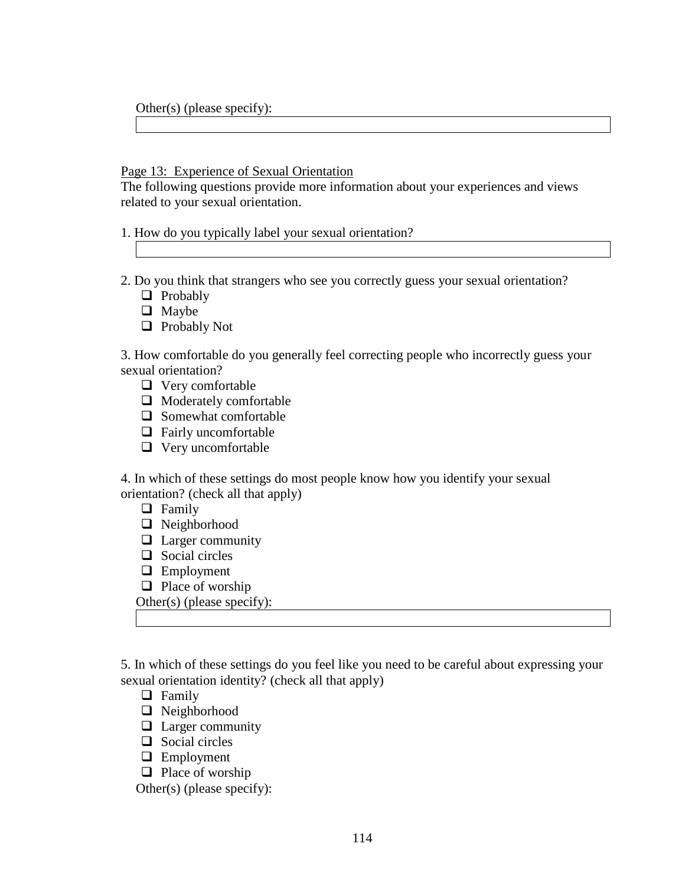Other(s) (please specify):

______________________________________________

Page 13: Experience of Sexual Orientation

The following questions provide more information about your experiences and views related to your sexual orientation.

1. How do you typically label your sexual orientation?

______________________________________________

2. Do you think that strangers who see you correctly guess your sexual orientation?
   - ☐ Probably
   - ☐ Maybe
   - ☐ Probably Not

3. How comfortable do you generally feel correcting people who incorrectly guess your sexual orientation?
   - ☐ Very comfortable
   - ☐ Moderately comfortable
   - ☐ Somewhat comfortable
   - ☐ Fairly uncomfortable
   - ☐ Very uncomfortable

4. In which of these settings do most people know how you identify your sexual orientation? (check all that apply)
   - ☐ Family
   - ☐ Neighborhood
   - ☐ Larger community
   - ☐ Social circles
   - ☐ Employment
   - ☐ Place of worship

   Other(s) (please specify):

   ______________________________________________

5. In which of these settings do you feel like you need to be careful about expressing your sexual orientation identity? (check all that apply)
   - ☐ Family
   - ☐ Neighborhood
   - ☐ Larger community
   - ☐ Social circles
   - ☐ Employment
   - ☐ Place of worship

   Other(s) (please specify):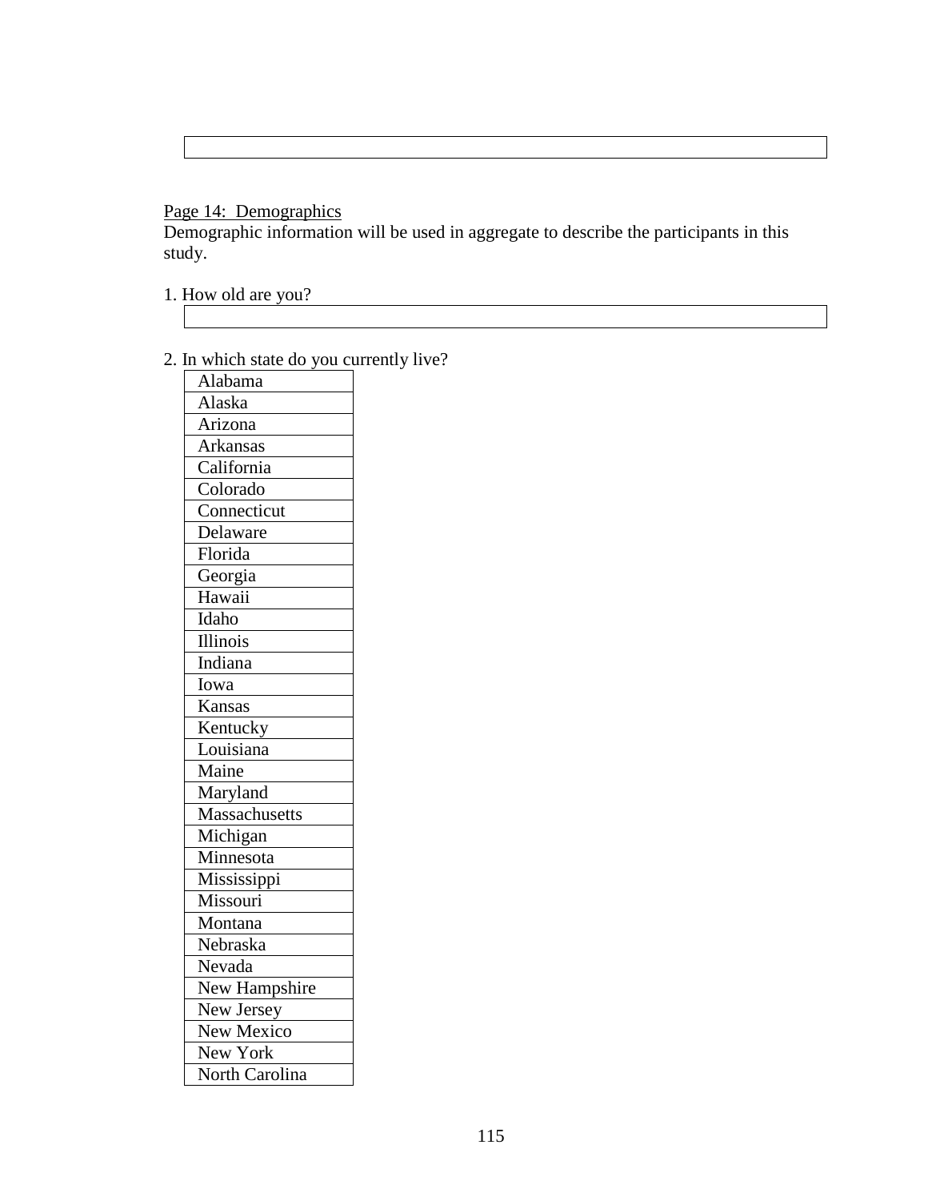Page 14: Demographics

Demographic information will be used in aggregate to describe the participants in this study.

1. How old are you?

| |
|---|
| |

2. In which state do you currently live?

| |
|---|
| Alabama |
| Alaska |
| Arizona |
| Arkansas |
| California |
| Colorado |
| Connecticut |
| Delaware |
| Florida |
| Georgia |
| Hawaii |
| Idaho |
| Illinois |
| Indiana |
| Iowa |
| Kansas |
| Kentucky |
| Louisiana |
| Maine |
| Maryland |
| Massachusetts |
| Michigan |
| Minnesota |
| Mississippi |
| Missouri |
| Montana |
| Nebraska |
| Nevada |
| New Hampshire |
| New Jersey |
| New Mexico |
| New York |
| North Carolina |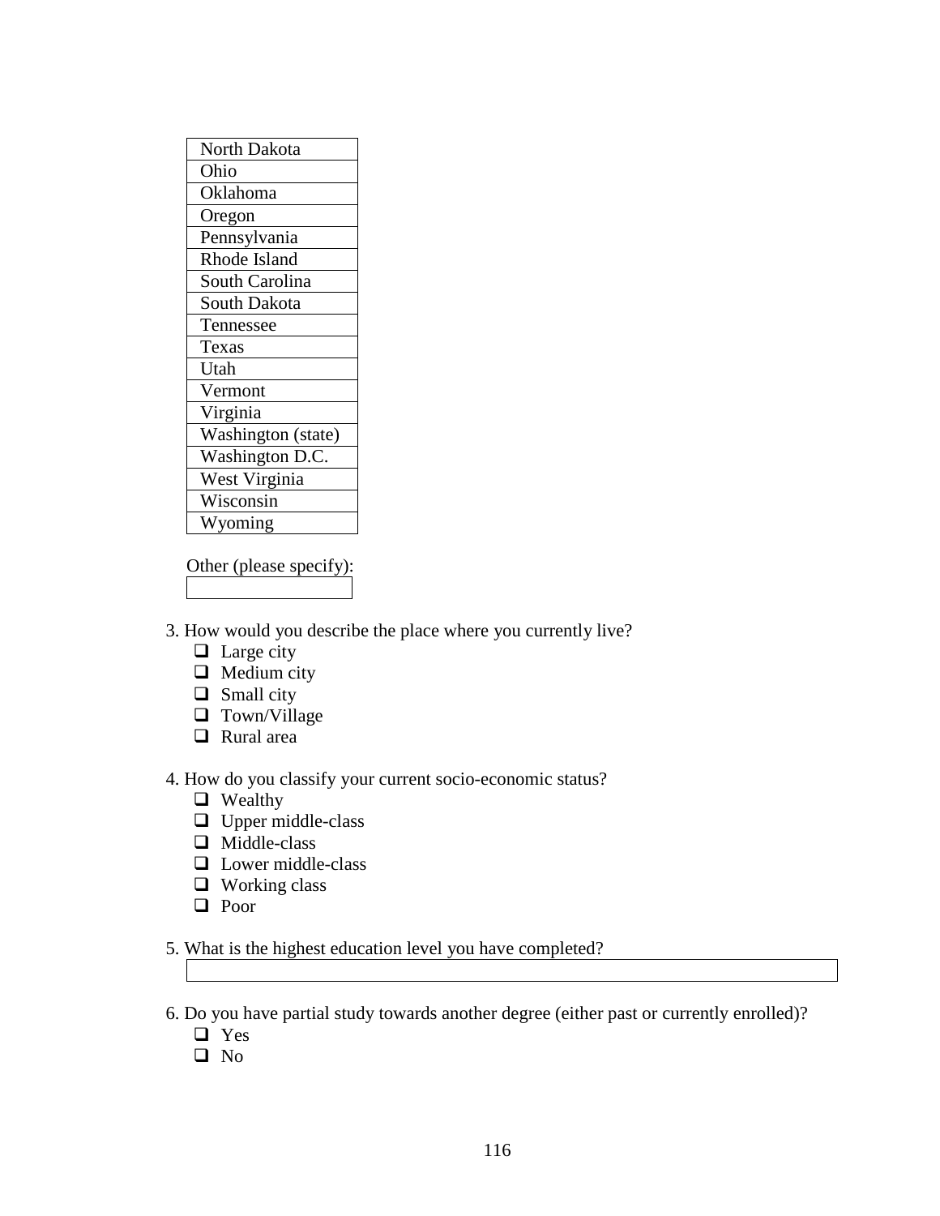| North Dakota |
|---|
| Ohio |
| Oklahoma |
| Oregon |
| Pennsylvania |
| Rhode Island |
| South Carolina |
| South Dakota |
| Tennessee |
| Texas |
| Utah |
| Vermont |
| Virginia |
| Washington (state) |
| Washington D.C. |
| West Virginia |
| Wisconsin |
| Wyoming |

Other (please specify):

3. How would you describe the place where you currently live?
   - ❑ Large city
   - ❑ Medium city
   - ❑ Small city
   - ❑ Town/Village
   - ❑ Rural area

4. How do you classify your current socio-economic status?
   - ❑ Wealthy
   - ❑ Upper middle-class
   - ❑ Middle-class
   - ❑ Lower middle-class
   - ❑ Working class
   - ❑ Poor

5. What is the highest education level you have completed?

6. Do you have partial study towards another degree (either past or currently enrolled)?
   - ❑ Yes
   - ❑ No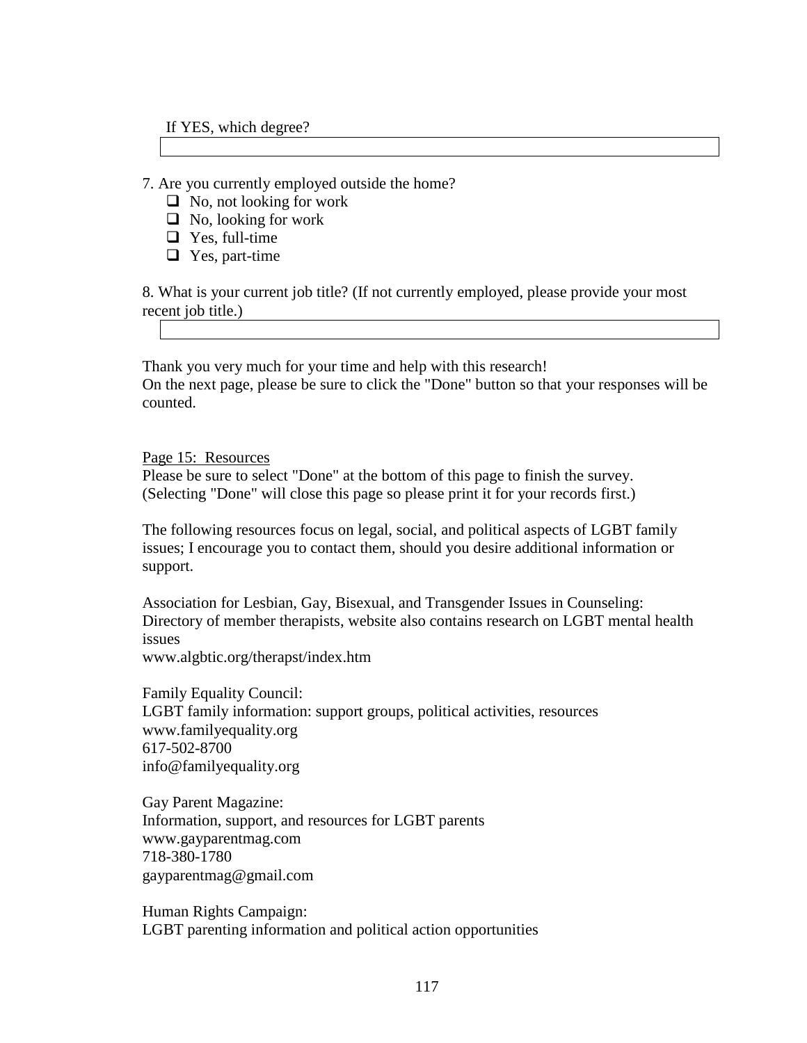If YES, which degree?

\_\_\_\_\_\_\_\_\_\_\_\_\_\_\_\_\_\_\_\_\_\_\_\_\_\_\_\_\_\_\_\_\_\_\_\_\_\_\_\_

7. Are you currently employed outside the home?

- ❑ No, not looking for work
- ❑ No, looking for work
- ❑ Yes, full-time
- ❑ Yes, part-time

8. What is your current job title? (If not currently employed, please provide your most recent job title.)

\_\_\_\_\_\_\_\_\_\_\_\_\_\_\_\_\_\_\_\_\_\_\_\_\_\_\_\_\_\_\_\_\_\_\_\_\_\_\_\_

Thank you very much for your time and help with this research!
On the next page, please be sure to click the "Done" button so that your responses will be counted.

<u>Page 15: Resources</u>

Please be sure to select "Done" at the bottom of this page to finish the survey. (Selecting "Done" will close this page so please print it for your records first.)

The following resources focus on legal, social, and political aspects of LGBT family issues; I encourage you to contact them, should you desire additional information or support.

Association for Lesbian, Gay, Bisexual, and Transgender Issues in Counseling:
Directory of member therapists, website also contains research on LGBT mental health issues
www.algbtic.org/therapst/index.htm

Family Equality Council:
LGBT family information: support groups, political activities, resources
www.familyequality.org
617-502-8700
info@familyequality.org

Gay Parent Magazine:
Information, support, and resources for LGBT parents
www.gayparentmag.com
718-380-1780
gayparentmag@gmail.com

Human Rights Campaign:
LGBT parenting information and political action opportunities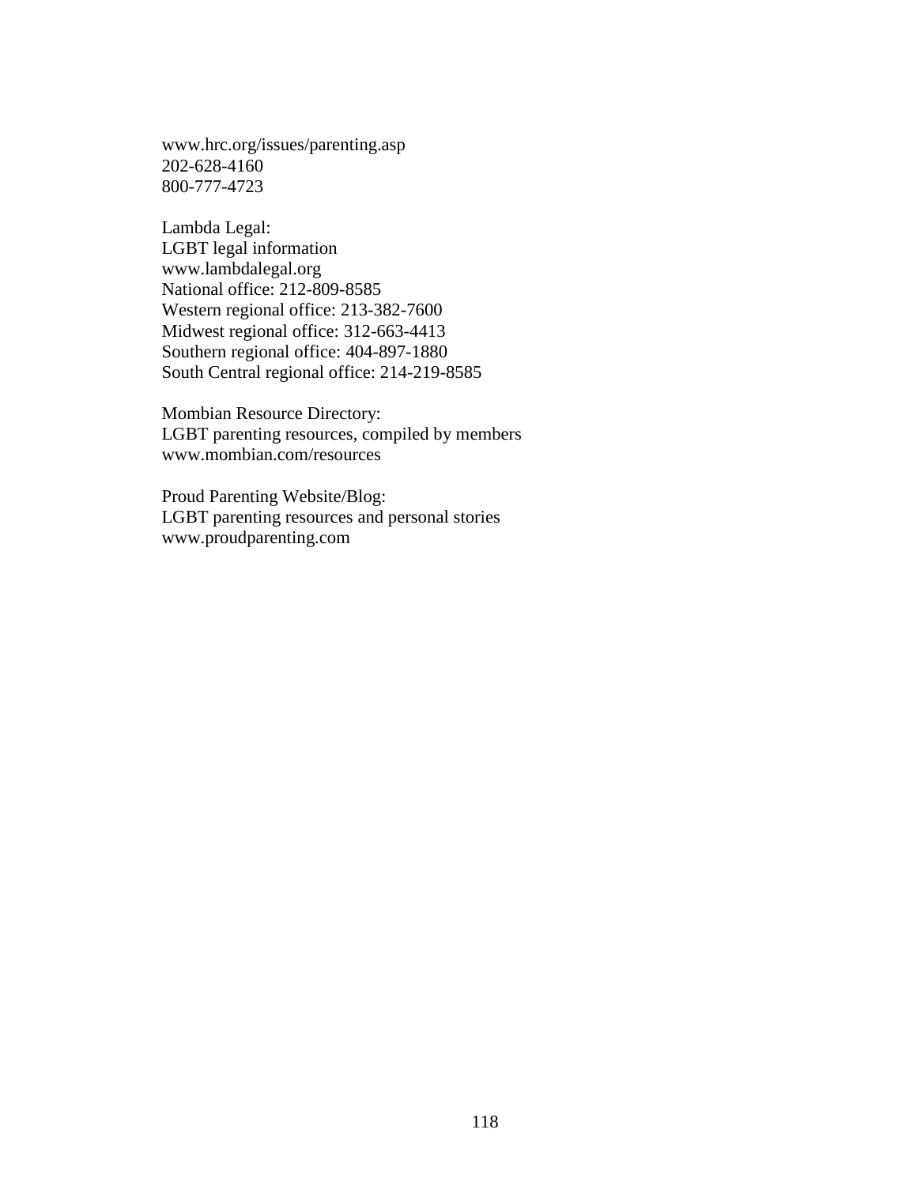www.hrc.org/issues/parenting.asp
202-628-4160
800-777-4723

Lambda Legal:
LGBT legal information
www.lambdalegal.org
National office: 212-809-8585
Western regional office: 213-382-7600
Midwest regional office: 312-663-4413
Southern regional office: 404-897-1880
South Central regional office: 214-219-8585

Mombian Resource Directory:
LGBT parenting resources, compiled by members
www.mombian.com/resources

Proud Parenting Website/Blog:
LGBT parenting resources and personal stories
www.proudparenting.com